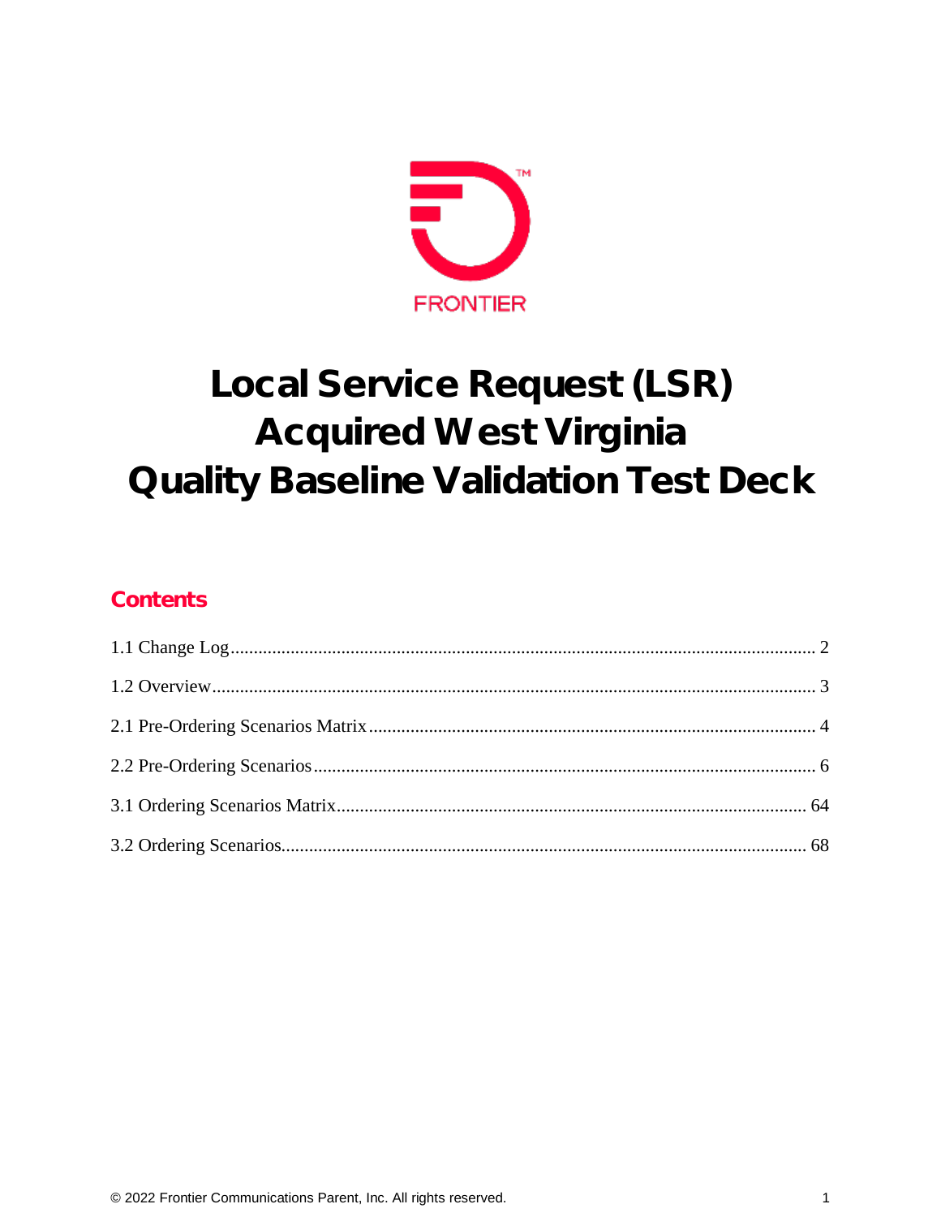FRONTIER

# Local Service Request (LSR) Acquired West Virginia Quality Baseline Validation Test Deck

## Contents

1.1 Change Log ..... 2

1.2 Overview ..... 3

2.1 Pre-Ordering Scenarios Matrix ..... 4

2.2 Pre-Ordering Scenarios ..... 6

3.1 Ordering Scenarios Matrix ..... 64

3.2 Ordering Scenarios ..... 68

© 2022 Frontier Communications Parent, Inc. All rights reserved.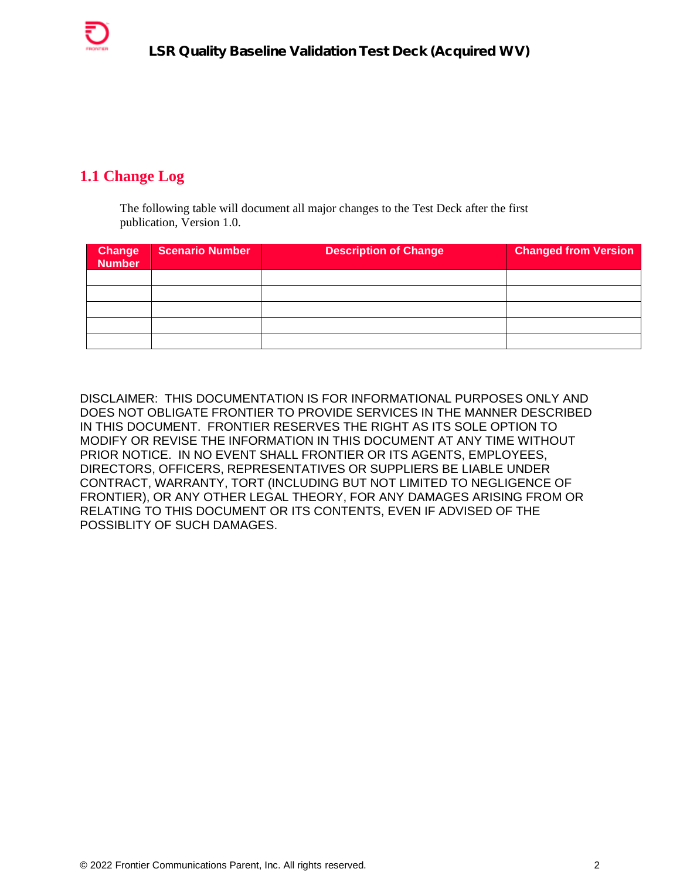## 1.1 Change Log

The following table will document all major changes to the Test Deck after the first publication, Version 1.0.

| Change Number | Scenario Number | Description of Change | Changed from Version |
|---|---|---|---|
| | | | |
| | | | |
| | | | |
| | | | |
| | | | |

DISCLAIMER: THIS DOCUMENTATION IS FOR INFORMATIONAL PURPOSES ONLY AND DOES NOT OBLIGATE FRONTIER TO PROVIDE SERVICES IN THE MANNER DESCRIBED IN THIS DOCUMENT. FRONTIER RESERVES THE RIGHT AS ITS SOLE OPTION TO MODIFY OR REVISE THE INFORMATION IN THIS DOCUMENT AT ANY TIME WITHOUT PRIOR NOTICE. IN NO EVENT SHALL FRONTIER OR ITS AGENTS, EMPLOYEES, DIRECTORS, OFFICERS, REPRESENTATIVES OR SUPPLIERS BE LIABLE UNDER CONTRACT, WARRANTY, TORT (INCLUDING BUT NOT LIMITED TO NEGLIGENCE OF FRONTIER), OR ANY OTHER LEGAL THEORY, FOR ANY DAMAGES ARISING FROM OR RELATING TO THIS DOCUMENT OR ITS CONTENTS, EVEN IF ADVISED OF THE POSSIBLITY OF SUCH DAMAGES.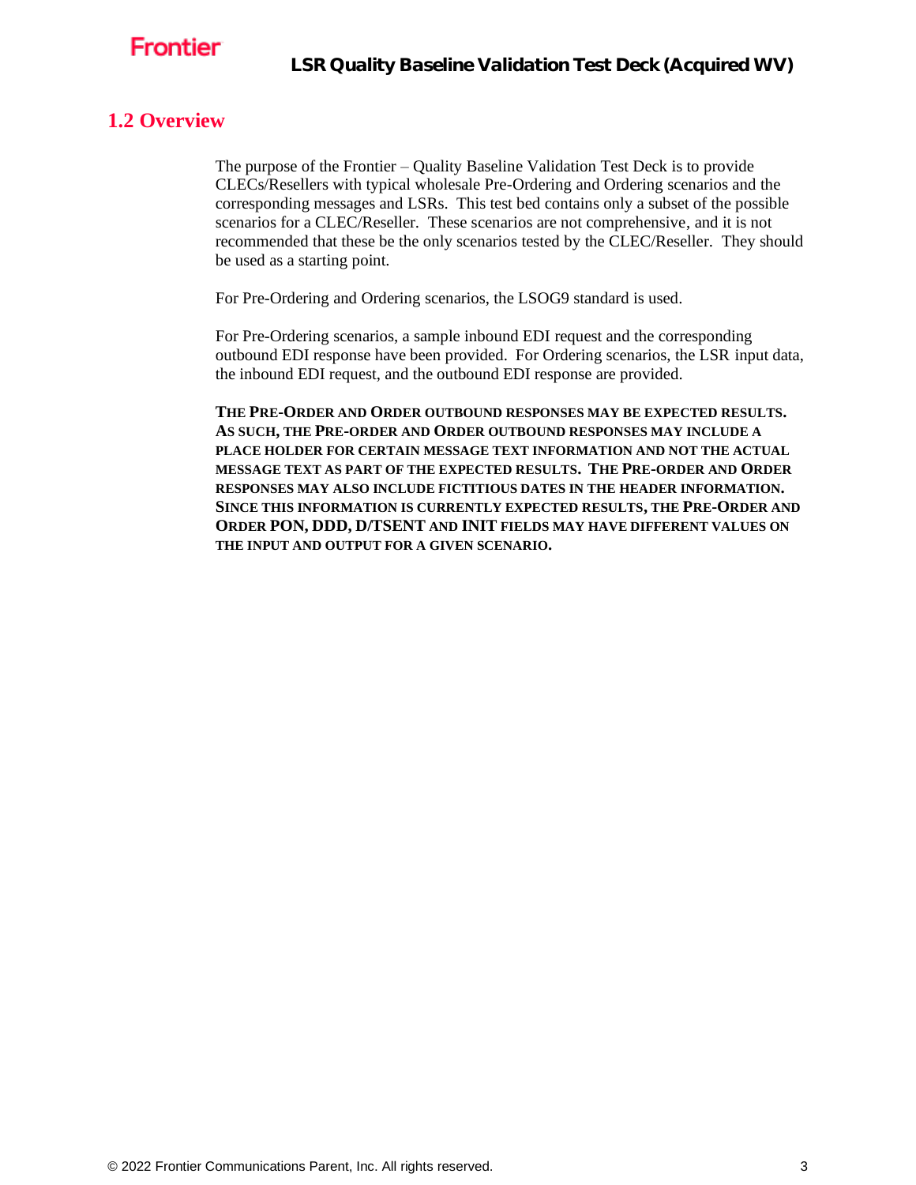## 1.2 Overview

The purpose of the Frontier – Quality Baseline Validation Test Deck is to provide CLECs/Resellers with typical wholesale Pre-Ordering and Ordering scenarios and the corresponding messages and LSRs. This test bed contains only a subset of the possible scenarios for a CLEC/Reseller. These scenarios are not comprehensive, and it is not recommended that these be the only scenarios tested by the CLEC/Reseller. They should be used as a starting point.

For Pre-Ordering and Ordering scenarios, the LSOG9 standard is used.

For Pre-Ordering scenarios, a sample inbound EDI request and the corresponding outbound EDI response have been provided. For Ordering scenarios, the LSR input data, the inbound EDI request, and the outbound EDI response are provided.

**THE PRE-ORDER AND ORDER OUTBOUND RESPONSES MAY BE EXPECTED RESULTS. AS SUCH, THE PRE-ORDER AND ORDER OUTBOUND RESPONSES MAY INCLUDE A PLACE HOLDER FOR CERTAIN MESSAGE TEXT INFORMATION AND NOT THE ACTUAL MESSAGE TEXT AS PART OF THE EXPECTED RESULTS. THE PRE-ORDER AND ORDER RESPONSES MAY ALSO INCLUDE FICTITIOUS DATES IN THE HEADER INFORMATION. SINCE THIS INFORMATION IS CURRENTLY EXPECTED RESULTS, THE PRE-ORDER AND ORDER PON, DDD, D/TSENT AND INIT FIELDS MAY HAVE DIFFERENT VALUES ON THE INPUT AND OUTPUT FOR A GIVEN SCENARIO.**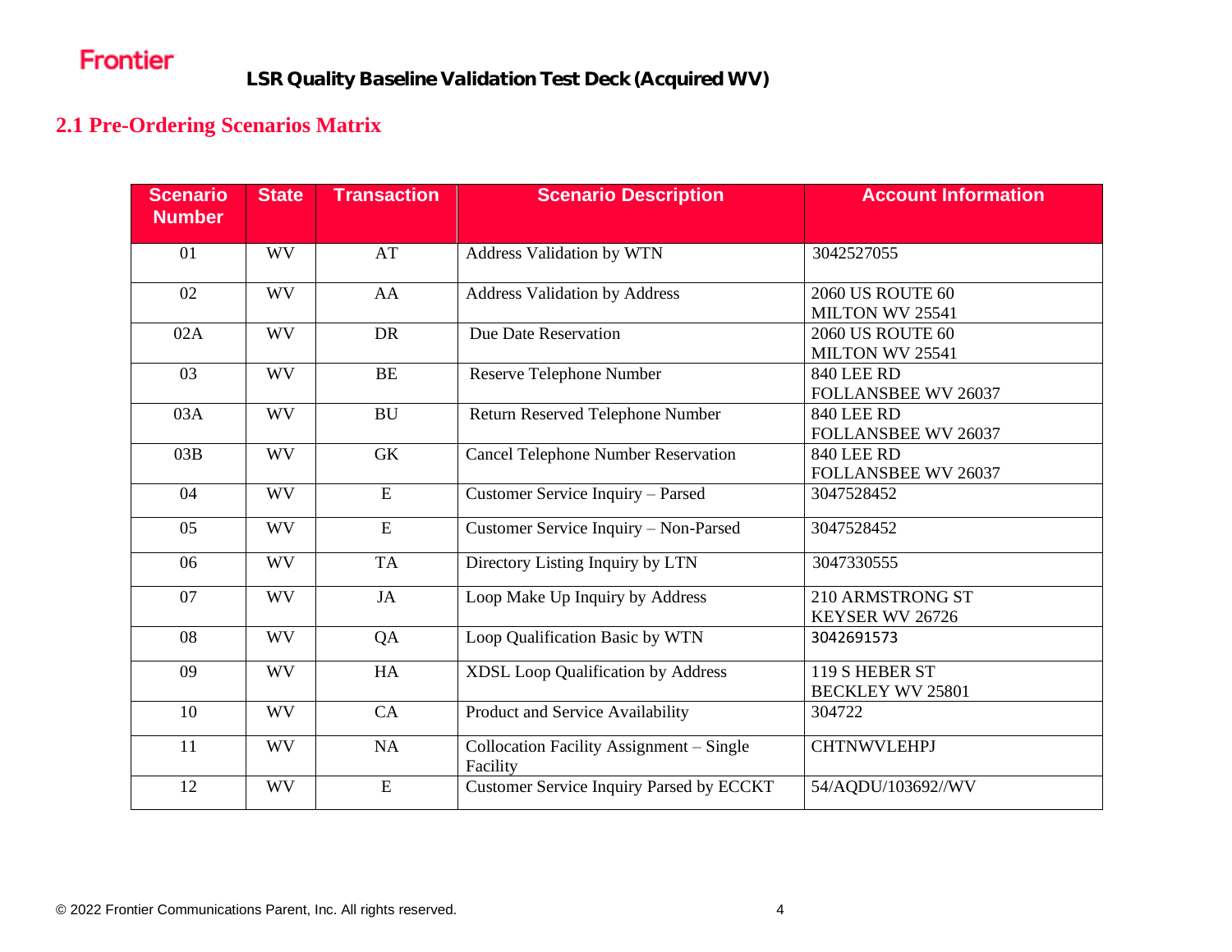## 2.1 Pre-Ordering Scenarios Matrix

| Scenario Number | State | Transaction | Scenario Description | Account Information |
|---|---|---|---|---|
| 01 | WV | AT | Address Validation by WTN | 3042527055 |
| 02 | WV | AA | Address Validation by Address | 2060 US ROUTE 60 MILTON WV 25541 |
| 02A | WV | DR | Due Date Reservation | 2060 US ROUTE 60 MILTON WV 25541 |
| 03 | WV | BE | Reserve Telephone Number | 840 LEE RD FOLLANSBEE WV 26037 |
| 03A | WV | BU | Return Reserved Telephone Number | 840 LEE RD FOLLANSBEE WV 26037 |
| 03B | WV | GK | Cancel Telephone Number Reservation | 840 LEE RD FOLLANSBEE WV 26037 |
| 04 | WV | E | Customer Service Inquiry – Parsed | 3047528452 |
| 05 | WV | E | Customer Service Inquiry – Non-Parsed | 3047528452 |
| 06 | WV | TA | Directory Listing Inquiry by LTN | 3047330555 |
| 07 | WV | JA | Loop Make Up Inquiry by Address | 210 ARMSTRONG ST KEYSER WV 26726 |
| 08 | WV | QA | Loop Qualification Basic by WTN | 3042691573 |
| 09 | WV | HA | XDSL Loop Qualification by Address | 119 S HEBER ST BECKLEY WV 25801 |
| 10 | WV | CA | Product and Service Availability | 304722 |
| 11 | WV | NA | Collocation Facility Assignment – Single Facility | CHTNWVLEHPJ |
| 12 | WV | E | Customer Service Inquiry Parsed by ECCKT | 54/AQDU/103692//WV |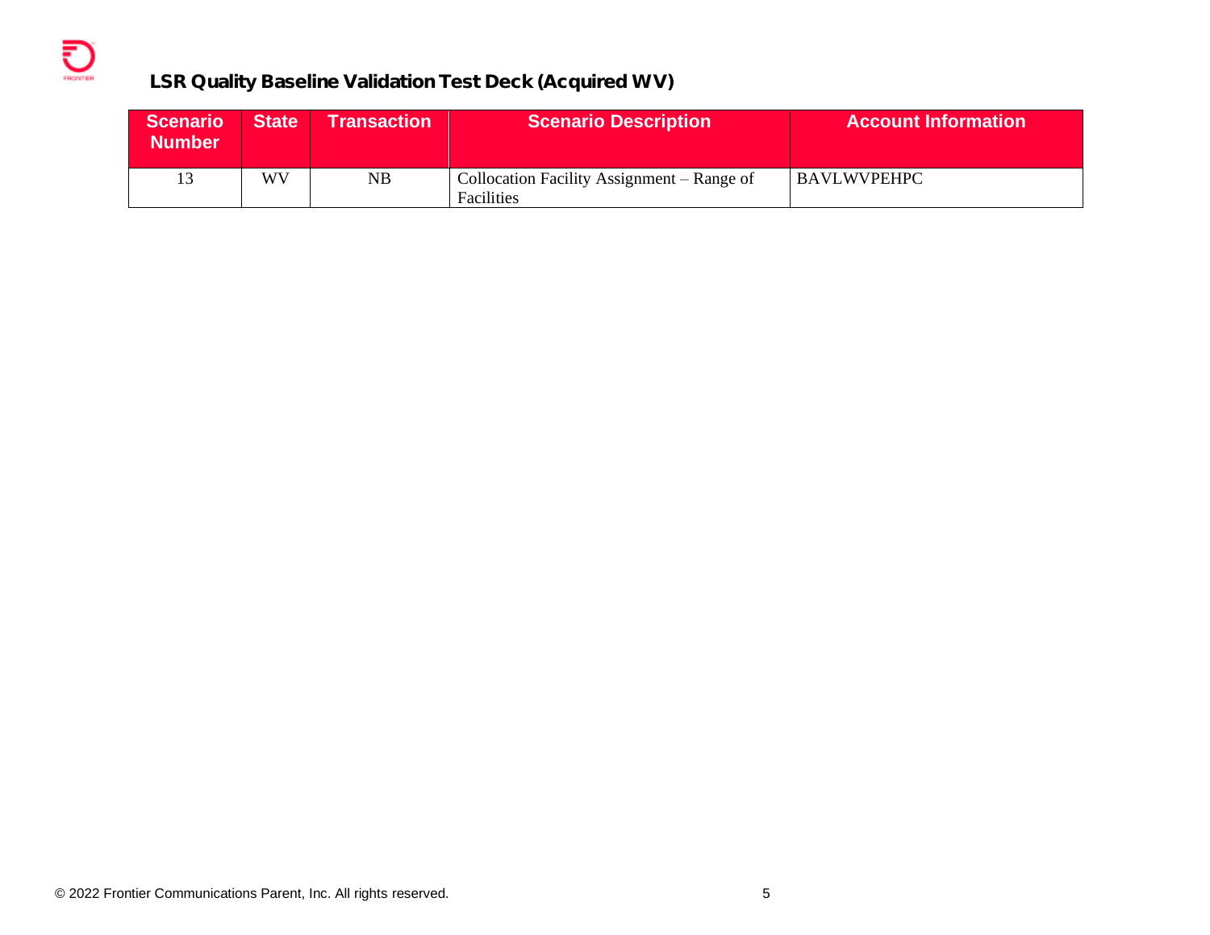## LSR Quality Baseline Validation Test Deck (Acquired WV)

| Scenario Number | State | Transaction | Scenario Description | Account Information |
|---|---|---|---|---|
| 13 | WV | NB | Collocation Facility Assignment – Range of Facilities | BAVLWVPEHPC |

© 2022 Frontier Communications Parent, Inc. All rights reserved.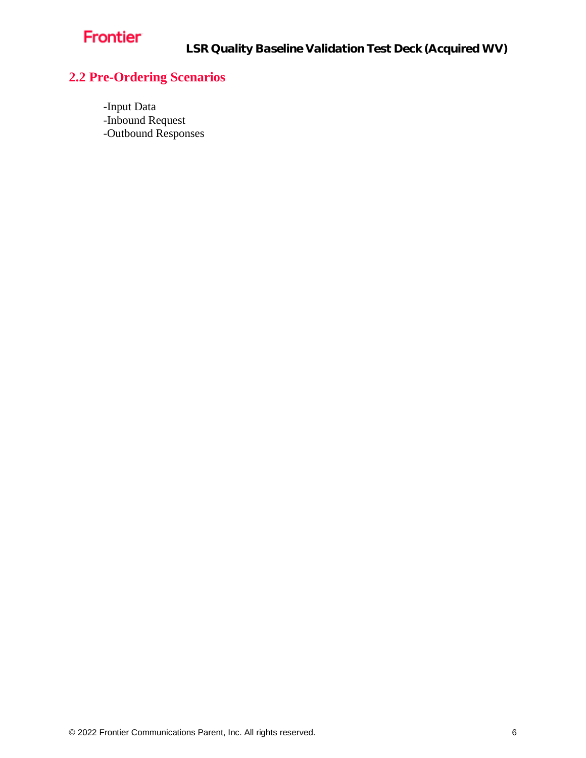## 2.2 Pre-Ordering Scenarios

-Input Data
-Inbound Request
-Outbound Responses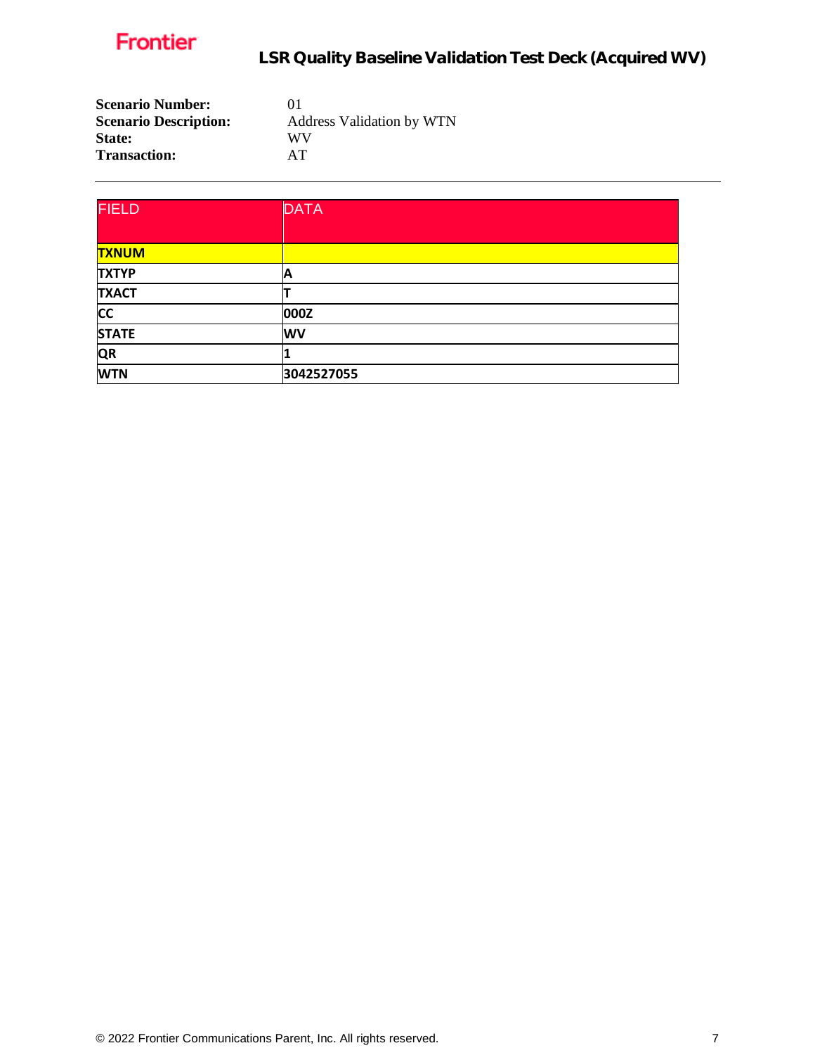**Scenario Number:** 01
**Scenario Description:** Address Validation by WTN
**State:** WV
**Transaction:** AT

---

| FIELD | DATA |
|---|---|
| **TXNUM** | |
| **TXTYP** | **A** |
| **TXACT** | **T** |
| **CC** | **000Z** |
| **STATE** | **WV** |
| **QR** | **1** |
| **WTN** | **3042527055** |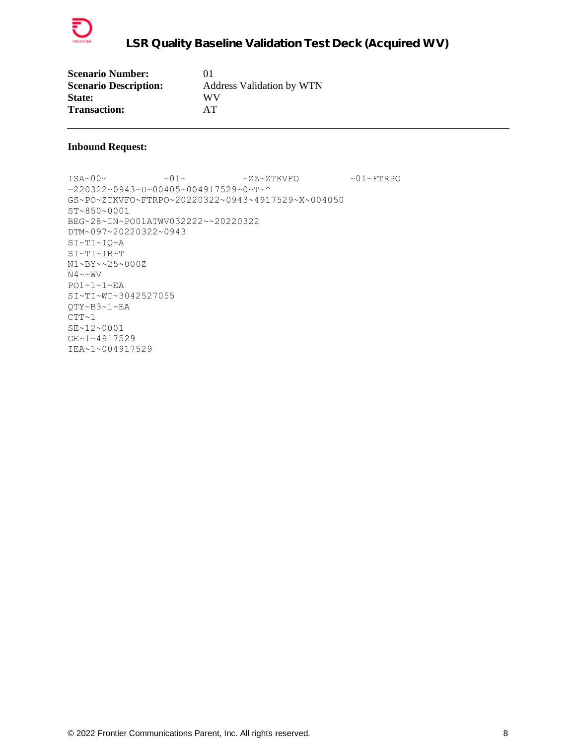| | |
|---|---|
| **Scenario Number:** | 01 |
| **Scenario Description:** | Address Validation by WTN |
| **State:** | WV |
| **Transaction:** | AT |

---

**Inbound Request:**

```
ISA~00~          ~01~          ~ZZ~ZTKVFO          ~01~FTRPO
~220322~0943~U~00405~004917529~0~T~^
GS~PO~ZTKVFO~FTRPO~20220322~0943~4917529~X~004050
ST~850~0001
BEG~28~IN~PO01ATWV032222~~20220322
DTM~097~20220322~0943
SI~TI~IQ~A
SI~TI~IR~T
N1~BY~~25~000Z
N4~~WV
PO1~1~1~EA
SI~TI~WT~3042527055
QTY~B3~1~EA
CTT~1
SE~12~0001
GE~1~4917529
IEA~1~004917529
```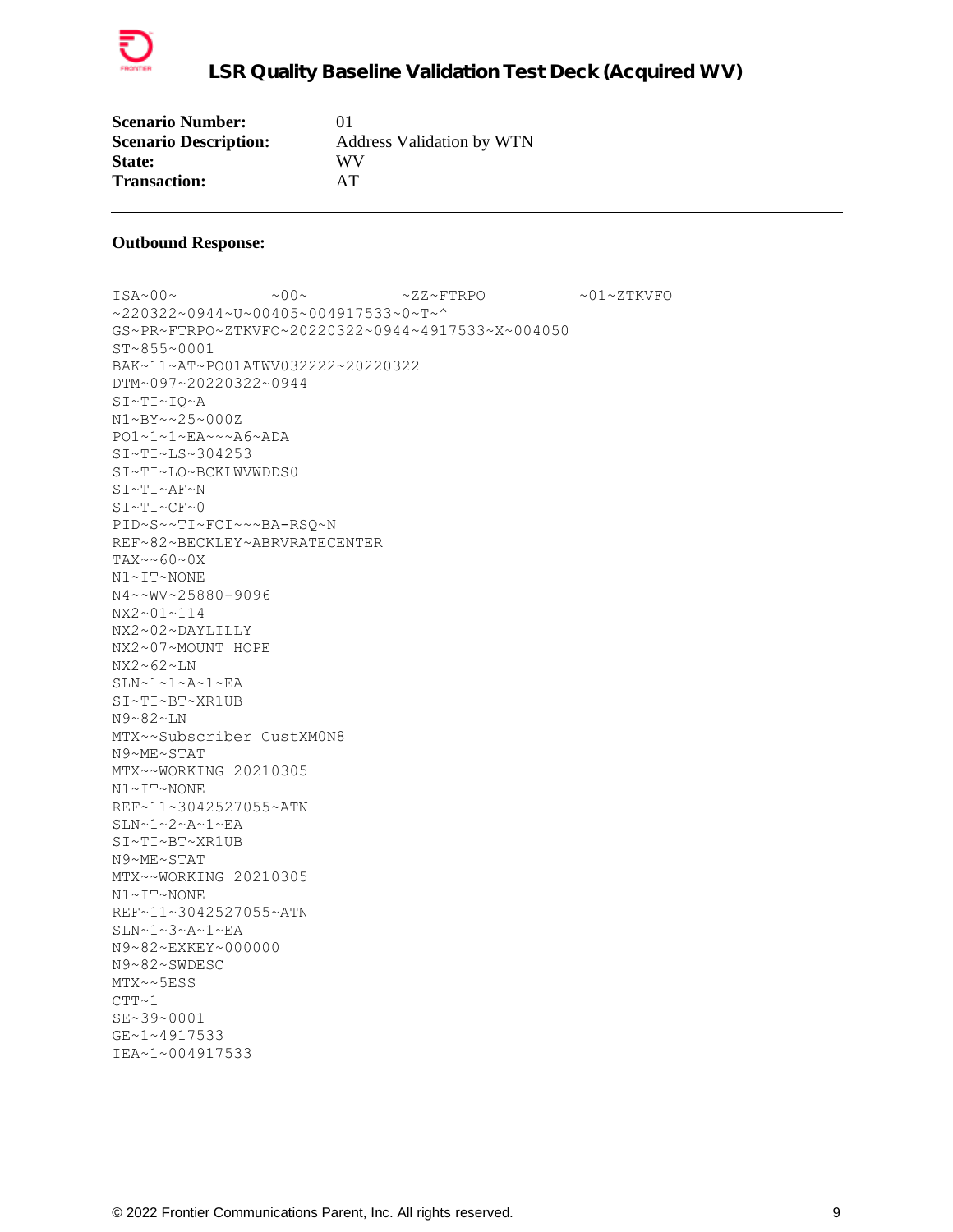# LSR Quality Baseline Validation Test Deck (Acquired WV)

**Scenario Number:** 01
**Scenario Description:** Address Validation by WTN
**State:** WV
**Transaction:** AT

---

**Outbound Response:**

```
ISA~00~          ~00~          ~ZZ~FTRPO          ~01~ZTKVFO
~220322~0944~U~00405~004917533~0~T~^
GS~PR~FTRPO~ZTKVFO~20220322~0944~4917533~X~004050
ST~855~0001
BAK~11~AT~PO01ATWV032222~20220322
DTM~097~20220322~0944
SI~TI~IQ~A
N1~BY~~25~000Z
PO1~1~1~EA~~~A6~ADA
SI~TI~LS~304253
SI~TI~LO~BCKLWVWDDS0
SI~TI~AF~N
SI~TI~CF~0
PID~S~~TI~FCI~~~BA-RSQ~N
REF~82~BECKLEY~ABRVRATECENTER
TAX~~60~0X
N1~IT~NONE
N4~~WV~25880-9096
NX2~01~114
NX2~02~DAYLILLY
NX2~07~MOUNT HOPE
NX2~62~LN
SLN~1~1~A~1~EA
SI~TI~BT~XR1UB
N9~82~LN
MTX~~Subscriber CustXM0N8
N9~ME~STAT
MTX~~WORKING 20210305
N1~IT~NONE
REF~11~3042527055~ATN
SLN~1~2~A~1~EA
SI~TI~BT~XR1UB
N9~ME~STAT
MTX~~WORKING 20210305
N1~IT~NONE
REF~11~3042527055~ATN
SLN~1~3~A~1~EA
N9~82~EXKEY~000000
N9~82~SWDESC
MTX~~5ESS
CTT~1
SE~39~0001
GE~1~4917533
IEA~1~004917533
```

© 2022 Frontier Communications Parent, Inc. All rights reserved.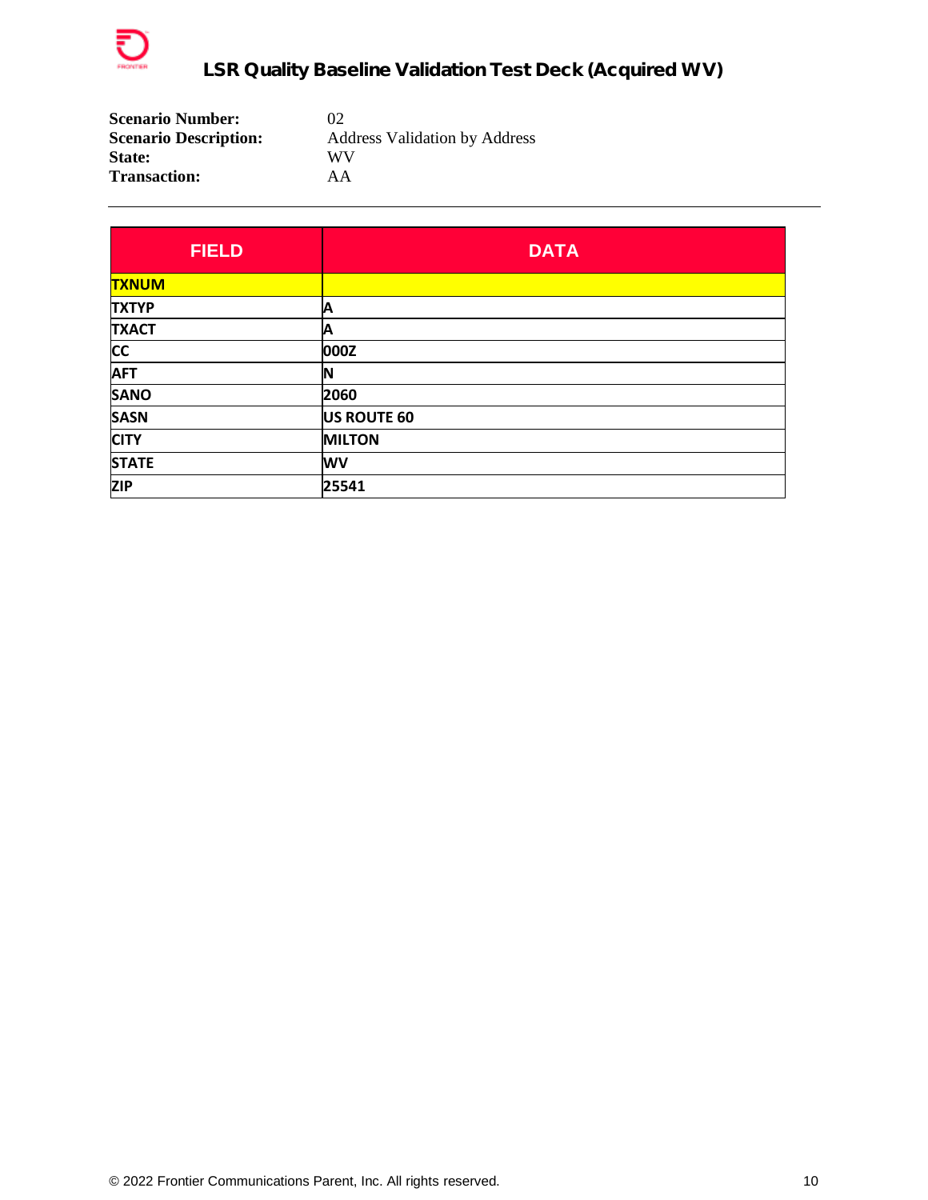**Scenario Number:** 02
**Scenario Description:** Address Validation by Address
**State:** WV
**Transaction:** AA

---

| FIELD | DATA |
|---|---|
| TXNUM | |
| TXTYP | A |
| TXACT | A |
| CC | 000Z |
| AFT | N |
| SANO | 2060 |
| SASN | US ROUTE 60 |
| CITY | MILTON |
| STATE | WV |
| ZIP | 25541 |

© 2022 Frontier Communications Parent, Inc. All rights reserved.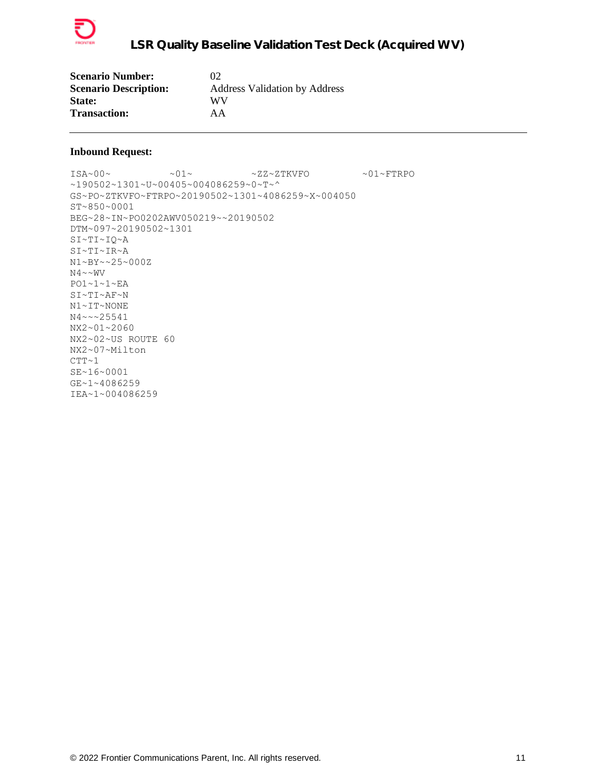**Scenario Number:** 02
**Scenario Description:** Address Validation by Address
**State:** WV
**Transaction:** AA

---

**Inbound Request:**

```
ISA~00~          ~01~          ~ZZ~ZTKVFO          ~01~FTRPO
~190502~1301~U~00405~004086259~0~T~^
GS~PO~ZTKVFO~FTRPO~20190502~1301~4086259~X~004050
ST~850~0001
BEG~28~IN~PO0202AWV050219~~20190502
DTM~097~20190502~1301
SI~TI~IQ~A
SI~TI~IR~A
N1~BY~~25~000Z
N4~~WV
PO1~1~1~EA
SI~TI~AF~N
N1~IT~NONE
N4~~~25541
NX2~01~2060
NX2~02~US ROUTE 60
NX2~07~Milton
CTT~1
SE~16~0001
GE~1~4086259
IEA~1~004086259
```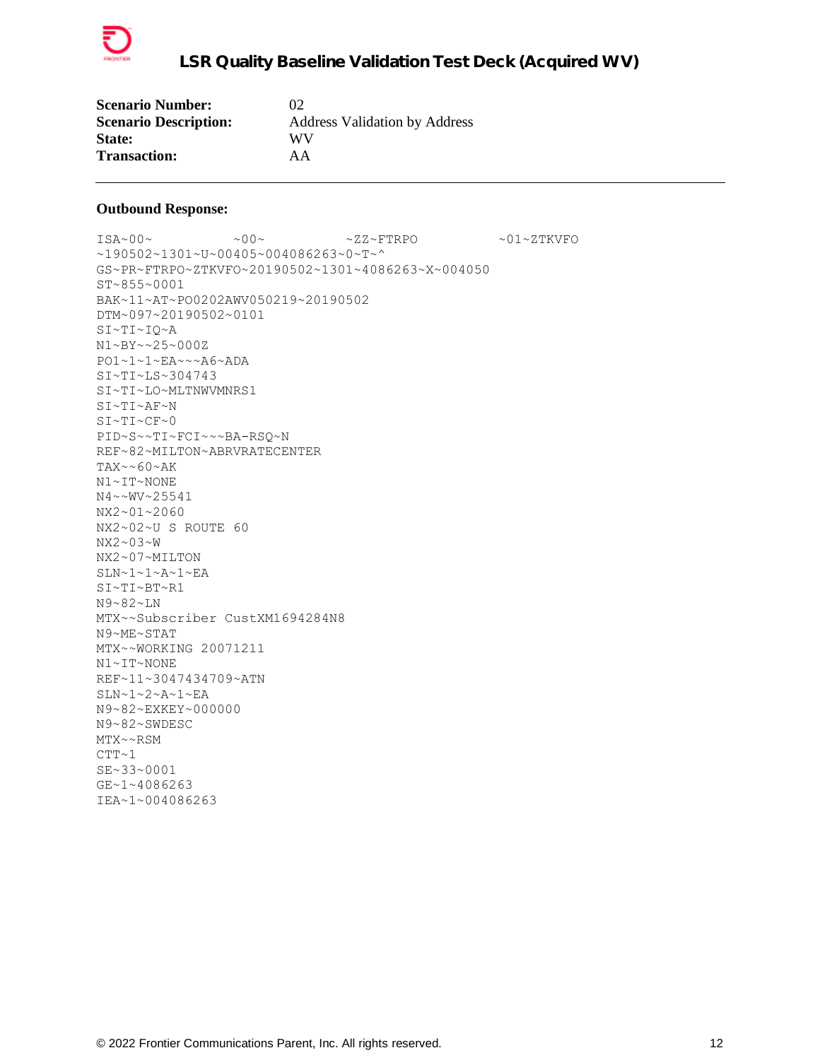| | |
|---|---|
| **Scenario Number:** | 02 |
| **Scenario Description:** | Address Validation by Address |
| **State:** | WV |
| **Transaction:** | AA |

---

**Outbound Response:**

```
ISA~00~          ~00~          ~ZZ~FTRPO          ~01~ZTKVFO
~190502~1301~U~00405~004086263~0~T~^
GS~PR~FTRPO~ZTKVFO~20190502~1301~4086263~X~004050
ST~855~0001
BAK~11~AT~PO0202AWV050219~20190502
DTM~097~20190502~0101
SI~TI~IQ~A
N1~BY~~25~000Z
PO1~1~1~EA~~~A6~ADA
SI~TI~LS~304743
SI~TI~LO~MLTNWVMNRS1
SI~TI~AF~N
SI~TI~CF~0
PID~S~~TI~FCI~~~BA-RSQ~N
REF~82~MILTON~ABRVRATECENTER
TAX~~60~AK
N1~IT~NONE
N4~~WV~25541
NX2~01~2060
NX2~02~U S ROUTE 60
NX2~03~W
NX2~07~MILTON
SLN~1~1~A~1~EA
SI~TI~BT~R1
N9~82~LN
MTX~~Subscriber CustXM1694284N8
N9~ME~STAT
MTX~~WORKING 20071211
N1~IT~NONE
REF~11~3047434709~ATN
SLN~1~2~A~1~EA
N9~82~EXKEY~000000
N9~82~SWDESC
MTX~~RSM
CTT~1
SE~33~0001
GE~1~4086263
IEA~1~004086263
```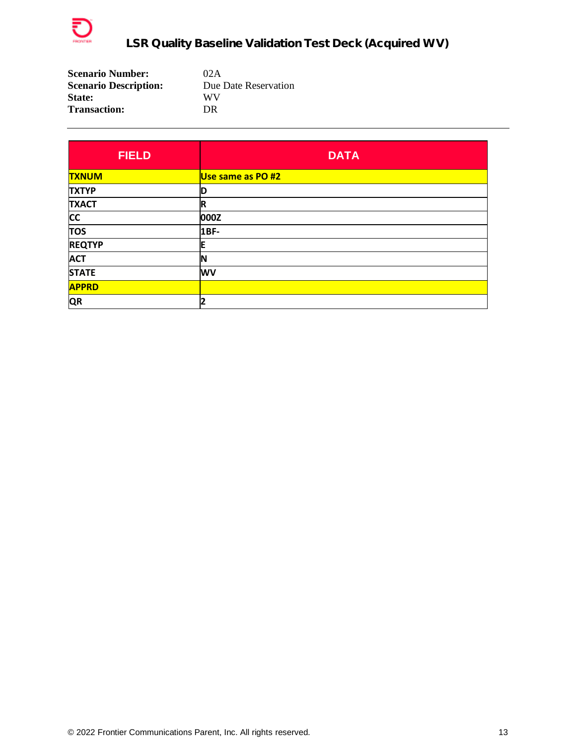**Scenario Number:** 02A
**Scenario Description:** Due Date Reservation
**State:** WV
**Transaction:** DR

---

| FIELD | DATA |
|---|---|
| TXNUM | Use same as PO #2 |
| TXTYP | D |
| TXACT | R |
| CC | 000Z |
| TOS | 1BF- |
| REQTYP | E |
| ACT | N |
| STATE | WV |
| APPRD | |
| QR | 2 |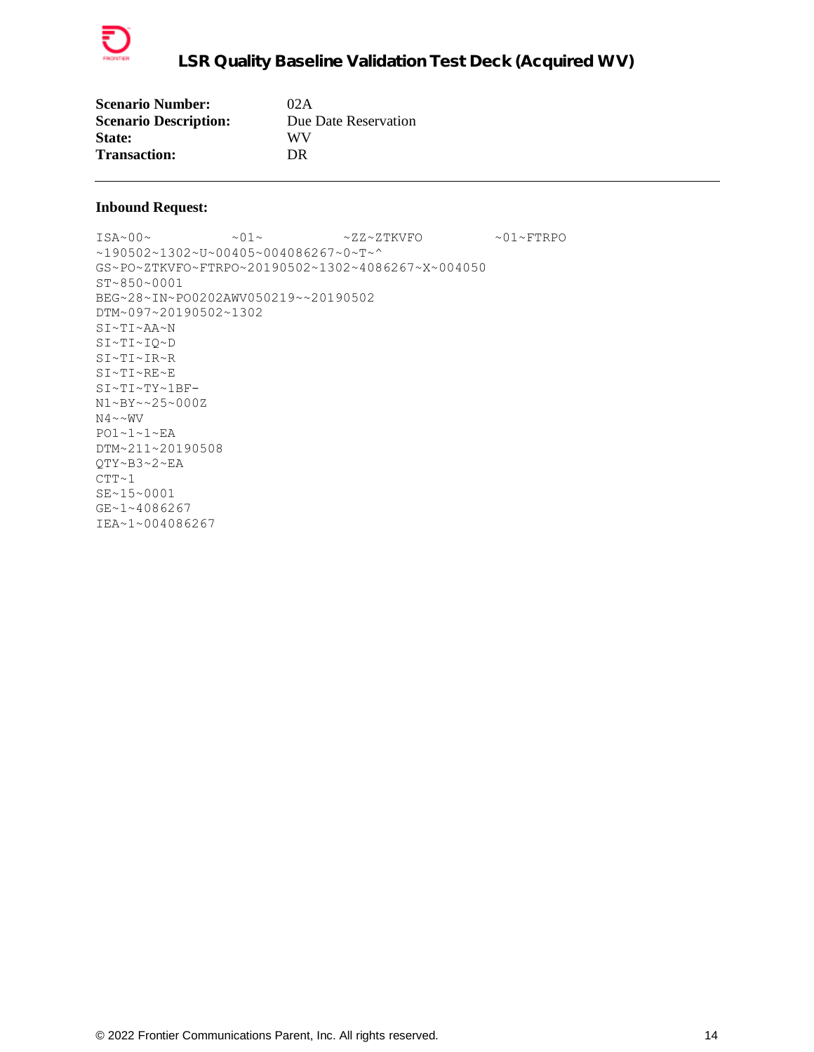# LSR Quality Baseline Validation Test Deck (Acquired WV)

**Scenario Number:** 02A
**Scenario Description:** Due Date Reservation
**State:** WV
**Transaction:** DR

---

**Inbound Request:**

```
ISA~00~          ~01~          ~ZZ~ZTKVFO          ~01~FTRPO
~190502~1302~U~00405~004086267~0~T~^
GS~PO~ZTKVFO~FTRPO~20190502~1302~4086267~X~004050
ST~850~0001
BEG~28~IN~PO0202AWV050219~~20190502
DTM~097~20190502~1302
SI~TI~AA~N
SI~TI~IQ~D
SI~TI~IR~R
SI~TI~RE~E
SI~TI~TY~1BF-
N1~BY~~25~000Z
N4~~WV
PO1~1~1~EA
DTM~211~20190508
QTY~B3~2~EA
CTT~1
SE~15~0001
GE~1~4086267
IEA~1~004086267
```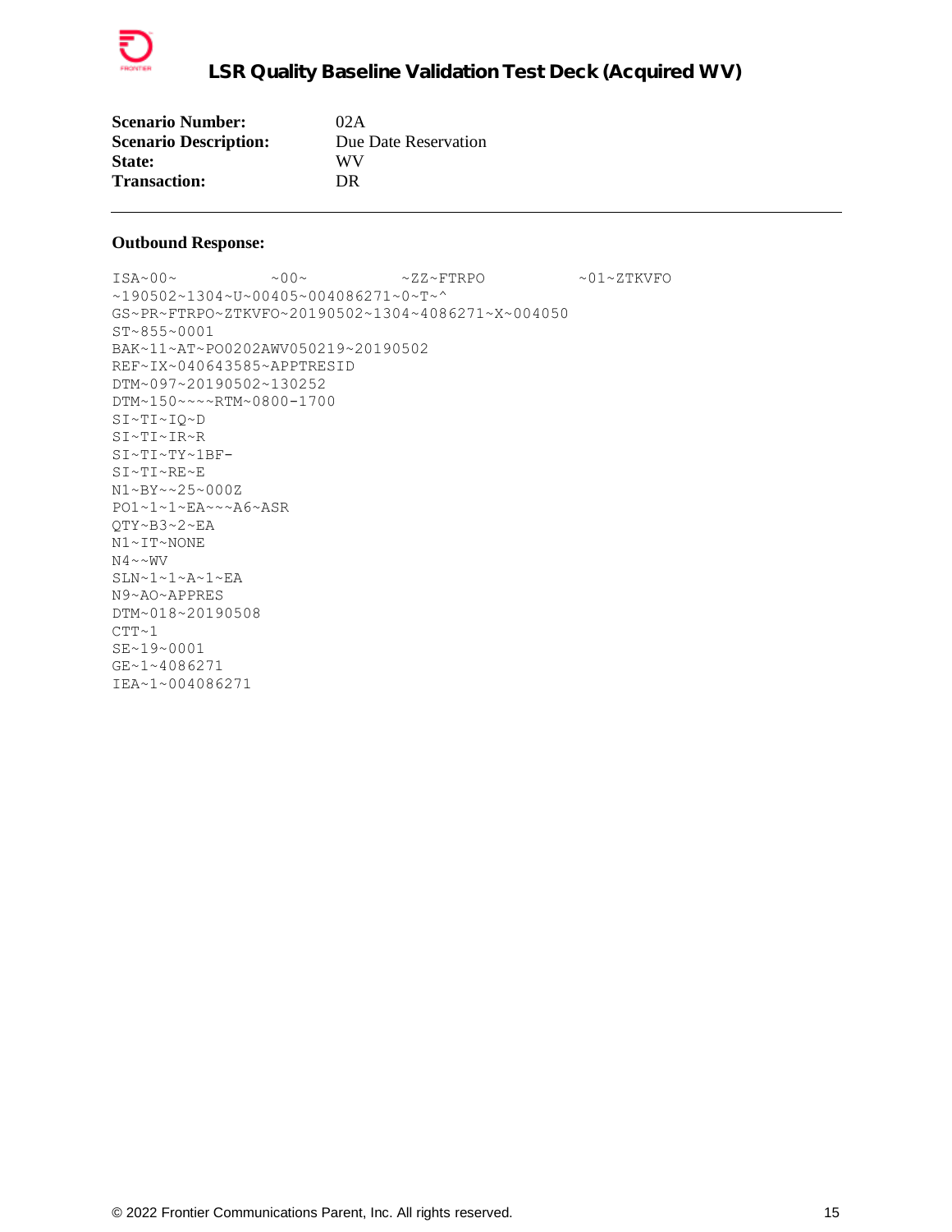| | |
|---|---|
| **Scenario Number:** | 02A |
| **Scenario Description:** | Due Date Reservation |
| **State:** | WV |
| **Transaction:** | DR |

---

**Outbound Response:**

```
ISA~00~          ~00~          ~ZZ~FTRPO          ~01~ZTKVFO
~190502~1304~U~00405~004086271~0~T~^
GS~PR~FTRPO~ZTKVFO~20190502~1304~4086271~X~004050
ST~855~0001
BAK~11~AT~PO0202AWV050219~20190502
REF~IX~040643585~APPTRESID
DTM~097~20190502~130252
DTM~150~~~~RTM~0800-1700
SI~TI~IQ~D
SI~TI~IR~R
SI~TI~TY~1BF-
SI~TI~RE~E
N1~BY~~25~000Z
PO1~1~1~EA~~~A6~ASR
QTY~B3~2~EA
N1~IT~NONE
N4~~WV
SLN~1~1~A~1~EA
N9~AO~APPRES
DTM~018~20190508
CTT~1
SE~19~0001
GE~1~4086271
IEA~1~004086271
```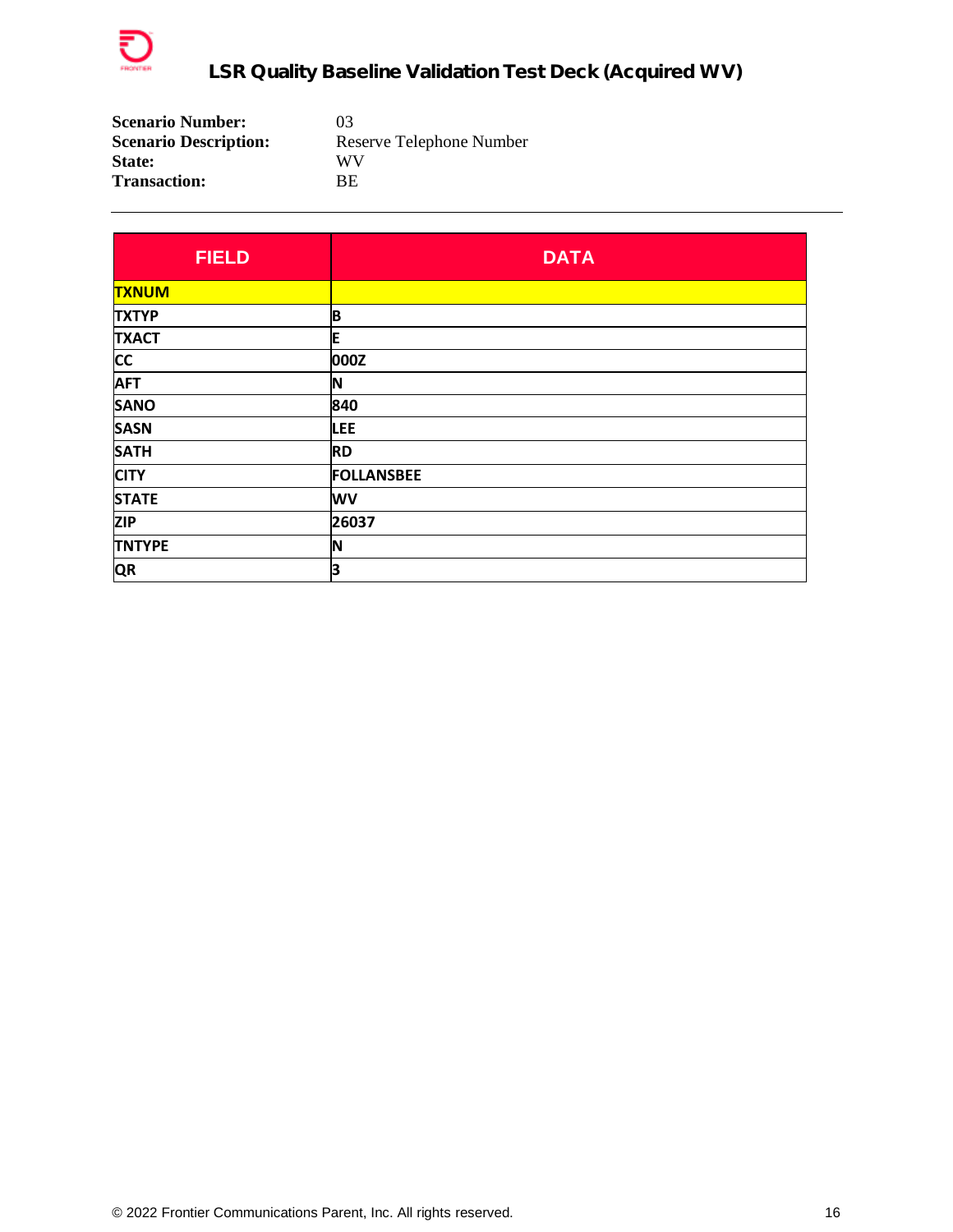# LSR Quality Baseline Validation Test Deck (Acquired WV)

**Scenario Number:** 03
**Scenario Description:** Reserve Telephone Number
**State:** WV
**Transaction:** BE

---

| FIELD | DATA |
|---|---|
| TXNUM | |
| TXTYP | B |
| TXACT | E |
| CC | 000Z |
| AFT | N |
| SANO | 840 |
| SASN | LEE |
| SATH | RD |
| CITY | FOLLANSBEE |
| STATE | WV |
| ZIP | 26037 |
| TNTYPE | N |
| QR | 3 |

© 2022 Frontier Communications Parent, Inc. All rights reserved.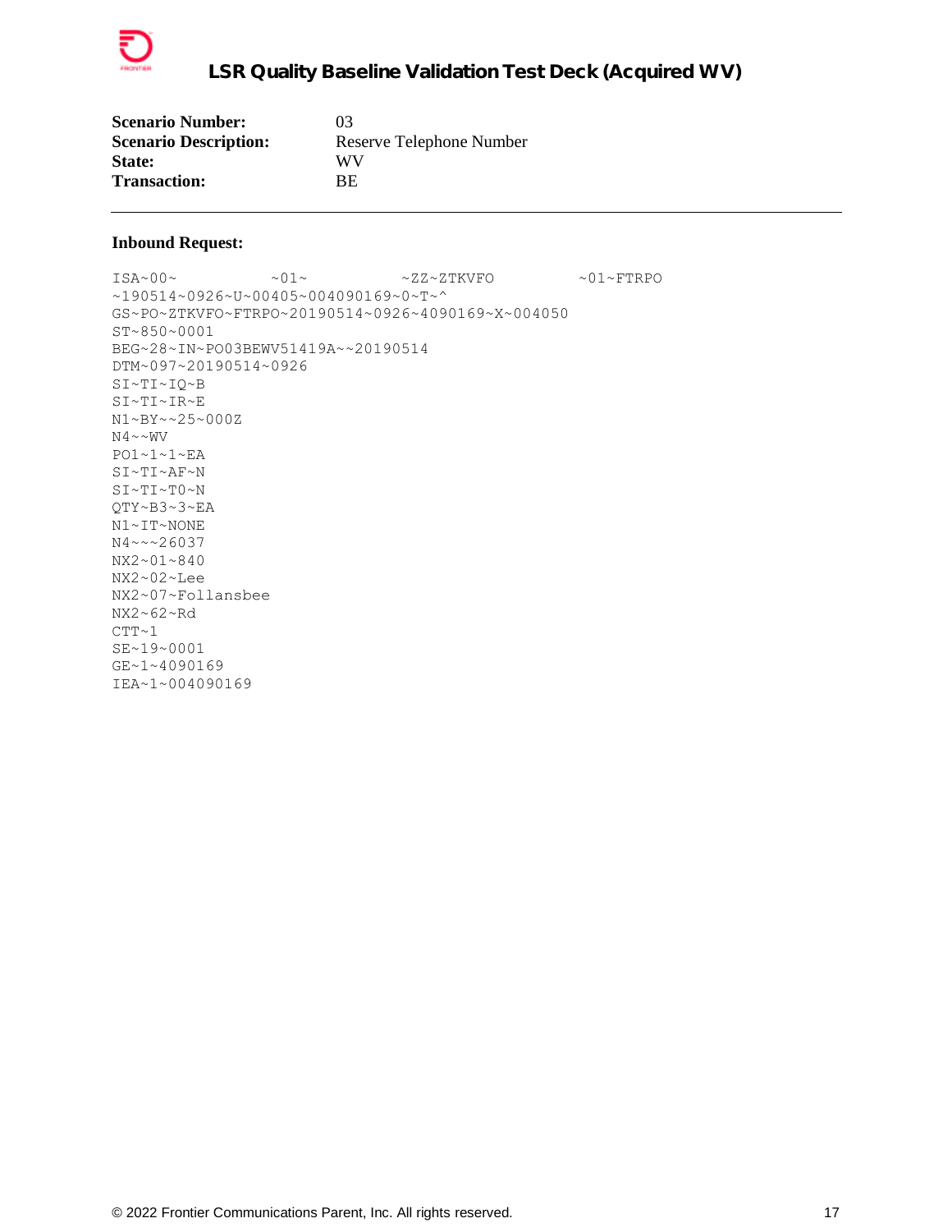| | |
|---|---|
| **Scenario Number:** | 03 |
| **Scenario Description:** | Reserve Telephone Number |
| **State:** | WV |
| **Transaction:** | BE |

---

**Inbound Request:**

```
ISA~00~          ~01~          ~ZZ~ZTKVFO         ~01~FTRPO
~190514~0926~U~00405~004090169~0~T~^
GS~PO~ZTKVFO~FTRPO~20190514~0926~4090169~X~004050
ST~850~0001
BEG~28~IN~PO03BEWV51419A~~20190514
DTM~097~20190514~0926
SI~TI~IQ~B
SI~TI~IR~E
N1~BY~~25~000Z
N4~~WV
PO1~1~1~EA
SI~TI~AF~N
SI~TI~T0~N
QTY~B3~3~EA
N1~IT~NONE
N4~~~26037
NX2~01~840
NX2~02~Lee
NX2~07~Follansbee
NX2~62~Rd
CTT~1
SE~19~0001
GE~1~4090169
IEA~1~004090169
```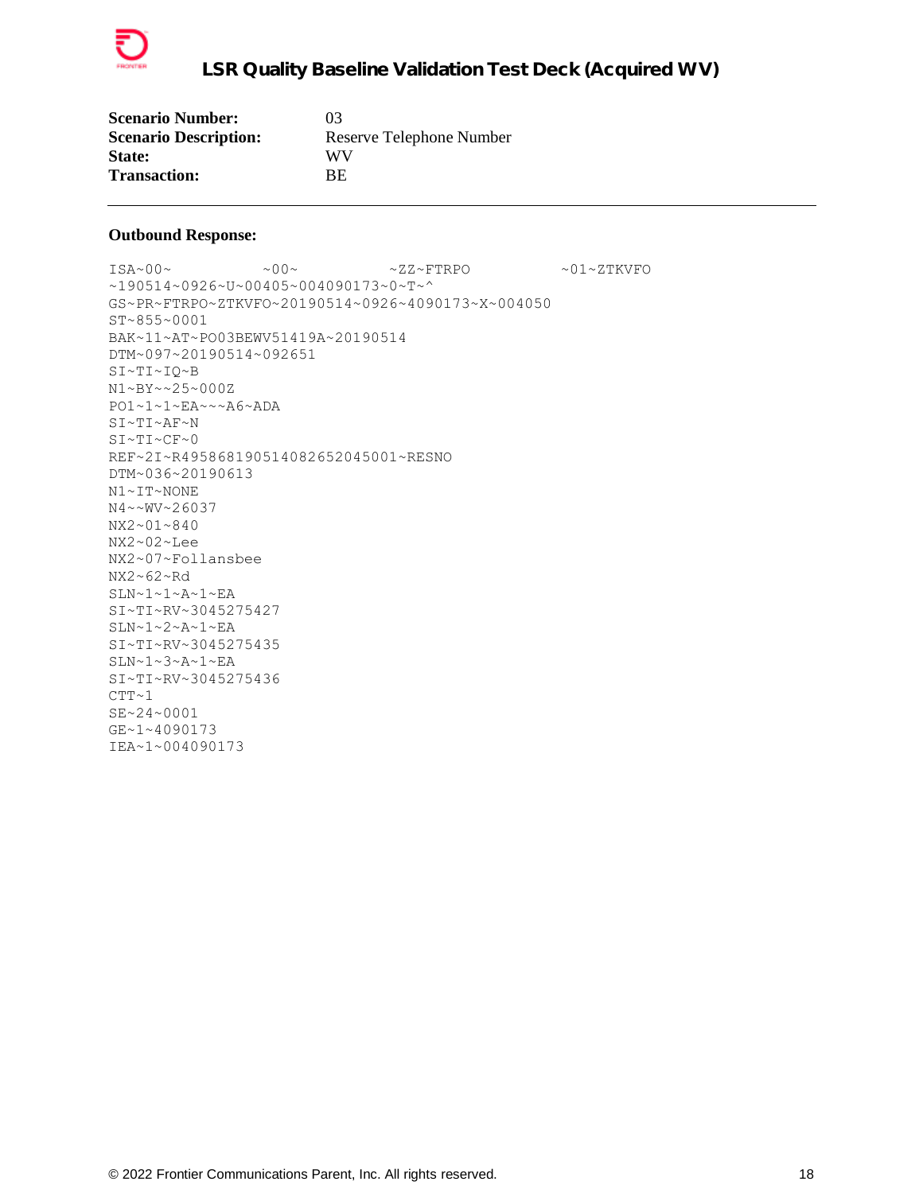| | |
|---|---|
| **Scenario Number:** | 03 |
| **Scenario Description:** | Reserve Telephone Number |
| **State:** | WV |
| **Transaction:** | BE |

---

**Outbound Response:**

```
ISA~00~          ~00~          ~ZZ~FTRPO          ~01~ZTKVFO
~190514~0926~U~00405~004090173~0~T~^
GS~PR~FTRPO~ZTKVFO~20190514~0926~4090173~X~004050
ST~855~0001
BAK~11~AT~PO03BEWV51419A~20190514
DTM~097~20190514~092651
SI~TI~IQ~B
N1~BY~~25~000Z
PO1~1~1~EA~~~A6~ADA
SI~TI~AF~N
SI~TI~CF~0
REF~2I~R4958681905140826520450​01~RESNO
DTM~036~20190613
N1~IT~NONE
N4~~WV~26037
NX2~01~840
NX2~02~Lee
NX2~07~Follansbee
NX2~62~Rd
SLN~1~1~A~1~EA
SI~TI~RV~3045275427
SLN~1~2~A~1~EA
SI~TI~RV~3045275435
SLN~1~3~A~1~EA
SI~TI~RV~3045275436
CTT~1
SE~24~0001
GE~1~4090173
IEA~1~004090173
```

© 2022 Frontier Communications Parent, Inc. All rights reserved.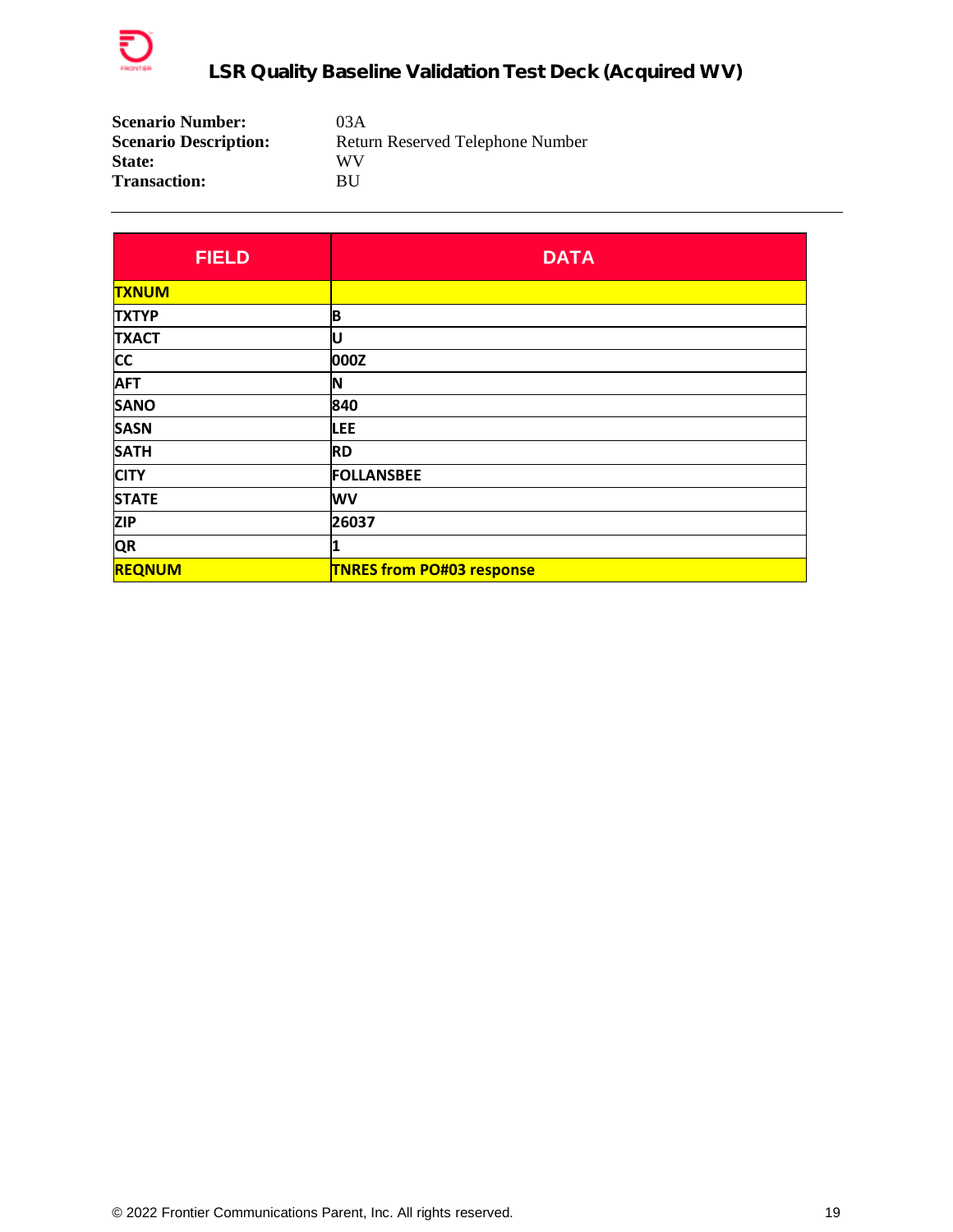**Scenario Number:** 03A
**Scenario Description:** Return Reserved Telephone Number
**State:** WV
**Transaction:** BU

---

| FIELD | DATA |
| --- | --- |
| TXNUM | |
| TXTYP | B |
| TXACT | U |
| CC | 000Z |
| AFT | N |
| SANO | 840 |
| SASN | LEE |
| SATH | RD |
| CITY | FOLLANSBEE |
| STATE | WV |
| ZIP | 26037 |
| QR | 1 |
| REQNUM | TNRES from PO#03 response |

© 2022 Frontier Communications Parent, Inc. All rights reserved.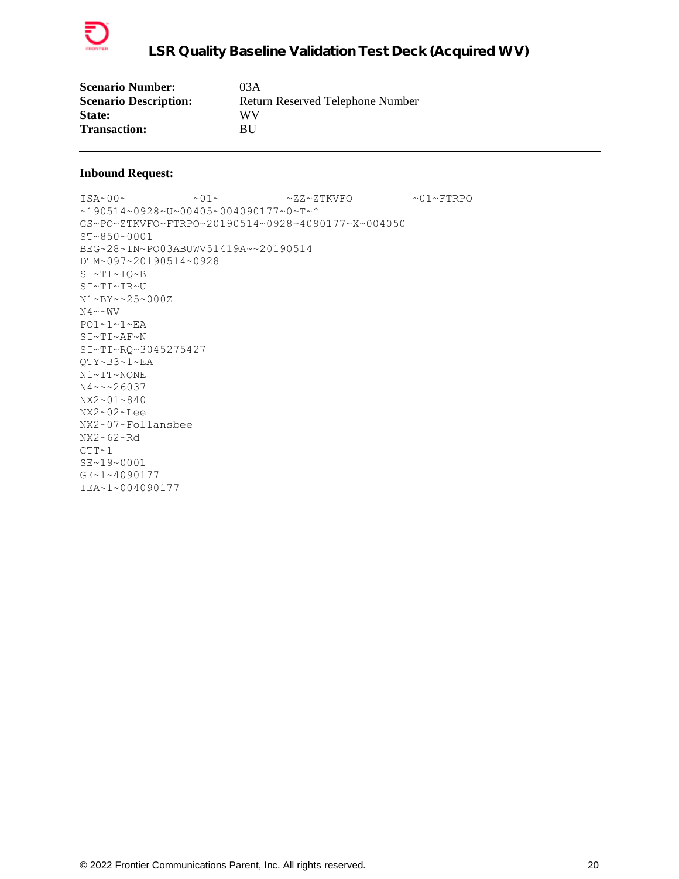| **Scenario Number:** | 03A |
|---|---|
| **Scenario Description:** | Return Reserved Telephone Number |
| **State:** | WV |
| **Transaction:** | BU |

---

**Inbound Request:**

```
ISA~00~          ~01~          ~ZZ~ZTKVFO         ~01~FTRPO
~190514~0928~U~00405~004090177~0~T~^
GS~PO~ZTKVFO~FTRPO~20190514~0928~4090177~X~004050
ST~850~0001
BEG~28~IN~PO03ABUWV51419A~~20190514
DTM~097~20190514~0928
SI~TI~IQ~B
SI~TI~IR~U
N1~BY~~25~000Z
N4~~WV
PO1~1~1~EA
SI~TI~AF~N
SI~TI~RQ~3045275427
QTY~B3~1~EA
N1~IT~NONE
N4~~~26037
NX2~01~840
NX2~02~Lee
NX2~07~Follansbee
NX2~62~Rd
CTT~1
SE~19~0001
GE~1~4090177
IEA~1~004090177
```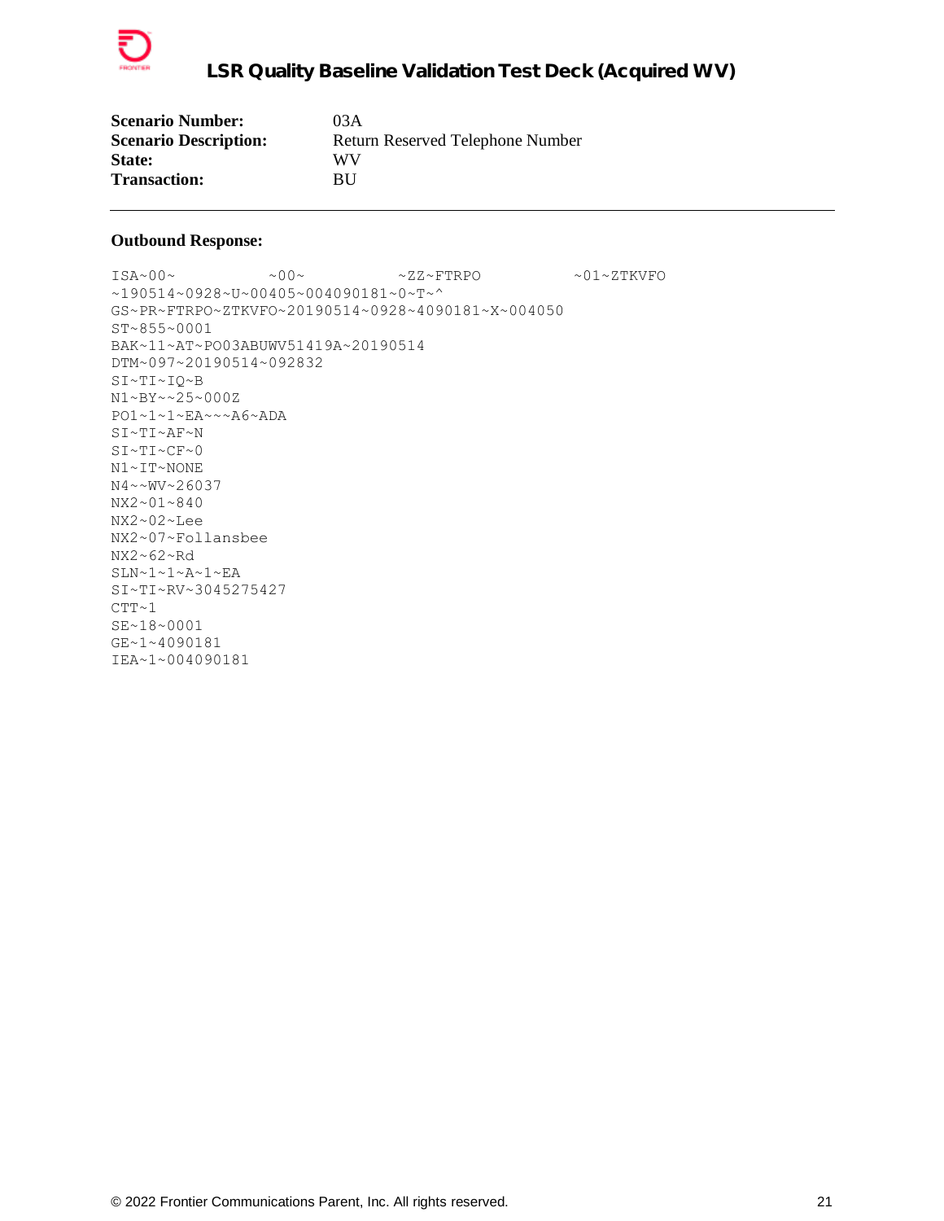| | |
|---|---|
| **Scenario Number:** | 03A |
| **Scenario Description:** | Return Reserved Telephone Number |
| **State:** | WV |
| **Transaction:** | BU |

---

**Outbound Response:**

```
ISA~00~          ~00~          ~ZZ~FTRPO          ~01~ZTKVFO
~190514~0928~U~00405~004090181~0~T~^
GS~PR~FTRPO~ZTKVFO~20190514~0928~4090181~X~004050
ST~855~0001
BAK~11~AT~PO03ABUWV51419A~20190514
DTM~097~20190514~092832
SI~TI~IQ~B
N1~BY~~25~000Z
PO1~1~1~EA~~~A6~ADA
SI~TI~AF~N
SI~TI~CF~0
N1~IT~NONE
N4~~WV~26037
NX2~01~840
NX2~02~Lee
NX2~07~Follansbee
NX2~62~Rd
SLN~1~1~A~1~EA
SI~TI~RV~3045275427
CTT~1
SE~18~0001
GE~1~4090181
IEA~1~004090181
```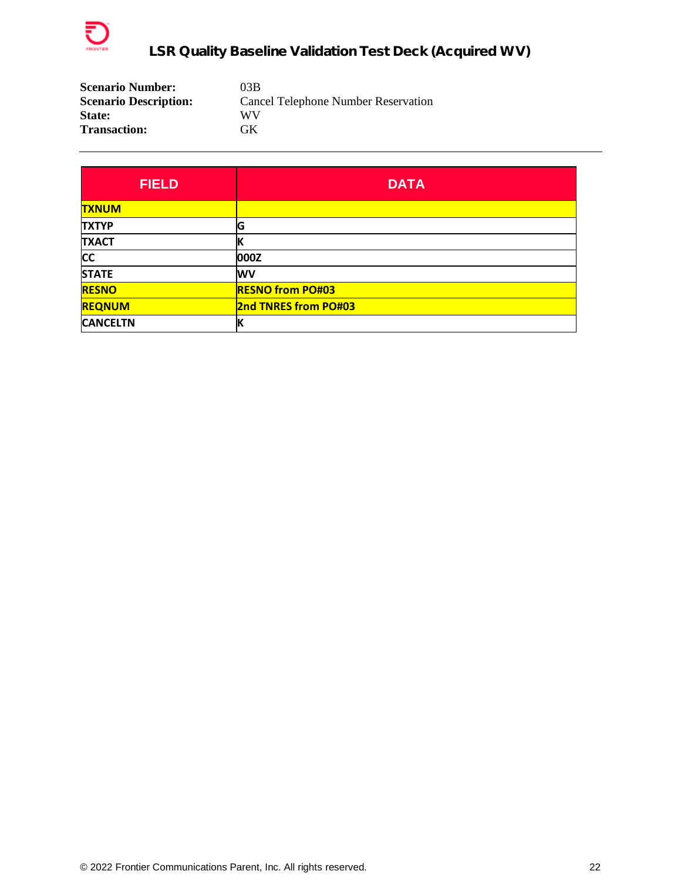**Scenario Number:** 03B
**Scenario Description:** Cancel Telephone Number Reservation
**State:** WV
**Transaction:** GK

---

| FIELD | DATA |
| --- | --- |
| TXNUM | |
| TXTYP | G |
| TXACT | K |
| CC | 000Z |
| STATE | WV |
| RESNO | RESNO from PO#03 |
| REQNUM | 2nd TNRES from PO#03 |
| CANCELTN | K |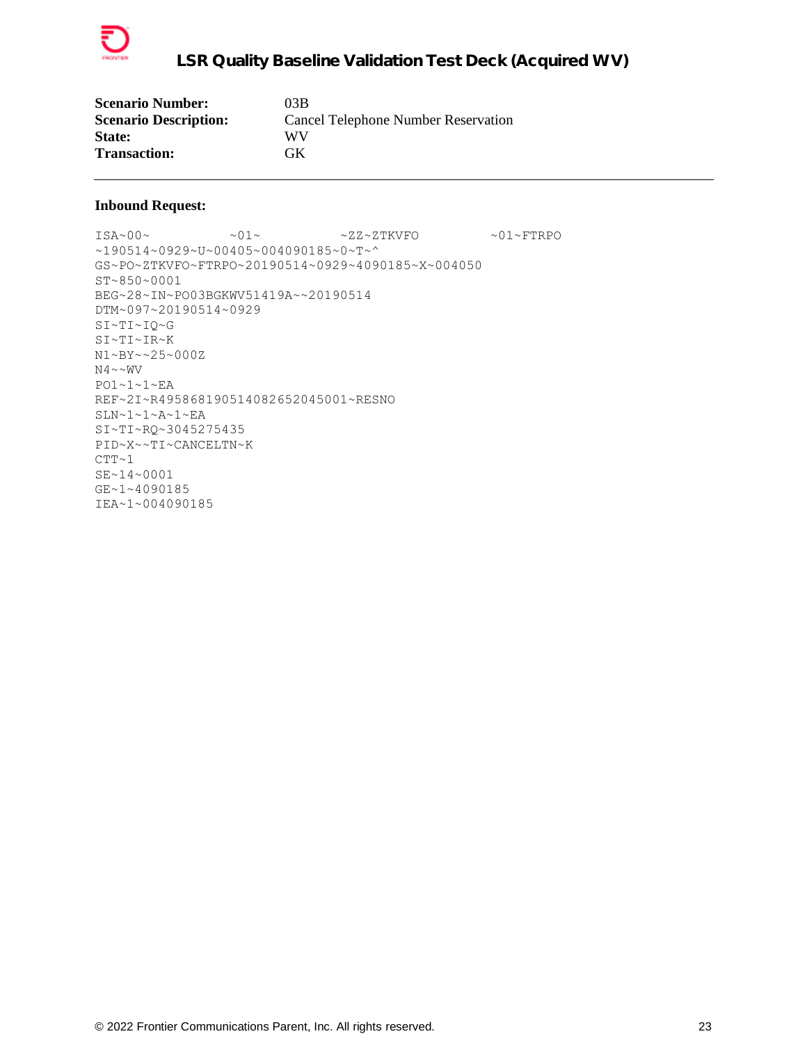| | |
|---|---|
| **Scenario Number:** | 03B |
| **Scenario Description:** | Cancel Telephone Number Reservation |
| **State:** | WV |
| **Transaction:** | GK |

---

**Inbound Request:**

```
ISA~00~          ~01~          ~ZZ~ZTKVFO          ~01~FTRPO
~190514~0929~U~00405~004090185~0~T~^
GS~PO~ZTKVFO~FTRPO~20190514~0929~4090185~X~004050
ST~850~0001
BEG~28~IN~PO03BGKWV51419A~~20190514
DTM~097~20190514~0929
SI~TI~IQ~G
SI~TI~IR~K
N1~BY~~25~000Z
N4~~WV
PO1~1~1~EA
REF~2I~R49586819051408265204500l~RESNO
SLN~1~1~A~1~EA
SI~TI~RQ~3045275435
PID~X~~TI~CANCELTN~K
CTT~1
SE~14~0001
GE~1~4090185
IEA~1~004090185
```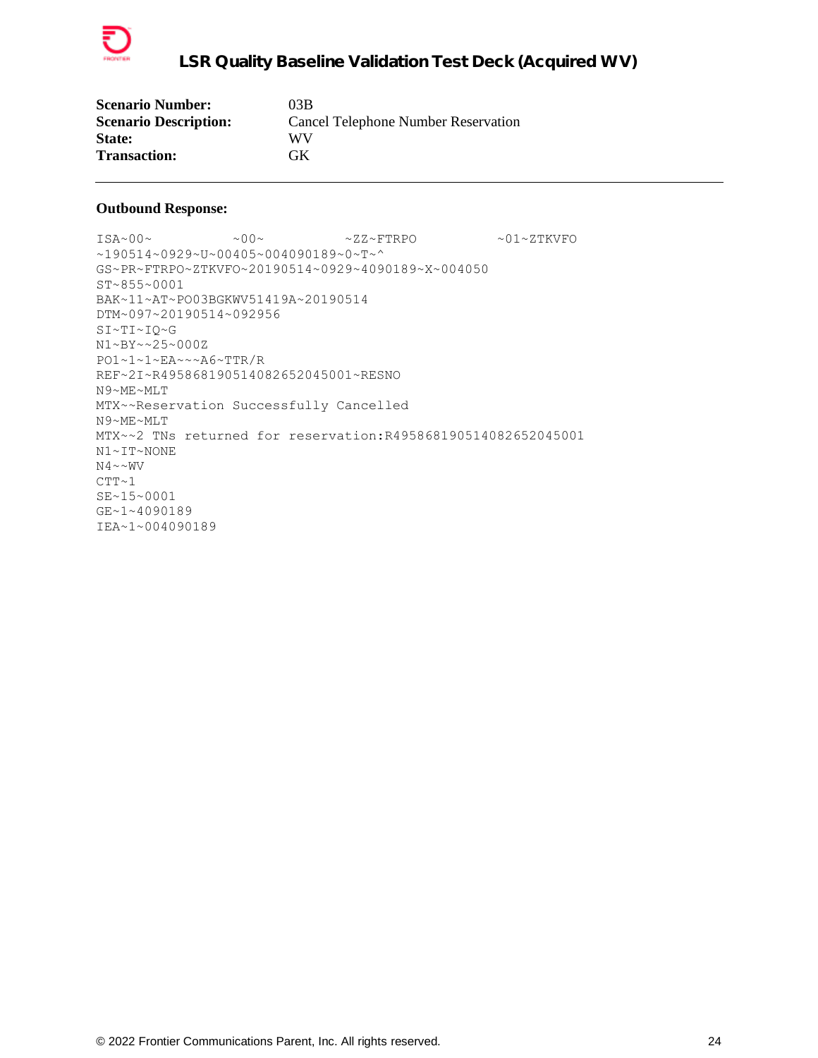| | |
|---|---|
| **Scenario Number:** | 03B |
| **Scenario Description:** | Cancel Telephone Number Reservation |
| **State:** | WV |
| **Transaction:** | GK |

---

**Outbound Response:**

```
ISA~00~          ~00~          ~ZZ~FTRPO          ~01~ZTKVFO
~190514~0929~U~00405~004090189~0~T~^
GS~PR~FTRPO~ZTKVFO~20190514~0929~4090189~X~004050
ST~855~0001
BAK~11~AT~PO03BGKWV51419A~20190514
DTM~097~20190514~092956
SI~TI~IQ~G
N1~BY~~25~000Z
PO1~1~1~EA~~~A6~TTR/R
REF~2I~R495868190514082652045001~RESNO
N9~ME~MLT
MTX~~Reservation Successfully Cancelled
N9~ME~MLT
MTX~~2 TNs returned for reservation:R495868190514082652045001
N1~IT~NONE
N4~~WV
CTT~1
SE~15~0001
GE~1~4090189
IEA~1~004090189
```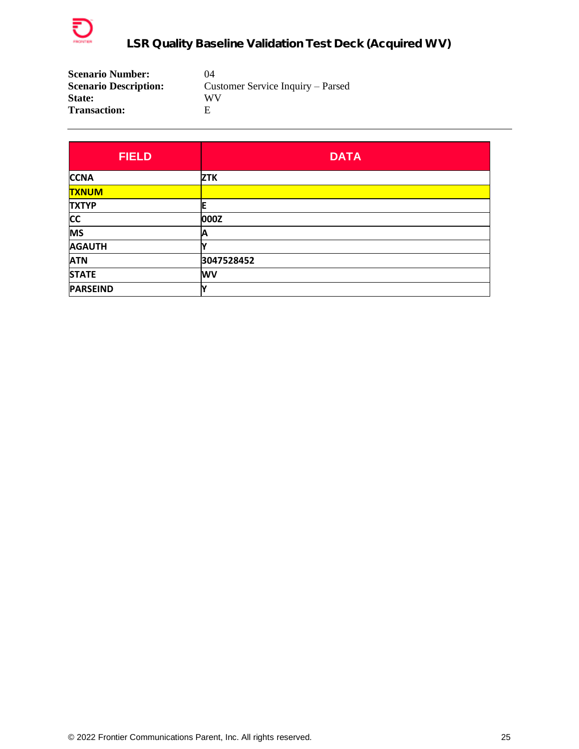**Scenario Number:** 04
**Scenario Description:** Customer Service Inquiry – Parsed
**State:** WV
**Transaction:** E

---

| FIELD | DATA |
|---|---|
| CCNA | ZTK |
| TXNUM | |
| TXTYP | E |
| CC | 000Z |
| MS | A |
| AGAUTH | Y |
| ATN | 3047528452 |
| STATE | WV |
| PARSEIND | Y |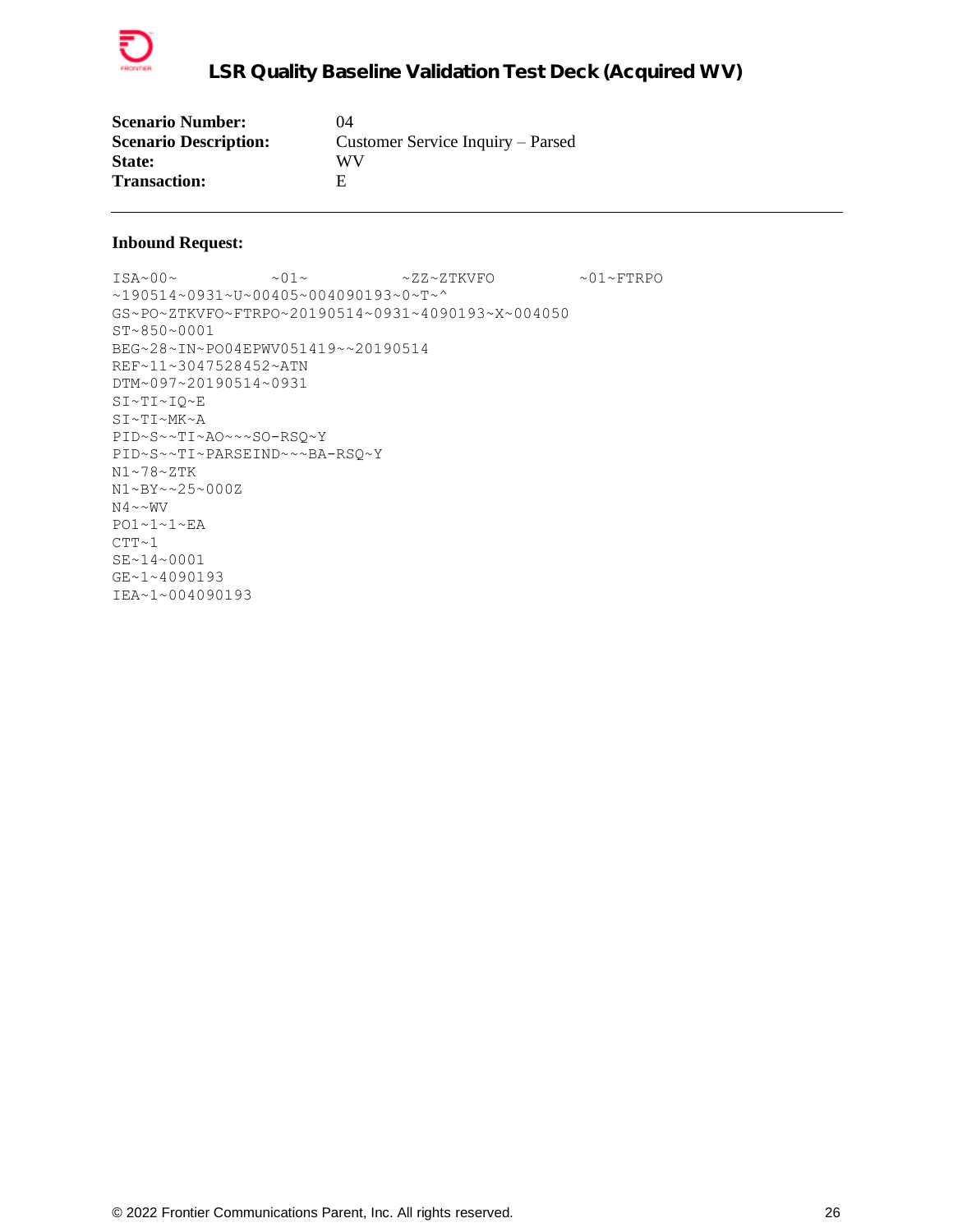| | |
|---|---|
| **Scenario Number:** | 04 |
| **Scenario Description:** | Customer Service Inquiry – Parsed |
| **State:** | WV |
| **Transaction:** | E |

---

**Inbound Request:**

```
ISA~00~          ~01~          ~ZZ~ZTKVFO          ~01~FTRPO
~190514~0931~U~00405~004090193~0~T~^
GS~PO~ZTKVFO~FTRPO~20190514~0931~4090193~X~004050
ST~850~0001
BEG~28~IN~PO04EPWV051419~~20190514
REF~11~3047528452~ATN
DTM~097~20190514~0931
SI~TI~IQ~E
SI~TI~MK~A
PID~S~~TI~AO~~~SO-RSQ~Y
PID~S~~TI~PARSEIND~~~BA-RSQ~Y
N1~78~ZTK
N1~BY~~25~000Z
N4~~WV
PO1~1~1~EA
CTT~1
SE~14~0001
GE~1~4090193
IEA~1~004090193
```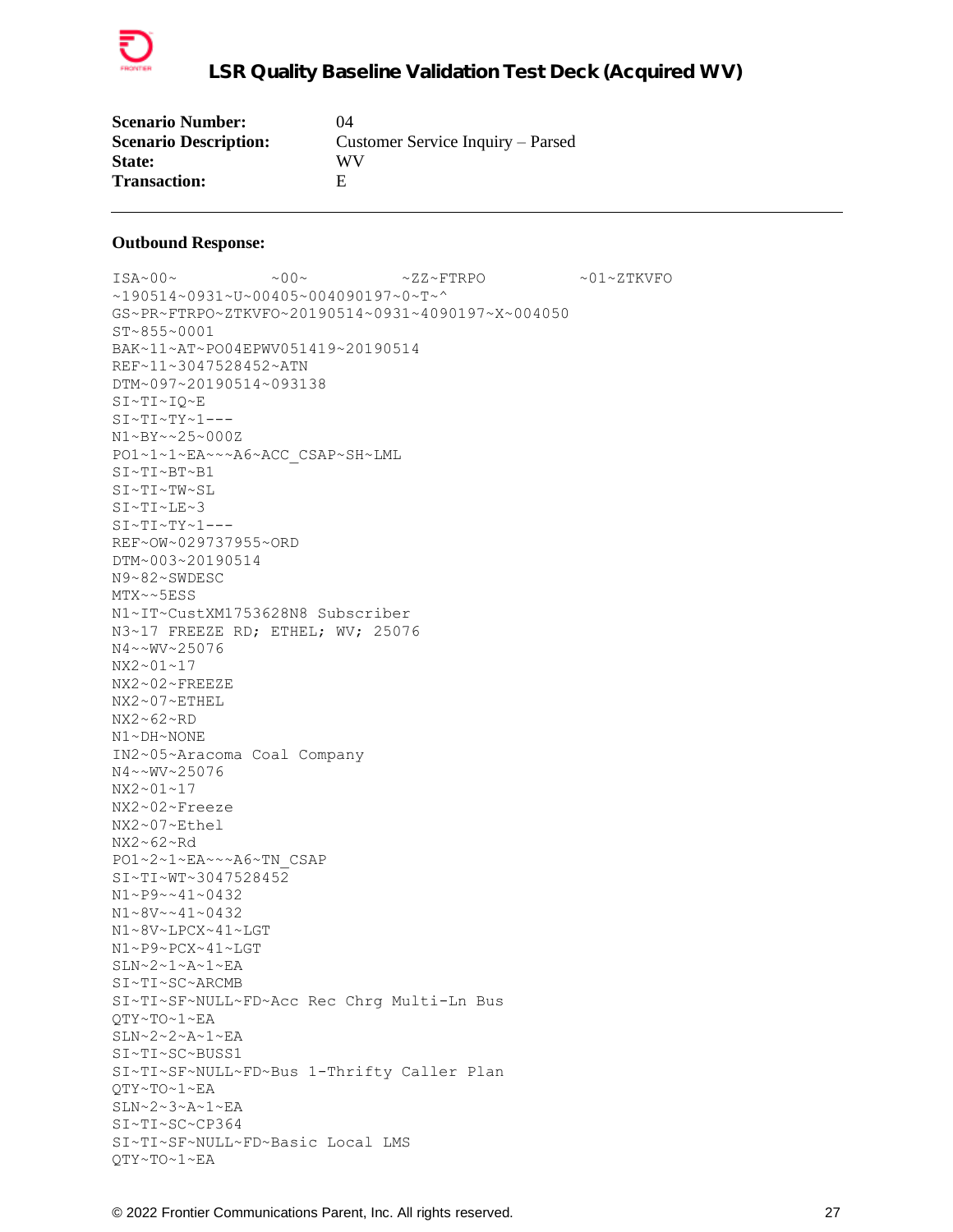**Scenario Number:** 04
**Scenario Description:** Customer Service Inquiry – Parsed
**State:** WV
**Transaction:** E

---

**Outbound Response:**

```
ISA~00~          ~00~          ~ZZ~FTRPO          ~01~ZTKVFO
~190514~0931~U~00405~004090197~0~T~^
GS~PR~FTRPO~ZTKVFO~20190514~0931~4090197~X~004050
ST~855~0001
BAK~11~AT~PO04EPWV051419~20190514
REF~11~3047528452~ATN
DTM~097~20190514~093138
SI~TI~IQ~E
SI~TI~TY~1---
N1~BY~~25~000Z
PO1~1~1~EA~~~A6~ACC_CSAP~SH~LML
SI~TI~BT~B1
SI~TI~TW~SL
SI~TI~LE~3
SI~TI~TY~1---
REF~OW~029737955~ORD
DTM~003~20190514
N9~82~SWDESC
MTX~~5ESS
N1~IT~CustXM1753628N8 Subscriber
N3~17 FREEZE RD; ETHEL; WV; 25076
N4~~WV~25076
NX2~01~17
NX2~02~FREEZE
NX2~07~ETHEL
NX2~62~RD
N1~DH~NONE
IN2~05~Aracoma Coal Company
N4~~WV~25076
NX2~01~17
NX2~02~Freeze
NX2~07~Ethel
NX2~62~Rd
PO1~2~1~EA~~~A6~TN_CSAP
SI~TI~WT~3047528452
N1~P9~~41~0432
N1~8V~~41~0432
N1~8V~LPCX~41~LGT
N1~P9~PCX~41~LGT
SLN~2~1~A~1~EA
SI~TI~SC~ARCMB
SI~TI~SF~NULL~FD~Acc Rec Chrg Multi-Ln Bus
QTY~TO~1~EA
SLN~2~2~A~1~EA
SI~TI~SC~BUSS1
SI~TI~SF~NULL~FD~Bus 1-Thrifty Caller Plan
QTY~TO~1~EA
SLN~2~3~A~1~EA
SI~TI~SC~CP364
SI~TI~SF~NULL~FD~Basic Local LMS
QTY~TO~1~EA
```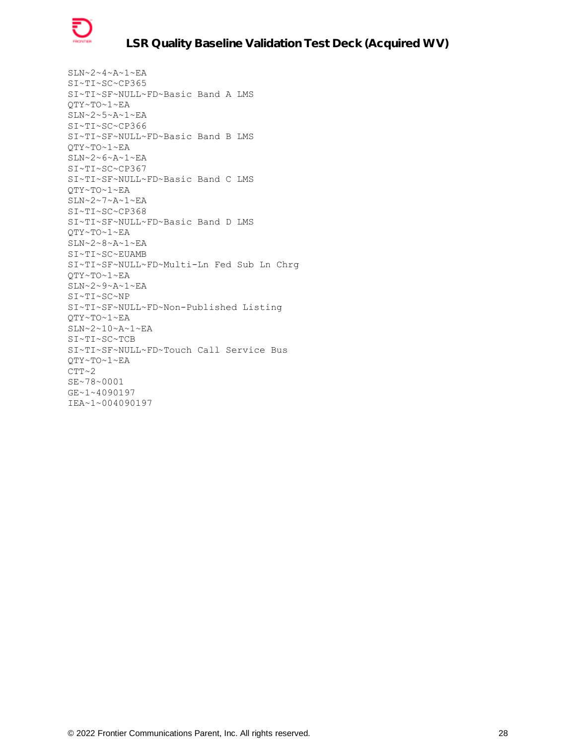```
SLN~2~4~A~1~EA
SI~TI~SC~CP365
SI~TI~SF~NULL~FD~Basic Band A LMS
QTY~TO~1~EA
SLN~2~5~A~1~EA
SI~TI~SC~CP366
SI~TI~SF~NULL~FD~Basic Band B LMS
QTY~TO~1~EA
SLN~2~6~A~1~EA
SI~TI~SC~CP367
SI~TI~SF~NULL~FD~Basic Band C LMS
QTY~TO~1~EA
SLN~2~7~A~1~EA
SI~TI~SC~CP368
SI~TI~SF~NULL~FD~Basic Band D LMS
QTY~TO~1~EA
SLN~2~8~A~1~EA
SI~TI~SC~EUAMB
SI~TI~SF~NULL~FD~Multi-Ln Fed Sub Ln Chrg
QTY~TO~1~EA
SLN~2~9~A~1~EA
SI~TI~SC~NP
SI~TI~SF~NULL~FD~Non-Published Listing
QTY~TO~1~EA
SLN~2~10~A~1~EA
SI~TI~SC~TCB
SI~TI~SF~NULL~FD~Touch Call Service Bus
QTY~TO~1~EA
CTT~2
SE~78~0001
GE~1~4090197
IEA~1~004090197
```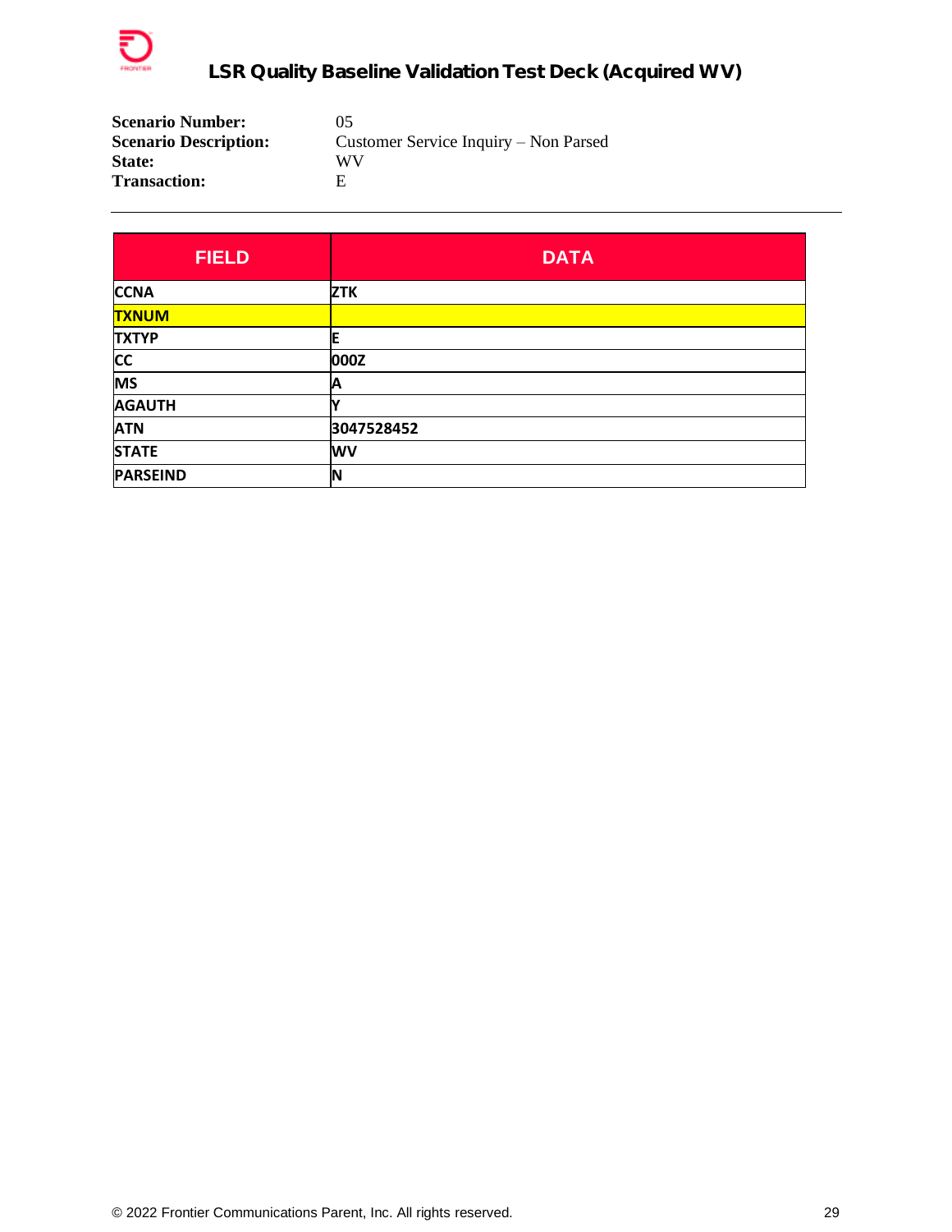# LSR Quality Baseline Validation Test Deck (Acquired WV)

**Scenario Number:** 05
**Scenario Description:** Customer Service Inquiry – Non Parsed
**State:** WV
**Transaction:** E

---

| FIELD | DATA |
|---|---|
| CCNA | ZTK |
| TXNUM | |
| TXTYP | E |
| CC | 000Z |
| MS | A |
| AGAUTH | Y |
| ATN | 3047528452 |
| STATE | WV |
| PARSEIND | N |

© 2022 Frontier Communications Parent, Inc. All rights reserved.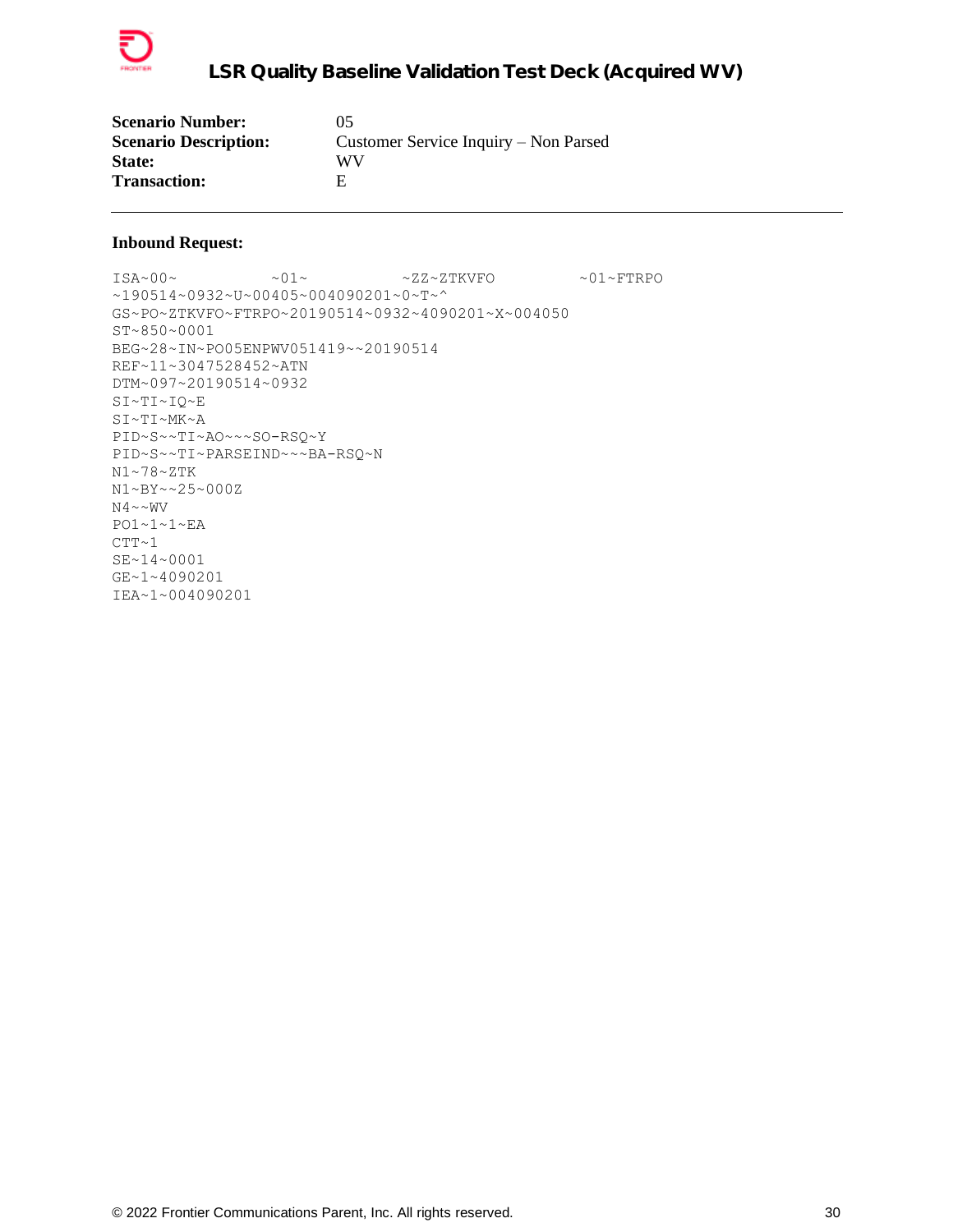# LSR Quality Baseline Validation Test Deck (Acquired WV)

**Scenario Number:** 05
**Scenario Description:** Customer Service Inquiry – Non Parsed
**State:** WV
**Transaction:** E

---

**Inbound Request:**

```
ISA~00~          ~01~          ~ZZ~ZTKVFO          ~01~FTRPO
~190514~0932~U~00405~004090201~0~T~^
GS~PO~ZTKVFO~FTRPO~20190514~0932~4090201~X~004050
ST~850~0001
BEG~28~IN~PO05ENPWV051419~~20190514
REF~11~3047528452~ATN
DTM~097~20190514~0932
SI~TI~IQ~E
SI~TI~MK~A
PID~S~~TI~AO~~~SO-RSQ~Y
PID~S~~TI~PARSEIND~~~BA-RSQ~N
N1~78~ZTK
N1~BY~~25~000Z
N4~~WV
PO1~1~1~EA
CTT~1
SE~14~0001
GE~1~4090201
IEA~1~004090201
```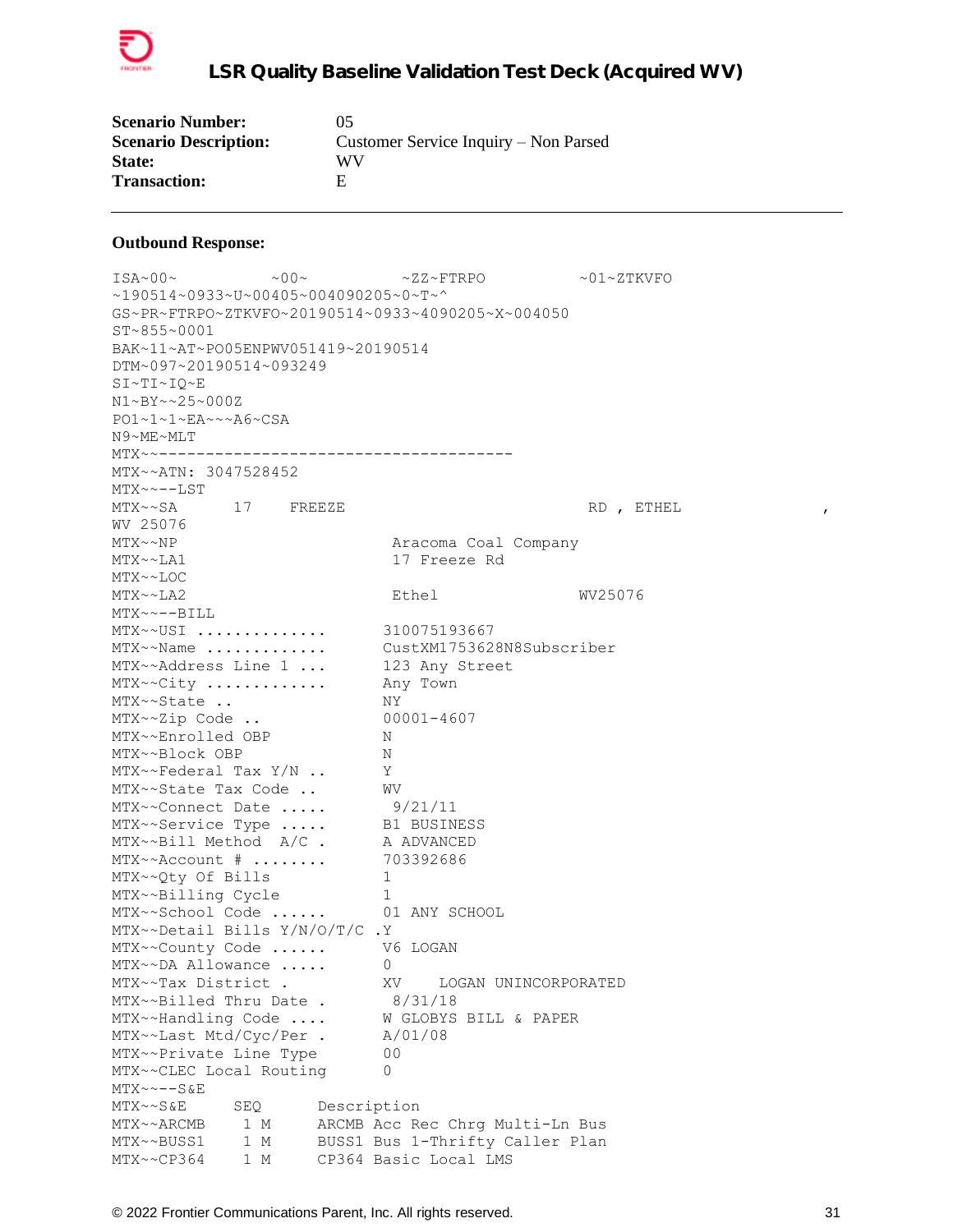| | |
|---|---|
| **Scenario Number:** | 05 |
| **Scenario Description:** | Customer Service Inquiry – Non Parsed |
| **State:** | WV |
| **Transaction:** | E |

---

**Outbound Response:**

```
ISA~00~          ~00~          ~ZZ~FTRPO          ~01~ZTKVFO
~190514~0933~U~00405~004090205~0~T~^
GS~PR~FTRPO~ZTKVFO~20190514~0933~4090205~X~004050
ST~855~0001
BAK~11~AT~PO05ENPWV051419~20190514
DTM~097~20190514~093249
SI~TI~IQ~E
N1~BY~~25~000Z
PO1~1~1~EA~~~A6~CSA
N9~ME~MLT
MTX~~---------------------------------------
MTX~~ATN: 3047528452
MTX~~---LST
MTX~~SA      17    FREEZE                        RD , ETHEL              ,
WV 25076
MTX~~NP                      Aracoma Coal Company
MTX~~LA1                     17 Freeze Rd
MTX~~LOC
MTX~~LA2                     Ethel              WV25076
MTX~~---BILL
MTX~~USI .............      310075193667
MTX~~Name .............     CustXM1753628N8Subscriber
MTX~~Address Line 1 ...     123 Any Street
MTX~~City ............      Any Town
MTX~~State ..               NY
MTX~~Zip Code ..            00001-4607
MTX~~Enrolled OBP           N
MTX~~Block OBP              N
MTX~~Federal Tax Y/N ..     Y
MTX~~State Tax Code ..      WV
MTX~~Connect Date .....      9/21/11
MTX~~Service Type .....     B1 BUSINESS
MTX~~Bill Method  A/C .     A ADVANCED
MTX~~Account # ........     703392686
MTX~~Qty Of Bills           1
MTX~~Billing Cycle          1
MTX~~School Code ......     01 ANY SCHOOL
MTX~~Detail Bills Y/N/O/T/C .Y
MTX~~County Code ......     V6 LOGAN
MTX~~DA Allowance .....     0
MTX~~Tax District .         XV    LOGAN UNINCORPORATED
MTX~~Billed Thru Date .      8/31/18
MTX~~Handling Code ....     W GLOBYS BILL & PAPER
MTX~~Last Mtd/Cyc/Per .     A/01/08
MTX~~Private Line Type      00
MTX~~CLEC Local Routing     0
MTX~~---S&E
MTX~~S&E     SEQ      Description
MTX~~ARCMB    1 M     ARCMB Acc Rec Chrg Multi-Ln Bus
MTX~~BUSS1    1 M     BUSS1 Bus 1-Thrifty Caller Plan
MTX~~CP364    1 M     CP364 Basic Local LMS
```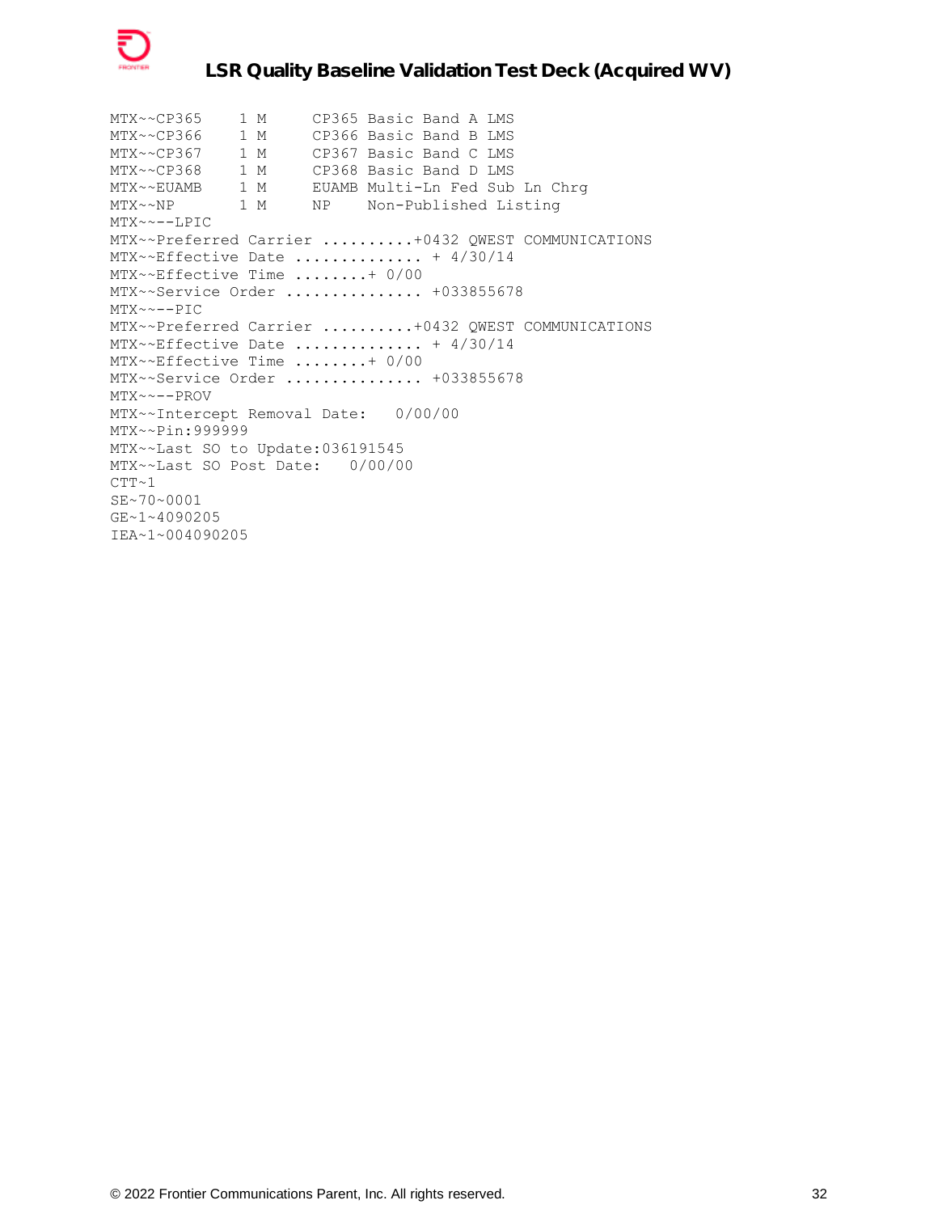```
MTX~~CP365    1 M     CP365 Basic Band A LMS
MTX~~CP366    1 M     CP366 Basic Band B LMS
MTX~~CP367    1 M     CP367 Basic Band C LMS
MTX~~CP368    1 M     CP368 Basic Band D LMS
MTX~~EUAMB    1 M     EUAMB Multi-Ln Fed Sub Ln Chrg
MTX~~NP       1 M     NP    Non-Published Listing
MTX~~--LPIC
MTX~~Preferred Carrier ..........+0432 QWEST COMMUNICATIONS
MTX~~Effective Date .............. + 4/30/14
MTX~~Effective Time ........+ 0/00
MTX~~Service Order ............... +033855678
MTX~~--PIC
MTX~~Preferred Carrier ..........+0432 QWEST COMMUNICATIONS
MTX~~Effective Date .............. + 4/30/14
MTX~~Effective Time ........+ 0/00
MTX~~Service Order ............... +033855678
MTX~~--PROV
MTX~~Intercept Removal Date:   0/00/00
MTX~~Pin:999999
MTX~~Last SO to Update:036191545
MTX~~Last SO Post Date:   0/00/00
CTT~1
SE~70~0001
GE~1~4090205
IEA~1~004090205
```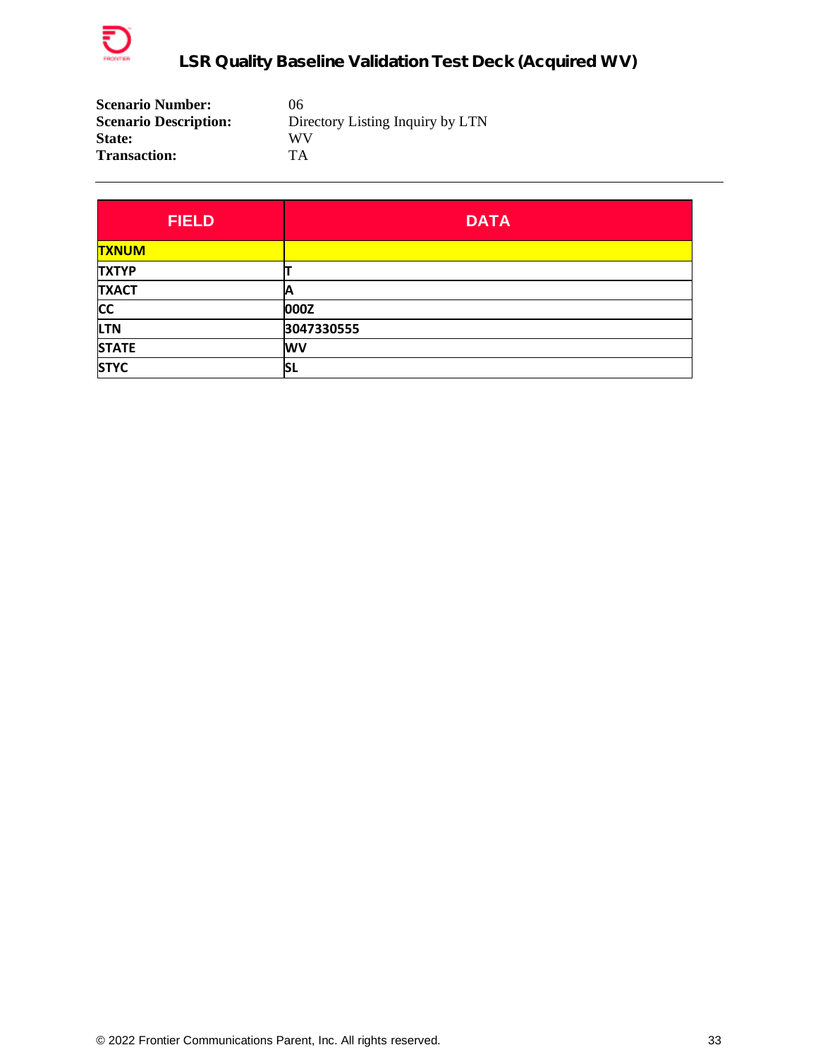# LSR Quality Baseline Validation Test Deck (Acquired WV)

**Scenario Number:** 06
**Scenario Description:** Directory Listing Inquiry by LTN
**State:** WV
**Transaction:** TA

---

| FIELD | DATA |
|---|---|
| TXNUM | |
| TXTYP | T |
| TXACT | A |
| CC | 000Z |
| LTN | 3047330555 |
| STATE | WV |
| STYC | SL |

© 2022 Frontier Communications Parent, Inc. All rights reserved.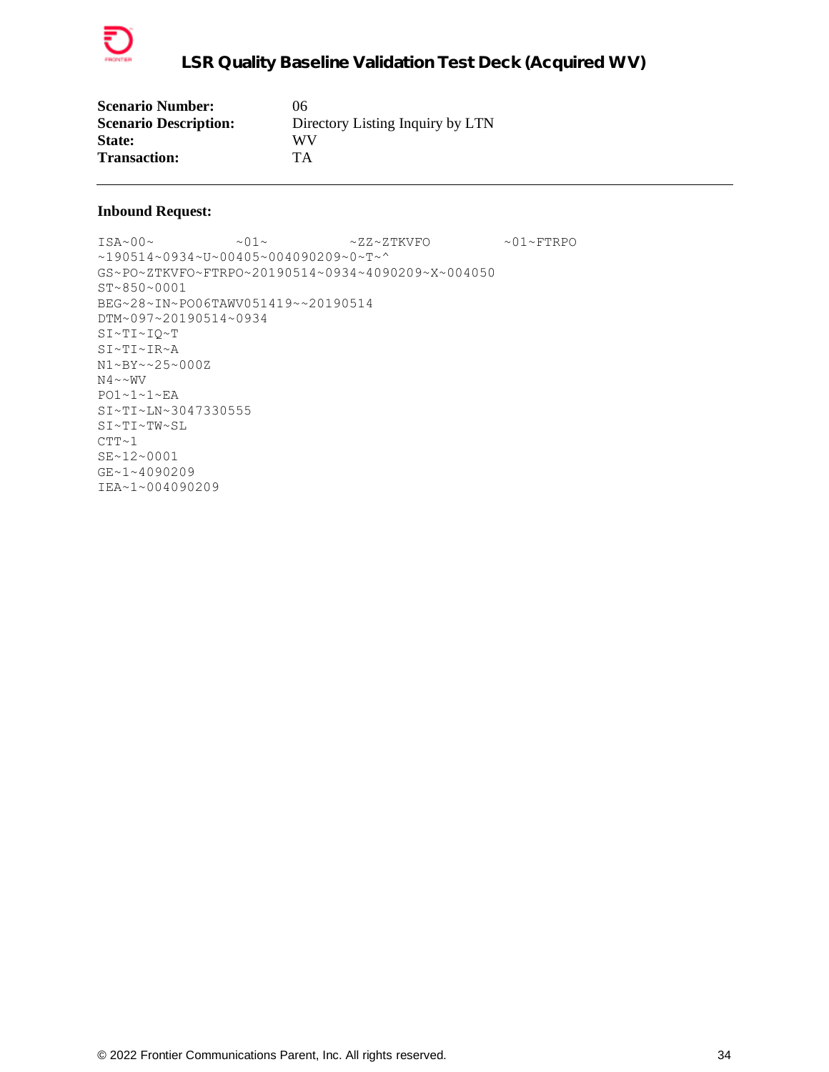| | |
|---|---|
| **Scenario Number:** | 06 |
| **Scenario Description:** | Directory Listing Inquiry by LTN |
| **State:** | WV |
| **Transaction:** | TA |

---

**Inbound Request:**

```
ISA~00~          ~01~          ~ZZ~ZTKVFO          ~01~FTRPO
~190514~0934~U~00405~004090209~0~T~^
GS~PO~ZTKVFO~FTRPO~20190514~0934~4090209~X~004050
ST~850~0001
BEG~28~IN~PO06TAWV051419~~20190514
DTM~097~20190514~0934
SI~TI~IQ~T
SI~TI~IR~A
N1~BY~~25~000Z
N4~~WV
PO1~1~1~EA
SI~TI~LN~3047330555
SI~TI~TW~SL
CTT~1
SE~12~0001
GE~1~4090209
IEA~1~004090209
```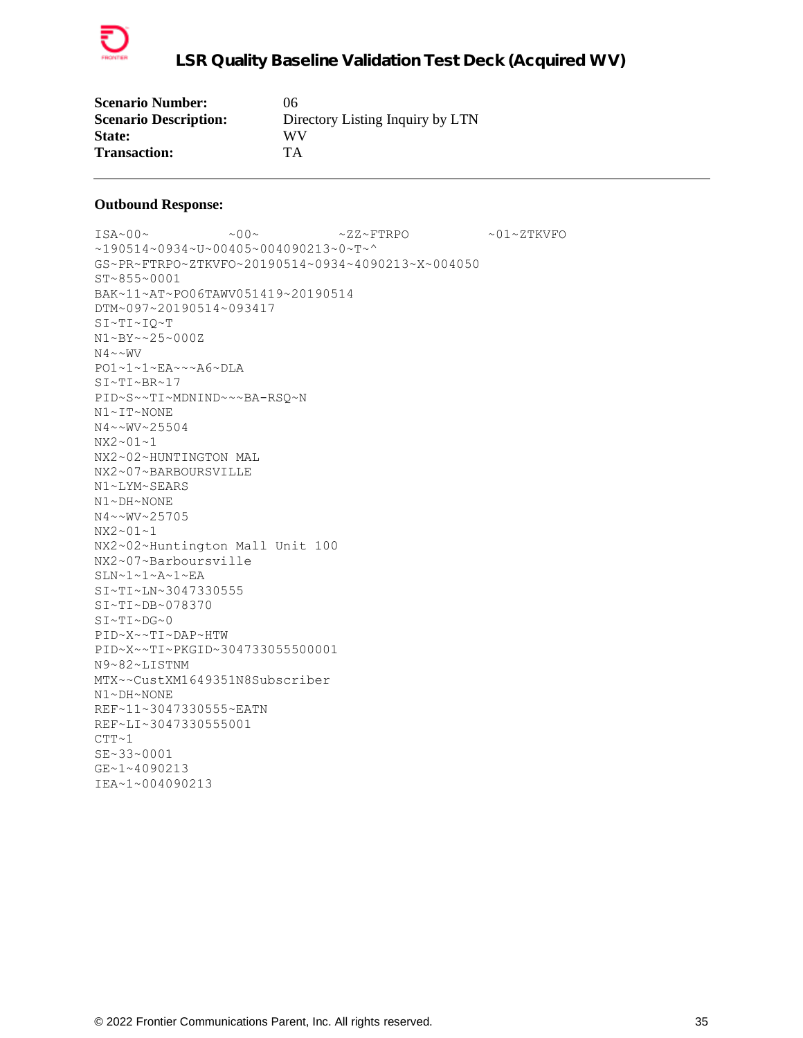**Scenario Number:** 06
**Scenario Description:** Directory Listing Inquiry by LTN
**State:** WV
**Transaction:** TA

---

**Outbound Response:**

```
ISA~00~          ~00~          ~ZZ~FTRPO          ~01~ZTKVFO
~190514~0934~U~00405~004090213~0~T~^
GS~PR~FTRPO~ZTKVFO~20190514~0934~4090213~X~004050
ST~855~0001
BAK~11~AT~PO06TAWV051419~20190514
DTM~097~20190514~093417
SI~TI~IQ~T
N1~BY~~25~000Z
N4~~WV
PO1~1~1~EA~~~A6~DLA
SI~TI~BR~17
PID~S~~TI~MDNIND~~~BA-RSQ~N
N1~IT~NONE
N4~~WV~25504
NX2~01~1
NX2~02~HUNTINGTON MAL
NX2~07~BARBOURSVILLE
N1~LYM~SEARS
N1~DH~NONE
N4~~WV~25705
NX2~01~1
NX2~02~Huntington Mall Unit 100
NX2~07~Barboursville
SLN~1~1~A~1~EA
SI~TI~LN~3047330555
SI~TI~DB~078370
SI~TI~DG~0
PID~X~~TI~DAP~HTW
PID~X~~TI~PKGID~304733055500001
N9~82~LISTNM
MTX~~CustXM1649351N8Subscriber
N1~DH~NONE
REF~11~3047330555~EATN
REF~LI~3047330555001
CTT~1
SE~33~0001
GE~1~4090213
IEA~1~004090213
```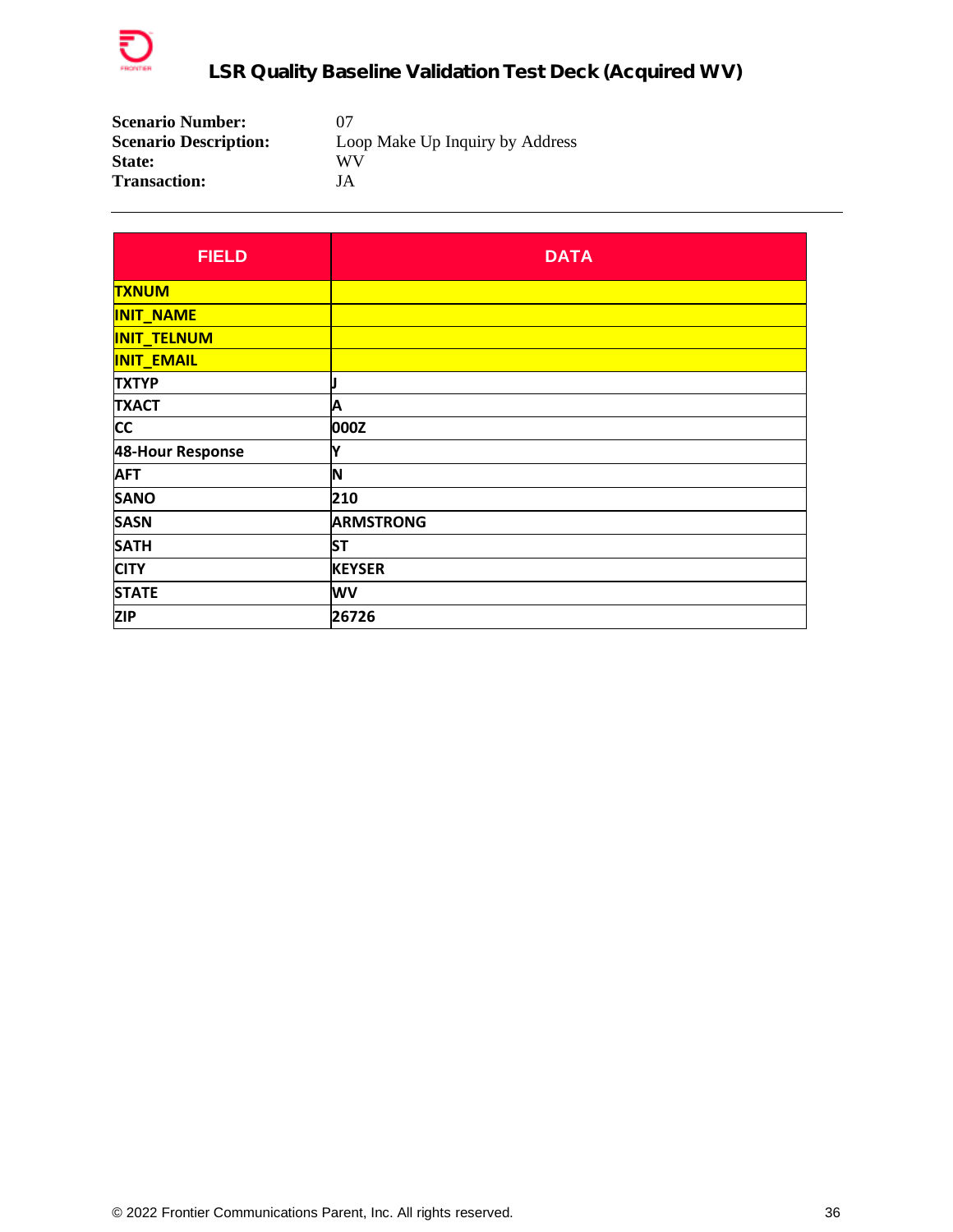**Scenario Number:** 07
**Scenario Description:** Loop Make Up Inquiry by Address
**State:** WV
**Transaction:** JA

---

| FIELD | DATA |
|---|---|
| TXNUM | |
| INIT_NAME | |
| INIT_TELNUM | |
| INIT_EMAIL | |
| TXTYP | J |
| TXACT | A |
| CC | 000Z |
| 48-Hour Response | Y |
| AFT | N |
| SANO | 210 |
| SASN | ARMSTRONG |
| SATH | ST |
| CITY | KEYSER |
| STATE | WV |
| ZIP | 26726 |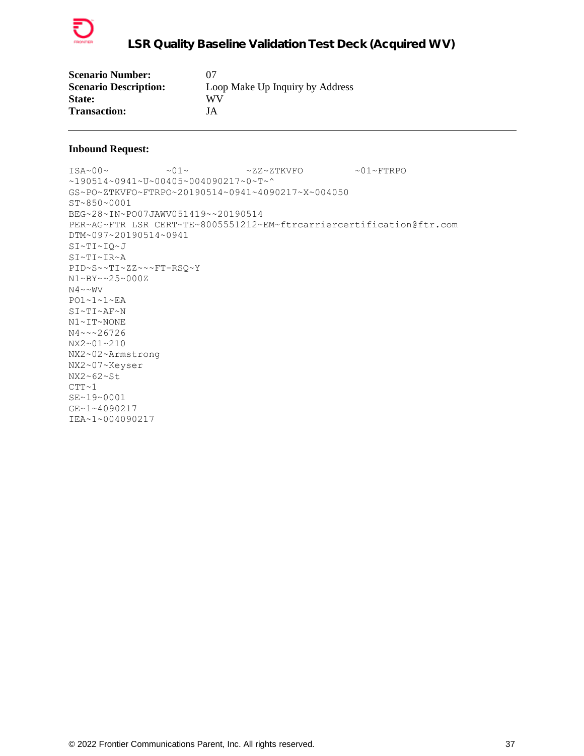| | |
|---|---|
| **Scenario Number:** | 07 |
| **Scenario Description:** | Loop Make Up Inquiry by Address |
| **State:** | WV |
| **Transaction:** | JA |

---

**Inbound Request:**

```
ISA~00~          ~01~          ~ZZ~ZTKVFO         ~01~FTRPO
~190514~0941~U~00405~004090217~0~T~^
GS~PO~ZTKVFO~FTRPO~20190514~0941~4090217~X~004050
ST~850~0001
BEG~28~IN~PO07JAWV051419~~20190514
PER~AG~FTR LSR CERT~TE~8005551212~EM~ftrcarriercertification@ftr.com
DTM~097~20190514~0941
SI~TI~IQ~J
SI~TI~IR~A
PID~S~~TI~ZZ~~~FT-RSQ~Y
N1~BY~~25~000Z
N4~~WV
PO1~1~1~EA
SI~TI~AF~N
N1~IT~NONE
N4~~~26726
NX2~01~210
NX2~02~Armstrong
NX2~07~Keyser
NX2~62~St
CTT~1
SE~19~0001
GE~1~4090217
IEA~1~004090217
```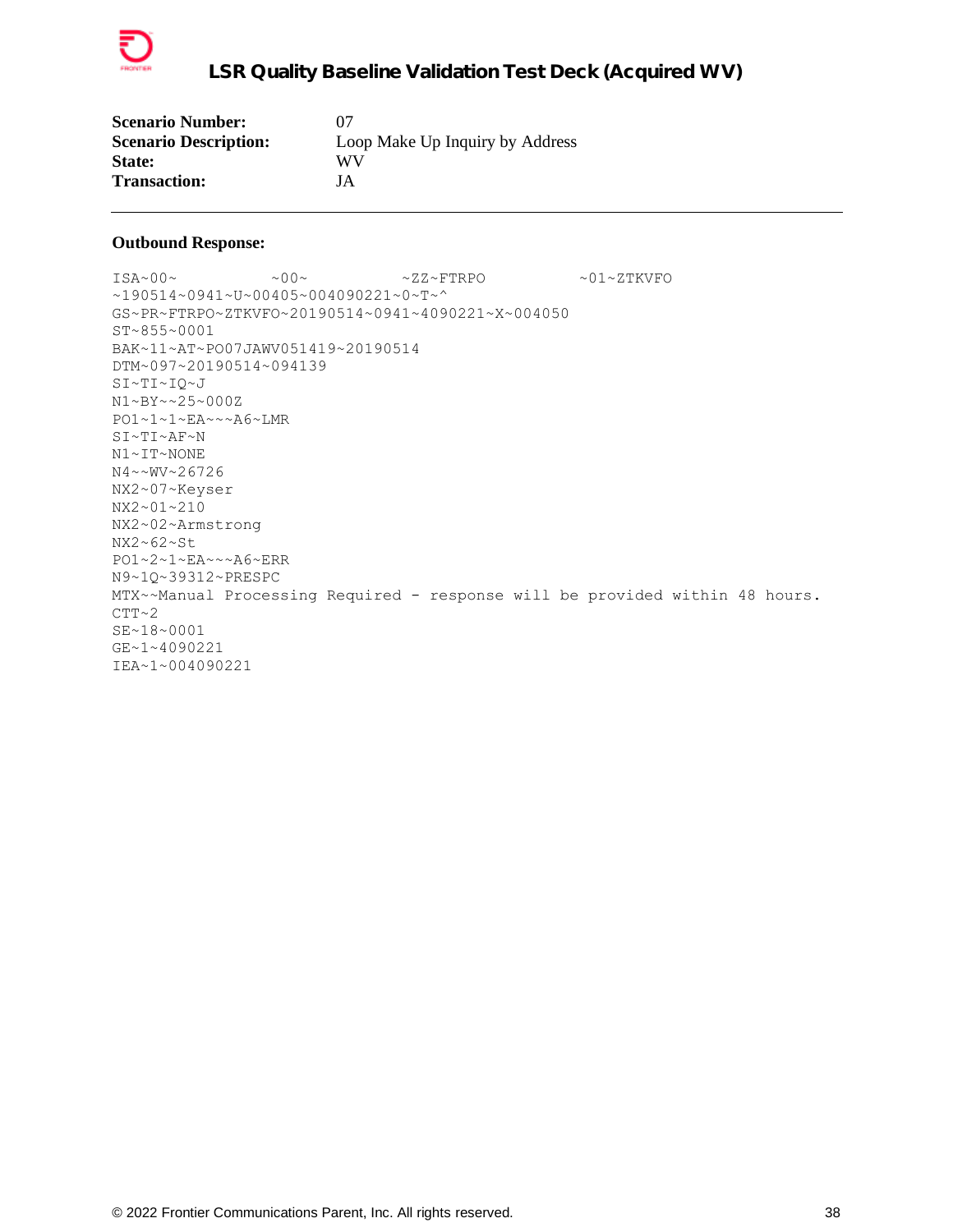**Scenario Number:** 07
**Scenario Description:** Loop Make Up Inquiry by Address
**State:** WV
**Transaction:** JA

---

**Outbound Response:**

```
ISA~00~          ~00~          ~ZZ~FTRPO          ~01~ZTKVFO
~190514~0941~U~00405~004090221~0~T~^
GS~PR~FTRPO~ZTKVFO~20190514~0941~4090221~X~004050
ST~855~0001
BAK~11~AT~PO07JAWV051419~20190514
DTM~097~20190514~094139
SI~TI~IQ~J
N1~BY~~25~000Z
PO1~1~1~EA~~~A6~LMR
SI~TI~AF~N
N1~IT~NONE
N4~~WV~26726
NX2~07~Keyser
NX2~01~210
NX2~02~Armstrong
NX2~62~St
PO1~2~1~EA~~~A6~ERR
N9~1Q~39312~PRESPC
MTX~~Manual Processing Required - response will be provided within 48 hours.
CTT~2
SE~18~0001
GE~1~4090221
IEA~1~004090221
```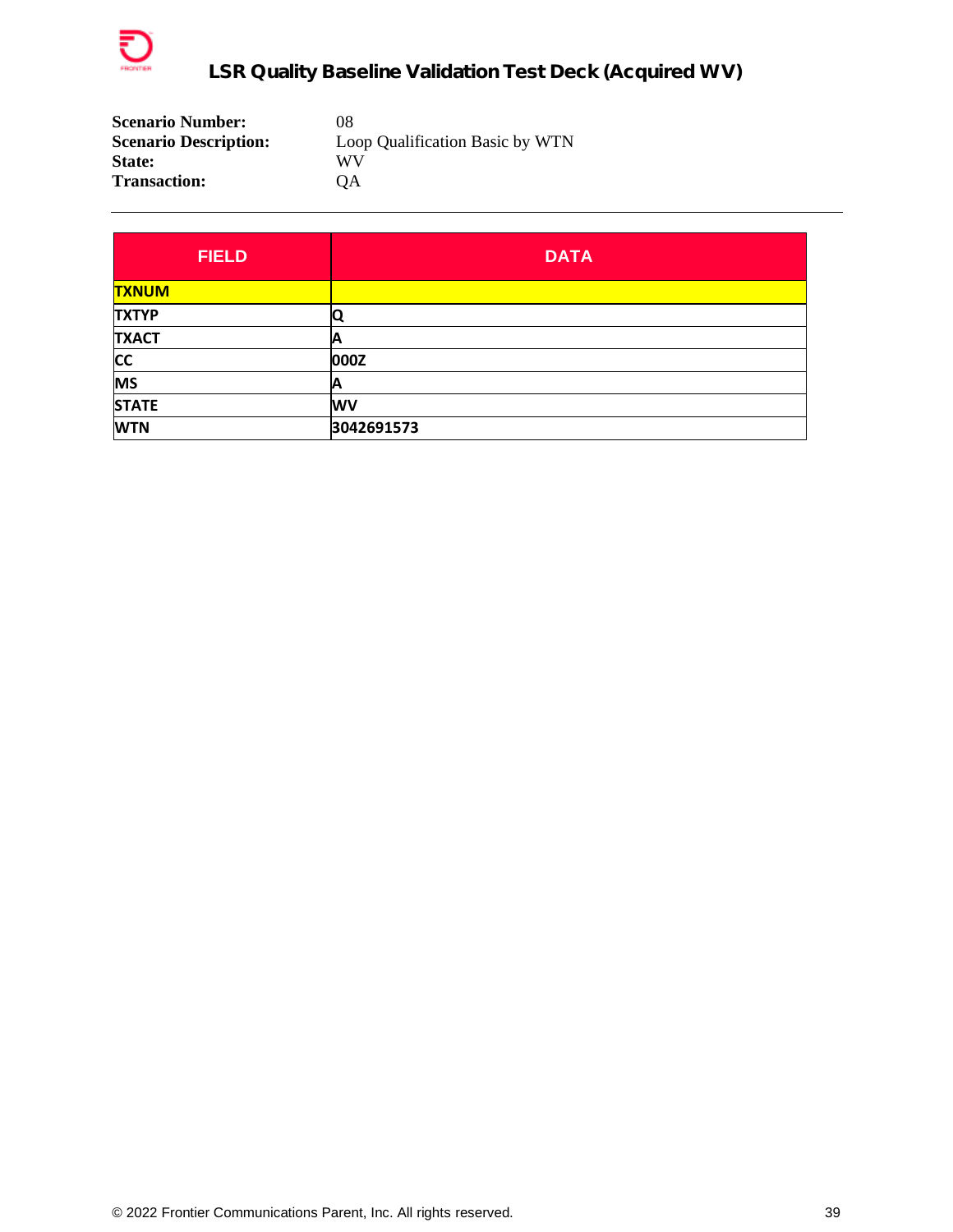**Scenario Number:** 08
**Scenario Description:** Loop Qualification Basic by WTN
**State:** WV
**Transaction:** QA

---

| FIELD | DATA |
|---|---|
| TXNUM | |
| TXTYP | Q |
| TXACT | A |
| CC | 000Z |
| MS | A |
| STATE | WV |
| WTN | 3042691573 |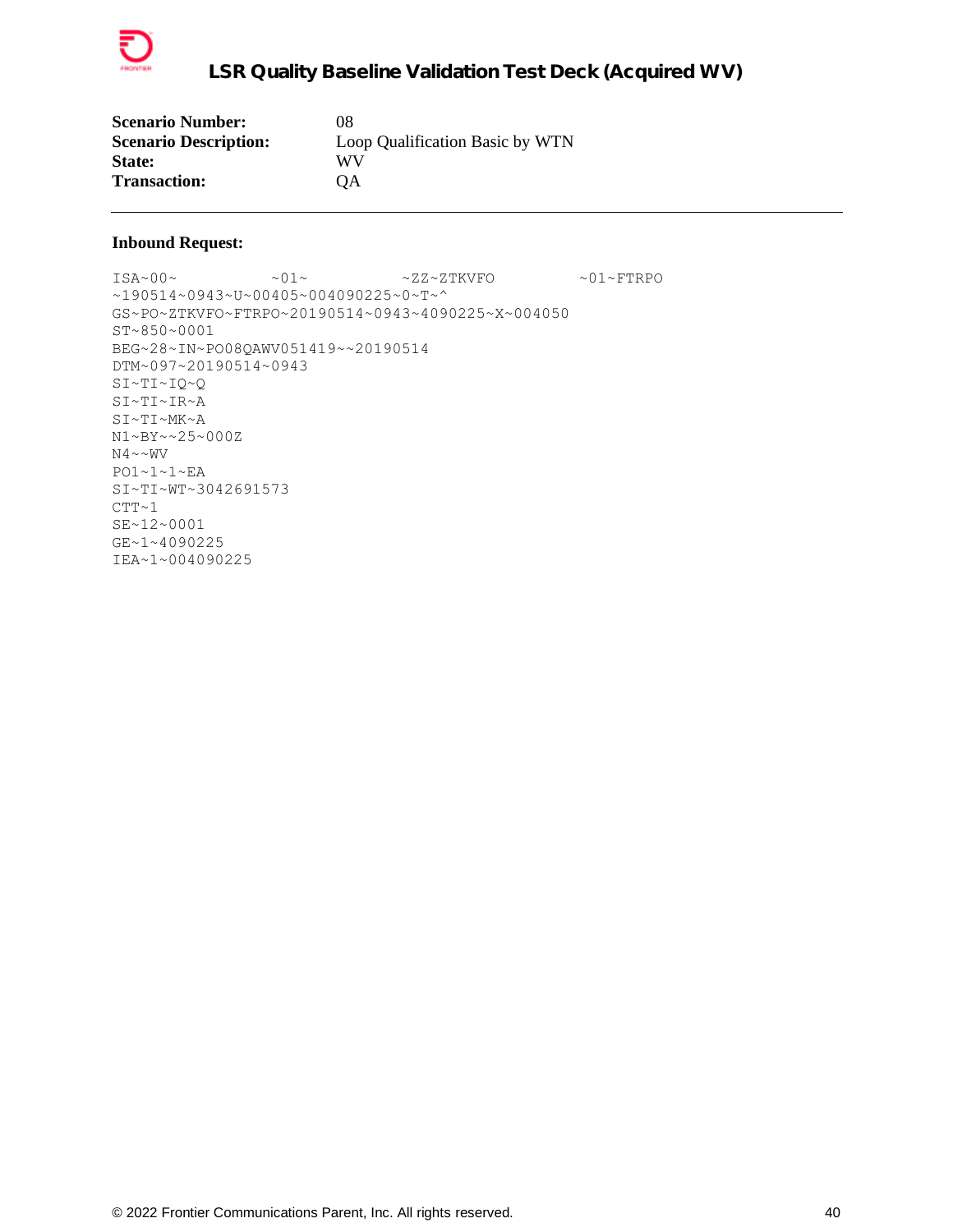| | |
|---|---|
| **Scenario Number:** | 08 |
| **Scenario Description:** | Loop Qualification Basic by WTN |
| **State:** | WV |
| **Transaction:** | QA |

---

**Inbound Request:**

```
ISA~00~          ~01~          ~ZZ~ZTKVFO         ~01~FTRPO
~190514~0943~U~00405~004090225~0~T~^
GS~PO~ZTKVFO~FTRPO~20190514~0943~4090225~X~004050
ST~850~0001
BEG~28~IN~PO08QAWV051419~~20190514
DTM~097~20190514~0943
SI~TI~IQ~Q
SI~TI~IR~A
SI~TI~MK~A
N1~BY~~25~000Z
N4~~WV
PO1~1~1~EA
SI~TI~WT~3042691573
CTT~1
SE~12~0001
GE~1~4090225
IEA~1~004090225
```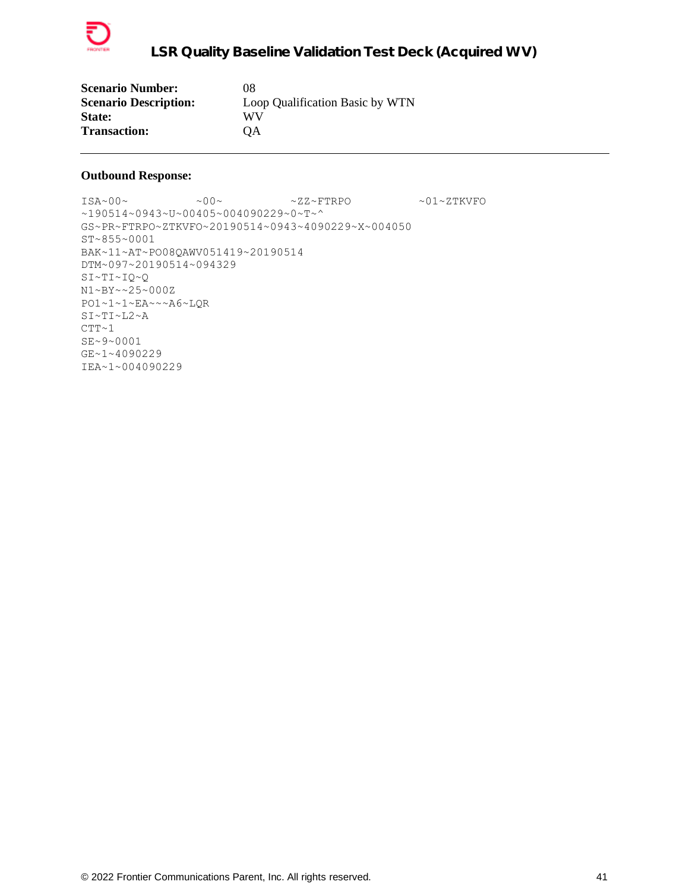| | |
|---|---|
| **Scenario Number:** | 08 |
| **Scenario Description:** | Loop Qualification Basic by WTN |
| **State:** | WV |
| **Transaction:** | QA |

---

**Outbound Response:**

```
ISA~00~          ~00~          ~ZZ~FTRPO          ~01~ZTKVFO
~190514~0943~U~00405~004090229~0~T~^
GS~PR~FTRPO~ZTKVFO~20190514~0943~4090229~X~004050
ST~855~0001
BAK~11~AT~PO08QAWV051419~20190514
DTM~097~20190514~094329
SI~TI~IQ~Q
N1~BY~~25~000Z
PO1~1~1~EA~~~A6~LQR
SI~TI~L2~A
CTT~1
SE~9~0001
GE~1~4090229
IEA~1~004090229
```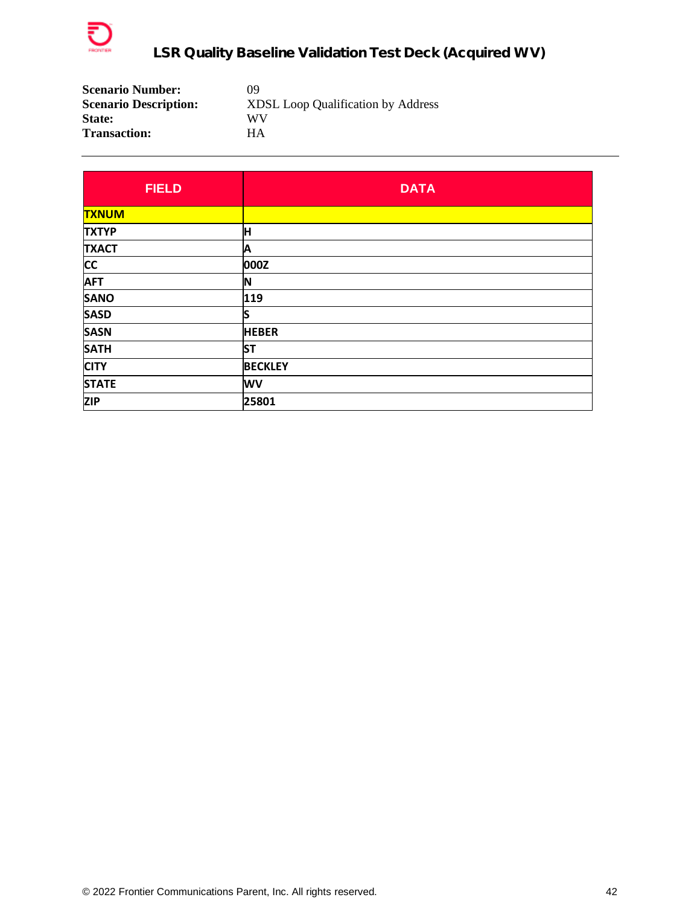**Scenario Number:** 09
**Scenario Description:** XDSL Loop Qualification by Address
**State:** WV
**Transaction:** HA

---

| FIELD | DATA |
|---|---|
| TXNUM | |
| TXTYP | H |
| TXACT | A |
| CC | 000Z |
| AFT | N |
| SANO | 119 |
| SASD | S |
| SASN | HEBER |
| SATH | ST |
| CITY | BECKLEY |
| STATE | WV |
| ZIP | 25801 |

© 2022 Frontier Communications Parent, Inc. All rights reserved.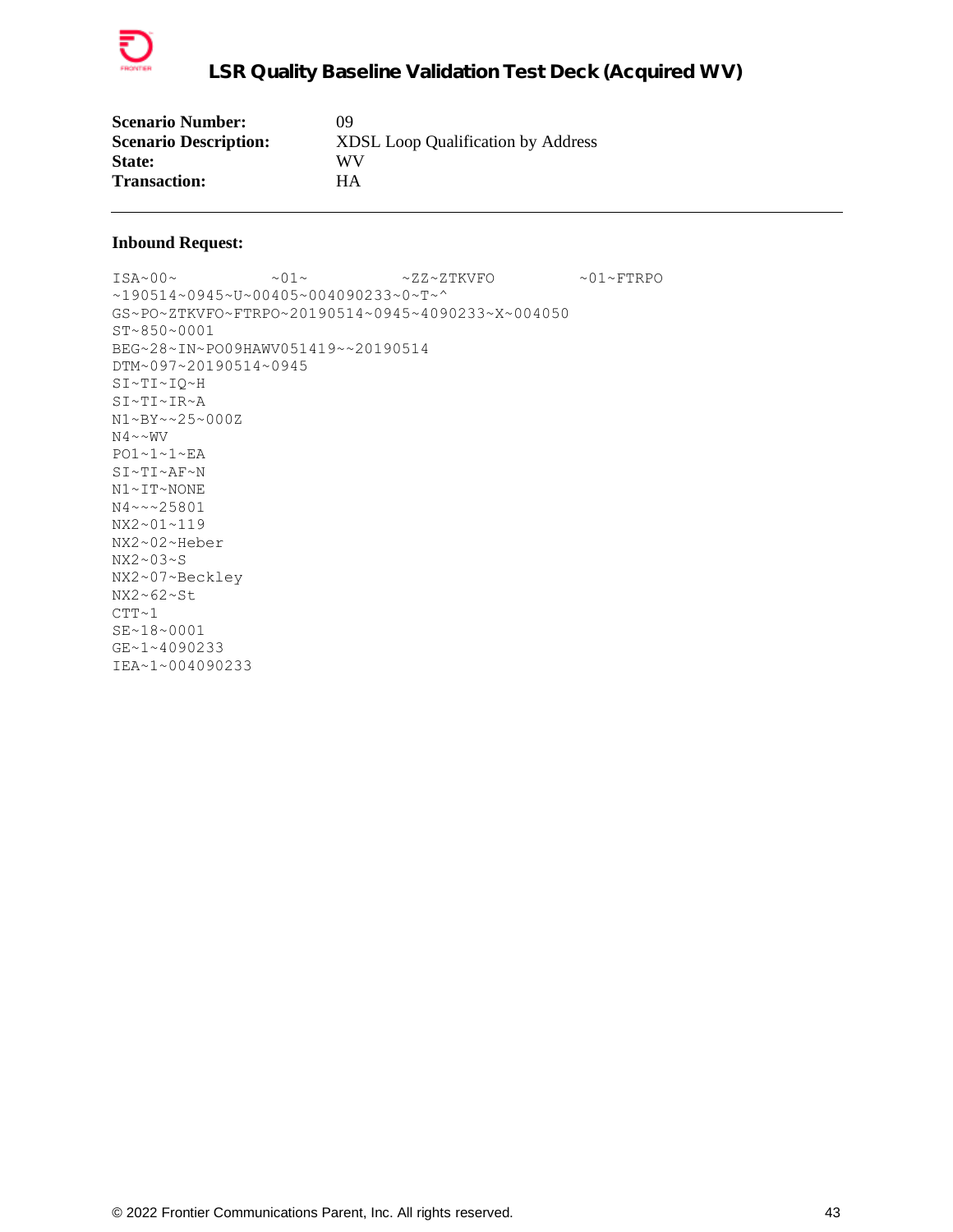| | |
|---|---|
| **Scenario Number:** | 09 |
| **Scenario Description:** | XDSL Loop Qualification by Address |
| **State:** | WV |
| **Transaction:** | HA |

---

**Inbound Request:**

```
ISA~00~          ~01~          ~ZZ~ZTKVFO          ~01~FTRPO
~190514~0945~U~00405~004090233~0~T~^
GS~PO~ZTKVFO~FTRPO~20190514~0945~4090233~X~004050
ST~850~0001
BEG~28~IN~PO09HAWV051419~~20190514
DTM~097~20190514~0945
SI~TI~IQ~H
SI~TI~IR~A
N1~BY~~25~000Z
N4~~WV
PO1~1~1~EA
SI~TI~AF~N
N1~IT~NONE
N4~~~25801
NX2~01~119
NX2~02~Heber
NX2~03~S
NX2~07~Beckley
NX2~62~St
CTT~1
SE~18~0001
GE~1~4090233
IEA~1~004090233
```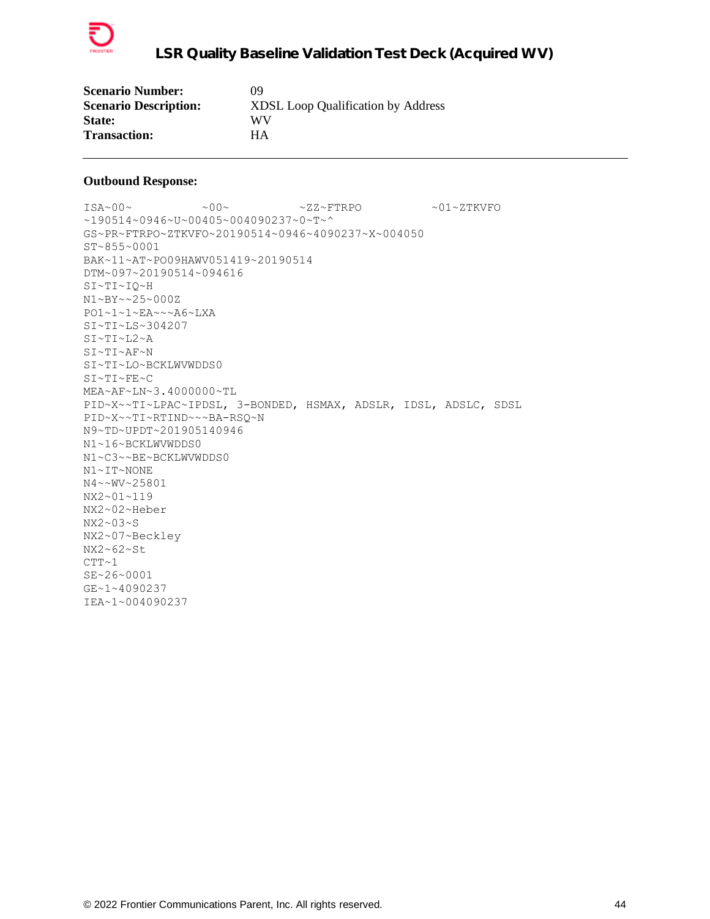| | |
|---|---|
| **Scenario Number:** | 09 |
| **Scenario Description:** | XDSL Loop Qualification by Address |
| **State:** | WV |
| **Transaction:** | HA |

---

**Outbound Response:**

```
ISA~00~          ~00~          ~ZZ~FTRPO          ~01~ZTKVFO
~190514~0946~U~00405~004090237~0~T~^
GS~PR~FTRPO~ZTKVFO~20190514~0946~4090237~X~004050
ST~855~0001
BAK~11~AT~PO09HAWV051419~20190514
DTM~097~20190514~094616
SI~TI~IQ~H
N1~BY~~25~000Z
PO1~1~1~EA~~~A6~LXA
SI~TI~LS~304207
SI~TI~L2~A
SI~TI~AF~N
SI~TI~LO~BCKLWVWDDS0
SI~TI~FE~C
MEA~AF~LN~3.4000000~TL
PID~X~~TI~LPAC~IPDSL, 3-BONDED, HSMAX, ADSLR, IDSL, ADSLC, SDSL
PID~X~~TI~RTIND~~~BA-RSQ~N
N9~TD~UPDT~201905140946
N1~16~BCKLWVWDDS0
N1~C3~~BE~BCKLWVWDDS0
N1~IT~NONE
N4~~WV~25801
NX2~01~119
NX2~02~Heber
NX2~03~S
NX2~07~Beckley
NX2~62~St
CTT~1
SE~26~0001
GE~1~4090237
IEA~1~004090237
```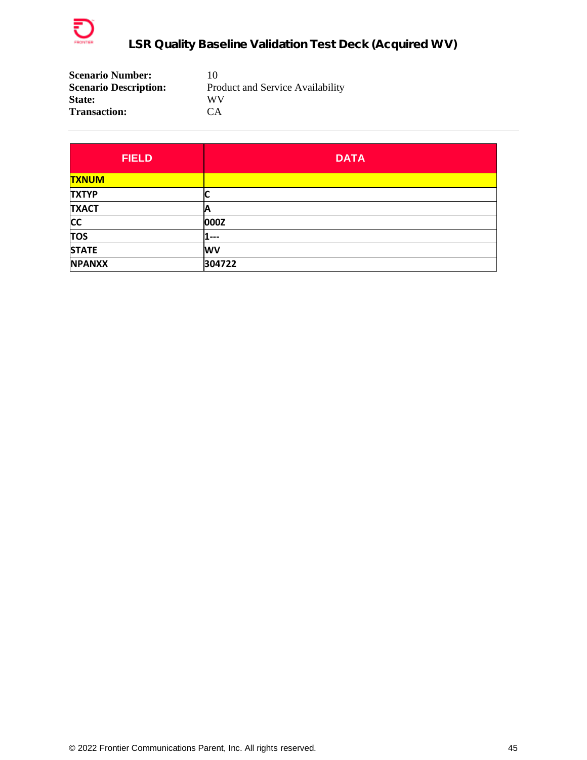**Scenario Number:** 10
**Scenario Description:** Product and Service Availability
**State:** WV
**Transaction:** CA

---

| FIELD | DATA |
|---|---|
| TXNUM | |
| TXTYP | C |
| TXACT | A |
| CC | 000Z |
| TOS | 1--- |
| STATE | WV |
| NPANXX | 304722 |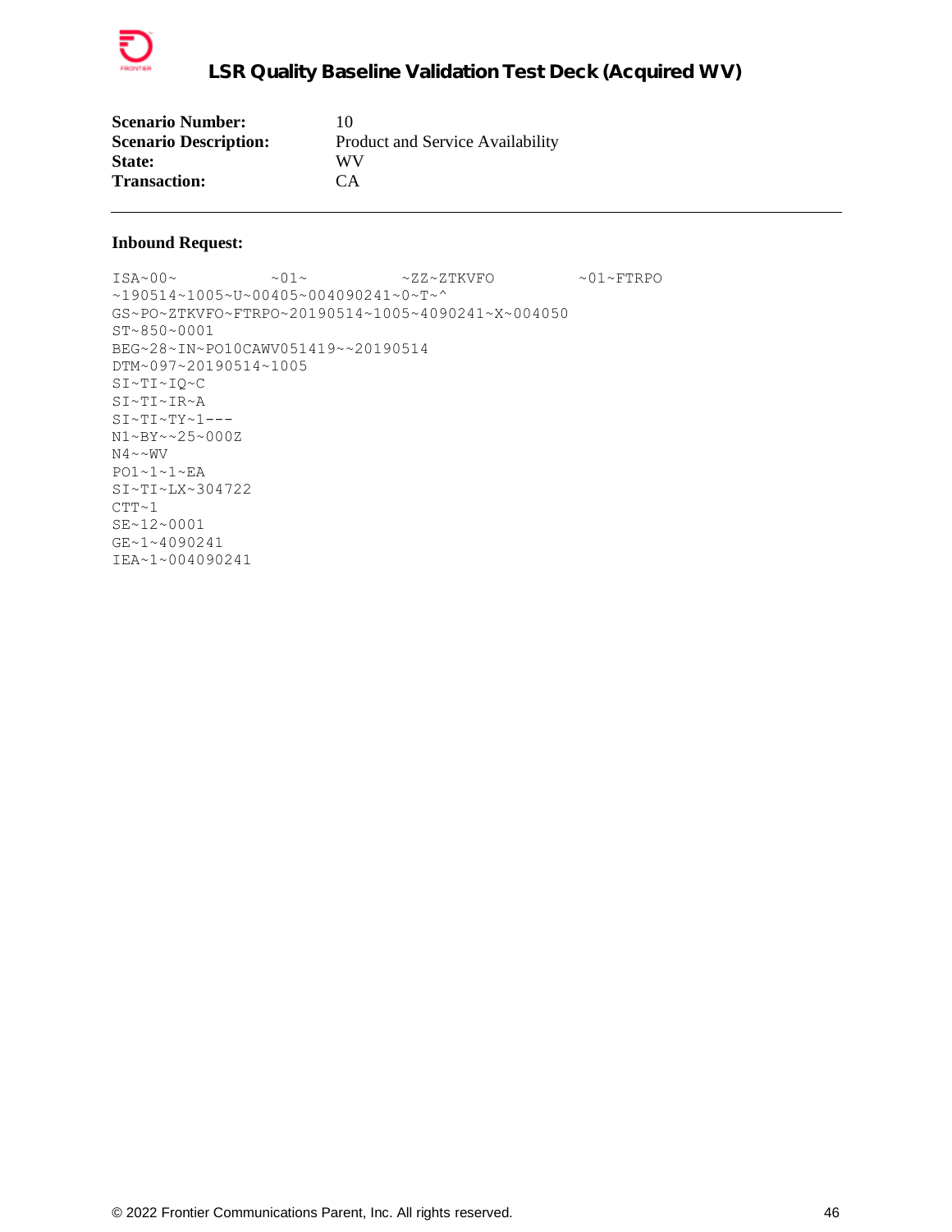| | |
|---|---|
| **Scenario Number:** | 10 |
| **Scenario Description:** | Product and Service Availability |
| **State:** | WV |
| **Transaction:** | CA |

---

**Inbound Request:**

```
ISA~00~          ~01~          ~ZZ~ZTKVFO         ~01~FTRPO
~190514~1005~U~00405~004090241~0~T~^
GS~PO~ZTKVFO~FTRPO~20190514~1005~4090241~X~004050
ST~850~0001
BEG~28~IN~PO10CAWV051419~~20190514
DTM~097~20190514~1005
SI~TI~IQ~C
SI~TI~IR~A
SI~TI~TY~1---
N1~BY~~25~000Z
N4~~WV
PO1~1~1~EA
SI~TI~LX~304722
CTT~1
SE~12~0001
GE~1~4090241
IEA~1~004090241
```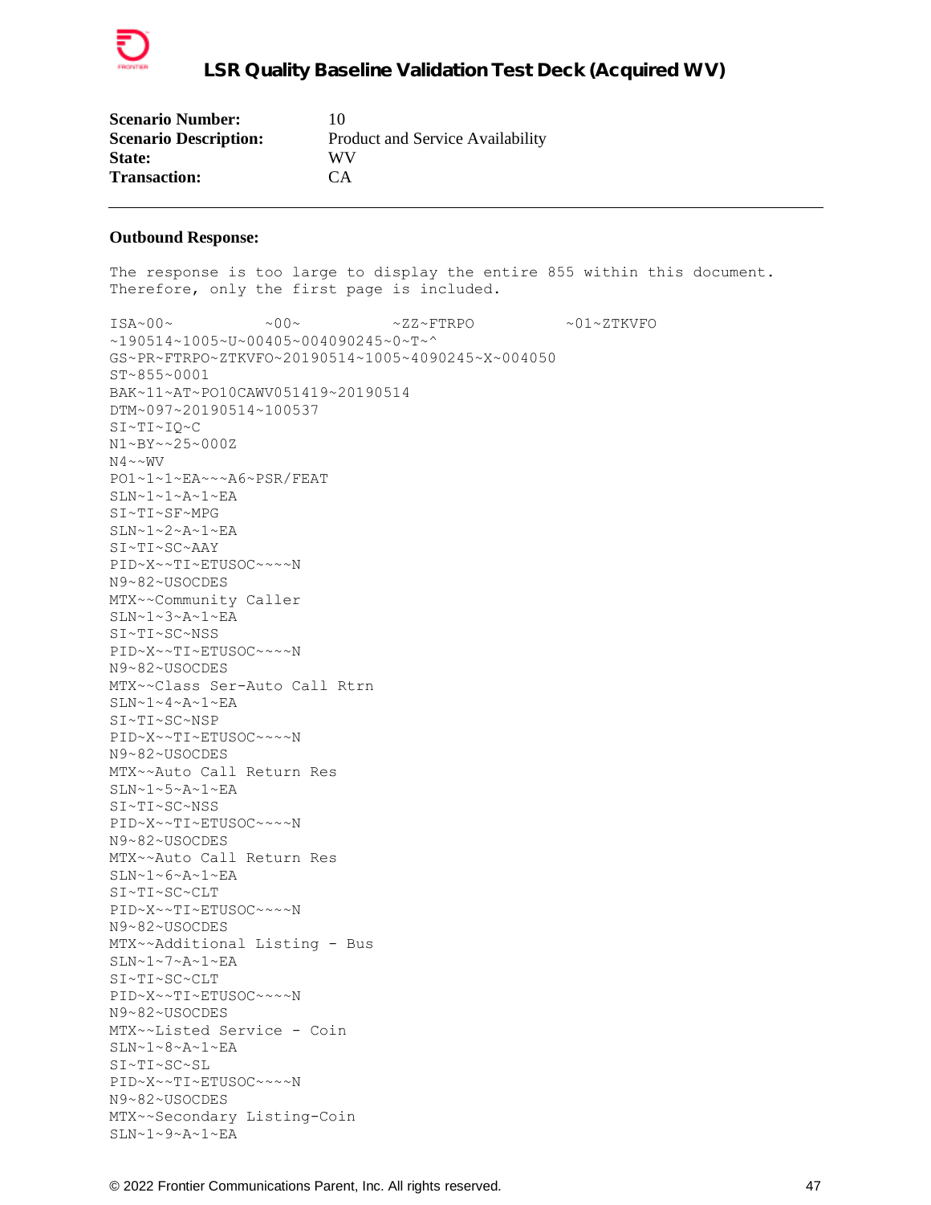**Scenario Number:** 10
**Scenario Description:** Product and Service Availability
**State:** WV
**Transaction:** CA

---

**Outbound Response:**

```
The response is too large to display the entire 855 within this document.
Therefore, only the first page is included.

ISA~00~          ~00~          ~ZZ~FTRPO          ~01~ZTKVFO
~190514~1005~U~00405~004090245~0~T~^
GS~PR~FTRPO~ZTKVFO~20190514~1005~4090245~X~004050
ST~855~0001
BAK~11~AT~PO10CAWV051419~20190514
DTM~097~20190514~100537
SI~TI~IQ~C
N1~BY~~25~000Z
N4~~WV
PO1~1~1~EA~~~A6~PSR/FEAT
SLN~1~1~A~1~EA
SI~TI~SF~MPG
SLN~1~2~A~1~EA
SI~TI~SC~AAY
PID~X~~TI~ETUSOC~~~~N
N9~82~USOCDES
MTX~~Community Caller
SLN~1~3~A~1~EA
SI~TI~SC~NSS
PID~X~~TI~ETUSOC~~~~N
N9~82~USOCDES
MTX~~Class Ser-Auto Call Rtrn
SLN~1~4~A~1~EA
SI~TI~SC~NSP
PID~X~~TI~ETUSOC~~~~N
N9~82~USOCDES
MTX~~Auto Call Return Res
SLN~1~5~A~1~EA
SI~TI~SC~NSS
PID~X~~TI~ETUSOC~~~~N
N9~82~USOCDES
MTX~~Auto Call Return Res
SLN~1~6~A~1~EA
SI~TI~SC~CLT
PID~X~~TI~ETUSOC~~~~N
N9~82~USOCDES
MTX~~Additional Listing - Bus
SLN~1~7~A~1~EA
SI~TI~SC~CLT
PID~X~~TI~ETUSOC~~~~N
N9~82~USOCDES
MTX~~Listed Service - Coin
SLN~1~8~A~1~EA
SI~TI~SC~SL
PID~X~~TI~ETUSOC~~~~N
N9~82~USOCDES
MTX~~Secondary Listing-Coin
SLN~1~9~A~1~EA
```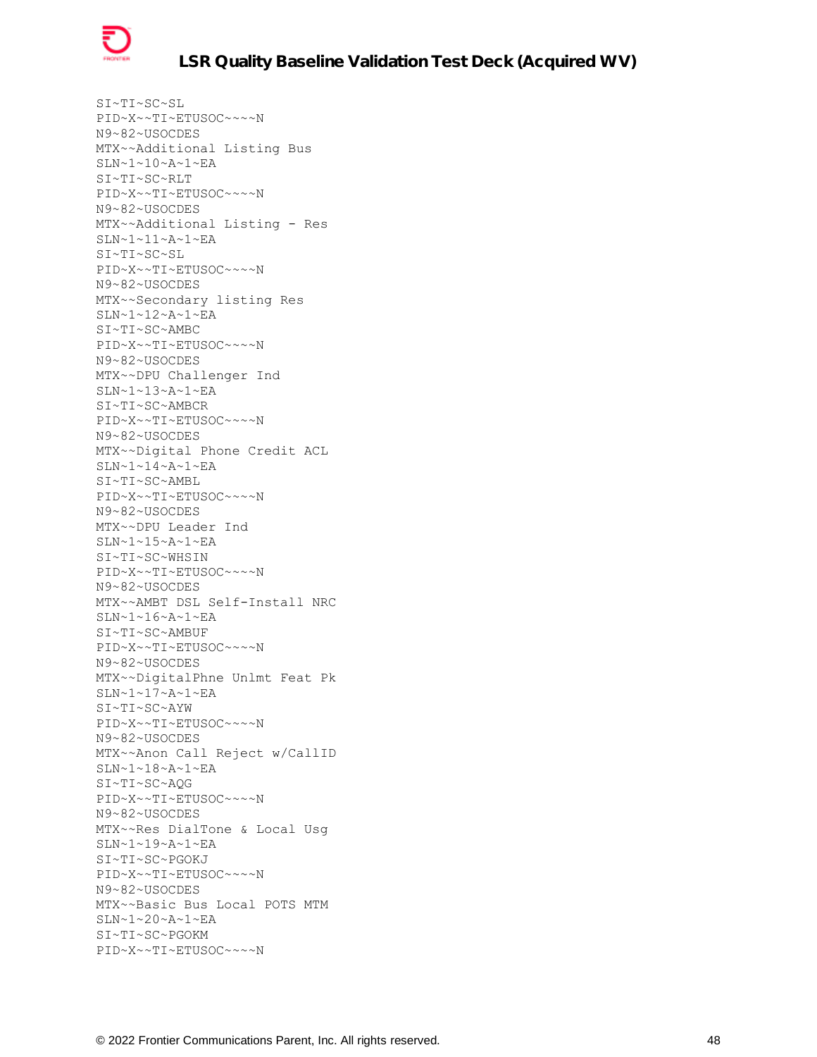```
SI~TI~SC~SL
PID~X~~TI~ETUSOC~~~~N
N9~82~USOCDES
MTX~~Additional Listing Bus
SLN~1~10~A~1~EA
SI~TI~SC~RLT
PID~X~~TI~ETUSOC~~~~N
N9~82~USOCDES
MTX~~Additional Listing - Res
SLN~1~11~A~1~EA
SI~TI~SC~SL
PID~X~~TI~ETUSOC~~~~N
N9~82~USOCDES
MTX~~Secondary listing Res
SLN~1~12~A~1~EA
SI~TI~SC~AMBC
PID~X~~TI~ETUSOC~~~~N
N9~82~USOCDES
MTX~~DPU Challenger Ind
SLN~1~13~A~1~EA
SI~TI~SC~AMBCR
PID~X~~TI~ETUSOC~~~~N
N9~82~USOCDES
MTX~~Digital Phone Credit ACL
SLN~1~14~A~1~EA
SI~TI~SC~AMBL
PID~X~~TI~ETUSOC~~~~N
N9~82~USOCDES
MTX~~DPU Leader Ind
SLN~1~15~A~1~EA
SI~TI~SC~WHSIN
PID~X~~TI~ETUSOC~~~~N
N9~82~USOCDES
MTX~~AMBT DSL Self-Install NRC
SLN~1~16~A~1~EA
SI~TI~SC~AMBUF
PID~X~~TI~ETUSOC~~~~N
N9~82~USOCDES
MTX~~DigitalPhne Unlmt Feat Pk
SLN~1~17~A~1~EA
SI~TI~SC~AYW
PID~X~~TI~ETUSOC~~~~N
N9~82~USOCDES
MTX~~Anon Call Reject w/CallID
SLN~1~18~A~1~EA
SI~TI~SC~AQG
PID~X~~TI~ETUSOC~~~~N
N9~82~USOCDES
MTX~~Res DialTone & Local Usg
SLN~1~19~A~1~EA
SI~TI~SC~PGOKJ
PID~X~~TI~ETUSOC~~~~N
N9~82~USOCDES
MTX~~Basic Bus Local POTS MTM
SLN~1~20~A~1~EA
SI~TI~SC~PGOKM
PID~X~~TI~ETUSOC~~~~N
```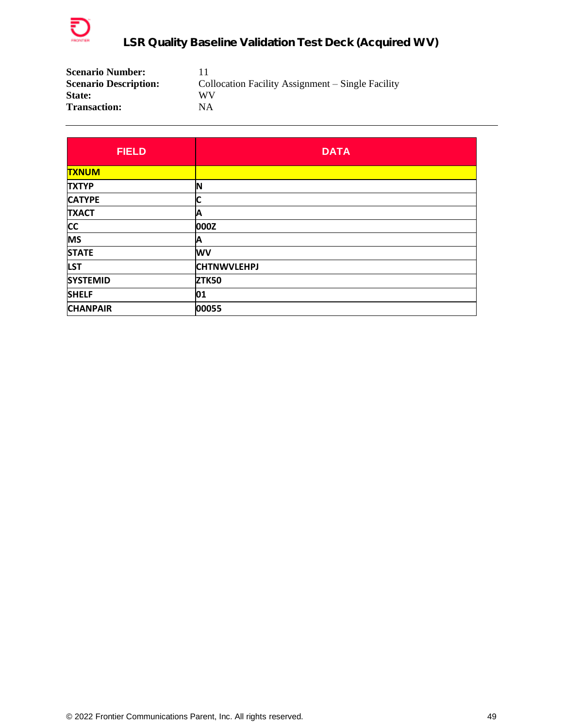**Scenario Number:** 11
**Scenario Description:** Collocation Facility Assignment – Single Facility
**State:** WV
**Transaction:** NA

---

| FIELD | DATA |
|---|---|
| TXNUM | |
| TXTYP | N |
| CATYPE | C |
| TXACT | A |
| CC | 000Z |
| MS | A |
| STATE | WV |
| LST | CHTNWVLEHPJ |
| SYSTEMID | ZTK50 |
| SHELF | 01 |
| CHANPAIR | 00055 |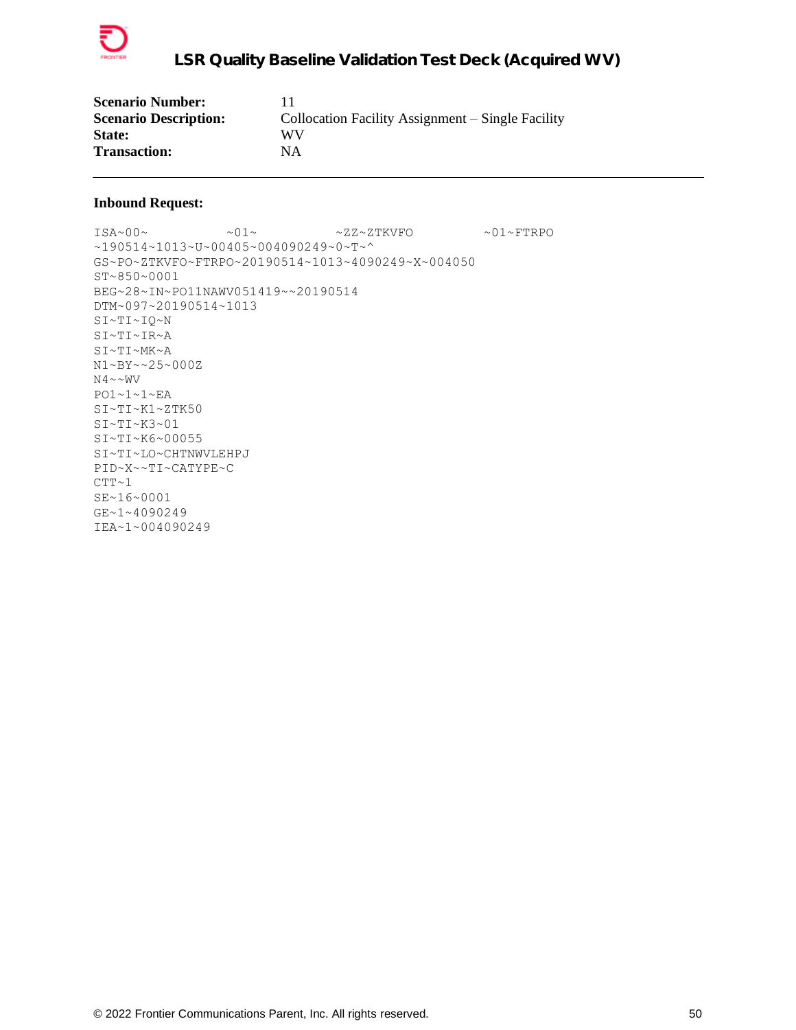| | |
|---|---|
| **Scenario Number:** | 11 |
| **Scenario Description:** | Collocation Facility Assignment – Single Facility |
| **State:** | WV |
| **Transaction:** | NA |

---

**Inbound Request:**

```
ISA~00~          ~01~          ~ZZ~ZTKVFO         ~01~FTRPO
~190514~1013~U~00405~004090249~0~T~^
GS~PO~ZTKVFO~FTRPO~20190514~1013~4090249~X~004050
ST~850~0001
BEG~28~IN~PO11NAWV051419~~20190514
DTM~097~20190514~1013
SI~TI~IQ~N
SI~TI~IR~A
SI~TI~MK~A
N1~BY~~25~000Z
N4~~WV
PO1~1~1~EA
SI~TI~K1~ZTK50
SI~TI~K3~01
SI~TI~K6~00055
SI~TI~LO~CHTNWVLEHPJ
PID~X~~TI~CATYPE~C
CTT~1
SE~16~0001
GE~1~4090249
IEA~1~004090249
```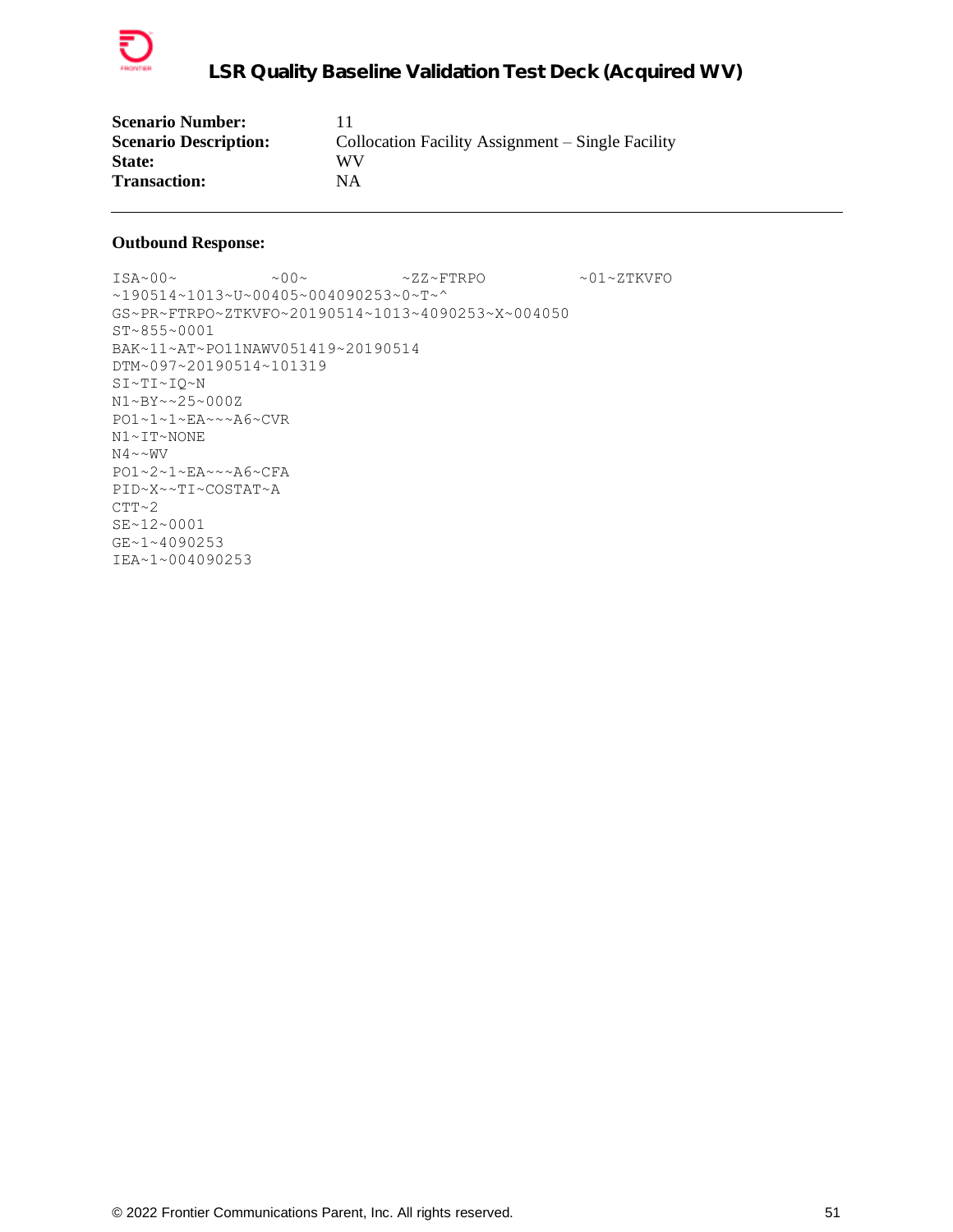**Scenario Number:** 11
**Scenario Description:** Collocation Facility Assignment – Single Facility
**State:** WV
**Transaction:** NA

---

**Outbound Response:**

```
ISA~00~          ~00~          ~ZZ~FTRPO          ~01~ZTKVFO
~190514~1013~U~00405~004090253~0~T~^
GS~PR~FTRPO~ZTKVFO~20190514~1013~4090253~X~004050
ST~855~0001
BAK~11~AT~PO11NAWV051419~20190514
DTM~097~20190514~101319
SI~TI~IQ~N
N1~BY~~25~000Z
PO1~1~1~EA~~~A6~CVR
N1~IT~NONE
N4~~WV
PO1~2~1~EA~~~A6~CFA
PID~X~~TI~COSTAT~A
CTT~2
SE~12~0001
GE~1~4090253
IEA~1~004090253
```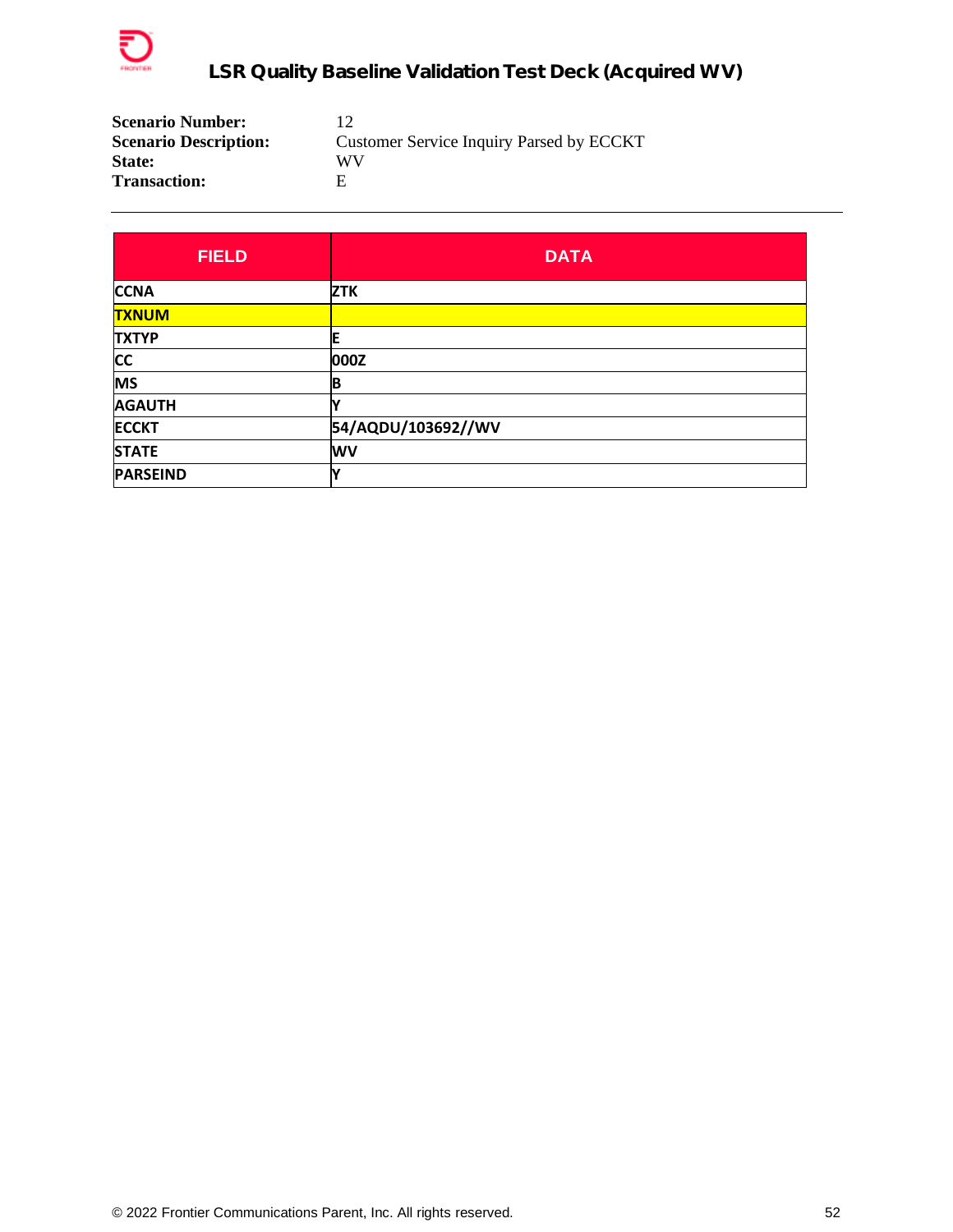**Scenario Number:** 12
**Scenario Description:** Customer Service Inquiry Parsed by ECCKT
**State:** WV
**Transaction:** E

---

| FIELD | DATA |
|---|---|
| CCNA | ZTK |
| TXNUM | |
| TXTYP | E |
| CC | 000Z |
| MS | B |
| AGAUTH | Y |
| ECCKT | 54/AQDU/103692//WV |
| STATE | WV |
| PARSEIND | Y |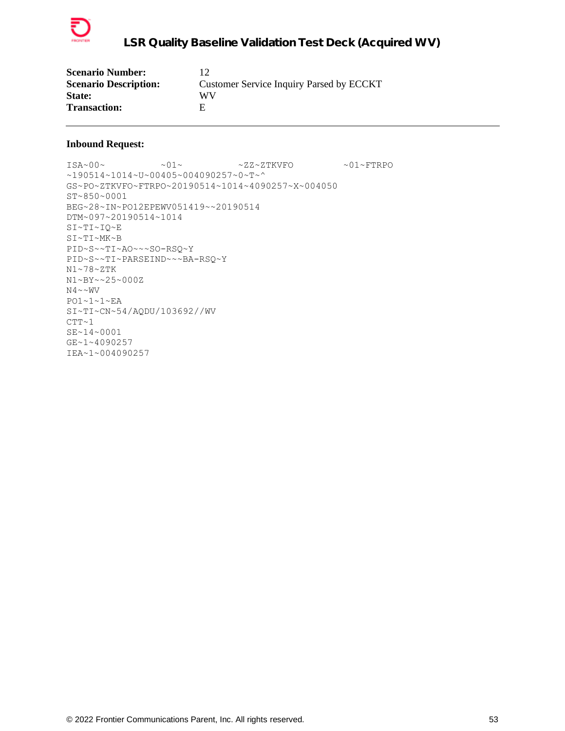| | |
|---|---|
| **Scenario Number:** | 12 |
| **Scenario Description:** | Customer Service Inquiry Parsed by ECCKT |
| **State:** | WV |
| **Transaction:** | E |

---

**Inbound Request:**

```
ISA~00~          ~01~          ~ZZ~ZTKVFO          ~01~FTRPO
~190514~1014~U~00405~004090257~0~T~^
GS~PO~ZTKVFO~FTRPO~20190514~1014~4090257~X~004050
ST~850~0001
BEG~28~IN~PO12EPEWV051419~~20190514
DTM~097~20190514~1014
SI~TI~IQ~E
SI~TI~MK~B
PID~S~~TI~AO~~~SO-RSQ~Y
PID~S~~TI~PARSEIND~~~BA-RSQ~Y
N1~78~ZTK
N1~BY~~25~000Z
N4~~WV
PO1~1~1~EA
SI~TI~CN~54/AQDU/103692//WV
CTT~1
SE~14~0001
GE~1~4090257
IEA~1~004090257
```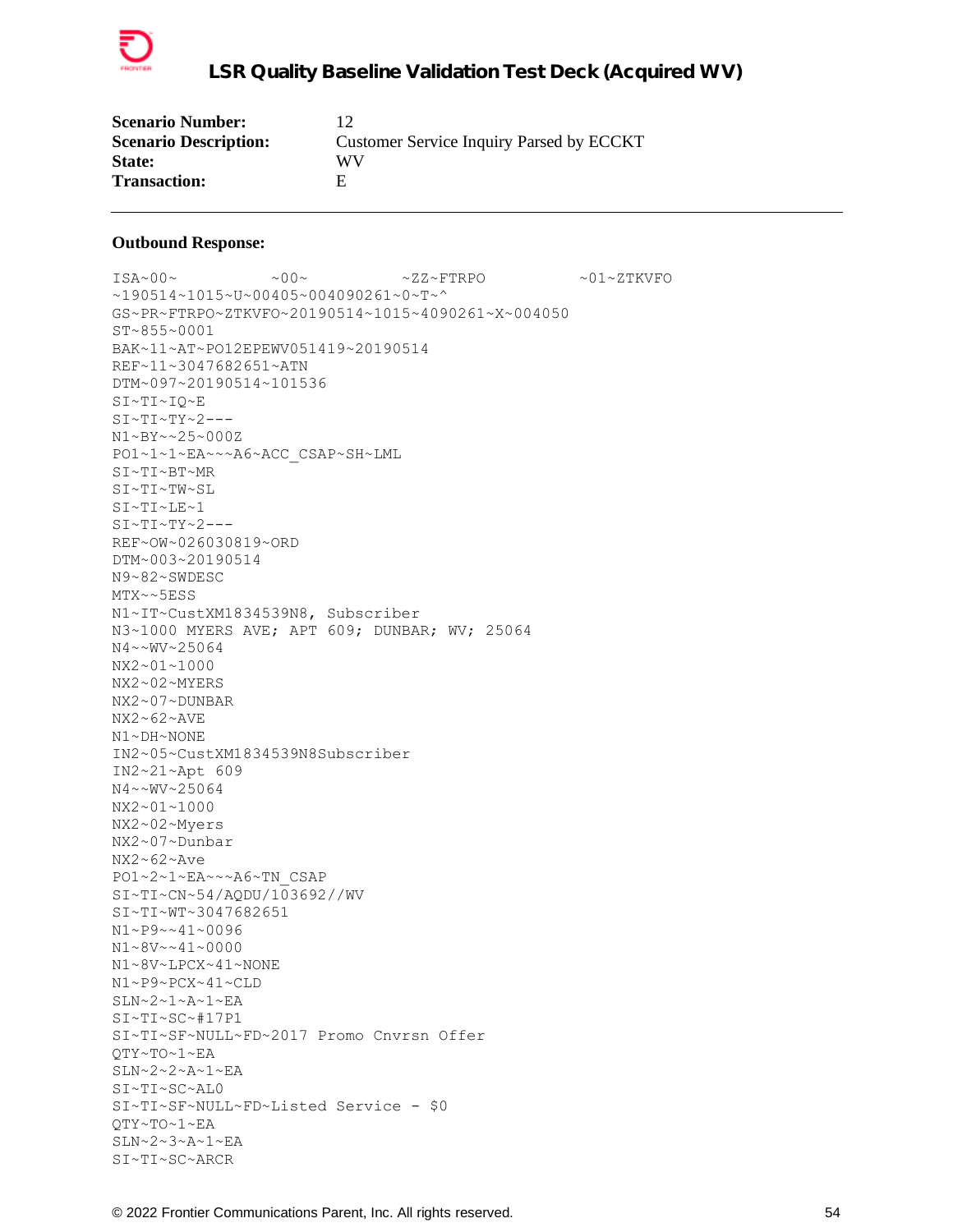| | |
|---|---|
| **Scenario Number:** | 12 |
| **Scenario Description:** | Customer Service Inquiry Parsed by ECCKT |
| **State:** | WV |
| **Transaction:** | E |

---

**Outbound Response:**

```
ISA~00~          ~00~          ~ZZ~FTRPO          ~01~ZTKVFO
~190514~1015~U~00405~004090261~0~T~^
GS~PR~FTRPO~ZTKVFO~20190514~1015~4090261~X~004050
ST~855~0001
BAK~11~AT~PO12EPEWV051419~20190514
REF~11~3047682651~ATN
DTM~097~20190514~101536
SI~TI~IQ~E
SI~TI~TY~2---
N1~BY~~25~000Z
PO1~1~1~EA~~~A6~ACC_CSAP~SH~LML
SI~TI~BT~MR
SI~TI~TW~SL
SI~TI~LE~1
SI~TI~TY~2---
REF~OW~026030819~ORD
DTM~003~20190514
N9~82~SWDESC
MTX~~5ESS
N1~IT~CustXM1834539N8, Subscriber
N3~1000 MYERS AVE; APT 609; DUNBAR; WV; 25064
N4~~WV~25064
NX2~01~1000
NX2~02~MYERS
NX2~07~DUNBAR
NX2~62~AVE
N1~DH~NONE
IN2~05~CustXM1834539N8Subscriber
IN2~21~Apt 609
N4~~WV~25064
NX2~01~1000
NX2~02~Myers
NX2~07~Dunbar
NX2~62~Ave
PO1~2~1~EA~~~A6~TN_CSAP
SI~TI~CN~54/AQDU/103692//WV
SI~TI~WT~3047682651
N1~P9~~41~0096
N1~8V~~41~0000
N1~8V~LPCX~41~NONE
N1~P9~PCX~41~CLD
SLN~2~1~A~1~EA
SI~TI~SC~#17P1
SI~TI~SF~NULL~FD~2017 Promo Cnvrsn Offer
QTY~TO~1~EA
SLN~2~2~A~1~EA
SI~TI~SC~AL0
SI~TI~SF~NULL~FD~Listed Service - $0
QTY~TO~1~EA
SLN~2~3~A~1~EA
SI~TI~SC~ARCR
```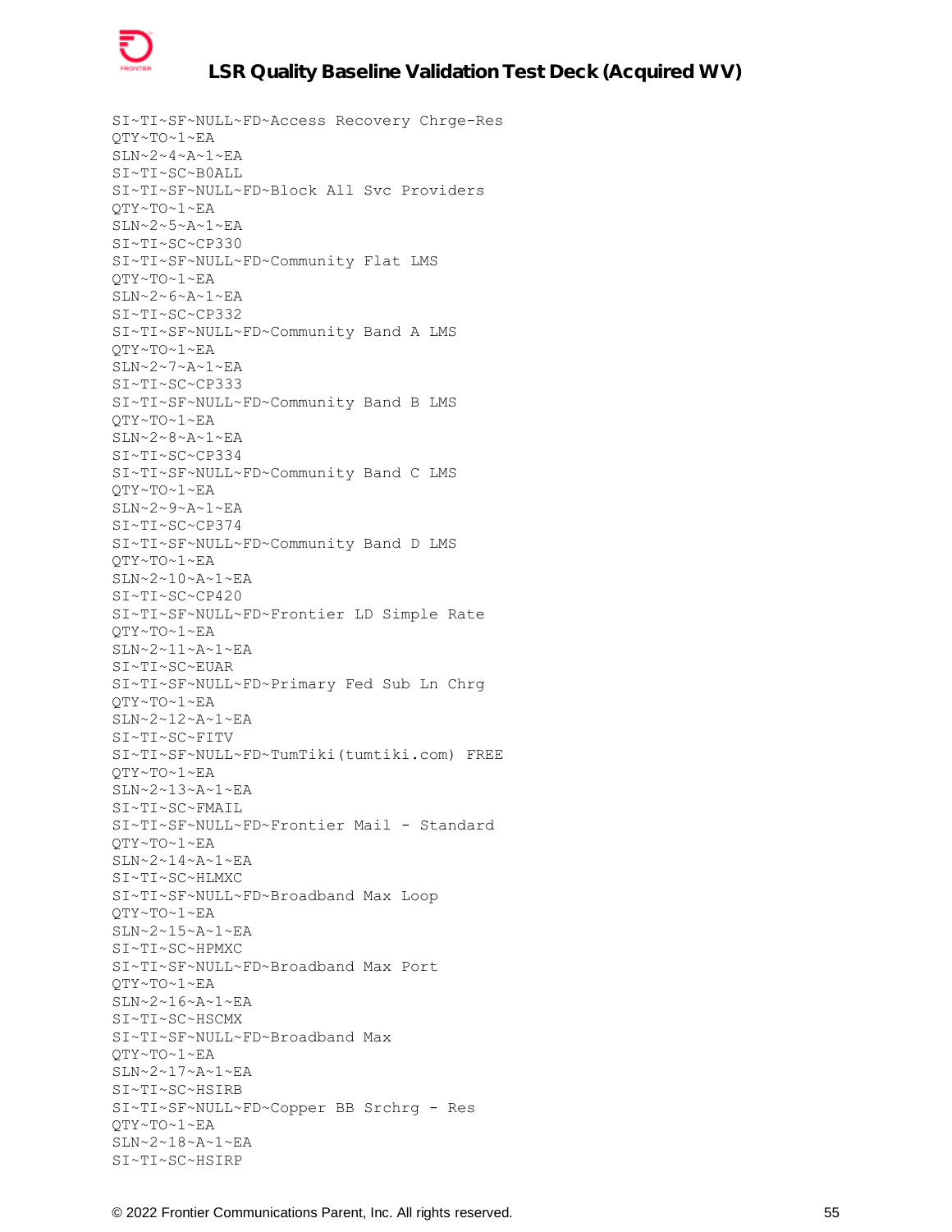```
SI~TI~SF~NULL~FD~Access Recovery Chrge-Res
QTY~TO~1~EA
SLN~2~4~A~1~EA
SI~TI~SC~B0ALL
SI~TI~SF~NULL~FD~Block All Svc Providers
QTY~TO~1~EA
SLN~2~5~A~1~EA
SI~TI~SC~CP330
SI~TI~SF~NULL~FD~Community Flat LMS
QTY~TO~1~EA
SLN~2~6~A~1~EA
SI~TI~SC~CP332
SI~TI~SF~NULL~FD~Community Band A LMS
QTY~TO~1~EA
SLN~2~7~A~1~EA
SI~TI~SC~CP333
SI~TI~SF~NULL~FD~Community Band B LMS
QTY~TO~1~EA
SLN~2~8~A~1~EA
SI~TI~SC~CP334
SI~TI~SF~NULL~FD~Community Band C LMS
QTY~TO~1~EA
SLN~2~9~A~1~EA
SI~TI~SC~CP374
SI~TI~SF~NULL~FD~Community Band D LMS
QTY~TO~1~EA
SLN~2~10~A~1~EA
SI~TI~SC~CP420
SI~TI~SF~NULL~FD~Frontier LD Simple Rate
QTY~TO~1~EA
SLN~2~11~A~1~EA
SI~TI~SC~EUAR
SI~TI~SF~NULL~FD~Primary Fed Sub Ln Chrg
QTY~TO~1~EA
SLN~2~12~A~1~EA
SI~TI~SC~FITV
SI~TI~SF~NULL~FD~TumTiki(tumtiki.com) FREE
QTY~TO~1~EA
SLN~2~13~A~1~EA
SI~TI~SC~FMAIL
SI~TI~SF~NULL~FD~Frontier Mail - Standard
QTY~TO~1~EA
SLN~2~14~A~1~EA
SI~TI~SC~HLMXC
SI~TI~SF~NULL~FD~Broadband Max Loop
QTY~TO~1~EA
SLN~2~15~A~1~EA
SI~TI~SC~HPMXC
SI~TI~SF~NULL~FD~Broadband Max Port
QTY~TO~1~EA
SLN~2~16~A~1~EA
SI~TI~SC~HSCMX
SI~TI~SF~NULL~FD~Broadband Max
QTY~TO~1~EA
SLN~2~17~A~1~EA
SI~TI~SC~HSIRB
SI~TI~SF~NULL~FD~Copper BB Srchrg - Res
QTY~TO~1~EA
SLN~2~18~A~1~EA
SI~TI~SC~HSIRP
```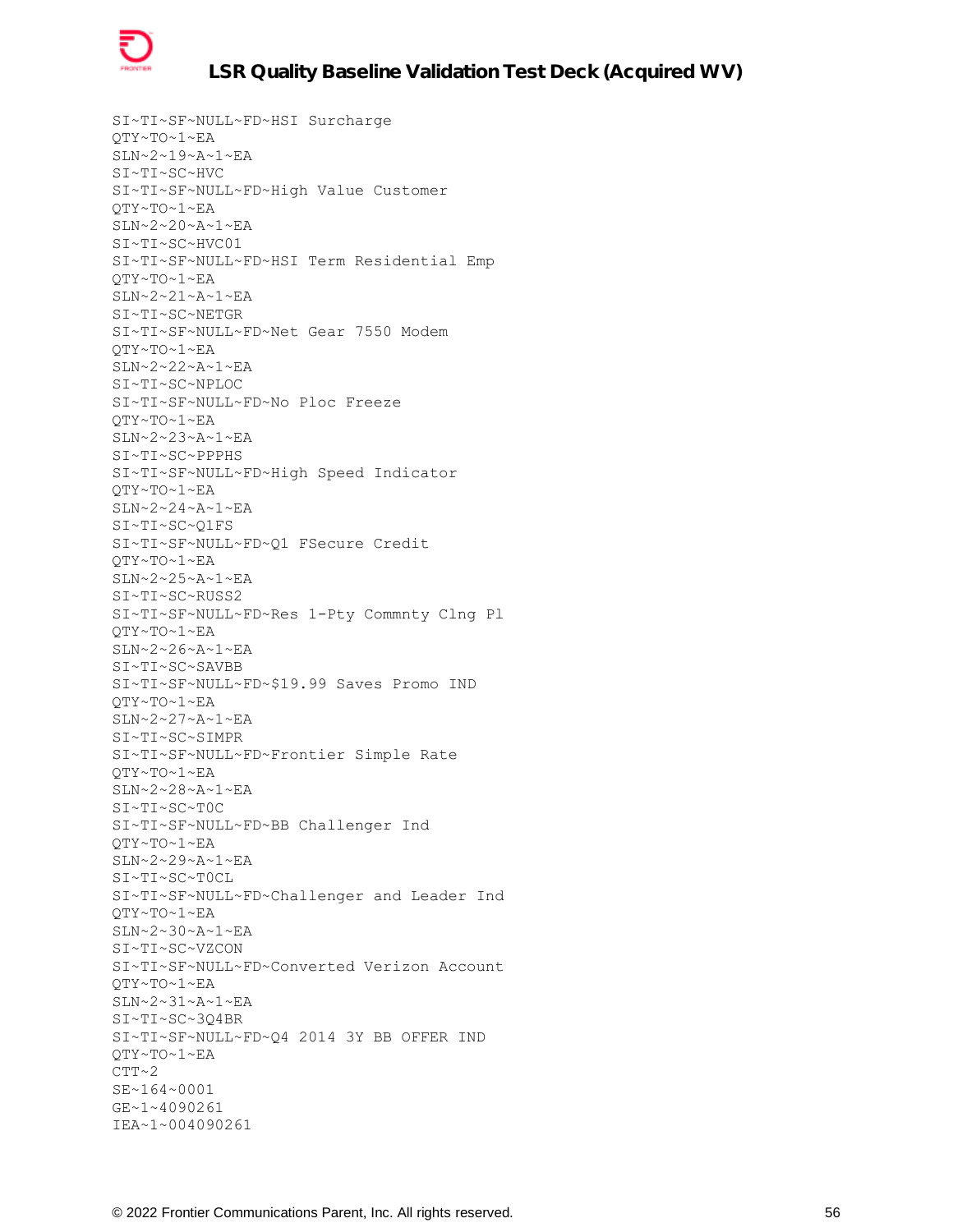```
SI~TI~SF~NULL~FD~HSI Surcharge
QTY~TO~1~EA
SLN~2~19~A~1~EA
SI~TI~SC~HVC
SI~TI~SF~NULL~FD~High Value Customer
QTY~TO~1~EA
SLN~2~20~A~1~EA
SI~TI~SC~HVC01
SI~TI~SF~NULL~FD~HSI Term Residential Emp
QTY~TO~1~EA
SLN~2~21~A~1~EA
SI~TI~SC~NETGR
SI~TI~SF~NULL~FD~Net Gear 7550 Modem
QTY~TO~1~EA
SLN~2~22~A~1~EA
SI~TI~SC~NPLOC
SI~TI~SF~NULL~FD~No Ploc Freeze
QTY~TO~1~EA
SLN~2~23~A~1~EA
SI~TI~SC~PPPHS
SI~TI~SF~NULL~FD~High Speed Indicator
QTY~TO~1~EA
SLN~2~24~A~1~EA
SI~TI~SC~Q1FS
SI~TI~SF~NULL~FD~Q1 FSecure Credit
QTY~TO~1~EA
SLN~2~25~A~1~EA
SI~TI~SC~RUSS2
SI~TI~SF~NULL~FD~Res 1-Pty Commnty Clng Pl
QTY~TO~1~EA
SLN~2~26~A~1~EA
SI~TI~SC~SAVBB
SI~TI~SF~NULL~FD~$19.99 Saves Promo IND
QTY~TO~1~EA
SLN~2~27~A~1~EA
SI~TI~SC~SIMPR
SI~TI~SF~NULL~FD~Frontier Simple Rate
QTY~TO~1~EA
SLN~2~28~A~1~EA
SI~TI~SC~T0C
SI~TI~SF~NULL~FD~BB Challenger Ind
QTY~TO~1~EA
SLN~2~29~A~1~EA
SI~TI~SC~T0CL
SI~TI~SF~NULL~FD~Challenger and Leader Ind
QTY~TO~1~EA
SLN~2~30~A~1~EA
SI~TI~SC~VZCON
SI~TI~SF~NULL~FD~Converted Verizon Account
QTY~TO~1~EA
SLN~2~31~A~1~EA
SI~TI~SC~3Q4BR
SI~TI~SF~NULL~FD~Q4 2014 3Y BB OFFER IND
QTY~TO~1~EA
CTT~2
SE~164~0001
GE~1~4090261
IEA~1~004090261
```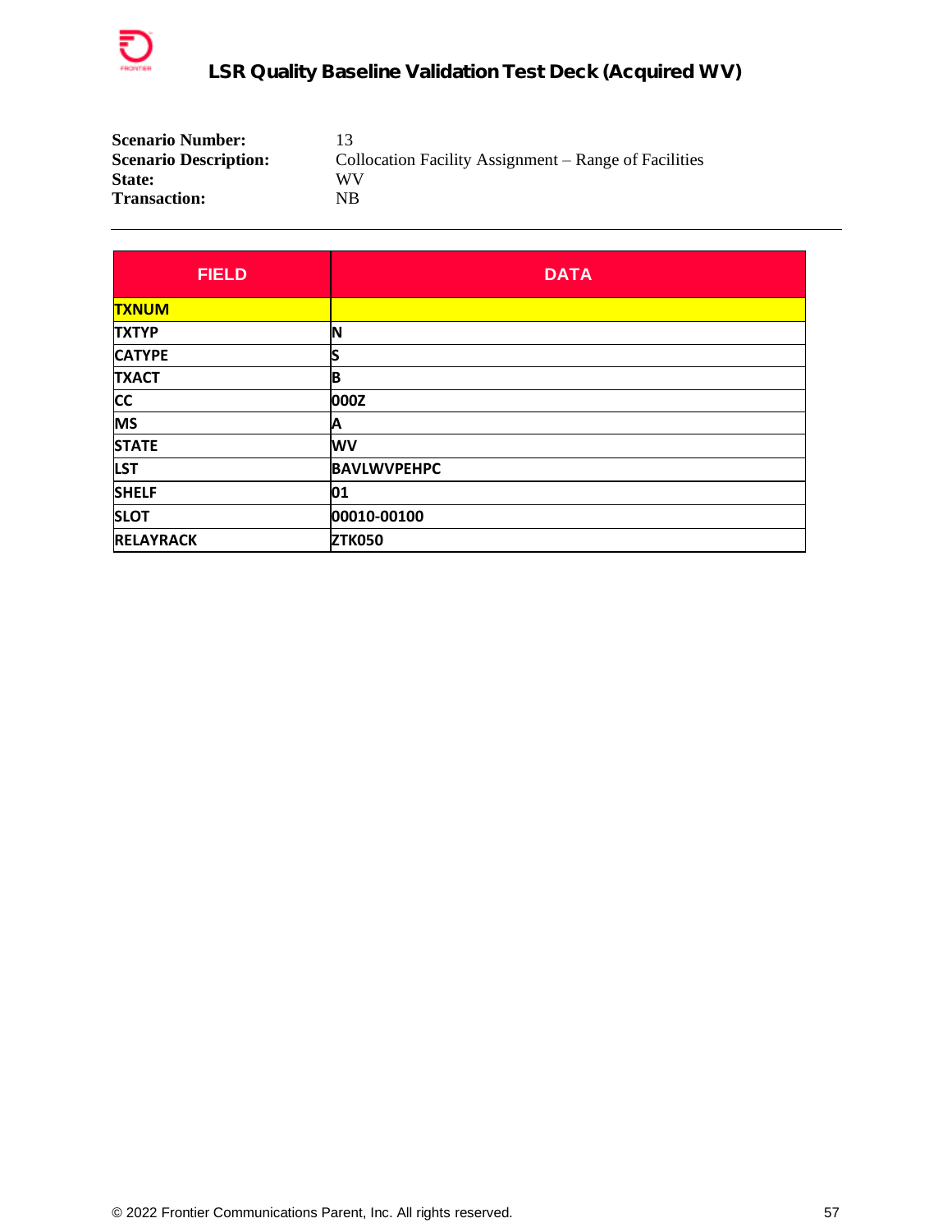**Scenario Number:** 13
**Scenario Description:** Collocation Facility Assignment – Range of Facilities
**State:** WV
**Transaction:** NB

---

| FIELD | DATA |
|---|---|
| TXNUM | |
| TXTYP | N |
| CATYPE | S |
| TXACT | B |
| CC | 000Z |
| MS | A |
| STATE | WV |
| LST | BAVLWVPEHPC |
| SHELF | 01 |
| SLOT | 00010-00100 |
| RELAYRACK | ZTK050 |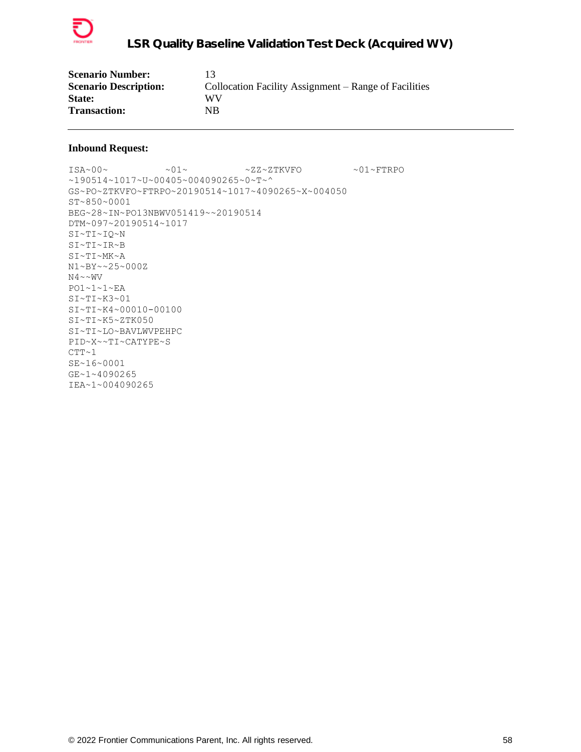| | |
|---|---|
| **Scenario Number:** | 13 |
| **Scenario Description:** | Collocation Facility Assignment – Range of Facilities |
| **State:** | WV |
| **Transaction:** | NB |

---

**Inbound Request:**

```
ISA~00~          ~01~          ~ZZ~ZTKVFO         ~01~FTRPO
~190514~1017~U~00405~004090265~0~T~^
GS~PO~ZTKVFO~FTRPO~20190514~1017~4090265~X~004050
ST~850~0001
BEG~28~IN~PO13NBWV051419~~20190514
DTM~097~20190514~1017
SI~TI~IQ~N
SI~TI~IR~B
SI~TI~MK~A
N1~BY~~25~000Z
N4~~WV
PO1~1~1~EA
SI~TI~K3~01
SI~TI~K4~00010-00100
SI~TI~K5~ZTK050
SI~TI~LO~BAVLWVPEHPC
PID~X~~TI~CATYPE~S
CTT~1
SE~16~0001
GE~1~4090265
IEA~1~004090265
```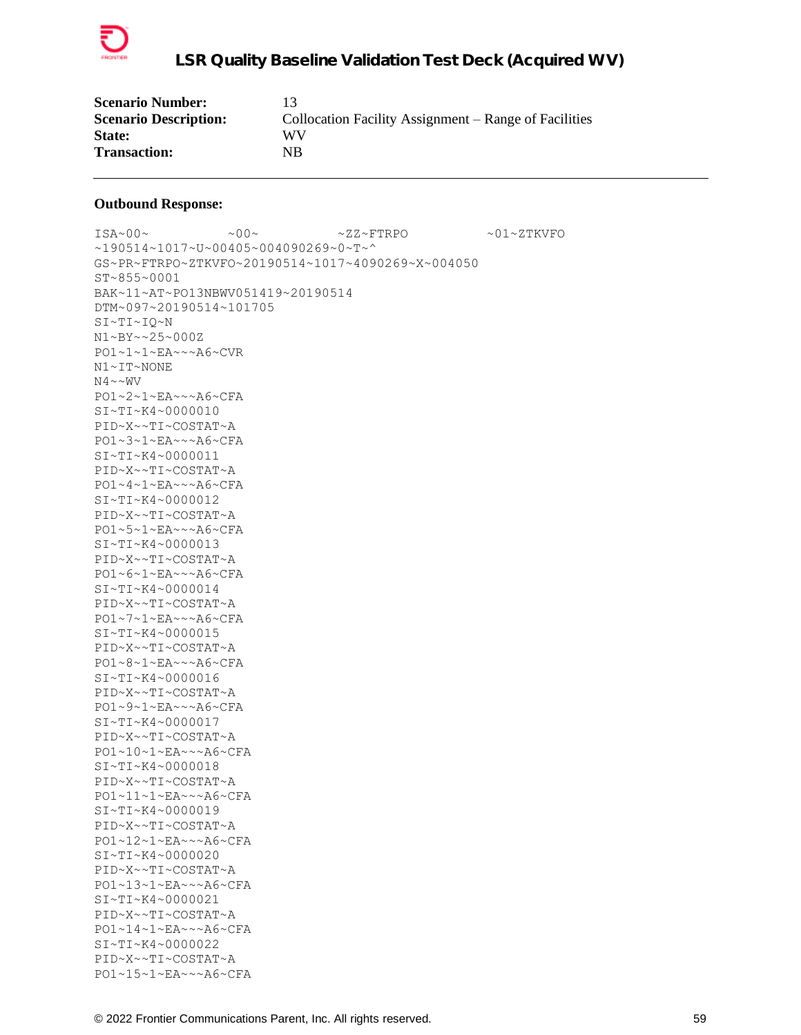| | |
|---|---|
| **Scenario Number:** | 13 |
| **Scenario Description:** | Collocation Facility Assignment – Range of Facilities |
| **State:** | WV |
| **Transaction:** | NB |

---

**Outbound Response:**

```
ISA~00~          ~00~          ~ZZ~FTRPO          ~01~ZTKVFO
~190514~1017~U~00405~004090269~0~T~^
GS~PR~FTRPO~ZTKVFO~20190514~1017~4090269~X~004050
ST~855~0001
BAK~11~AT~PO13NBWV051419~20190514
DTM~097~20190514~101705
SI~TI~IQ~N
N1~BY~~25~000Z
PO1~1~1~EA~~~A6~CVR
N1~IT~NONE
N4~~WV
PO1~2~1~EA~~~A6~CFA
SI~TI~K4~0000010
PID~X~~TI~COSTAT~A
PO1~3~1~EA~~~A6~CFA
SI~TI~K4~0000011
PID~X~~TI~COSTAT~A
PO1~4~1~EA~~~A6~CFA
SI~TI~K4~0000012
PID~X~~TI~COSTAT~A
PO1~5~1~EA~~~A6~CFA
SI~TI~K4~0000013
PID~X~~TI~COSTAT~A
PO1~6~1~EA~~~A6~CFA
SI~TI~K4~0000014
PID~X~~TI~COSTAT~A
PO1~7~1~EA~~~A6~CFA
SI~TI~K4~0000015
PID~X~~TI~COSTAT~A
PO1~8~1~EA~~~A6~CFA
SI~TI~K4~0000016
PID~X~~TI~COSTAT~A
PO1~9~1~EA~~~A6~CFA
SI~TI~K4~0000017
PID~X~~TI~COSTAT~A
PO1~10~1~EA~~~A6~CFA
SI~TI~K4~0000018
PID~X~~TI~COSTAT~A
PO1~11~1~EA~~~A6~CFA
SI~TI~K4~0000019
PID~X~~TI~COSTAT~A
PO1~12~1~EA~~~A6~CFA
SI~TI~K4~0000020
PID~X~~TI~COSTAT~A
PO1~13~1~EA~~~A6~CFA
SI~TI~K4~0000021
PID~X~~TI~COSTAT~A
PO1~14~1~EA~~~A6~CFA
SI~TI~K4~0000022
PID~X~~TI~COSTAT~A
PO1~15~1~EA~~~A6~CFA
```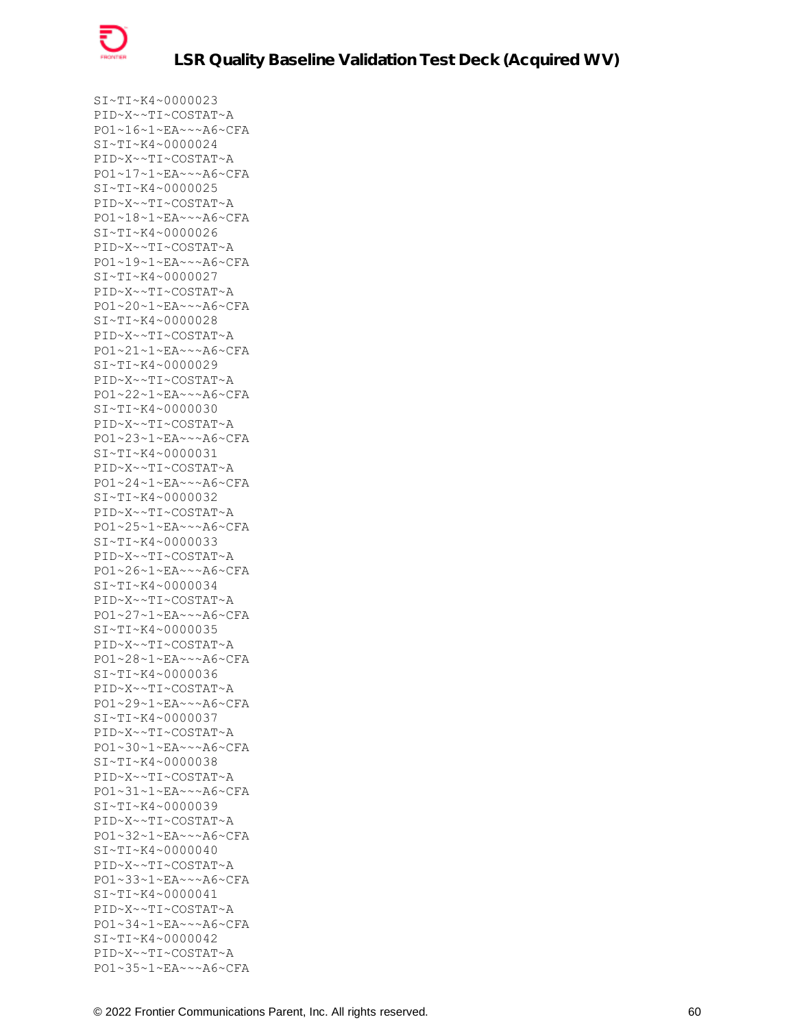```
SI~TI~K4~0000023
PID~X~~TI~COSTAT~A
PO1~16~1~EA~~~A6~CFA
SI~TI~K4~0000024
PID~X~~TI~COSTAT~A
PO1~17~1~EA~~~A6~CFA
SI~TI~K4~0000025
PID~X~~TI~COSTAT~A
PO1~18~1~EA~~~A6~CFA
SI~TI~K4~0000026
PID~X~~TI~COSTAT~A
PO1~19~1~EA~~~A6~CFA
SI~TI~K4~0000027
PID~X~~TI~COSTAT~A
PO1~20~1~EA~~~A6~CFA
SI~TI~K4~0000028
PID~X~~TI~COSTAT~A
PO1~21~1~EA~~~A6~CFA
SI~TI~K4~0000029
PID~X~~TI~COSTAT~A
PO1~22~1~EA~~~A6~CFA
SI~TI~K4~0000030
PID~X~~TI~COSTAT~A
PO1~23~1~EA~~~A6~CFA
SI~TI~K4~0000031
PID~X~~TI~COSTAT~A
PO1~24~1~EA~~~A6~CFA
SI~TI~K4~0000032
PID~X~~TI~COSTAT~A
PO1~25~1~EA~~~A6~CFA
SI~TI~K4~0000033
PID~X~~TI~COSTAT~A
PO1~26~1~EA~~~A6~CFA
SI~TI~K4~0000034
PID~X~~TI~COSTAT~A
PO1~27~1~EA~~~A6~CFA
SI~TI~K4~0000035
PID~X~~TI~COSTAT~A
PO1~28~1~EA~~~A6~CFA
SI~TI~K4~0000036
PID~X~~TI~COSTAT~A
PO1~29~1~EA~~~A6~CFA
SI~TI~K4~0000037
PID~X~~TI~COSTAT~A
PO1~30~1~EA~~~A6~CFA
SI~TI~K4~0000038
PID~X~~TI~COSTAT~A
PO1~31~1~EA~~~A6~CFA
SI~TI~K4~0000039
PID~X~~TI~COSTAT~A
PO1~32~1~EA~~~A6~CFA
SI~TI~K4~0000040
PID~X~~TI~COSTAT~A
PO1~33~1~EA~~~A6~CFA
SI~TI~K4~0000041
PID~X~~TI~COSTAT~A
PO1~34~1~EA~~~A6~CFA
SI~TI~K4~0000042
PID~X~~TI~COSTAT~A
PO1~35~1~EA~~~A6~CFA
```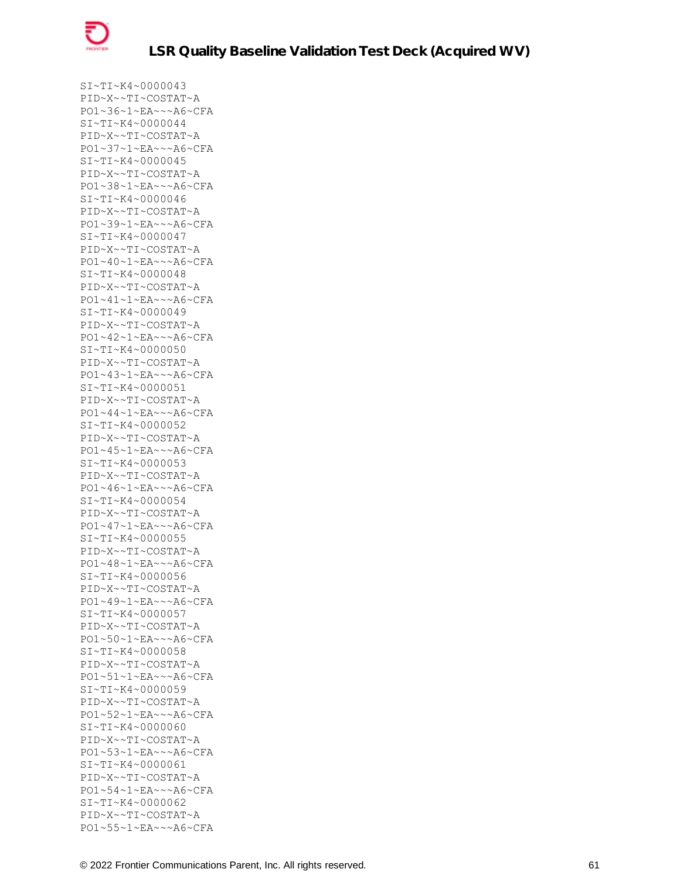```
SI~TI~K4~0000043
PID~X~~TI~COSTAT~A
PO1~36~1~EA~~~A6~CFA
SI~TI~K4~0000044
PID~X~~TI~COSTAT~A
PO1~37~1~EA~~~A6~CFA
SI~TI~K4~0000045
PID~X~~TI~COSTAT~A
PO1~38~1~EA~~~A6~CFA
SI~TI~K4~0000046
PID~X~~TI~COSTAT~A
PO1~39~1~EA~~~A6~CFA
SI~TI~K4~0000047
PID~X~~TI~COSTAT~A
PO1~40~1~EA~~~A6~CFA
SI~TI~K4~0000048
PID~X~~TI~COSTAT~A
PO1~41~1~EA~~~A6~CFA
SI~TI~K4~0000049
PID~X~~TI~COSTAT~A
PO1~42~1~EA~~~A6~CFA
SI~TI~K4~0000050
PID~X~~TI~COSTAT~A
PO1~43~1~EA~~~A6~CFA
SI~TI~K4~0000051
PID~X~~TI~COSTAT~A
PO1~44~1~EA~~~A6~CFA
SI~TI~K4~0000052
PID~X~~TI~COSTAT~A
PO1~45~1~EA~~~A6~CFA
SI~TI~K4~0000053
PID~X~~TI~COSTAT~A
PO1~46~1~EA~~~A6~CFA
SI~TI~K4~0000054
PID~X~~TI~COSTAT~A
PO1~47~1~EA~~~A6~CFA
SI~TI~K4~0000055
PID~X~~TI~COSTAT~A
PO1~48~1~EA~~~A6~CFA
SI~TI~K4~0000056
PID~X~~TI~COSTAT~A
PO1~49~1~EA~~~A6~CFA
SI~TI~K4~0000057
PID~X~~TI~COSTAT~A
PO1~50~1~EA~~~A6~CFA
SI~TI~K4~0000058
PID~X~~TI~COSTAT~A
PO1~51~1~EA~~~A6~CFA
SI~TI~K4~0000059
PID~X~~TI~COSTAT~A
PO1~52~1~EA~~~A6~CFA
SI~TI~K4~0000060
PID~X~~TI~COSTAT~A
PO1~53~1~EA~~~A6~CFA
SI~TI~K4~0000061
PID~X~~TI~COSTAT~A
PO1~54~1~EA~~~A6~CFA
SI~TI~K4~0000062
PID~X~~TI~COSTAT~A
PO1~55~1~EA~~~A6~CFA
```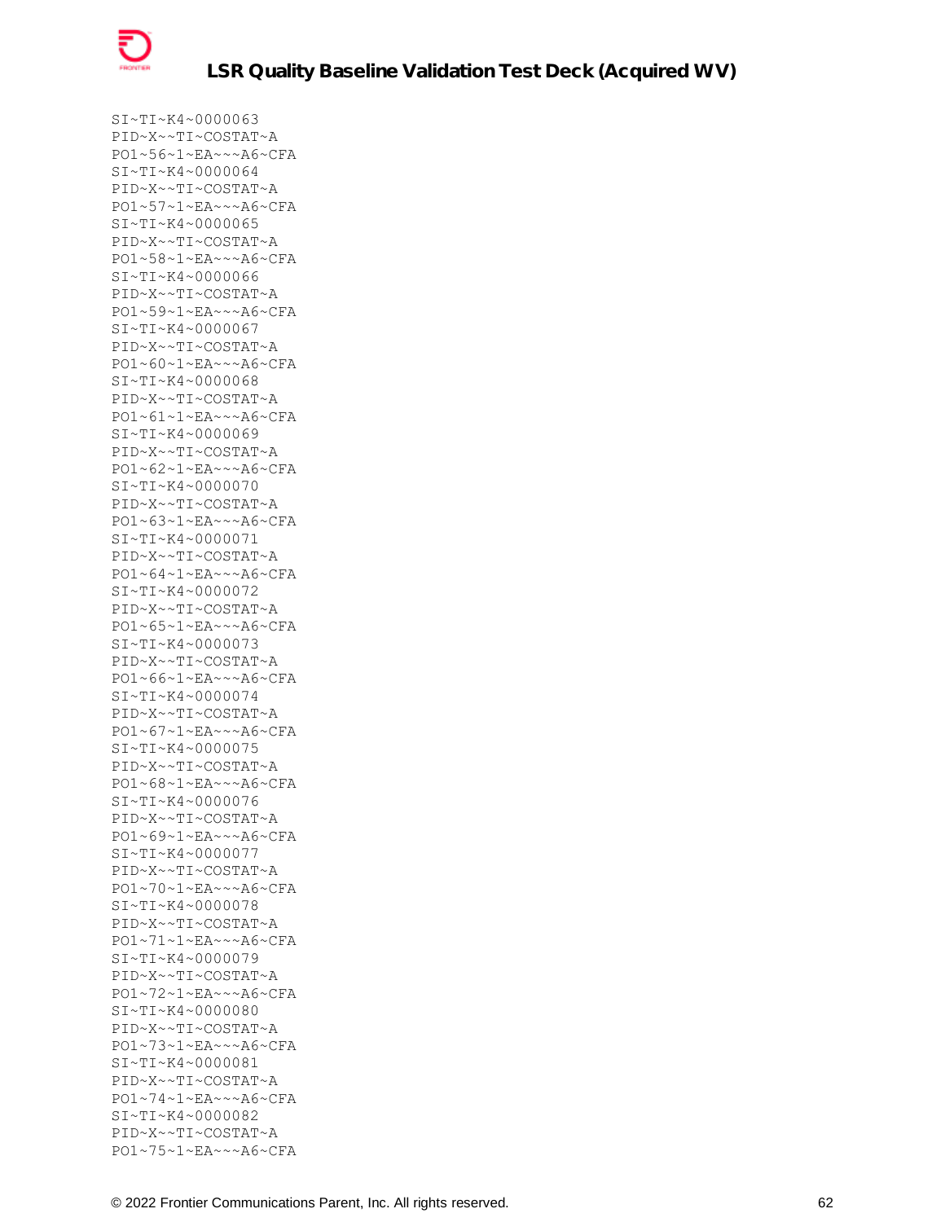```
SI~TI~K4~0000063
PID~X~~TI~COSTAT~A
PO1~56~1~EA~~~A6~CFA
SI~TI~K4~0000064
PID~X~~TI~COSTAT~A
PO1~57~1~EA~~~A6~CFA
SI~TI~K4~0000065
PID~X~~TI~COSTAT~A
PO1~58~1~EA~~~A6~CFA
SI~TI~K4~0000066
PID~X~~TI~COSTAT~A
PO1~59~1~EA~~~A6~CFA
SI~TI~K4~0000067
PID~X~~TI~COSTAT~A
PO1~60~1~EA~~~A6~CFA
SI~TI~K4~0000068
PID~X~~TI~COSTAT~A
PO1~61~1~EA~~~A6~CFA
SI~TI~K4~0000069
PID~X~~TI~COSTAT~A
PO1~62~1~EA~~~A6~CFA
SI~TI~K4~0000070
PID~X~~TI~COSTAT~A
PO1~63~1~EA~~~A6~CFA
SI~TI~K4~0000071
PID~X~~TI~COSTAT~A
PO1~64~1~EA~~~A6~CFA
SI~TI~K4~0000072
PID~X~~TI~COSTAT~A
PO1~65~1~EA~~~A6~CFA
SI~TI~K4~0000073
PID~X~~TI~COSTAT~A
PO1~66~1~EA~~~A6~CFA
SI~TI~K4~0000074
PID~X~~TI~COSTAT~A
PO1~67~1~EA~~~A6~CFA
SI~TI~K4~0000075
PID~X~~TI~COSTAT~A
PO1~68~1~EA~~~A6~CFA
SI~TI~K4~0000076
PID~X~~TI~COSTAT~A
PO1~69~1~EA~~~A6~CFA
SI~TI~K4~0000077
PID~X~~TI~COSTAT~A
PO1~70~1~EA~~~A6~CFA
SI~TI~K4~0000078
PID~X~~TI~COSTAT~A
PO1~71~1~EA~~~A6~CFA
SI~TI~K4~0000079
PID~X~~TI~COSTAT~A
PO1~72~1~EA~~~A6~CFA
SI~TI~K4~0000080
PID~X~~TI~COSTAT~A
PO1~73~1~EA~~~A6~CFA
SI~TI~K4~0000081
PID~X~~TI~COSTAT~A
PO1~74~1~EA~~~A6~CFA
SI~TI~K4~0000082
PID~X~~TI~COSTAT~A
PO1~75~1~EA~~~A6~CFA
```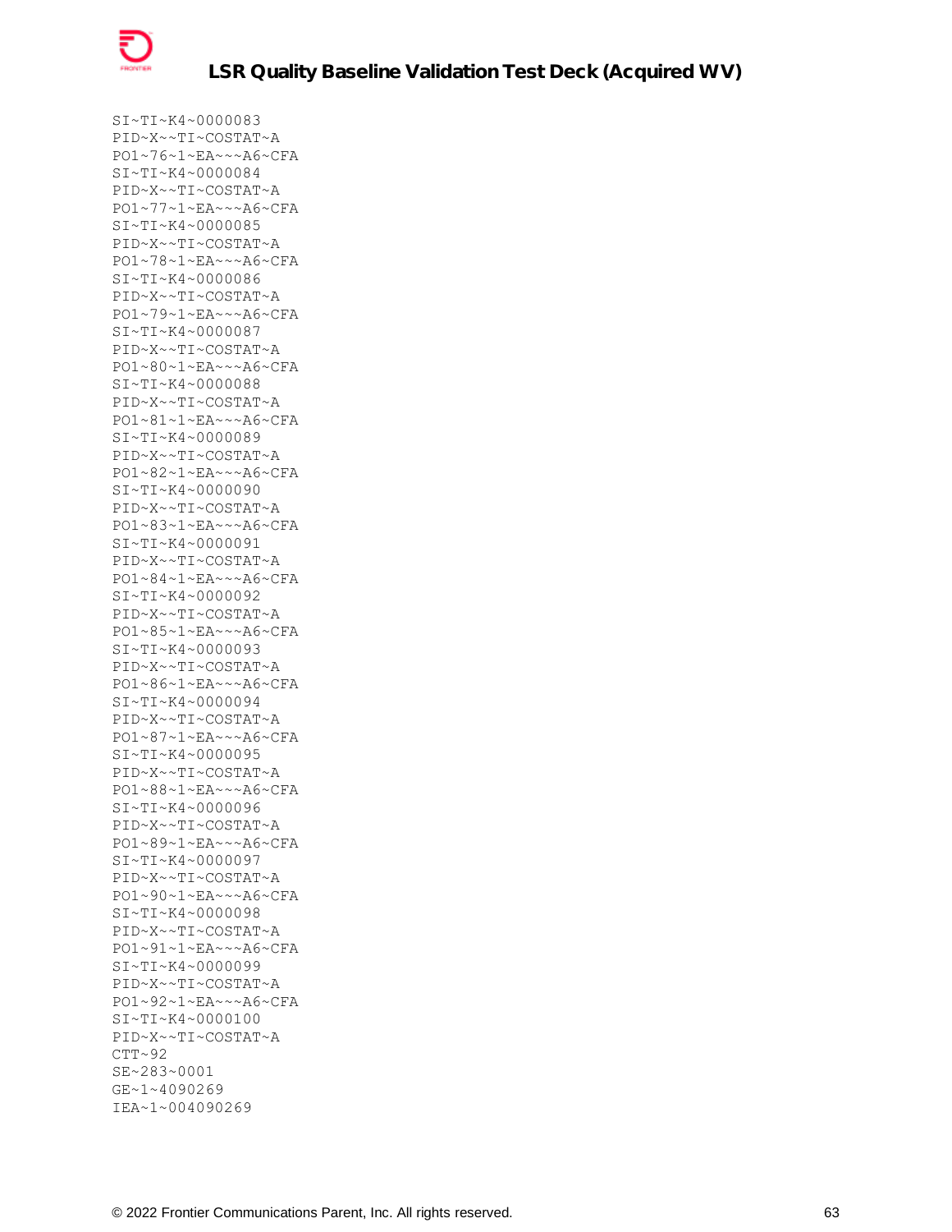```
SI~TI~K4~0000083
PID~X~~TI~COSTAT~A
PO1~76~1~EA~~~A6~CFA
SI~TI~K4~0000084
PID~X~~TI~COSTAT~A
PO1~77~1~EA~~~A6~CFA
SI~TI~K4~0000085
PID~X~~TI~COSTAT~A
PO1~78~1~EA~~~A6~CFA
SI~TI~K4~0000086
PID~X~~TI~COSTAT~A
PO1~79~1~EA~~~A6~CFA
SI~TI~K4~0000087
PID~X~~TI~COSTAT~A
PO1~80~1~EA~~~A6~CFA
SI~TI~K4~0000088
PID~X~~TI~COSTAT~A
PO1~81~1~EA~~~A6~CFA
SI~TI~K4~0000089
PID~X~~TI~COSTAT~A
PO1~82~1~EA~~~A6~CFA
SI~TI~K4~0000090
PID~X~~TI~COSTAT~A
PO1~83~1~EA~~~A6~CFA
SI~TI~K4~0000091
PID~X~~TI~COSTAT~A
PO1~84~1~EA~~~A6~CFA
SI~TI~K4~0000092
PID~X~~TI~COSTAT~A
PO1~85~1~EA~~~A6~CFA
SI~TI~K4~0000093
PID~X~~TI~COSTAT~A
PO1~86~1~EA~~~A6~CFA
SI~TI~K4~0000094
PID~X~~TI~COSTAT~A
PO1~87~1~EA~~~A6~CFA
SI~TI~K4~0000095
PID~X~~TI~COSTAT~A
PO1~88~1~EA~~~A6~CFA
SI~TI~K4~0000096
PID~X~~TI~COSTAT~A
PO1~89~1~EA~~~A6~CFA
SI~TI~K4~0000097
PID~X~~TI~COSTAT~A
PO1~90~1~EA~~~A6~CFA
SI~TI~K4~0000098
PID~X~~TI~COSTAT~A
PO1~91~1~EA~~~A6~CFA
SI~TI~K4~0000099
PID~X~~TI~COSTAT~A
PO1~92~1~EA~~~A6~CFA
SI~TI~K4~0000100
PID~X~~TI~COSTAT~A
CTT~92
SE~283~0001
GE~1~4090269
IEA~1~004090269
```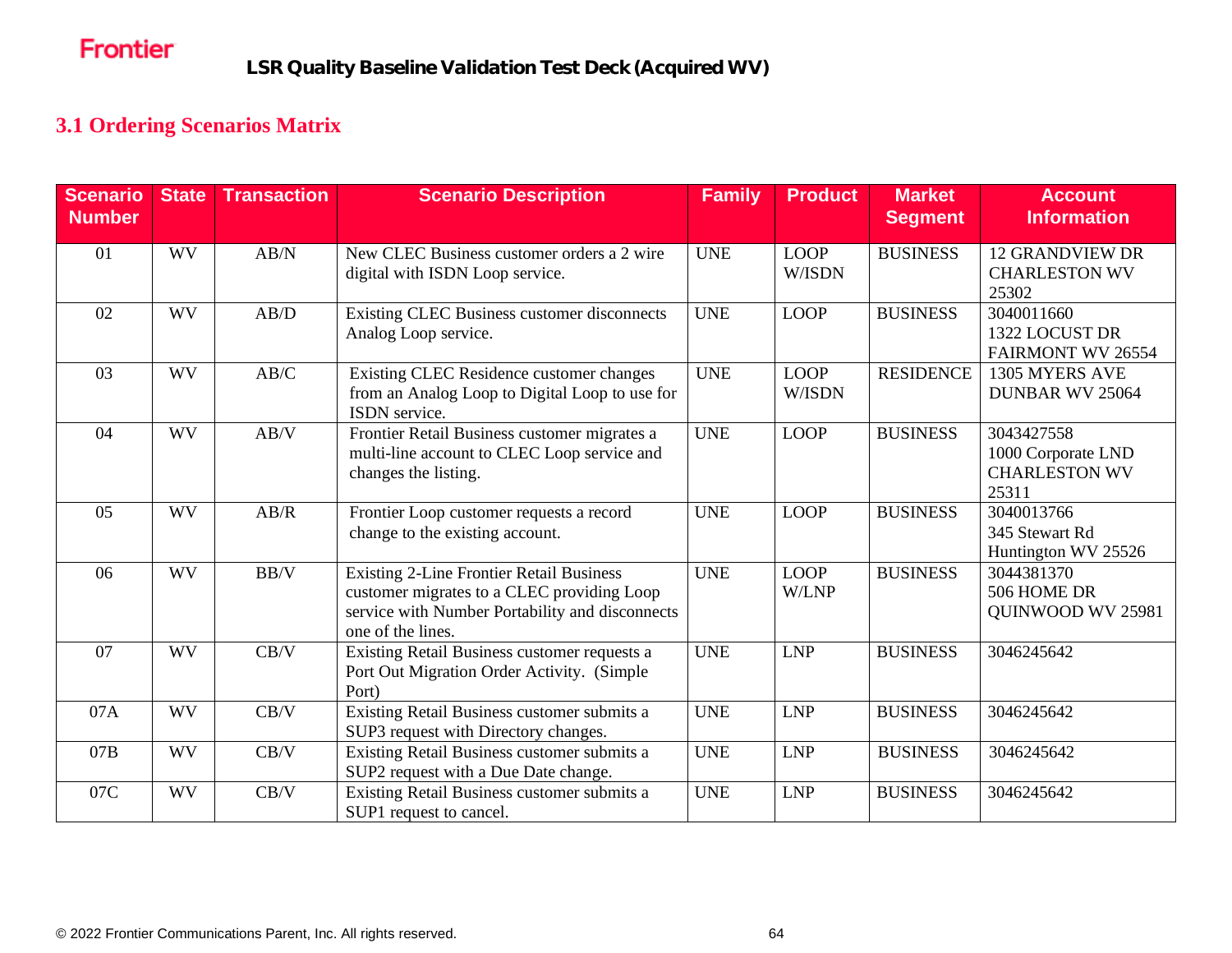### 3.1 Ordering Scenarios Matrix

| Scenario Number | State | Transaction | Scenario Description | Family | Product | Market Segment | Account Information |
|---|---|---|---|---|---|---|---|
| 01 | WV | AB/N | New CLEC Business customer orders a 2 wire digital with ISDN Loop service. | UNE | LOOP W/ISDN | BUSINESS | 12 GRANDVIEW DR CHARLESTON WV 25302 |
| 02 | WV | AB/D | Existing CLEC Business customer disconnects Analog Loop service. | UNE | LOOP | BUSINESS | 3040011660 1322 LOCUST DR FAIRMONT WV 26554 |
| 03 | WV | AB/C | Existing CLEC Residence customer changes from an Analog Loop to Digital Loop to use for ISDN service. | UNE | LOOP W/ISDN | RESIDENCE | 1305 MYERS AVE DUNBAR WV 25064 |
| 04 | WV | AB/V | Frontier Retail Business customer migrates a multi-line account to CLEC Loop service and changes the listing. | UNE | LOOP | BUSINESS | 3043427558 1000 Corporate LND CHARLESTON WV 25311 |
| 05 | WV | AB/R | Frontier Loop customer requests a record change to the existing account. | UNE | LOOP | BUSINESS | 3040013766 345 Stewart Rd Huntington WV 25526 |
| 06 | WV | BB/V | Existing 2-Line Frontier Retail Business customer migrates to a CLEC providing Loop service with Number Portability and disconnects one of the lines. | UNE | LOOP W/LNP | BUSINESS | 3044381370 506 HOME DR QUINWOOD WV 25981 |
| 07 | WV | CB/V | Existing Retail Business customer requests a Port Out Migration Order Activity. (Simple Port) | UNE | LNP | BUSINESS | 3046245642 |
| 07A | WV | CB/V | Existing Retail Business customer submits a SUP3 request with Directory changes. | UNE | LNP | BUSINESS | 3046245642 |
| 07B | WV | CB/V | Existing Retail Business customer submits a SUP2 request with a Due Date change. | UNE | LNP | BUSINESS | 3046245642 |
| 07C | WV | CB/V | Existing Retail Business customer submits a SUP1 request to cancel. | UNE | LNP | BUSINESS | 3046245642 |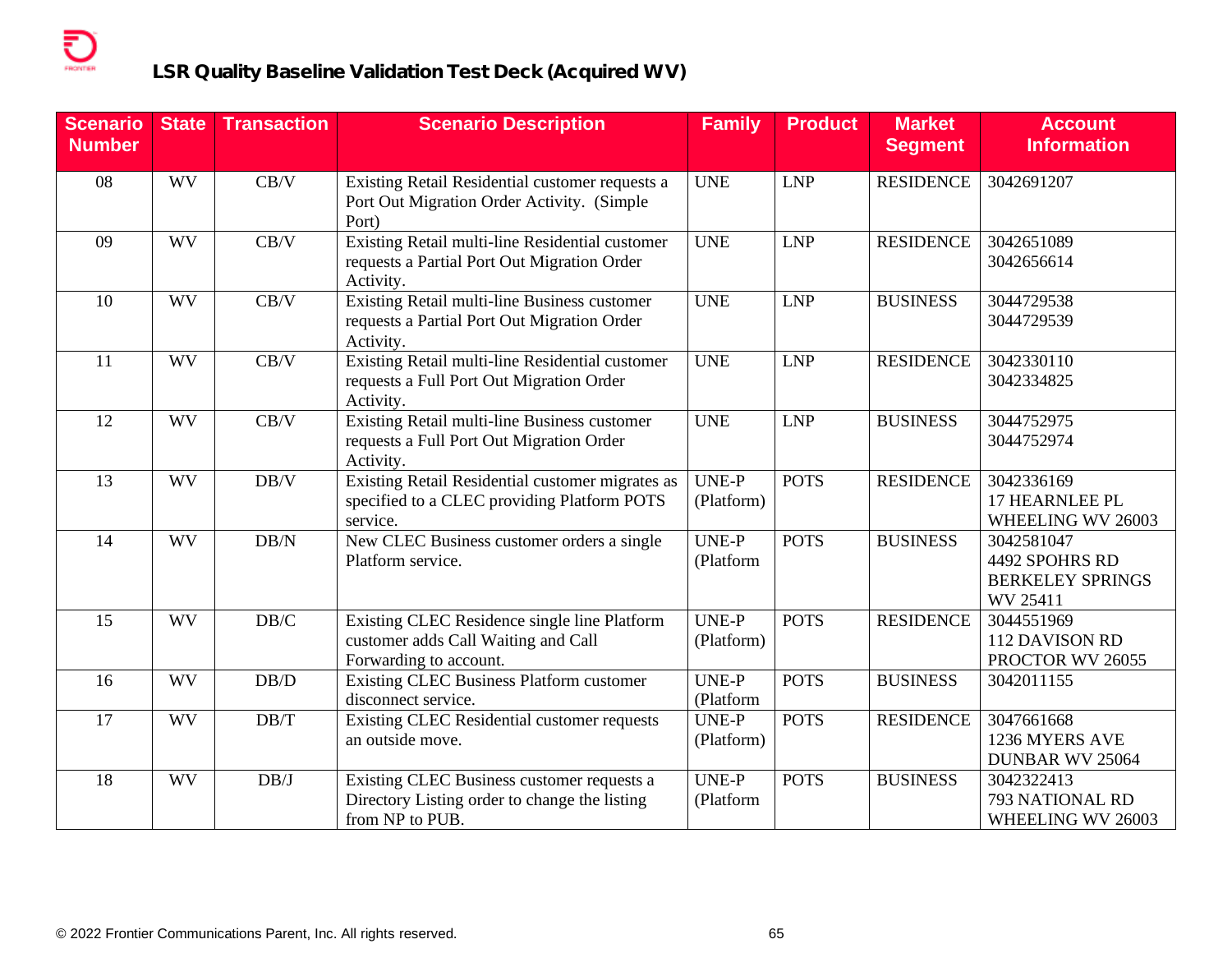## LSR Quality Baseline Validation Test Deck (Acquired WV)

| Scenario Number | State | Transaction | Scenario Description | Family | Product | Market Segment | Account Information |
|---|---|---|---|---|---|---|---|
| 08 | WV | CB/V | Existing Retail Residential customer requests a Port Out Migration Order Activity. (Simple Port) | UNE | LNP | RESIDENCE | 3042691207 |
| 09 | WV | CB/V | Existing Retail multi-line Residential customer requests a Partial Port Out Migration Order Activity. | UNE | LNP | RESIDENCE | 3042651089<br>3042656614 |
| 10 | WV | CB/V | Existing Retail multi-line Business customer requests a Partial Port Out Migration Order Activity. | UNE | LNP | BUSINESS | 3044729538<br>3044729539 |
| 11 | WV | CB/V | Existing Retail multi-line Residential customer requests a Full Port Out Migration Order Activity. | UNE | LNP | RESIDENCE | 3042330110<br>3042334825 |
| 12 | WV | CB/V | Existing Retail multi-line Business customer requests a Full Port Out Migration Order Activity. | UNE | LNP | BUSINESS | 3044752975<br>3044752974 |
| 13 | WV | DB/V | Existing Retail Residential customer migrates as specified to a CLEC providing Platform POTS service. | UNE-P (Platform) | POTS | RESIDENCE | 3042336169<br>17 HEARNLEE PL<br>WHEELING WV 26003 |
| 14 | WV | DB/N | New CLEC Business customer orders a single Platform service. | UNE-P (Platform | POTS | BUSINESS | 3042581047<br>4492 SPOHRS RD<br>BERKELEY SPRINGS WV 25411 |
| 15 | WV | DB/C | Existing CLEC Residence single line Platform customer adds Call Waiting and Call Forwarding to account. | UNE-P (Platform) | POTS | RESIDENCE | 3044551969<br>112 DAVISON RD<br>PROCTOR WV 26055 |
| 16 | WV | DB/D | Existing CLEC Business Platform customer disconnect service. | UNE-P (Platform | POTS | BUSINESS | 3042011155 |
| 17 | WV | DB/T | Existing CLEC Residential customer requests an outside move. | UNE-P (Platform) | POTS | RESIDENCE | 3047661668<br>1236 MYERS AVE<br>DUNBAR WV 25064 |
| 18 | WV | DB/J | Existing CLEC Business customer requests a Directory Listing order to change the listing from NP to PUB. | UNE-P (Platform | POTS | BUSINESS | 3042322413<br>793 NATIONAL RD<br>WHEELING WV 26003 |

© 2022 Frontier Communications Parent, Inc. All rights reserved.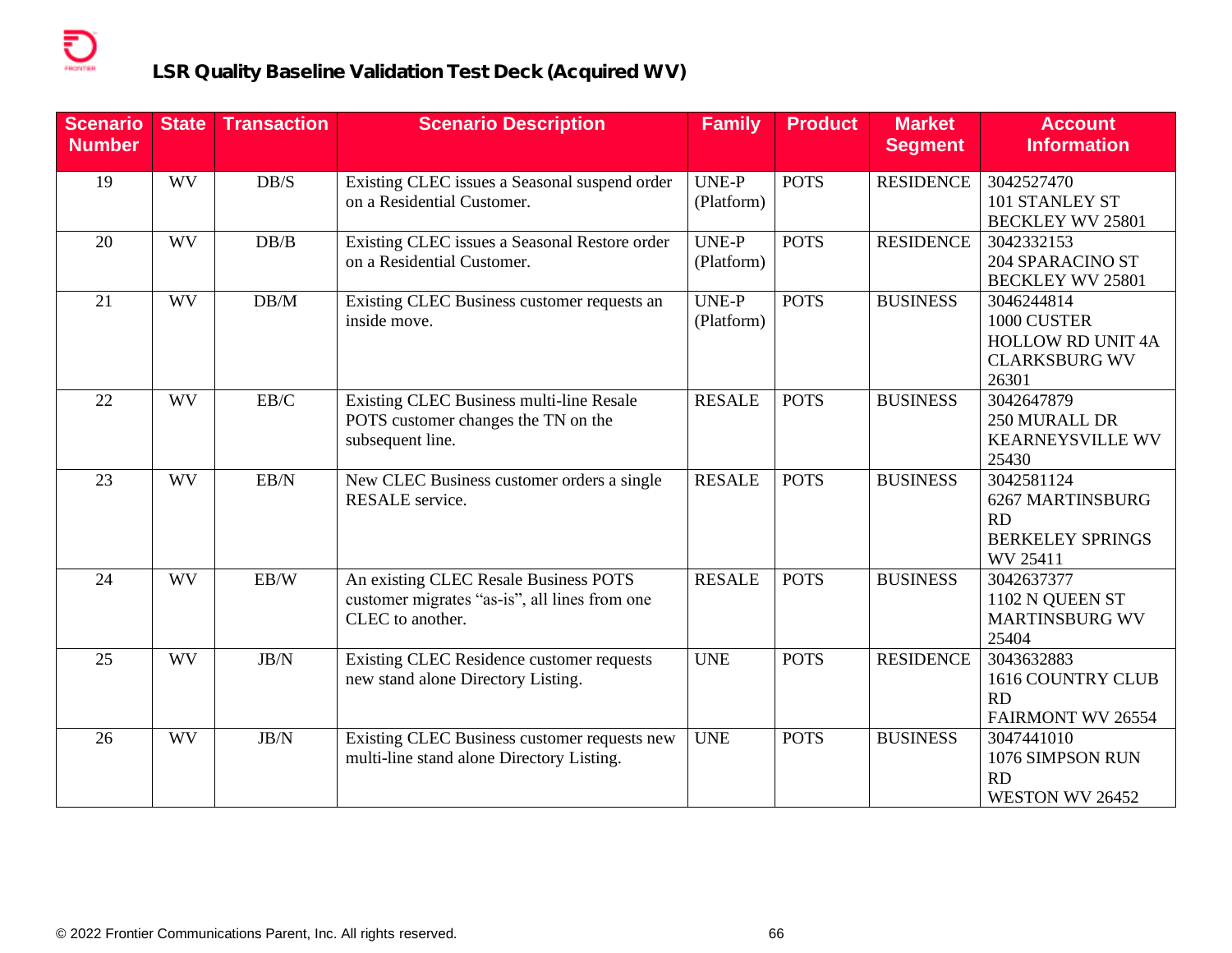## LSR Quality Baseline Validation Test Deck (Acquired WV)

| Scenario Number | State | Transaction | Scenario Description | Family | Product | Market Segment | Account Information |
|---|---|---|---|---|---|---|---|
| 19 | WV | DB/S | Existing CLEC issues a Seasonal suspend order on a Residential Customer. | UNE-P (Platform) | POTS | RESIDENCE | 3042527470<br>101 STANLEY ST<br>BECKLEY WV 25801 |
| 20 | WV | DB/B | Existing CLEC issues a Seasonal Restore order on a Residential Customer. | UNE-P (Platform) | POTS | RESIDENCE | 3042332153<br>204 SPARACINO ST<br>BECKLEY WV 25801 |
| 21 | WV | DB/M | Existing CLEC Business customer requests an inside move. | UNE-P (Platform) | POTS | BUSINESS | 3046244814<br>1000 CUSTER HOLLOW RD UNIT 4A<br>CLARKSBURG WV 26301 |
| 22 | WV | EB/C | Existing CLEC Business multi-line Resale POTS customer changes the TN on the subsequent line. | RESALE | POTS | BUSINESS | 3042647879<br>250 MURALL DR<br>KEARNEYSVILLE WV 25430 |
| 23 | WV | EB/N | New CLEC Business customer orders a single RESALE service. | RESALE | POTS | BUSINESS | 3042581124<br>6267 MARTINSBURG RD<br>BERKELEY SPRINGS WV 25411 |
| 24 | WV | EB/W | An existing CLEC Resale Business POTS customer migrates "as-is", all lines from one CLEC to another. | RESALE | POTS | BUSINESS | 3042637377<br>1102 N QUEEN ST<br>MARTINSBURG WV 25404 |
| 25 | WV | JB/N | Existing CLEC Residence customer requests new stand alone Directory Listing. | UNE | POTS | RESIDENCE | 3043632883<br>1616 COUNTRY CLUB RD<br>FAIRMONT WV 26554 |
| 26 | WV | JB/N | Existing CLEC Business customer requests new multi-line stand alone Directory Listing. | UNE | POTS | BUSINESS | 3047441010<br>1076 SIMPSON RUN RD<br>WESTON WV 26452 |

© 2022 Frontier Communications Parent, Inc. All rights reserved.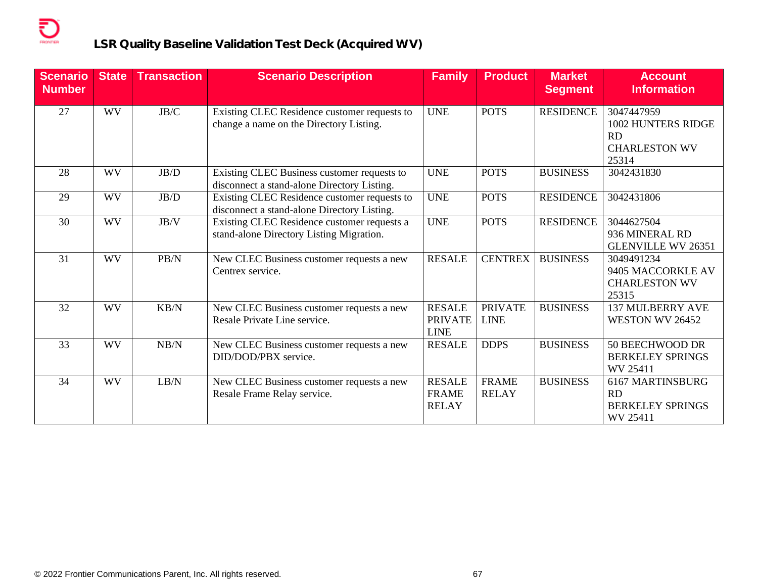# LSR Quality Baseline Validation Test Deck (Acquired WV)

| Scenario Number | State | Transaction | Scenario Description | Family | Product | Market Segment | Account Information |
|---|---|---|---|---|---|---|---|
| 27 | WV | JB/C | Existing CLEC Residence customer requests to change a name on the Directory Listing. | UNE | POTS | RESIDENCE | 3047447959<br>1002 HUNTERS RIDGE RD<br>CHARLESTON WV 25314 |
| 28 | WV | JB/D | Existing CLEC Business customer requests to disconnect a stand-alone Directory Listing. | UNE | POTS | BUSINESS | 3042431830 |
| 29 | WV | JB/D | Existing CLEC Residence customer requests to disconnect a stand-alone Directory Listing. | UNE | POTS | RESIDENCE | 3042431806 |
| 30 | WV | JB/V | Existing CLEC Residence customer requests a stand-alone Directory Listing Migration. | UNE | POTS | RESIDENCE | 3044627504<br>936 MINERAL RD<br>GLENVILLE WV 26351 |
| 31 | WV | PB/N | New CLEC Business customer requests a new Centrex service. | RESALE | CENTREX | BUSINESS | 3049491234<br>9405 MACCORKLE AV<br>CHARLESTON WV 25315 |
| 32 | WV | KB/N | New CLEC Business customer requests a new Resale Private Line service. | RESALE PRIVATE LINE | PRIVATE LINE | BUSINESS | 137 MULBERRY AVE<br>WESTON WV 26452 |
| 33 | WV | NB/N | New CLEC Business customer requests a new DID/DOD/PBX service. | RESALE | DDPS | BUSINESS | 50 BEECHWOOD DR<br>BERKELEY SPRINGS WV 25411 |
| 34 | WV | LB/N | New CLEC Business customer requests a new Resale Frame Relay service. | RESALE FRAME RELAY | FRAME RELAY | BUSINESS | 6167 MARTINSBURG RD<br>BERKELEY SPRINGS WV 25411 |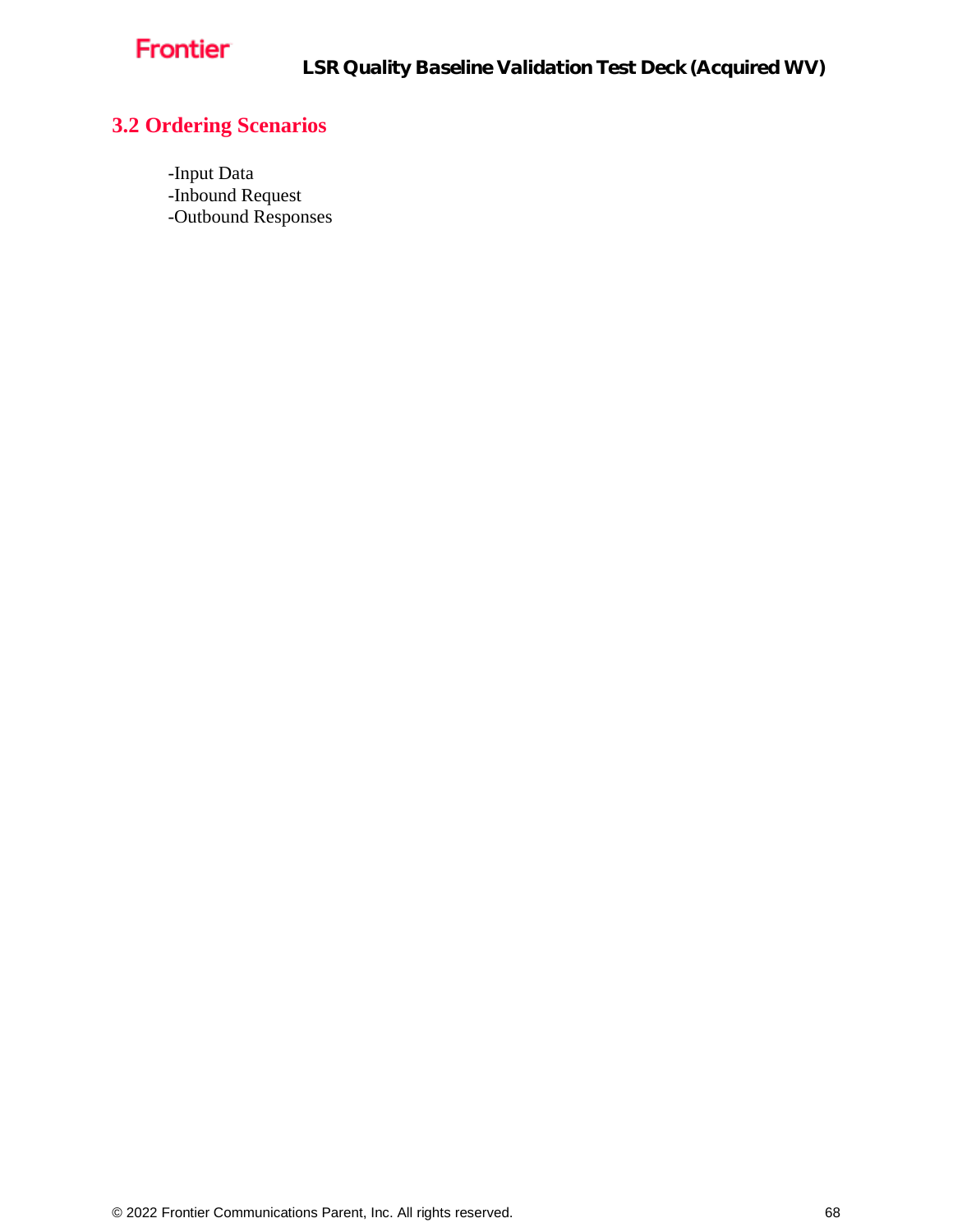## 3.2 Ordering Scenarios

-Input Data
-Inbound Request
-Outbound Responses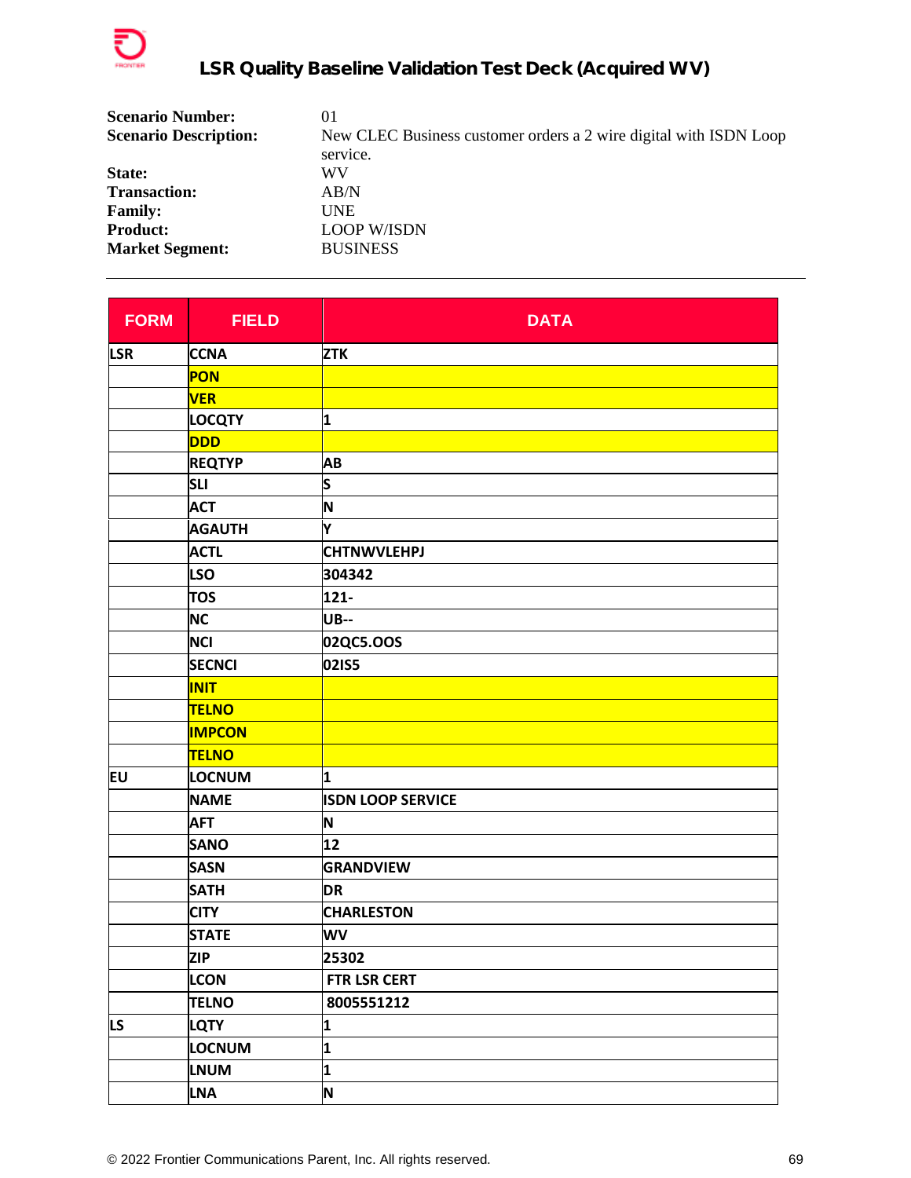| | |
|---|---|
| **Scenario Number:** | 01 |
| **Scenario Description:** | New CLEC Business customer orders a 2 wire digital with ISDN Loop service. |
| **State:** | WV |
| **Transaction:** | AB/N |
| **Family:** | UNE |
| **Product:** | LOOP W/ISDN |
| **Market Segment:** | BUSINESS |

---

| FORM | FIELD | DATA |
|---|---|---|
| LSR | CCNA | ZTK |
| | PON | |
| | VER | |
| | LOCQTY | 1 |
| | DDD | |
| | REQTYP | AB |
| | SLI | S |
| | ACT | N |
| | AGAUTH | Y |
| | ACTL | CHTNWVLEHPJ |
| | LSO | 304342 |
| | TOS | 121- |
| | NC | UB-- |
| | NCI | 02QC5.OOS |
| | SECNCI | 02IS5 |
| | INIT | |
| | TELNO | |
| | IMPCON | |
| | TELNO | |
| EU | LOCNUM | 1 |
| | NAME | ISDN LOOP SERVICE |
| | AFT | N |
| | SANO | 12 |
| | SASN | GRANDVIEW |
| | SATH | DR |
| | CITY | CHARLESTON |
| | STATE | WV |
| | ZIP | 25302 |
| | LCON | FTR LSR CERT |
| | TELNO | 8005551212 |
| LS | LQTY | 1 |
| | LOCNUM | 1 |
| | LNUM | 1 |
| | LNA | N |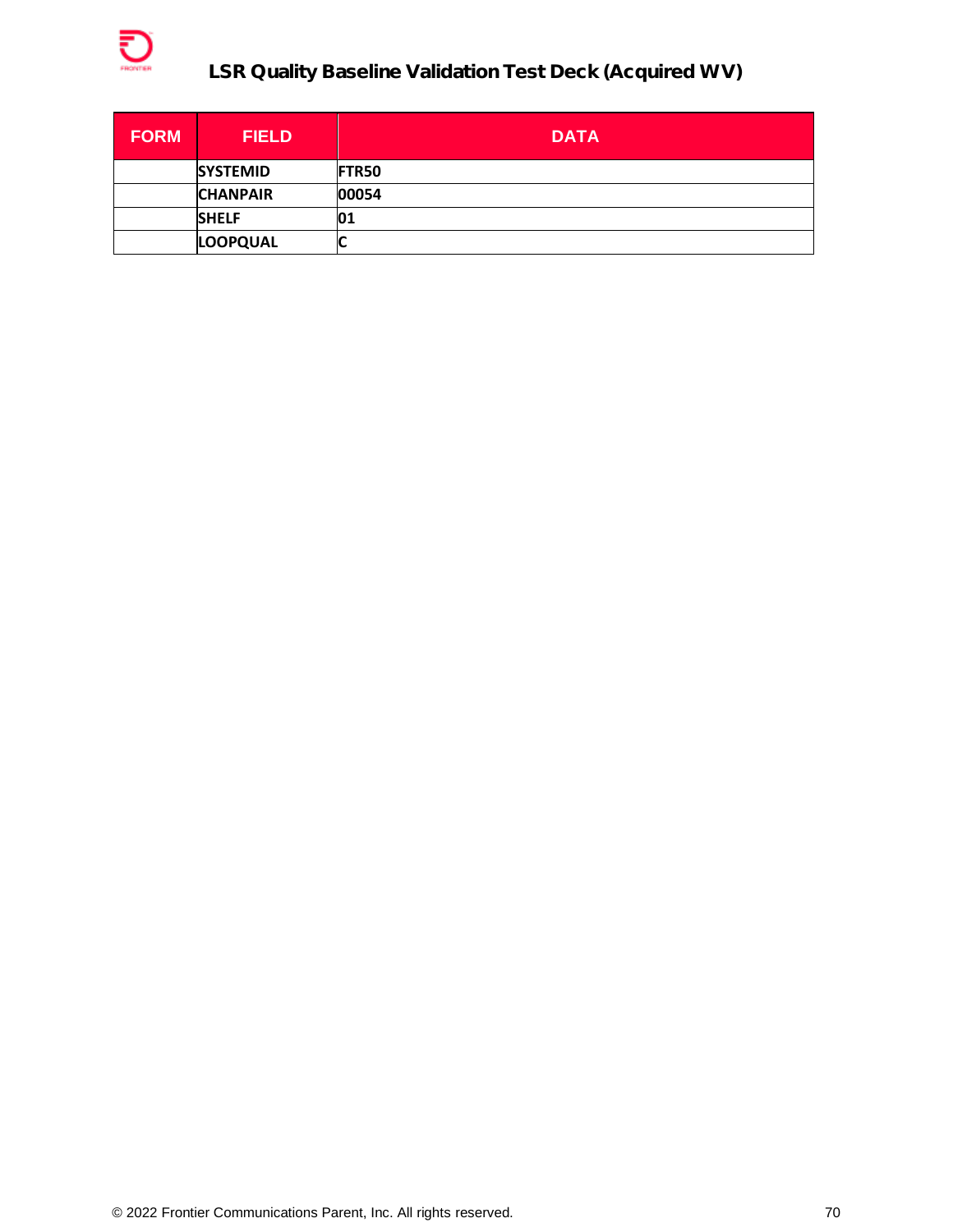| FORM | FIELD | DATA |
|---|---|---|
| | **SYSTEMID** | **FTR50** |
| | **CHANPAIR** | **00054** |
| | **SHELF** | **01** |
| | **LOOPQUAL** | **C** |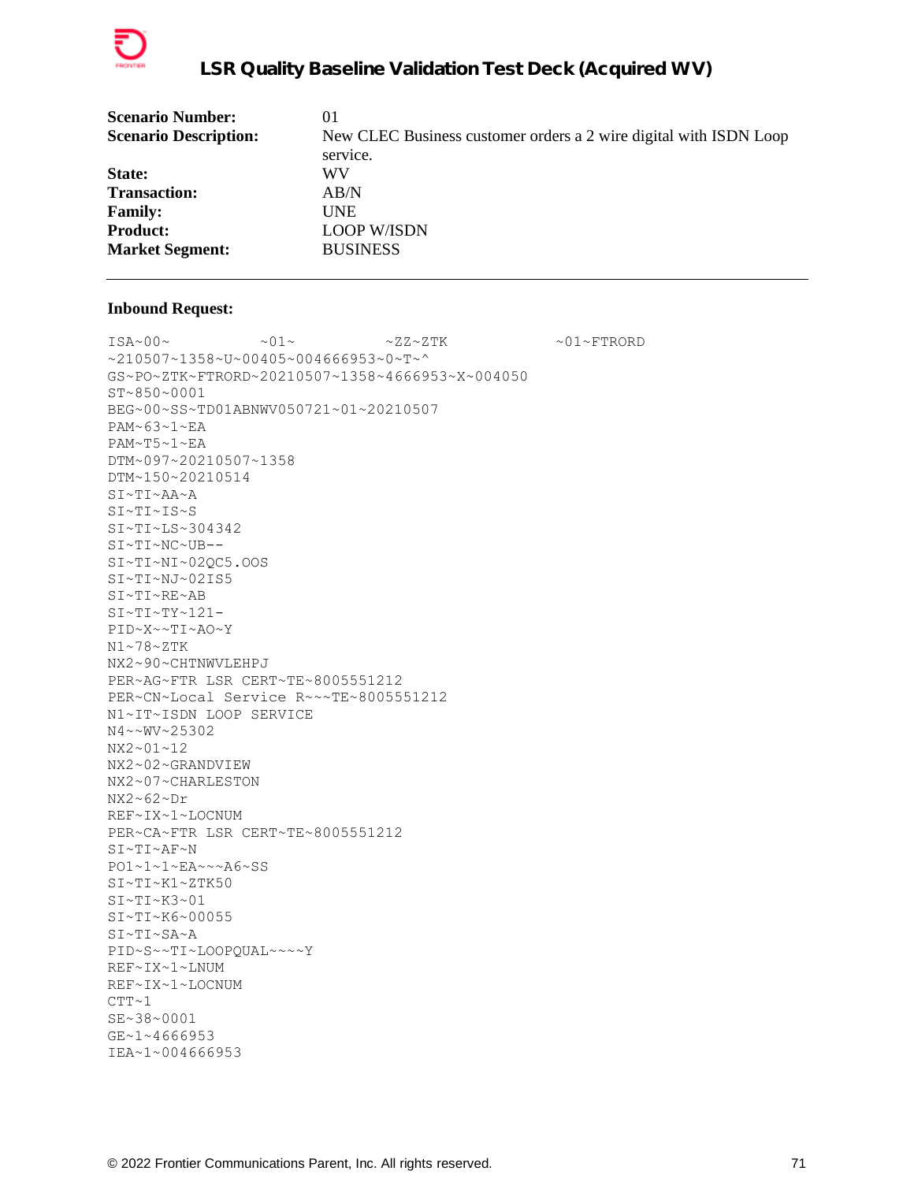| | |
|---|---|
| **Scenario Number:** | 01 |
| **Scenario Description:** | New CLEC Business customer orders a 2 wire digital with ISDN Loop service. |
| **State:** | WV |
| **Transaction:** | AB/N |
| **Family:** | UNE |
| **Product:** | LOOP W/ISDN |
| **Market Segment:** | BUSINESS |

---

**Inbound Request:**

```
ISA~00~          ~01~          ~ZZ~ZTK            ~01~FTRORD
~210507~1358~U~00405~004666953~0~T~^
GS~PO~ZTK~FTRORD~20210507~1358~4666953~X~004050
ST~850~0001
BEG~00~SS~TD01ABNWV050721~01~20210507
PAM~63~1~EA
PAM~T5~1~EA
DTM~097~20210507~1358
DTM~150~20210514
SI~TI~AA~A
SI~TI~IS~S
SI~TI~LS~304342
SI~TI~NC~UB--
SI~TI~NI~02QC5.OOS
SI~TI~NJ~02IS5
SI~TI~RE~AB
SI~TI~TY~121-
PID~X~~TI~AO~Y
N1~78~ZTK
NX2~90~CHTNWVLEHPJ
PER~AG~FTR LSR CERT~TE~8005551212
PER~CN~Local Service R~~~TE~8005551212
N1~IT~ISDN LOOP SERVICE
N4~~WV~25302
NX2~01~12
NX2~02~GRANDVIEW
NX2~07~CHARLESTON
NX2~62~Dr
REF~IX~1~LOCNUM
PER~CA~FTR LSR CERT~TE~8005551212
SI~TI~AF~N
PO1~1~1~EA~~~A6~SS
SI~TI~K1~ZTK50
SI~TI~K3~01
SI~TI~K6~00055
SI~TI~SA~A
PID~S~~TI~LOOPQUAL~~~~Y
REF~IX~1~LNUM
REF~IX~1~LOCNUM
CTT~1
SE~38~0001
GE~1~4666953
IEA~1~004666953
```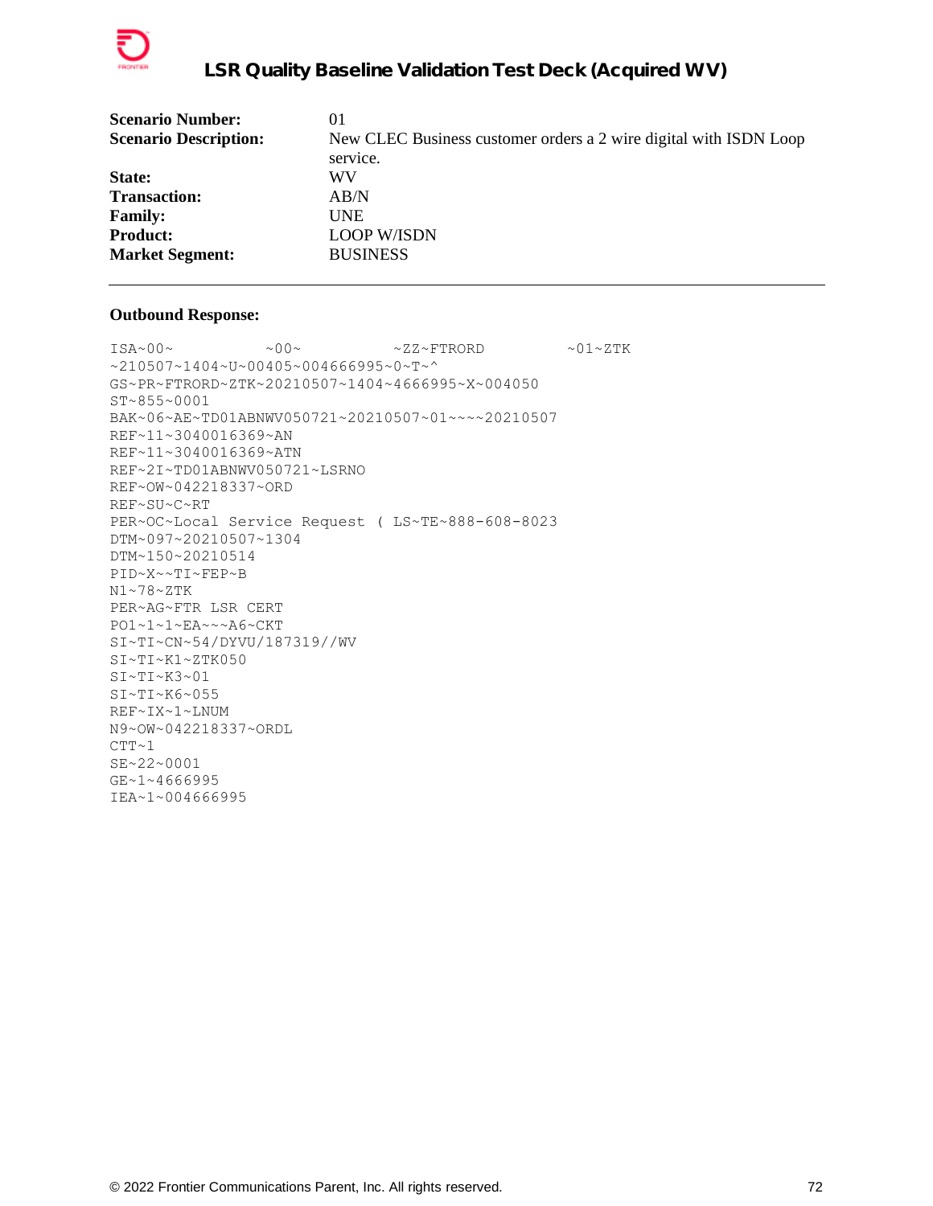# LSR Quality Baseline Validation Test Deck (Acquired WV)

| | |
|---|---|
| **Scenario Number:** | 01 |
| **Scenario Description:** | New CLEC Business customer orders a 2 wire digital with ISDN Loop service. |
| **State:** | WV |
| **Transaction:** | AB/N |
| **Family:** | UNE |
| **Product:** | LOOP W/ISDN |
| **Market Segment:** | BUSINESS |

---

**Outbound Response:**

```
ISA~00~          ~00~          ~ZZ~FTRORD         ~01~ZTK
~210507~1404~U~00405~004666995~0~T~^
GS~PR~FTRORD~ZTK~20210507~1404~4666995~X~004050
ST~855~0001
BAK~06~AE~TD01ABNWV050721~20210507~01~~~~20210507
REF~11~3040016369~AN
REF~11~3040016369~ATN
REF~2I~TD01ABNWV050721~LSRNO
REF~OW~042218337~ORD
REF~SU~C~RT
PER~OC~Local Service Request ( LS~TE~888-608-8023
DTM~097~20210507~1304
DTM~150~20210514
PID~X~~TI~FEP~B
N1~78~ZTK
PER~AG~FTR LSR CERT
PO1~1~1~EA~~~A6~CKT
SI~TI~CN~54/DYVU/187319//WV
SI~TI~K1~ZTK050
SI~TI~K3~01
SI~TI~K6~055
REF~IX~1~LNUM
N9~OW~042218337~ORDL
CTT~1
SE~22~0001
GE~1~4666995
IEA~1~004666995
```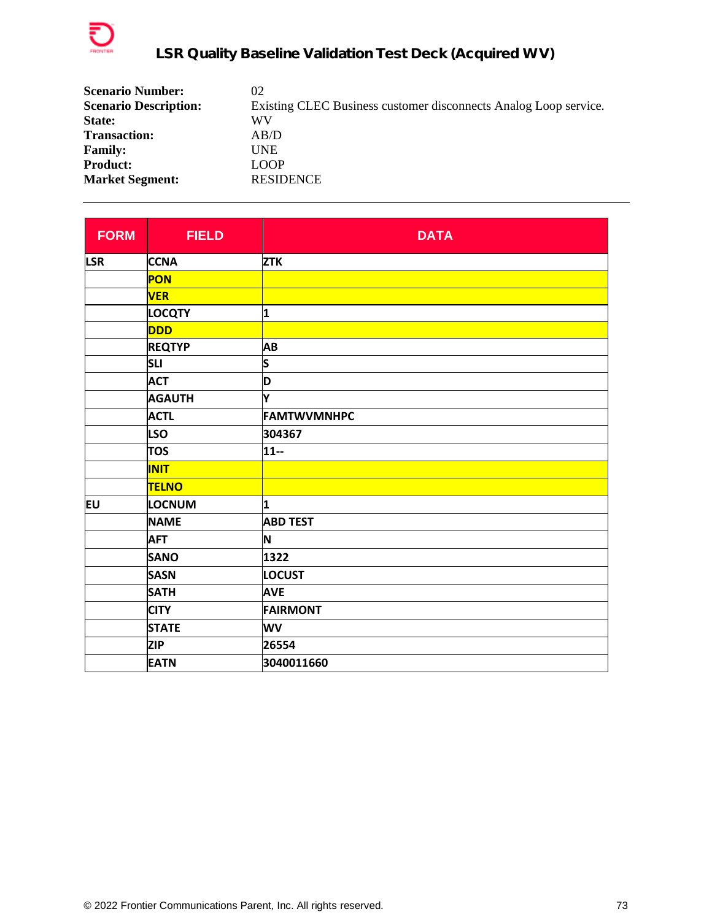## LSR Quality Baseline Validation Test Deck (Acquired WV)

**Scenario Number:** 02
**Scenario Description:** Existing CLEC Business customer disconnects Analog Loop service.
**State:** WV
**Transaction:** AB/D
**Family:** UNE
**Product:** LOOP
**Market Segment:** RESIDENCE

---

| FORM | FIELD | DATA |
|---|---|---|
| LSR | CCNA | ZTK |
| | PON | |
| | VER | |
| | LOCQTY | 1 |
| | DDD | |
| | REQTYP | AB |
| | SLI | S |
| | ACT | D |
| | AGAUTH | Y |
| | ACTL | FAMTWVMNHPC |
| | LSO | 304367 |
| | TOS | 11-- |
| | INIT | |
| | TELNO | |
| EU | LOCNUM | 1 |
| | NAME | ABD TEST |
| | AFT | N |
| | SANO | 1322 |
| | SASN | LOCUST |
| | SATH | AVE |
| | CITY | FAIRMONT |
| | STATE | WV |
| | ZIP | 26554 |
| | EATN | 3040011660 |

© 2022 Frontier Communications Parent, Inc. All rights reserved.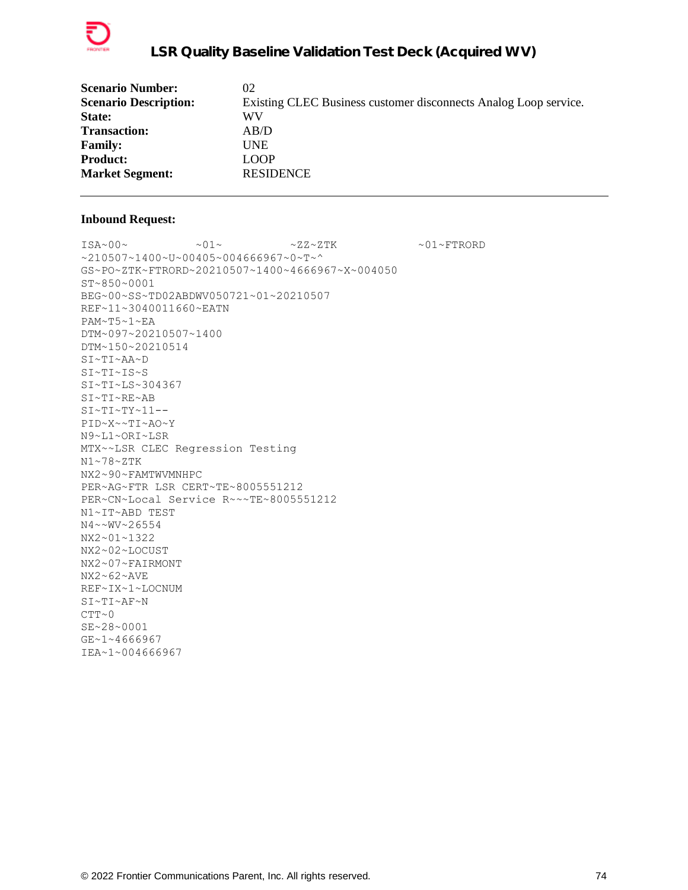| | |
|---|---|
| **Scenario Number:** | 02 |
| **Scenario Description:** | Existing CLEC Business customer disconnects Analog Loop service. |
| **State:** | WV |
| **Transaction:** | AB/D |
| **Family:** | UNE |
| **Product:** | LOOP |
| **Market Segment:** | RESIDENCE |

---

**Inbound Request:**

```
ISA~00~          ~01~          ~ZZ~ZTK            ~01~FTRORD
~210507~1400~U~00405~004666967~0~T~^
GS~PO~ZTK~FTRORD~20210507~1400~4666967~X~004050
ST~850~0001
BEG~00~SS~TD02ABDWV050721~01~20210507
REF~11~3040011660~EATN
PAM~T5~1~EA
DTM~097~20210507~1400
DTM~150~20210514
SI~TI~AA~D
SI~TI~IS~S
SI~TI~LS~304367
SI~TI~RE~AB
SI~TI~TY~11--
PID~X~~TI~AO~Y
N9~L1~ORI~LSR
MTX~~LSR CLEC Regression Testing
N1~78~ZTK
NX2~90~FAMTWVMNHPC
PER~AG~FTR LSR CERT~TE~8005551212
PER~CN~Local Service R~~~TE~8005551212
N1~IT~ABD TEST
N4~~WV~26554
NX2~01~1322
NX2~02~LOCUST
NX2~07~FAIRMONT
NX2~62~AVE
REF~IX~1~LOCNUM
SI~TI~AF~N
CTT~0
SE~28~0001
GE~1~4666967
IEA~1~004666967
```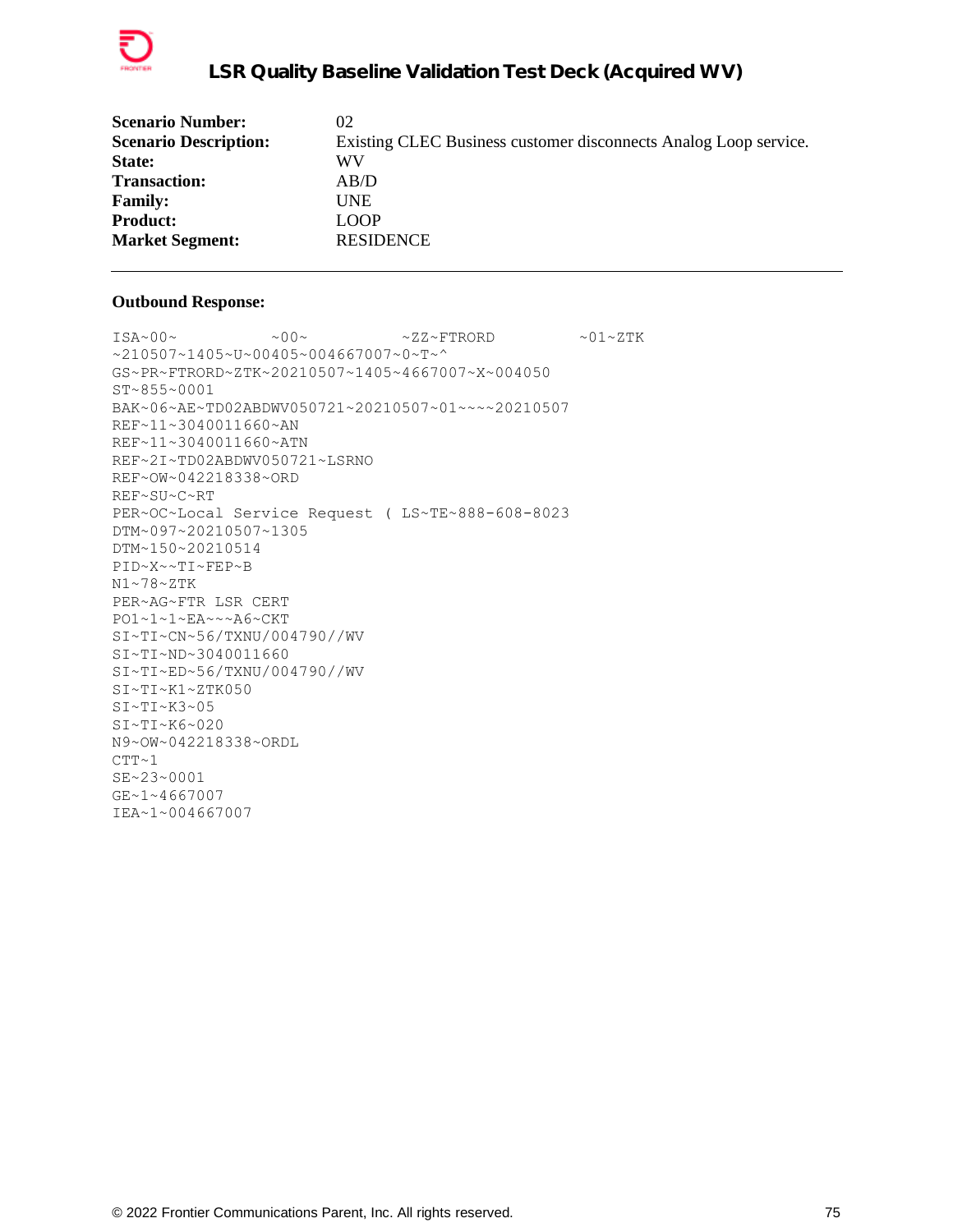| | |
|---|---|
| **Scenario Number:** | 02 |
| **Scenario Description:** | Existing CLEC Business customer disconnects Analog Loop service. |
| **State:** | WV |
| **Transaction:** | AB/D |
| **Family:** | UNE |
| **Product:** | LOOP |
| **Market Segment:** | RESIDENCE |

---

**Outbound Response:**

```
ISA~00~          ~00~          ~ZZ~FTRORD         ~01~ZTK
~210507~1405~U~00405~004667007~0~T~^
GS~PR~FTRORD~ZTK~20210507~1405~4667007~X~004050
ST~855~0001
BAK~06~AE~TD02ABDWV050721~20210507~01~~~~20210507
REF~11~3040011660~AN
REF~11~3040011660~ATN
REF~2I~TD02ABDWV050721~LSRNO
REF~OW~042218338~ORD
REF~SU~C~RT
PER~OC~Local Service Request ( LS~TE~888-608-8023
DTM~097~20210507~1305
DTM~150~20210514
PID~X~~TI~FEP~B
N1~78~ZTK
PER~AG~FTR LSR CERT
PO1~1~1~EA~~~A6~CKT
SI~TI~CN~56/TXNU/004790//WV
SI~TI~ND~3040011660
SI~TI~ED~56/TXNU/004790//WV
SI~TI~K1~ZTK050
SI~TI~K3~05
SI~TI~K6~020
N9~OW~042218338~ORDL
CTT~1
SE~23~0001
GE~1~4667007
IEA~1~004667007
```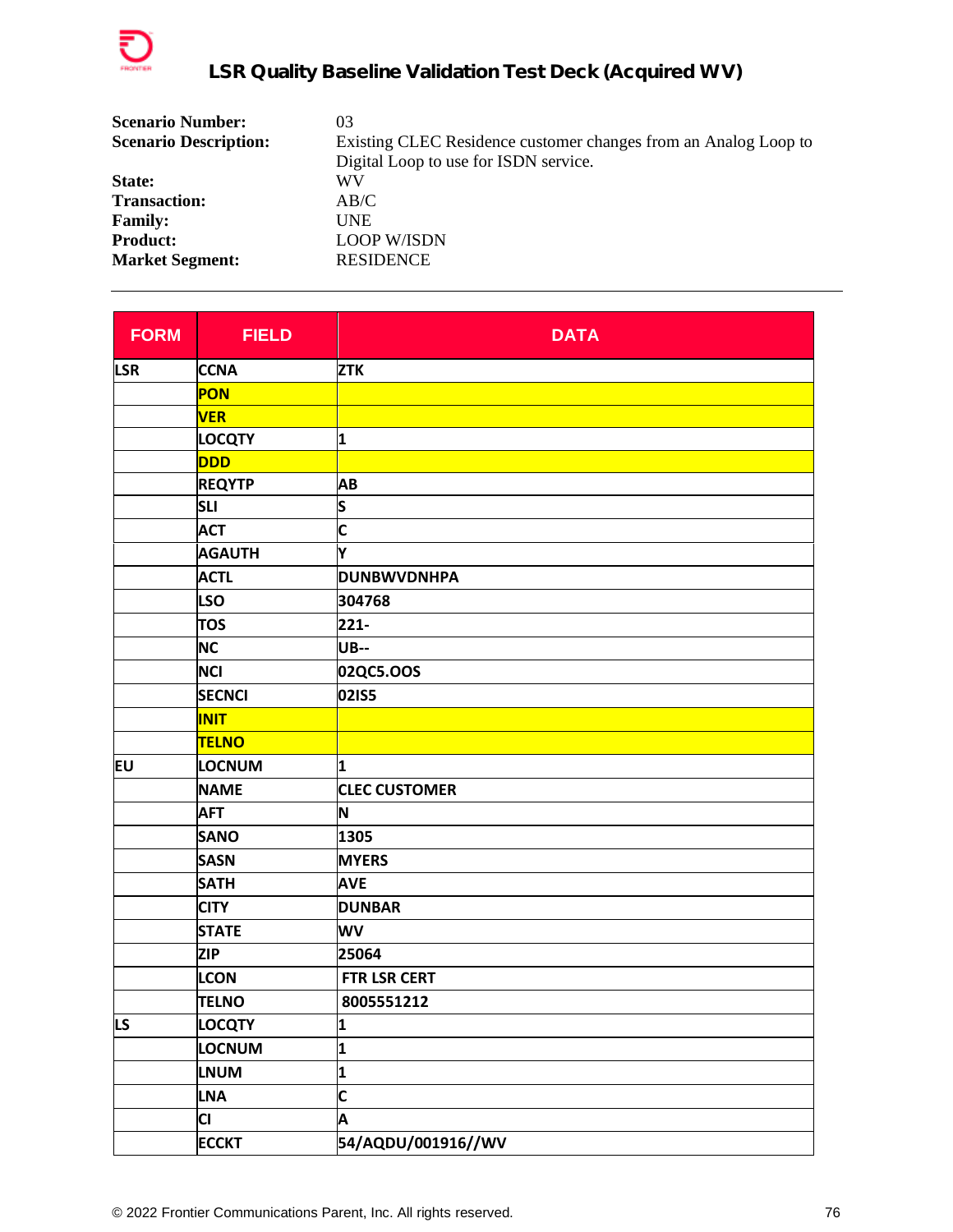| | |
|---|---|
| **Scenario Number:** | 03 |
| **Scenario Description:** | Existing CLEC Residence customer changes from an Analog Loop to Digital Loop to use for ISDN service. |
| **State:** | WV |
| **Transaction:** | AB/C |
| **Family:** | UNE |
| **Product:** | LOOP W/ISDN |
| **Market Segment:** | RESIDENCE |

---

| FORM | FIELD | DATA |
|---|---|---|
| LSR | CCNA | ZTK |
| | PON | |
| | VER | |
| | LOCQTY | 1 |
| | DDD | |
| | REQTYP | AB |
| | SLI | S |
| | ACT | C |
| | AGAUTH | Y |
| | ACTL | DUNBWVDNHPA |
| | LSO | 304768 |
| | TOS | 221- |
| | NC | UB-- |
| | NCI | 02QC5.OOS |
| | SECNCI | 02IS5 |
| | INIT | |
| | TELNO | |
| EU | LOCNUM | 1 |
| | NAME | CLEC CUSTOMER |
| | AFT | N |
| | SANO | 1305 |
| | SASN | MYERS |
| | SATH | AVE |
| | CITY | DUNBAR |
| | STATE | WV |
| | ZIP | 25064 |
| | LCON | FTR LSR CERT |
| | TELNO | 8005551212 |
| LS | LOCQTY | 1 |
| | LOCNUM | 1 |
| | LNUM | 1 |
| | LNA | C |
| | CI | A |
| | ECCKT | 54/AQDU/001916//WV |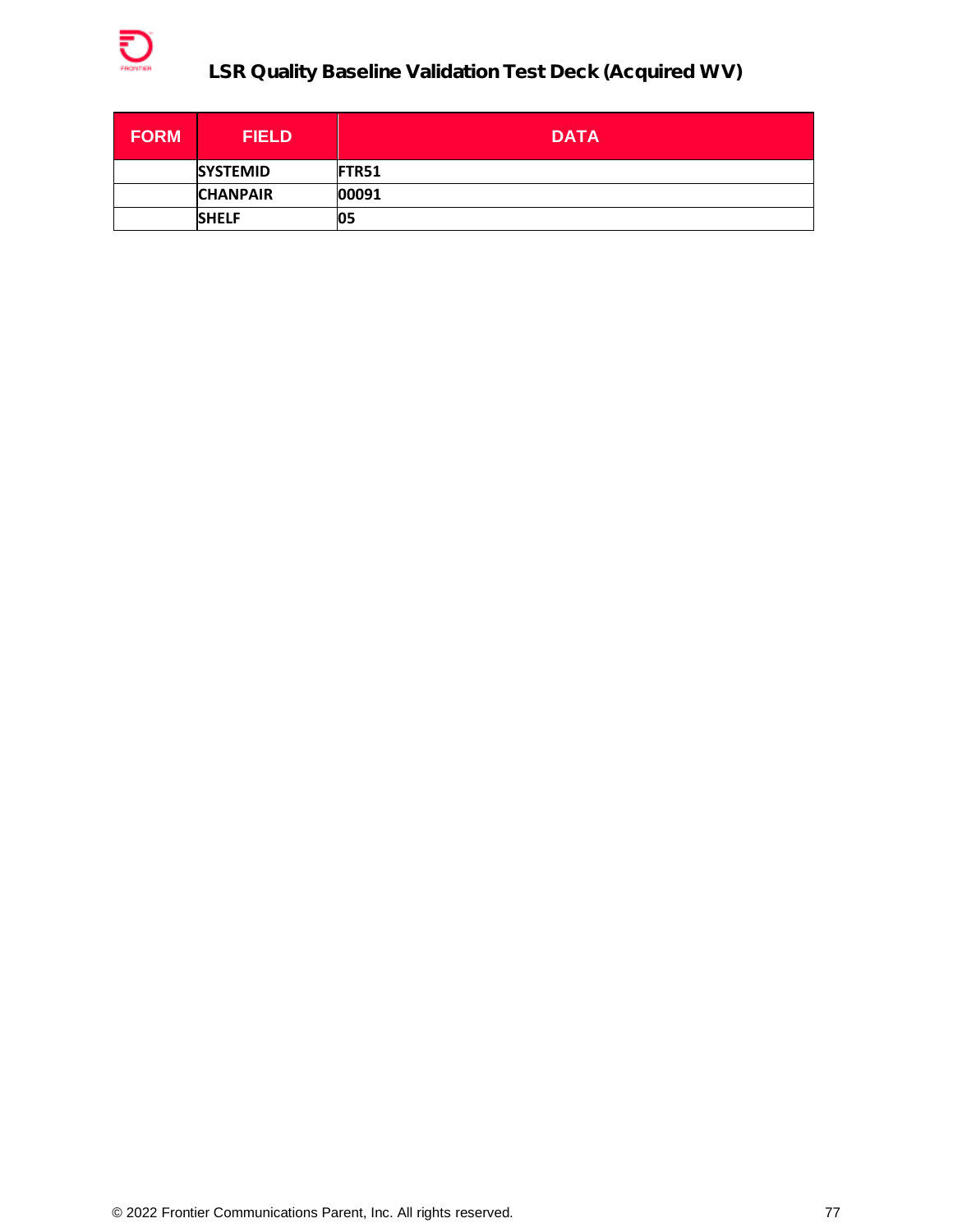| FORM | FIELD | DATA |
|---|---|---|
| | **SYSTEMID** | **FTR51** |
| | **CHANPAIR** | **00091** |
| | **SHELF** | **05** |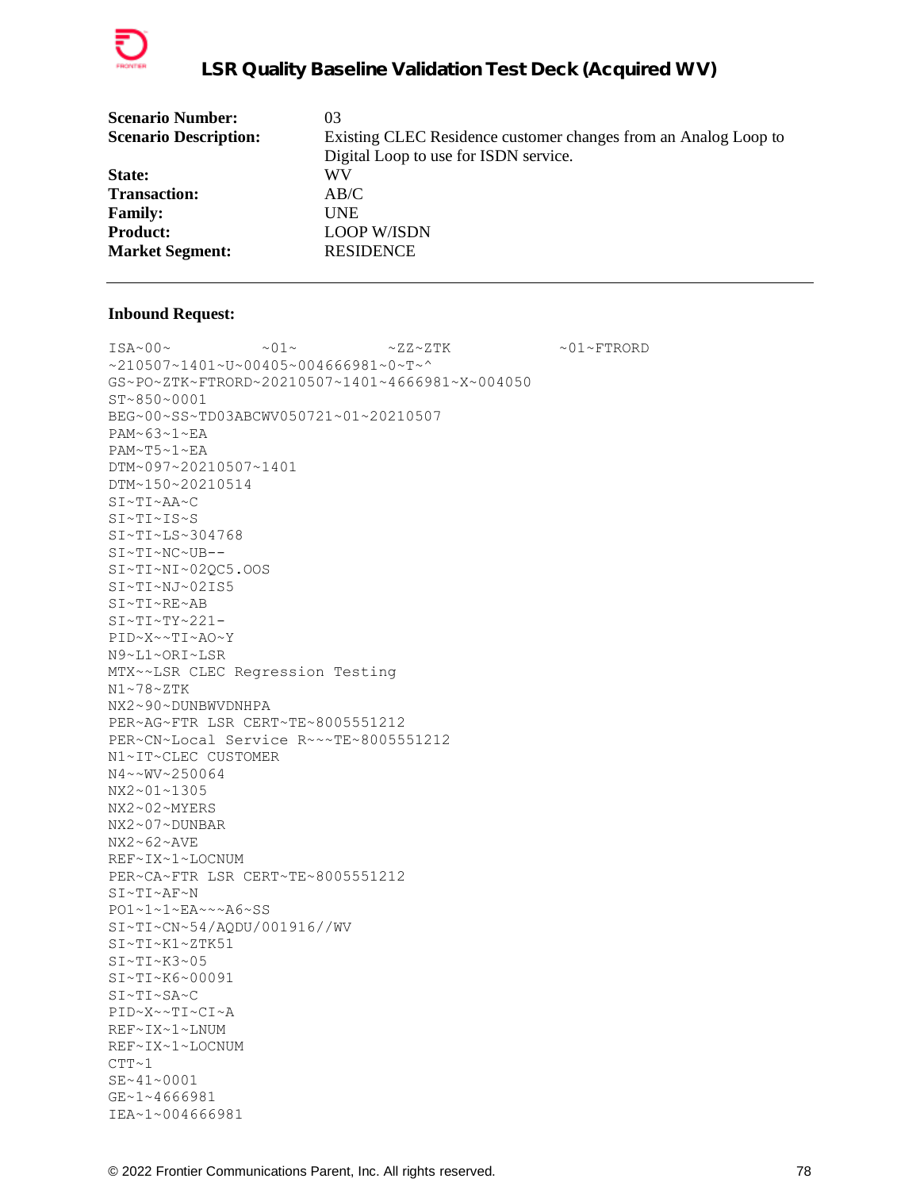# LSR Quality Baseline Validation Test Deck (Acquired WV)

| | |
|---|---|
| **Scenario Number:** | 03 |
| **Scenario Description:** | Existing CLEC Residence customer changes from an Analog Loop to Digital Loop to use for ISDN service. |
| **State:** | WV |
| **Transaction:** | AB/C |
| **Family:** | UNE |
| **Product:** | LOOP W/ISDN |
| **Market Segment:** | RESIDENCE |

---

**Inbound Request:**

```
ISA~00~          ~01~          ~ZZ~ZTK            ~01~FTRORD
~210507~1401~U~00405~004666981~0~T~^
GS~PO~ZTK~FTRORD~20210507~1401~4666981~X~004050
ST~850~0001
BEG~00~SS~TD03ABCWV050721~01~20210507
PAM~63~1~EA
PAM~T5~1~EA
DTM~097~20210507~1401
DTM~150~20210514
SI~TI~AA~C
SI~TI~IS~S
SI~TI~LS~304768
SI~TI~NC~UB--
SI~TI~NI~02QC5.OOS
SI~TI~NJ~02IS5
SI~TI~RE~AB
SI~TI~TY~221-
PID~X~~TI~AO~Y
N9~L1~ORI~LSR
MTX~~LSR CLEC Regression Testing
N1~78~ZTK
NX2~90~DUNBWVDNHPA
PER~AG~FTR LSR CERT~TE~8005551212
PER~CN~Local Service R~~~TE~8005551212
N1~IT~CLEC CUSTOMER
N4~~WV~250064
NX2~01~1305
NX2~02~MYERS
NX2~07~DUNBAR
NX2~62~AVE
REF~IX~1~LOCNUM
PER~CA~FTR LSR CERT~TE~8005551212
SI~TI~AF~N
PO1~1~1~EA~~~A6~SS
SI~TI~CN~54/AQDU/001916//WV
SI~TI~K1~ZTK51
SI~TI~K3~05
SI~TI~K6~00091
SI~TI~SA~C
PID~X~~TI~CI~A
REF~IX~1~LNUM
REF~IX~1~LOCNUM
CTT~1
SE~41~0001
GE~1~4666981
IEA~1~004666981
```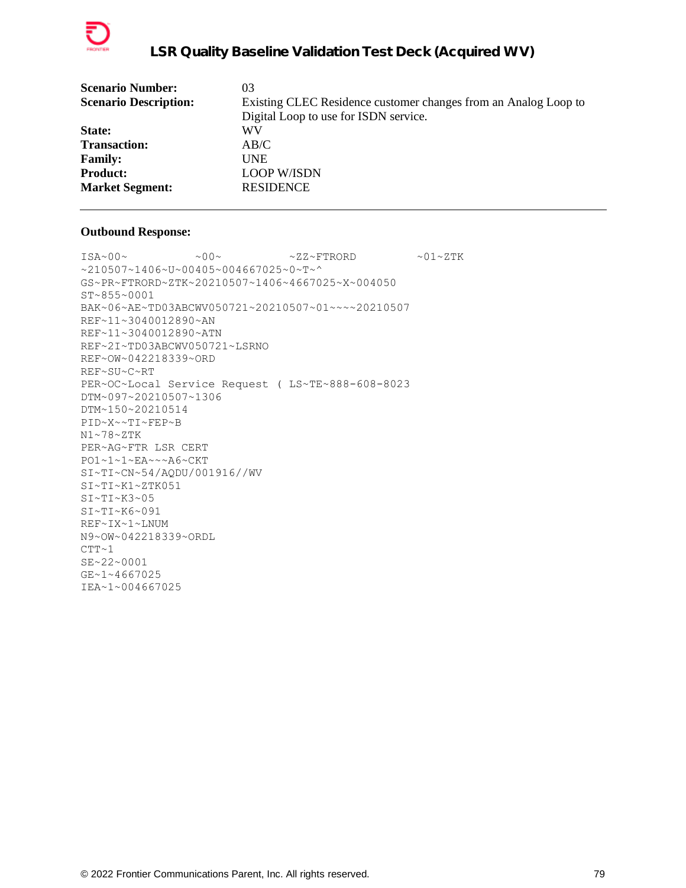| | |
|---|---|
| **Scenario Number:** | 03 |
| **Scenario Description:** | Existing CLEC Residence customer changes from an Analog Loop to Digital Loop to use for ISDN service. |
| **State:** | WV |
| **Transaction:** | AB/C |
| **Family:** | UNE |
| **Product:** | LOOP W/ISDN |
| **Market Segment:** | RESIDENCE |

---

**Outbound Response:**

```
ISA~00~          ~00~          ~ZZ~FTRORD         ~01~ZTK
~210507~1406~U~00405~004667025~0~T~^
GS~PR~FTRORD~ZTK~20210507~1406~4667025~X~004050
ST~855~0001
BAK~06~AE~TD03ABCWV050721~20210507~01~~~~20210507
REF~11~3040012890~AN
REF~11~3040012890~ATN
REF~2I~TD03ABCWV050721~LSRNO
REF~OW~042218339~ORD
REF~SU~C~RT
PER~OC~Local Service Request ( LS~TE~888-608-8023
DTM~097~20210507~1306
DTM~150~20210514
PID~X~~TI~FEP~B
N1~78~ZTK
PER~AG~FTR LSR CERT
PO1~1~1~EA~~~A6~CKT
SI~TI~CN~54/AQDU/001916//WV
SI~TI~K1~ZTK051
SI~TI~K3~05
SI~TI~K6~091
REF~IX~1~LNUM
N9~OW~042218339~ORDL
CTT~1
SE~22~0001
GE~1~4667025
IEA~1~004667025
```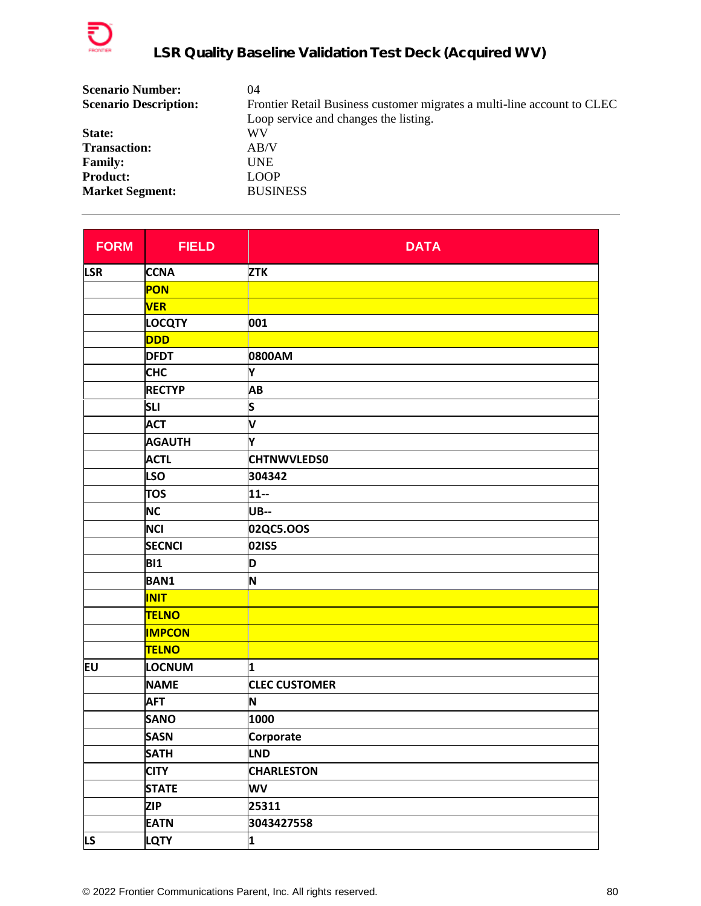| | |
|---|---|
| **Scenario Number:** | 04 |
| **Scenario Description:** | Frontier Retail Business customer migrates a multi-line account to CLEC Loop service and changes the listing. |
| **State:** | WV |
| **Transaction:** | AB/V |
| **Family:** | UNE |
| **Product:** | LOOP |
| **Market Segment:** | BUSINESS |

---

| FORM | FIELD | DATA |
|---|---|---|
| LSR | CCNA | ZTK |
| | PON | |
| | VER | |
| | LOCQTY | 001 |
| | DDD | |
| | DFDT | 0800AM |
| | CHC | Y |
| | RECTYP | AB |
| | SLI | S |
| | ACT | V |
| | AGAUTH | Y |
| | ACTL | CHTNWVLEDS0 |
| | LSO | 304342 |
| | TOS | 11-- |
| | NC | UB-- |
| | NCI | 02QC5.OOS |
| | SECNCI | 02IS5 |
| | BI1 | D |
| | BAN1 | N |
| | INIT | |
| | TELNO | |
| | IMPCON | |
| | TELNO | |
| EU | LOCNUM | 1 |
| | NAME | CLEC CUSTOMER |
| | AFT | N |
| | SANO | 1000 |
| | SASN | Corporate |
| | SATH | LND |
| | CITY | CHARLESTON |
| | STATE | WV |
| | ZIP | 25311 |
| | EATN | 3043427558 |
| LS | LQTY | 1 |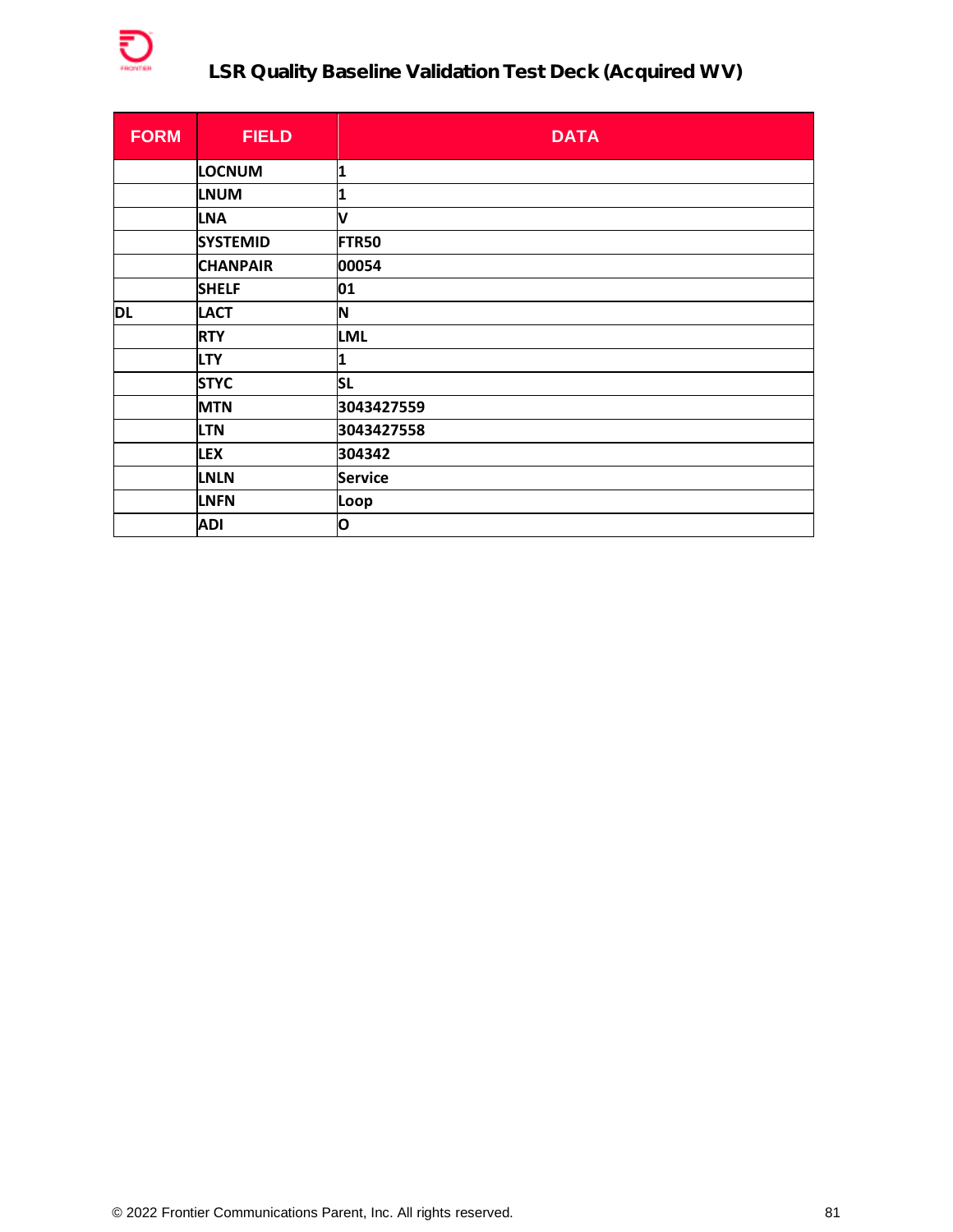# LSR Quality Baseline Validation Test Deck (Acquired WV)

| FORM | FIELD | DATA |
|---|---|---|
| | LOCNUM | 1 |
| | LNUM | 1 |
| | LNA | V |
| | SYSTEMID | FTR50 |
| | CHANPAIR | 00054 |
| | SHELF | 01 |
| DL | LACT | N |
| | RTY | LML |
| | LTY | 1 |
| | STYC | SL |
| | MTN | 3043427559 |
| | LTN | 3043427558 |
| | LEX | 304342 |
| | LNLN | Service |
| | LNFN | Loop |
| | ADI | O |

© 2022 Frontier Communications Parent, Inc. All rights reserved.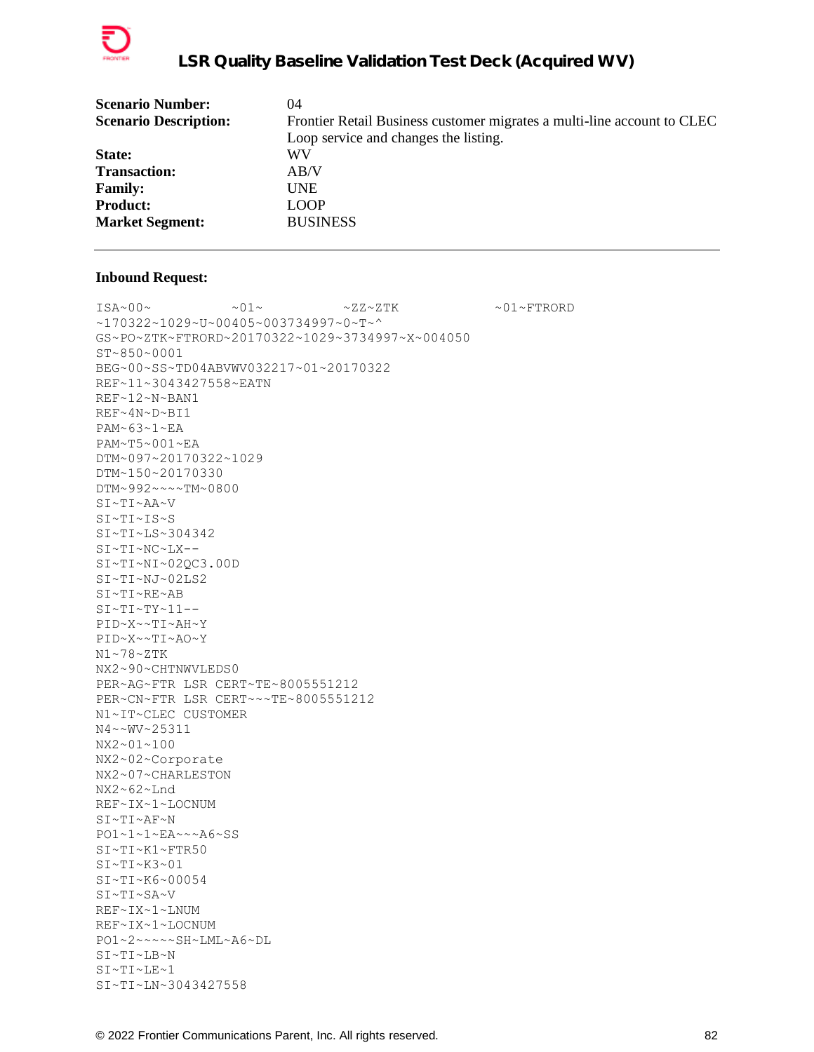| | |
|---|---|
| **Scenario Number:** | 04 |
| **Scenario Description:** | Frontier Retail Business customer migrates a multi-line account to CLEC Loop service and changes the listing. |
| **State:** | WV |
| **Transaction:** | AB/V |
| **Family:** | UNE |
| **Product:** | LOOP |
| **Market Segment:** | BUSINESS |

---

**Inbound Request:**

```
ISA~00~          ~01~          ~ZZ~ZTK            ~01~FTRORD
~170322~1029~U~00405~003734997~0~T~^
GS~PO~ZTK~FTRORD~20170322~1029~3734997~X~004050
ST~850~0001
BEG~00~SS~TD04ABVWV032217~01~20170322
REF~11~3043427558~EATN
REF~12~N~BAN1
REF~4N~D~BI1
PAM~63~1~EA
PAM~T5~001~EA
DTM~097~20170322~1029
DTM~150~20170330
DTM~992~~~~TM~0800
SI~TI~AA~V
SI~TI~IS~S
SI~TI~LS~304342
SI~TI~NC~LX--
SI~TI~NI~02QC3.00D
SI~TI~NJ~02LS2
SI~TI~RE~AB
SI~TI~TY~11--
PID~X~~TI~AH~Y
PID~X~~TI~AO~Y
N1~78~ZTK
NX2~90~CHTNWVLEDS0
PER~AG~FTR LSR CERT~TE~8005551212
PER~CN~FTR LSR CERT~~~TE~8005551212
N1~IT~CLEC CUSTOMER
N4~~WV~25311
NX2~01~100
NX2~02~Corporate
NX2~07~CHARLESTON
NX2~62~Lnd
REF~IX~1~LOCNUM
SI~TI~AF~N
PO1~1~1~EA~~~A6~SS
SI~TI~K1~FTR50
SI~TI~K3~01
SI~TI~K6~00054
SI~TI~SA~V
REF~IX~1~LNUM
REF~IX~1~LOCNUM
PO1~2~~~~~SH~LML~A6~DL
SI~TI~LB~N
SI~TI~LE~1
SI~TI~LN~3043427558
```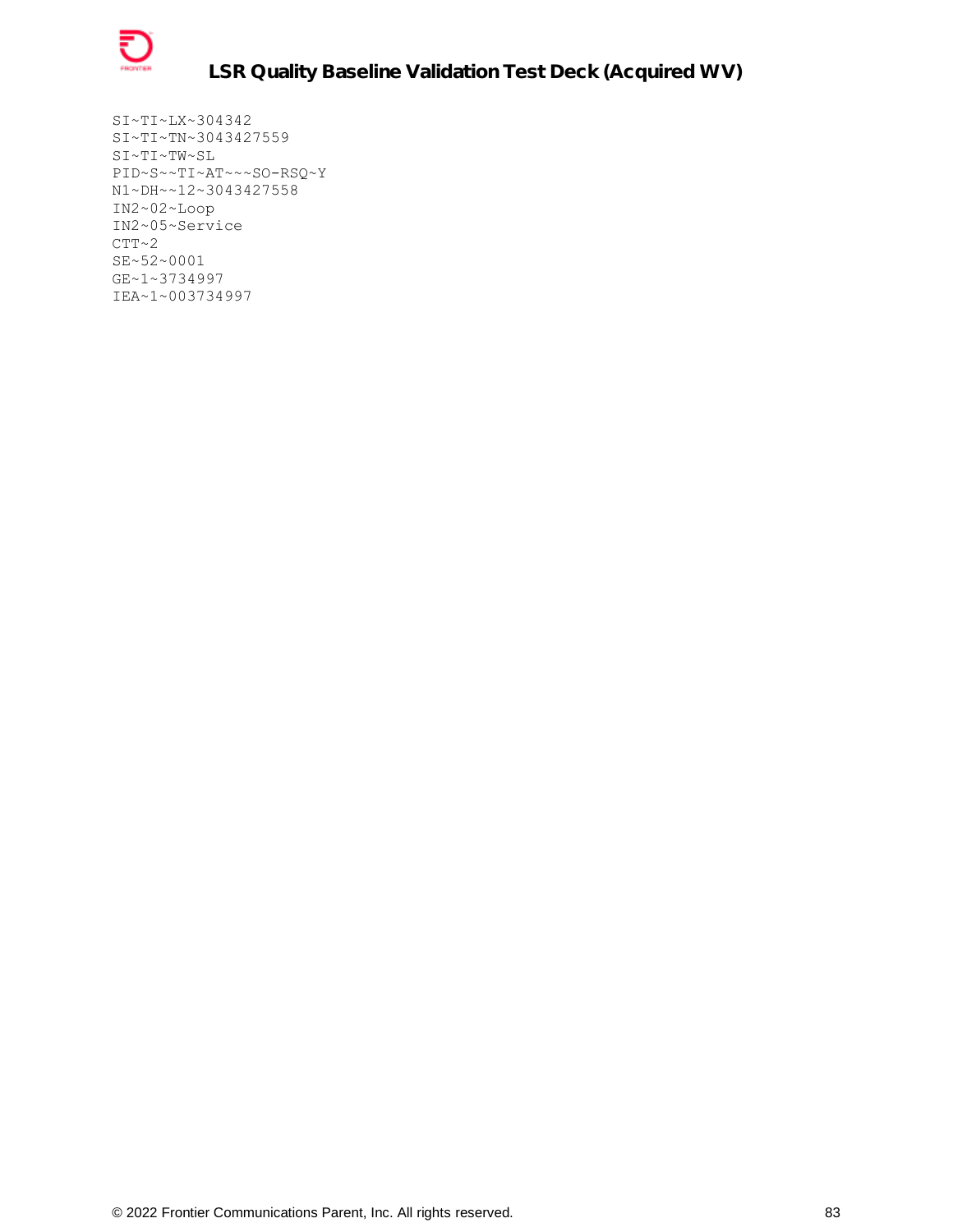```
SI~TI~LX~304342
SI~TI~TN~3043427559
SI~TI~TW~SL
PID~S~~TI~AT~~~SO-RSQ~Y
N1~DH~~12~3043427558
IN2~02~Loop
IN2~05~Service
CTT~2
SE~52~0001
GE~1~3734997
IEA~1~003734997
```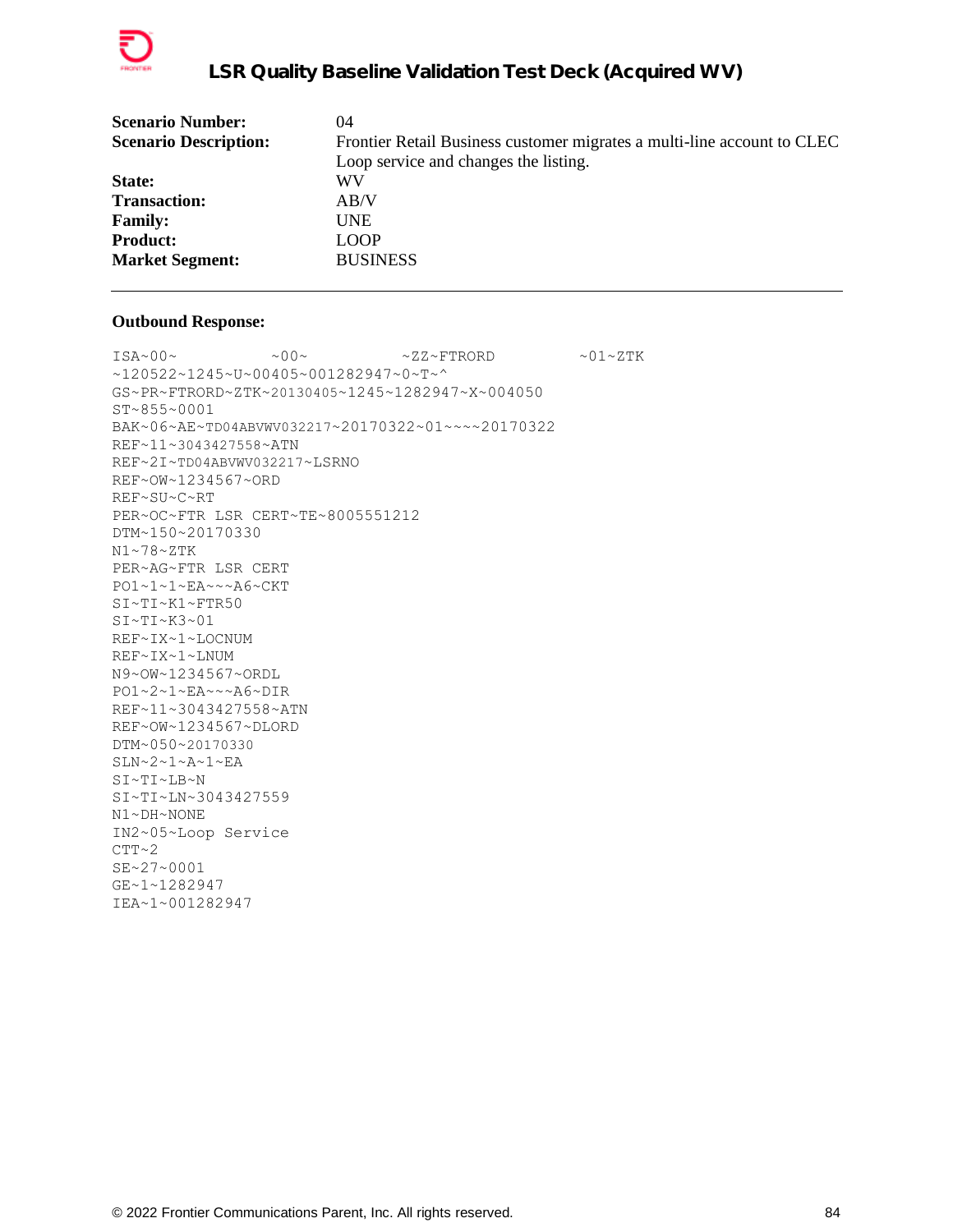| | |
|---|---|
| **Scenario Number:** | 04 |
| **Scenario Description:** | Frontier Retail Business customer migrates a multi-line account to CLEC Loop service and changes the listing. |
| **State:** | WV |
| **Transaction:** | AB/V |
| **Family:** | UNE |
| **Product:** | LOOP |
| **Market Segment:** | BUSINESS |

---

**Outbound Response:**

```
ISA~00~          ~00~          ~ZZ~FTRORD          ~01~ZTK
~120522~1245~U~00405~001282947~0~T~^
GS~PR~FTRORD~ZTK~20130405~1245~1282947~X~004050
ST~855~0001
BAK~06~AE~TD04ABVWV032217~20170322~01~~~~20170322
REF~11~3043427558~ATN
REF~2I~TD04ABVWV032217~LSRNO
REF~OW~1234567~ORD
REF~SU~C~RT
PER~OC~FTR LSR CERT~TE~8005551212
DTM~150~20170330
N1~78~ZTK
PER~AG~FTR LSR CERT
PO1~1~1~EA~~~A6~CKT
SI~TI~K1~FTR50
SI~TI~K3~01
REF~IX~1~LOCNUM
REF~IX~1~LNUM
N9~OW~1234567~ORDL
PO1~2~1~EA~~~A6~DIR
REF~11~3043427558~ATN
REF~OW~1234567~DLORD
DTM~050~20170330
SLN~2~1~A~1~EA
SI~TI~LB~N
SI~TI~LN~3043427559
N1~DH~NONE
IN2~05~Loop Service
CTT~2
SE~27~0001
GE~1~1282947
IEA~1~001282947
```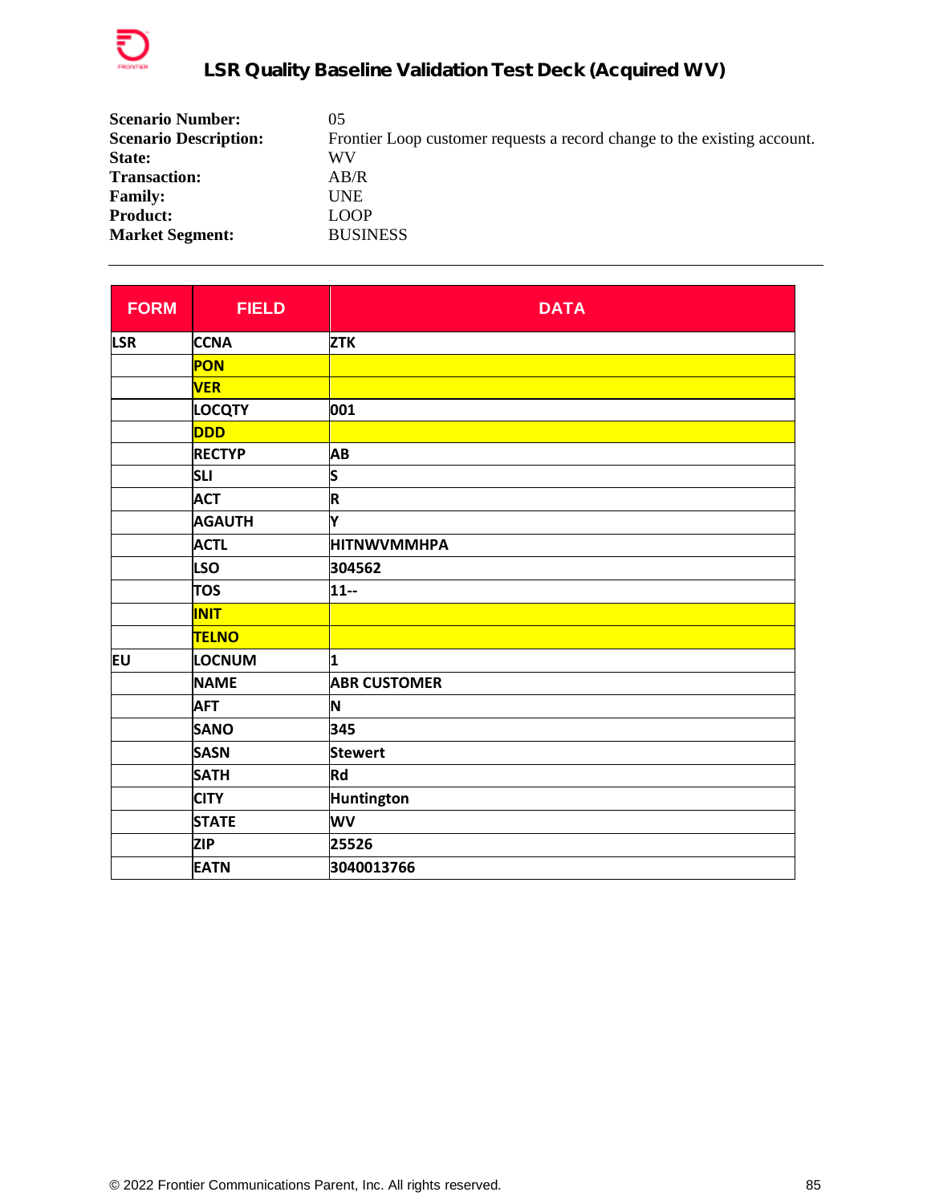**Scenario Number:** 05
**Scenario Description:** Frontier Loop customer requests a record change to the existing account.
**State:** WV
**Transaction:** AB/R
**Family:** UNE
**Product:** LOOP
**Market Segment:** BUSINESS

---

| FORM | FIELD | DATA |
|---|---|---|
| LSR | CCNA | ZTK |
| | PON | |
| | VER | |
| | LOCQTY | 001 |
| | DDD | |
| | RECTYP | AB |
| | SLI | S |
| | ACT | R |
| | AGAUTH | Y |
| | ACTL | HITNWVMMHPA |
| | LSO | 304562 |
| | TOS | 11-- |
| | INIT | |
| | TELNO | |
| EU | LOCNUM | 1 |
| | NAME | ABR CUSTOMER |
| | AFT | N |
| | SANO | 345 |
| | SASN | Stewert |
| | SATH | Rd |
| | CITY | Huntington |
| | STATE | WV |
| | ZIP | 25526 |
| | EATN | 3040013766 |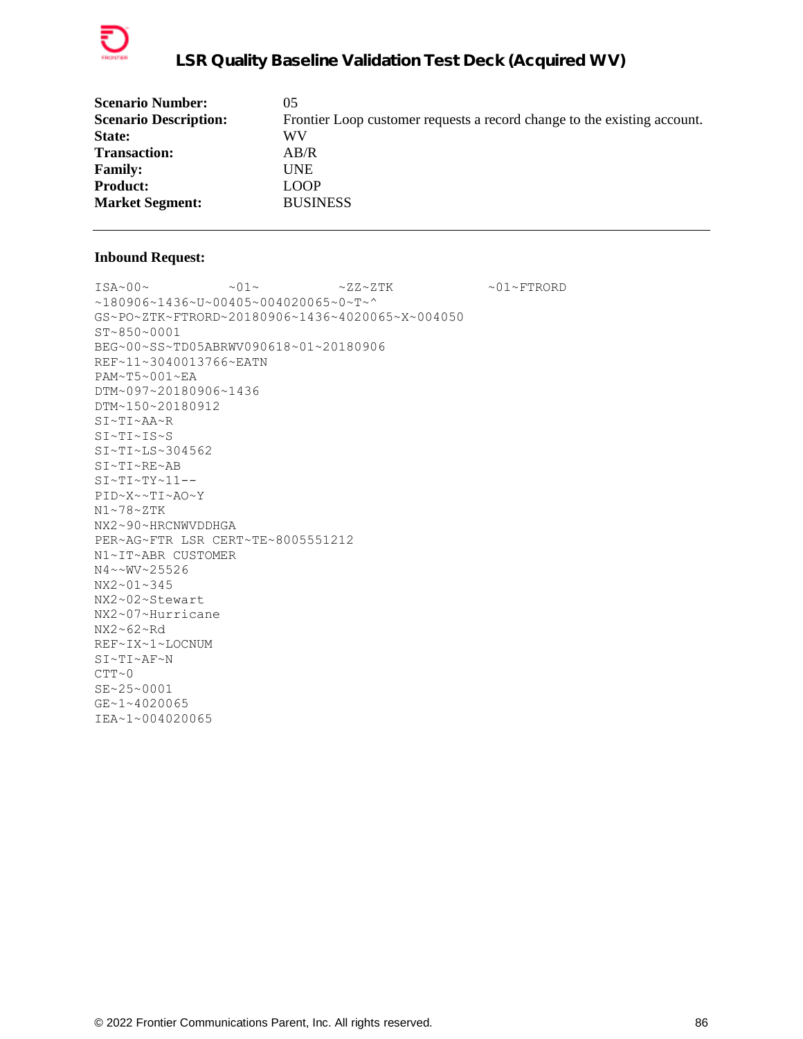| | |
|---|---|
| **Scenario Number:** | 05 |
| **Scenario Description:** | Frontier Loop customer requests a record change to the existing account. |
| **State:** | WV |
| **Transaction:** | AB/R |
| **Family:** | UNE |
| **Product:** | LOOP |
| **Market Segment:** | BUSINESS |

---

**Inbound Request:**

```
ISA~00~          ~01~          ~ZZ~ZTK            ~01~FTRORD
~180906~1436~U~00405~004020065~0~T~^
GS~PO~ZTK~FTRORD~20180906~1436~4020065~X~004050
ST~850~0001
BEG~00~SS~TD05ABRWV090618~01~20180906
REF~11~3040013766~EATN
PAM~T5~001~EA
DTM~097~20180906~1436
DTM~150~20180912
SI~TI~AA~R
SI~TI~IS~S
SI~TI~LS~304562
SI~TI~RE~AB
SI~TI~TY~11--
PID~X~~TI~AO~Y
N1~78~ZTK
NX2~90~HRCNWVDDHGA
PER~AG~FTR LSR CERT~TE~8005551212
N1~IT~ABR CUSTOMER
N4~~WV~25526
NX2~01~345
NX2~02~Stewart
NX2~07~Hurricane
NX2~62~Rd
REF~IX~1~LOCNUM
SI~TI~AF~N
CTT~0
SE~25~0001
GE~1~4020065
IEA~1~004020065
```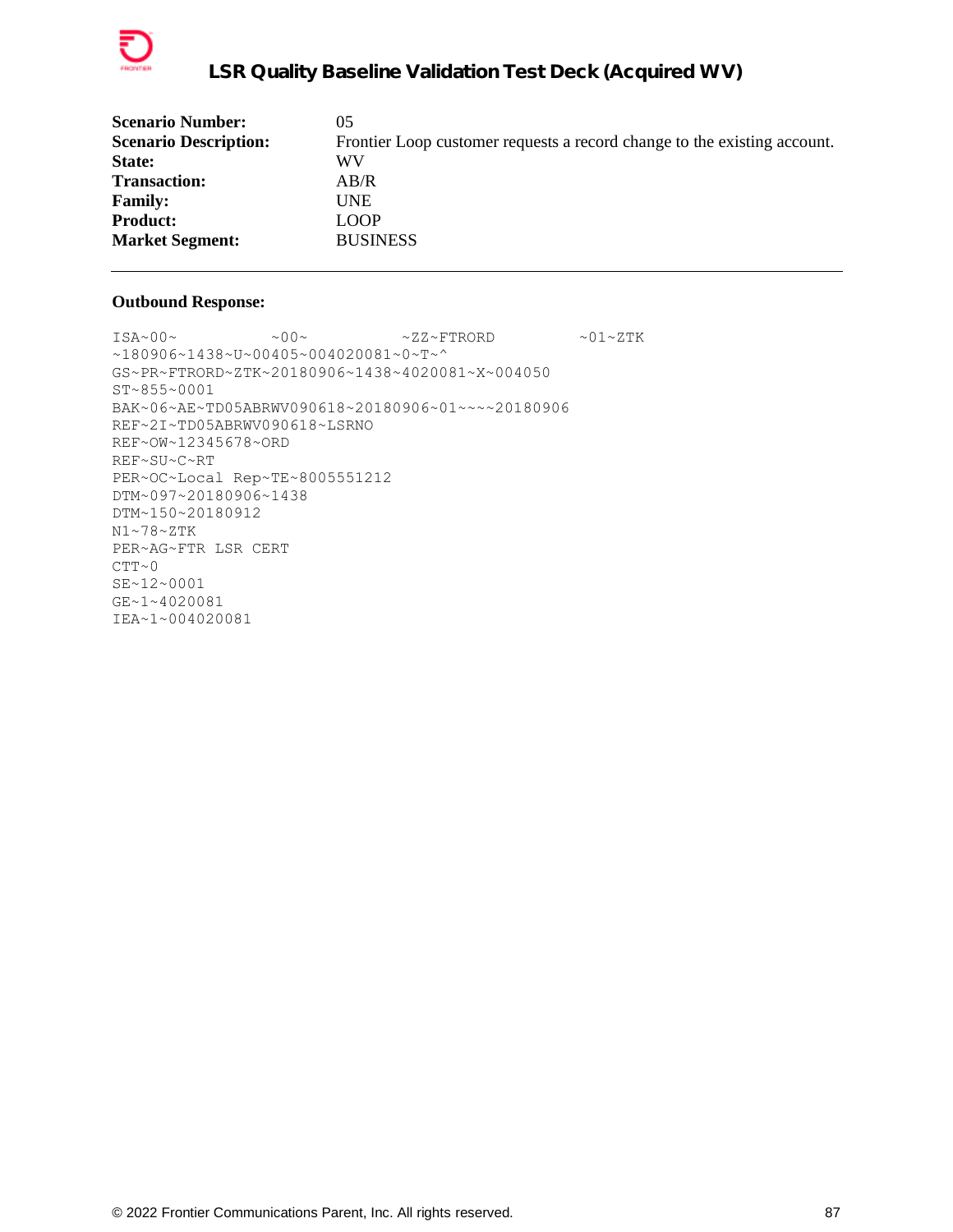| | |
|---|---|
| **Scenario Number:** | 05 |
| **Scenario Description:** | Frontier Loop customer requests a record change to the existing account. |
| **State:** | WV |
| **Transaction:** | AB/R |
| **Family:** | UNE |
| **Product:** | LOOP |
| **Market Segment:** | BUSINESS |

---

**Outbound Response:**

```
ISA~00~          ~00~          ~ZZ~FTRORD          ~01~ZTK
~180906~1438~U~00405~004020081~0~T~^
GS~PR~FTRORD~ZTK~20180906~1438~4020081~X~004050
ST~855~0001
BAK~06~AE~TD05ABRWV090618~20180906~01~~~~20180906
REF~2I~TD05ABRWV090618~LSRNO
REF~OW~12345678~ORD
REF~SU~C~RT
PER~OC~Local Rep~TE~8005551212
DTM~097~20180906~1438
DTM~150~20180912
N1~78~ZTK
PER~AG~FTR LSR CERT
CTT~0
SE~12~0001
GE~1~4020081
IEA~1~004020081
```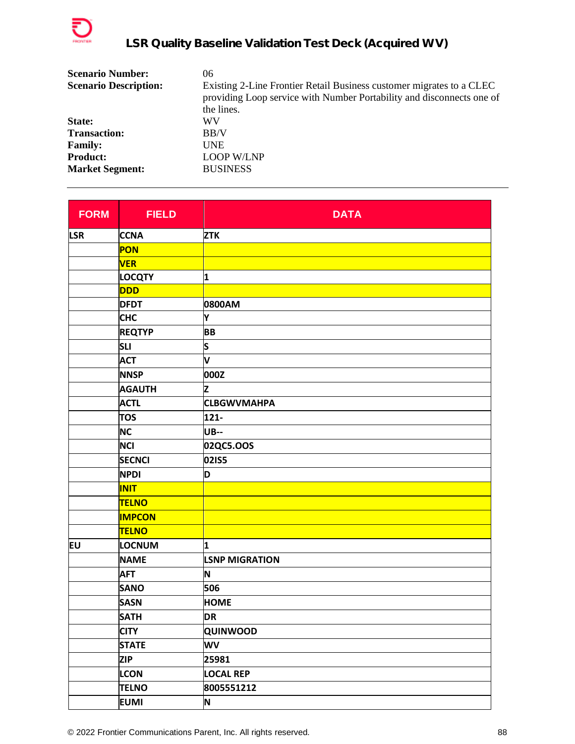| | |
|---|---|
| **Scenario Number:** | 06 |
| **Scenario Description:** | Existing 2-Line Frontier Retail Business customer migrates to a CLEC providing Loop service with Number Portability and disconnects one of the lines. |
| **State:** | WV |
| **Transaction:** | BB/V |
| **Family:** | UNE |
| **Product:** | LOOP W/LNP |
| **Market Segment:** | BUSINESS |

---

| FORM | FIELD | DATA |
|---|---|---|
| LSR | CCNA | ZTK |
| | PON | |
| | VER | |
| | LOCQTY | 1 |
| | DDD | |
| | DFDT | 0800AM |
| | CHC | Y |
| | REQTYP | BB |
| | SLI | S |
| | ACT | V |
| | NNSP | 000Z |
| | AGAUTH | Z |
| | ACTL | CLBGWVMAHPA |
| | TOS | 121- |
| | NC | UB-- |
| | NCI | 02QC5.OOS |
| | SECNCI | 02IS5 |
| | NPDI | D |
| | INIT | |
| | TELNO | |
| | IMPCON | |
| | TELNO | |
| EU | LOCNUM | 1 |
| | NAME | LSNP MIGRATION |
| | AFT | N |
| | SANO | 506 |
| | SASN | HOME |
| | SATH | DR |
| | CITY | QUINWOOD |
| | STATE | WV |
| | ZIP | 25981 |
| | LCON | LOCAL REP |
| | TELNO | 8005551212 |
| | EUMI | N |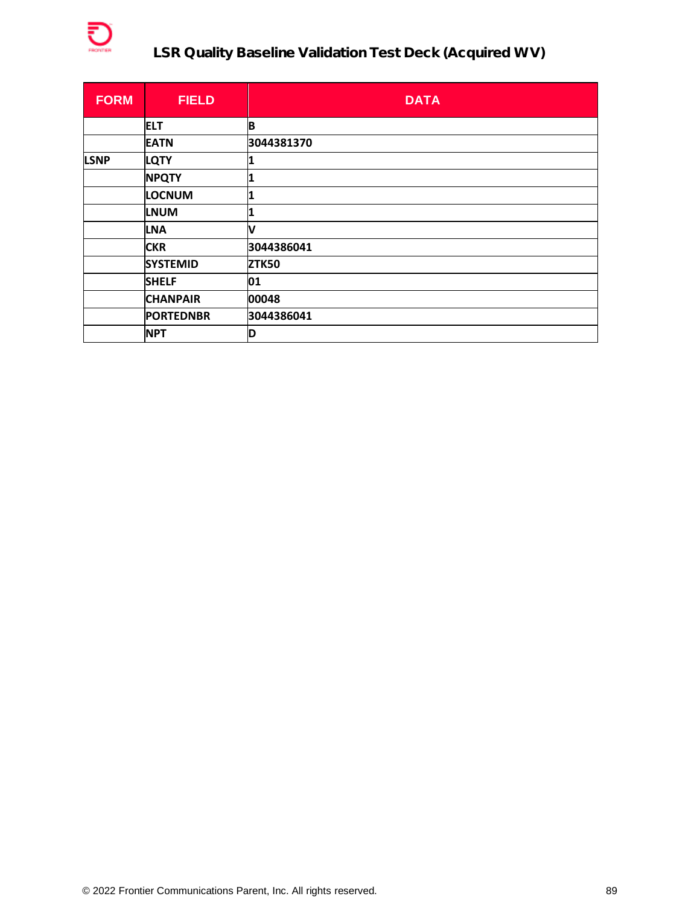| FORM | FIELD | DATA |
|---|---|---|
| | ELT | B |
| | EATN | 3044381370 |
| LSNP | LQTY | 1 |
| | NPQTY | 1 |
| | LOCNUM | 1 |
| | LNUM | 1 |
| | LNA | V |
| | CKR | 3044386041 |
| | SYSTEMID | ZTK50 |
| | SHELF | 01 |
| | CHANPAIR | 00048 |
| | PORTEDNBR | 3044386041 |
| | NPT | D |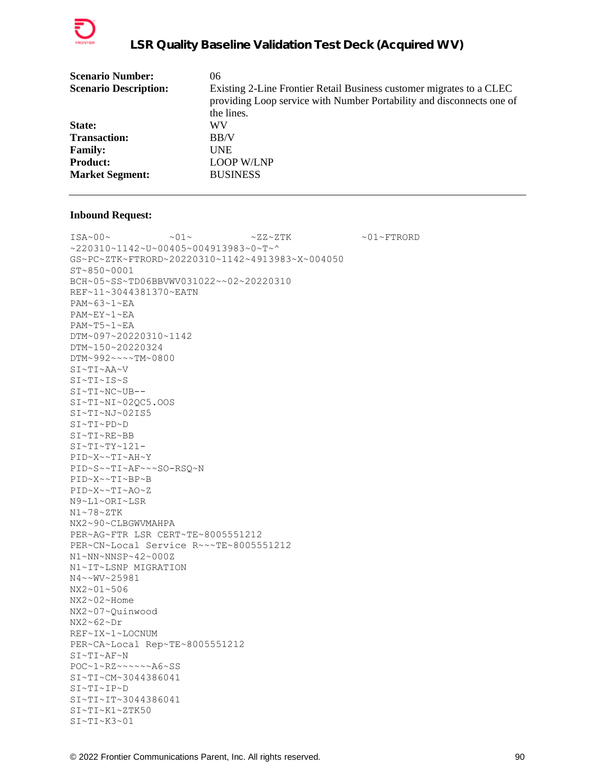| | |
|---|---|
| **Scenario Number:** | 06 |
| **Scenario Description:** | Existing 2-Line Frontier Retail Business customer migrates to a CLEC providing Loop service with Number Portability and disconnects one of the lines. |
| **State:** | WV |
| **Transaction:** | BB/V |
| **Family:** | UNE |
| **Product:** | LOOP W/LNP |
| **Market Segment:** | BUSINESS |

**Inbound Request:**

```
ISA~00~          ~01~          ~ZZ~ZTK            ~01~FTRORD
~220310~1142~U~00405~004913983~0~T~^
GS~PC~ZTK~FTRORD~20220310~1142~4913983~X~004050
ST~850~0001
BCH~05~SS~TD06BBVWV031022~~02~20220310
REF~11~3044381370~EATN
PAM~63~1~EA
PAM~EY~1~EA
PAM~T5~1~EA
DTM~097~20220310~1142
DTM~150~20220324
DTM~992~~~~TM~0800
SI~TI~AA~V
SI~TI~IS~S
SI~TI~NC~UB--
SI~TI~NI~02QC5.OOS
SI~TI~NJ~02IS5
SI~TI~PD~D
SI~TI~RE~BB
SI~TI~TY~121-
PID~X~~TI~AH~Y
PID~S~~TI~AF~~~SO-RSQ~N
PID~X~~TI~BP~B
PID~X~~TI~AO~Z
N9~L1~ORI~LSR
N1~78~ZTK
NX2~90~CLBGWVMAHPA
PER~AG~FTR LSR CERT~TE~8005551212
PER~CN~Local Service R~~~TE~8005551212
N1~NN~NNSP~42~000Z
N1~IT~LSNP MIGRATION
N4~~WV~25981
NX2~01~506
NX2~02~Home
NX2~07~Quinwood
NX2~62~Dr
REF~IX~1~LOCNUM
PER~CA~Local Rep~TE~8005551212
SI~TI~AF~N
POC~1~RZ~~~~~~A6~SS
SI~TI~CM~3044386041
SI~TI~IP~D
SI~TI~IT~3044386041
SI~TI~K1~ZTK50
SI~TI~K3~01
```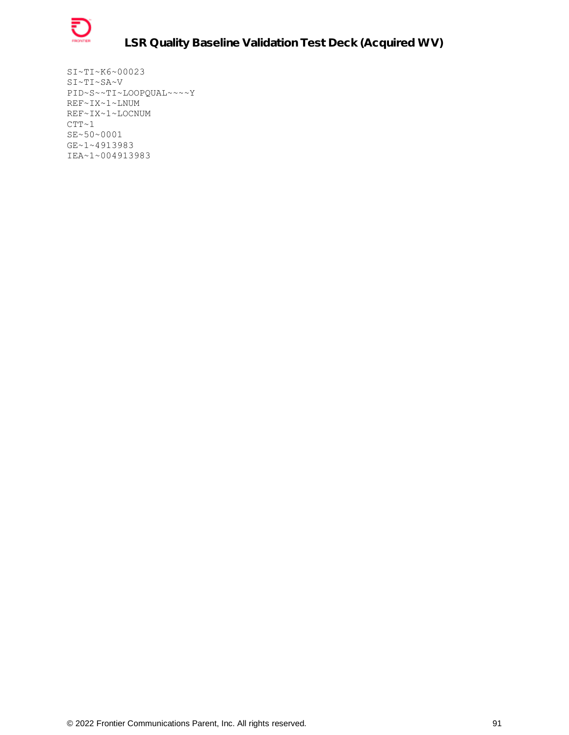```
SI~TI~K6~00023
SI~TI~SA~V
PID~S~~TI~LOOPQUAL~~~~Y
REF~IX~1~LNUM
REF~IX~1~LOCNUM
CTT~1
SE~50~0001
GE~1~4913983
IEA~1~004913983
```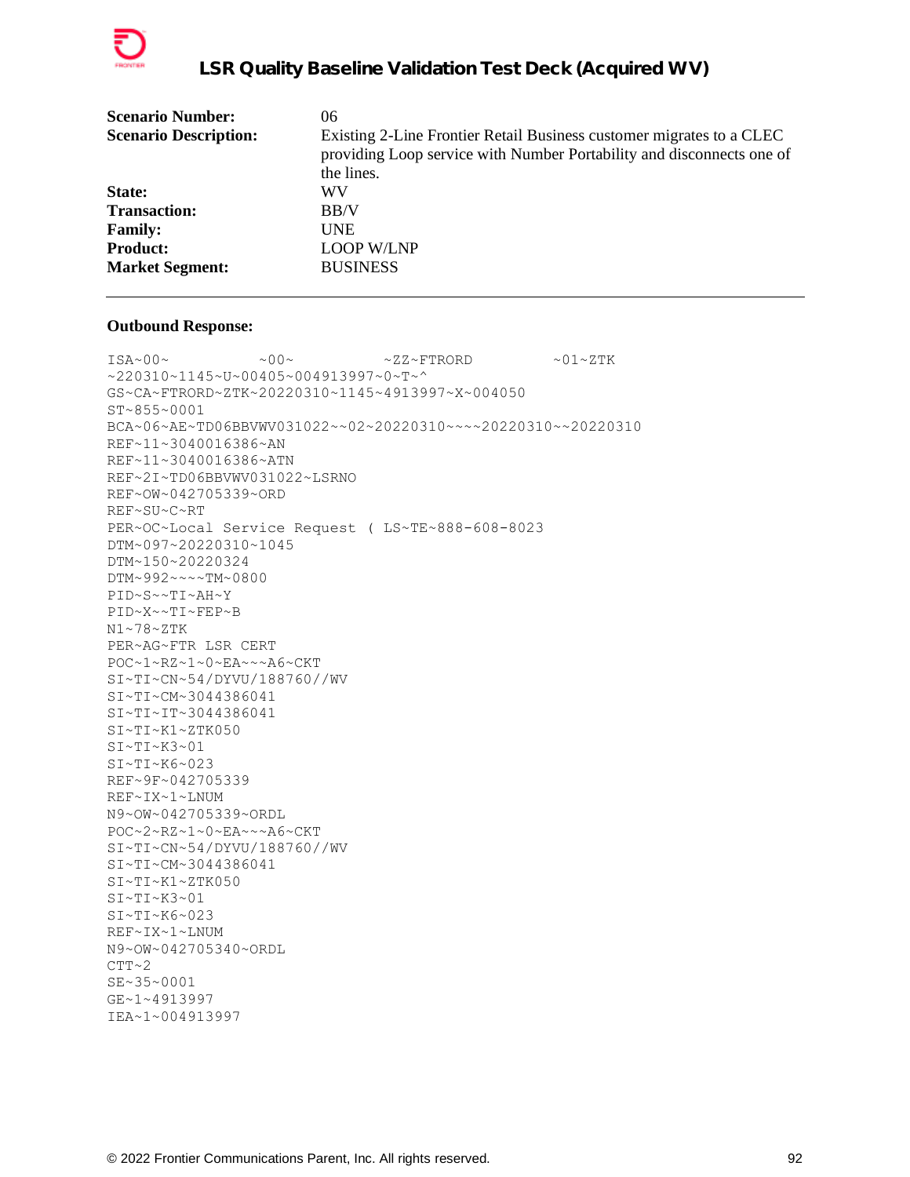| | |
|---|---|
| **Scenario Number:** | 06 |
| **Scenario Description:** | Existing 2-Line Frontier Retail Business customer migrates to a CLEC providing Loop service with Number Portability and disconnects one of the lines. |
| **State:** | WV |
| **Transaction:** | BB/V |
| **Family:** | UNE |
| **Product:** | LOOP W/LNP |
| **Market Segment:** | BUSINESS |

---

**Outbound Response:**

```
ISA~00~          ~00~          ~ZZ~FTRORD         ~01~ZTK
~220310~1145~U~00405~004913997~0~T~^
GS~CA~FTRORD~ZTK~20220310~1145~4913997~X~004050
ST~855~0001
BCA~06~AE~TD06BBVWV031022~~02~20220310~~~~20220310~~20220310
REF~11~3040016386~AN
REF~11~3040016386~ATN
REF~2I~TD06BBVWV031022~LSRNO
REF~OW~042705339~ORD
REF~SU~C~RT
PER~OC~Local Service Request ( LS~TE~888-608-8023
DTM~097~20220310~1045
DTM~150~20220324
DTM~992~~~~TM~0800
PID~S~~TI~AH~Y
PID~X~~TI~FEP~B
N1~78~ZTK
PER~AG~FTR LSR CERT
POC~1~RZ~1~0~EA~~~A6~CKT
SI~TI~CN~54/DYVU/188760//WV
SI~TI~CM~3044386041
SI~TI~IT~3044386041
SI~TI~K1~ZTK050
SI~TI~K3~01
SI~TI~K6~023
REF~9F~042705339
REF~IX~1~LNUM
N9~OW~042705339~ORDL
POC~2~RZ~1~0~EA~~~A6~CKT
SI~TI~CN~54/DYVU/188760//WV
SI~TI~CM~3044386041
SI~TI~K1~ZTK050
SI~TI~K3~01
SI~TI~K6~023
REF~IX~1~LNUM
N9~OW~042705340~ORDL
CTT~2
SE~35~0001
GE~1~4913997
IEA~1~004913997
```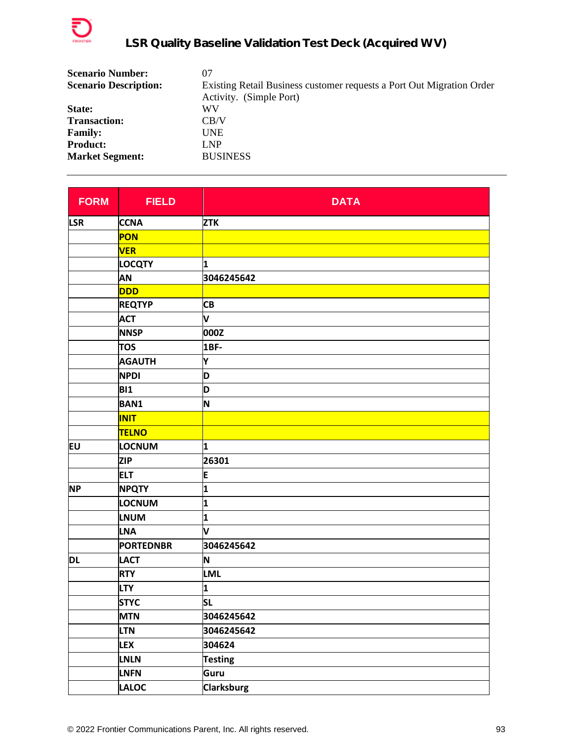# LSR Quality Baseline Validation Test Deck (Acquired WV)

**Scenario Number:** 07
**Scenario Description:** Existing Retail Business customer requests a Port Out Migration Order Activity. (Simple Port)
**State:** WV
**Transaction:** CB/V
**Family:** UNE
**Product:** LNP
**Market Segment:** BUSINESS

---

| FORM | FIELD | DATA |
|---|---|---|
| LSR | CCNA | ZTK |
| | PON | |
| | VER | |
| | LOCQTY | 1 |
| | AN | 3046245642 |
| | DDD | |
| | REQTYP | CB |
| | ACT | V |
| | NNSP | 000Z |
| | TOS | 1BF- |
| | AGAUTH | Y |
| | NPDI | D |
| | BI1 | D |
| | BAN1 | N |
| | INIT | |
| | TELNO | |
| EU | LOCNUM | 1 |
| | ZIP | 26301 |
| | ELT | E |
| NP | NPQTY | 1 |
| | LOCNUM | 1 |
| | LNUM | 1 |
| | LNA | V |
| | PORTEDNBR | 3046245642 |
| DL | LACT | N |
| | RTY | LML |
| | LTY | 1 |
| | STYC | SL |
| | MTN | 3046245642 |
| | LTN | 3046245642 |
| | LEX | 304624 |
| | LNLN | Testing |
| | LNFN | Guru |
| | LALOC | Clarksburg |

© 2022 Frontier Communications Parent, Inc. All rights reserved.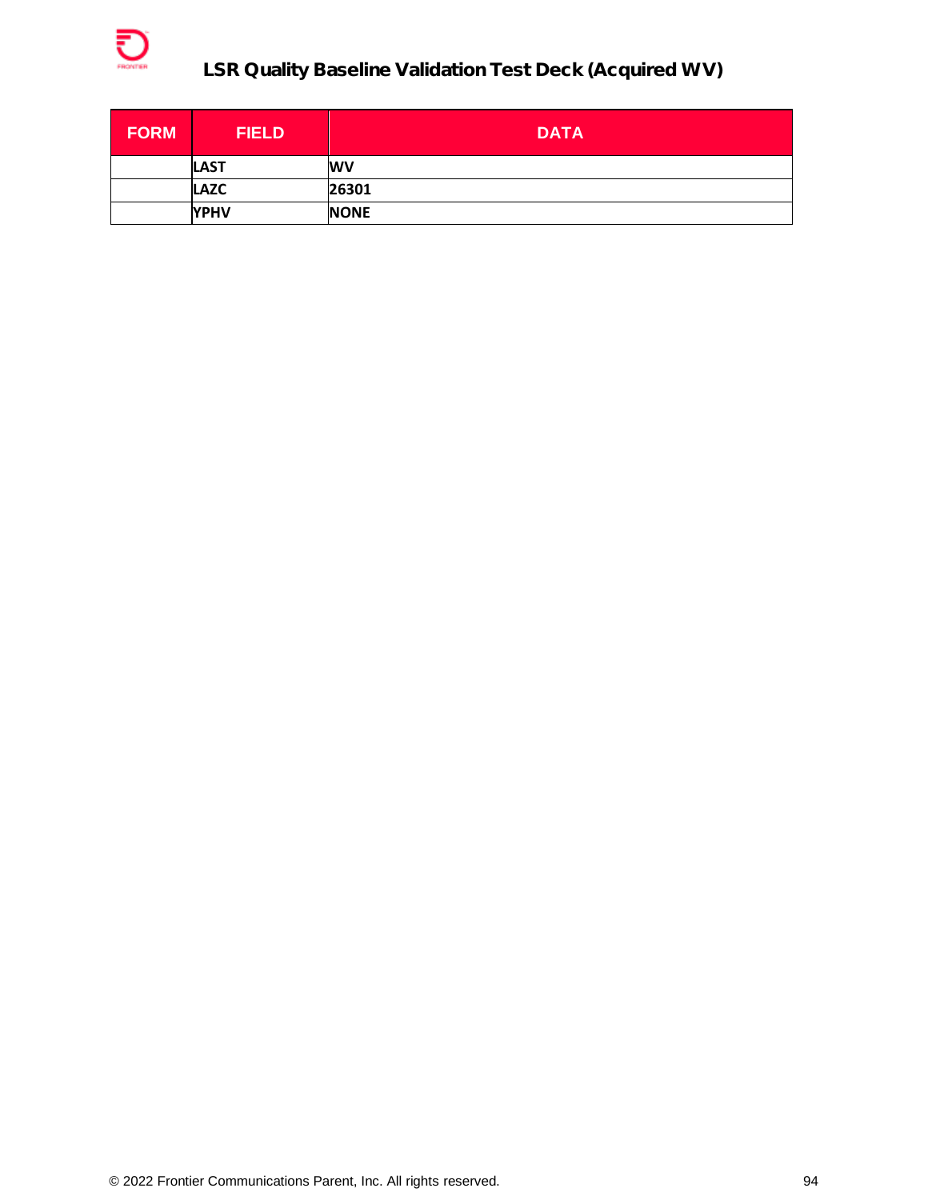| FORM | FIELD | DATA |
| --- | --- | --- |
| | **LAST** | **WV** |
| | **LAZC** | **26301** |
| | **YPHV** | **NONE** |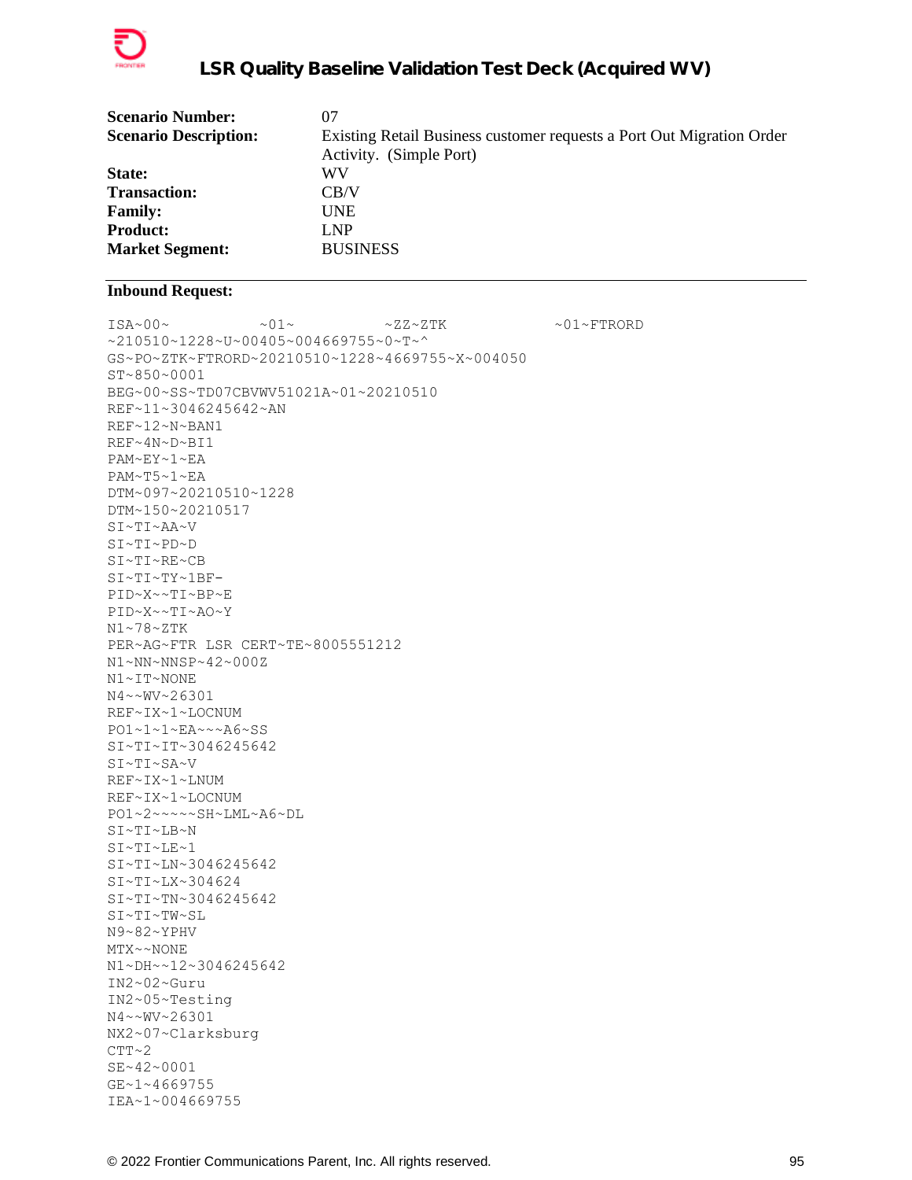| | |
|---|---|
| **Scenario Number:** | 07 |
| **Scenario Description:** | Existing Retail Business customer requests a Port Out Migration Order Activity. (Simple Port) |
| **State:** | WV |
| **Transaction:** | CB/V |
| **Family:** | UNE |
| **Product:** | LNP |
| **Market Segment:** | BUSINESS |

**Inbound Request:**

```
ISA~00~          ~01~          ~ZZ~ZTK            ~01~FTRORD
~210510~1228~U~00405~004669755~0~T~^
GS~PO~ZTK~FTRORD~20210510~1228~4669755~X~004050
ST~850~0001
BEG~00~SS~TD07CBVWV51021A~01~20210510
REF~11~3046245642~AN
REF~12~N~BAN1
REF~4N~D~BI1
PAM~EY~1~EA
PAM~T5~1~EA
DTM~097~20210510~1228
DTM~150~20210517
SI~TI~AA~V
SI~TI~PD~D
SI~TI~RE~CB
SI~TI~TY~1BF-
PID~X~~TI~BP~E
PID~X~~TI~AO~Y
N1~78~ZTK
PER~AG~FTR LSR CERT~TE~8005551212
N1~NN~NNSP~42~000Z
N1~IT~NONE
N4~~WV~26301
REF~IX~1~LOCNUM
PO1~1~1~EA~~~A6~SS
SI~TI~IT~3046245642
SI~TI~SA~V
REF~IX~1~LNUM
REF~IX~1~LOCNUM
PO1~2~~~~~SH~LML~A6~DL
SI~TI~LB~N
SI~TI~LE~1
SI~TI~LN~3046245642
SI~TI~LX~304624
SI~TI~TN~3046245642
SI~TI~TW~SL
N9~82~YPHV
MTX~~NONE
N1~DH~~12~3046245642
IN2~02~Guru
IN2~05~Testing
N4~~WV~26301
NX2~07~Clarksburg
CTT~2
SE~42~0001
GE~1~4669755
IEA~1~004669755
```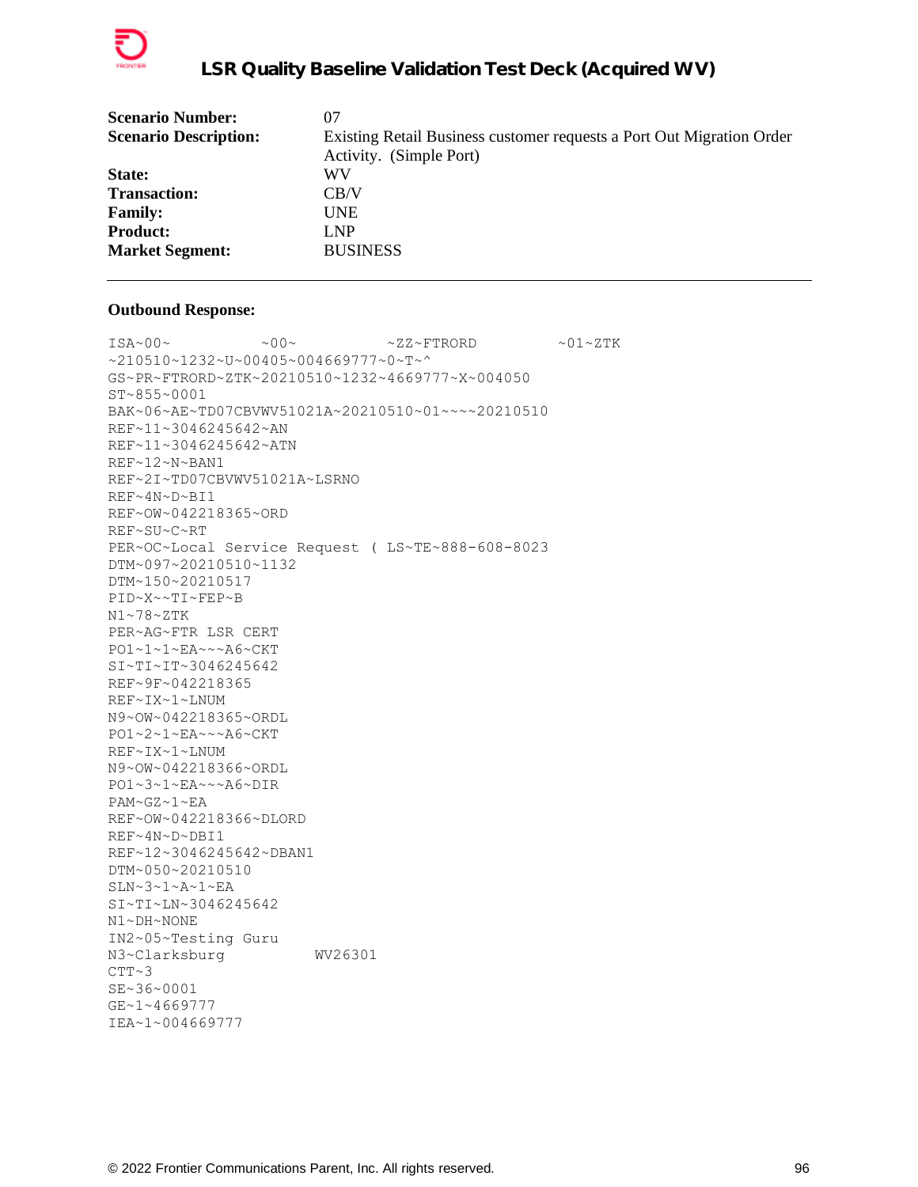| | |
|---|---|
| **Scenario Number:** | 07 |
| **Scenario Description:** | Existing Retail Business customer requests a Port Out Migration Order Activity. (Simple Port) |
| **State:** | WV |
| **Transaction:** | CB/V |
| **Family:** | UNE |
| **Product:** | LNP |
| **Market Segment:** | BUSINESS |

---

**Outbound Response:**

```
ISA~00~          ~00~          ~ZZ~FTRORD         ~01~ZTK
~210510~1232~U~00405~004669777~0~T~^
GS~PR~FTRORD~ZTK~20210510~1232~4669777~X~004050
ST~855~0001
BAK~06~AE~TD07CBVWV51021A~20210510~01~~~~20210510
REF~11~3046245642~AN
REF~11~3046245642~ATN
REF~12~N~BAN1
REF~2I~TD07CBVWV51021A~LSRNO
REF~4N~D~BI1
REF~OW~042218365~ORD
REF~SU~C~RT
PER~OC~Local Service Request ( LS~TE~888-608-8023
DTM~097~20210510~1132
DTM~150~20210517
PID~X~~TI~FEP~B
N1~78~ZTK
PER~AG~FTR LSR CERT
PO1~1~1~EA~~~A6~CKT
SI~TI~IT~3046245642
REF~9F~042218365
REF~IX~1~LNUM
N9~OW~042218365~ORDL
PO1~2~1~EA~~~A6~CKT
REF~IX~1~LNUM
N9~OW~042218366~ORDL
PO1~3~1~EA~~~A6~DIR
PAM~GZ~1~EA
REF~OW~042218366~DLORD
REF~4N~D~DBI1
REF~12~3046245642~DBAN1
DTM~050~20210510
SLN~3~1~A~1~EA
SI~TI~LN~3046245642
N1~DH~NONE
IN2~05~Testing Guru
N3~Clarksburg          WV26301
CTT~3
SE~36~0001
GE~1~4669777
IEA~1~004669777
```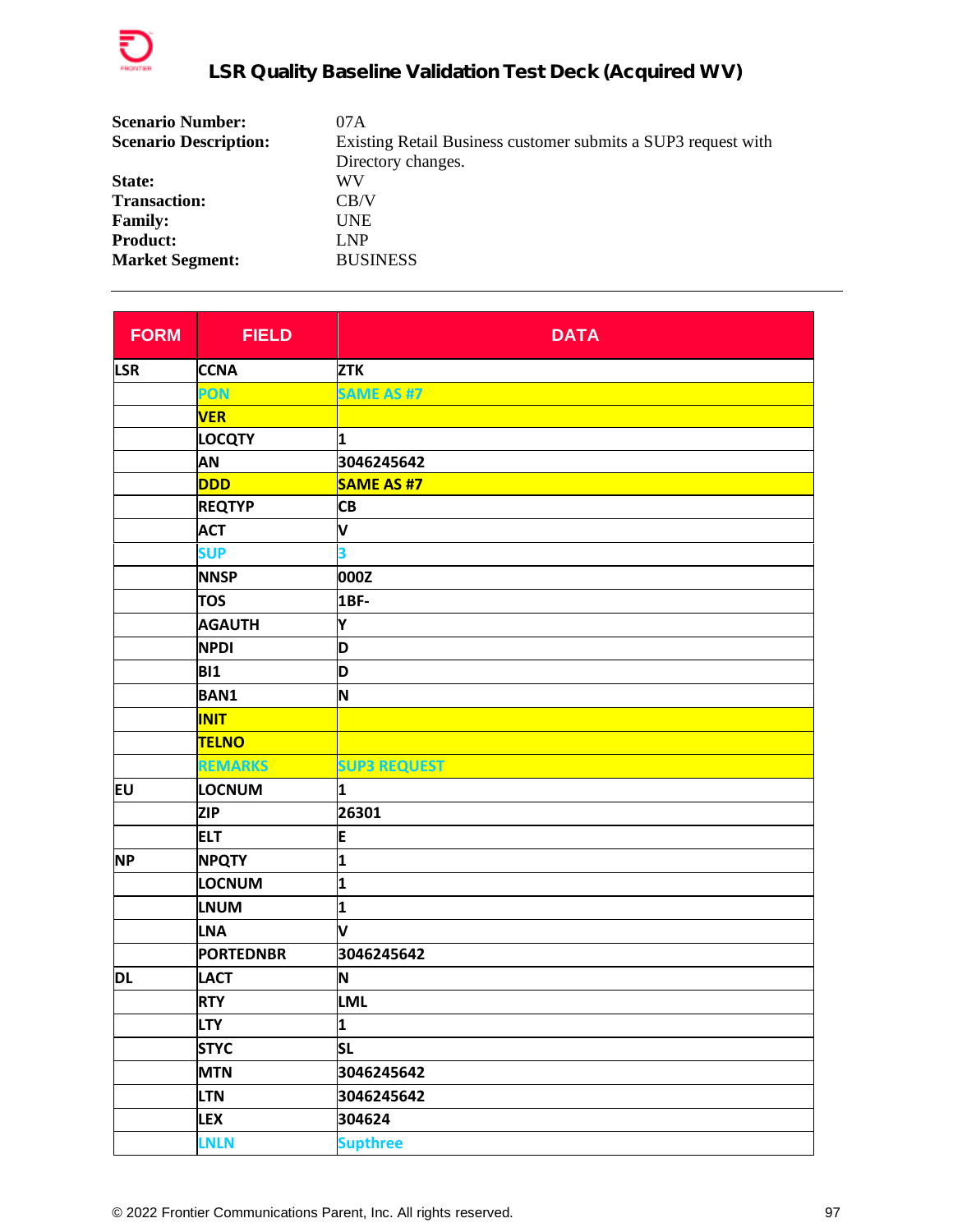# LSR Quality Baseline Validation Test Deck (Acquired WV)

**Scenario Number:** 07A
**Scenario Description:** Existing Retail Business customer submits a SUP3 request with Directory changes.
**State:** WV
**Transaction:** CB/V
**Family:** UNE
**Product:** LNP
**Market Segment:** BUSINESS

---

| FORM | FIELD | DATA |
|---|---|---|
| LSR | CCNA | ZTK |
| | PON | SAME AS #7 |
| | VER | |
| | LOCQTY | 1 |
| | AN | 3046245642 |
| | DDD | SAME AS #7 |
| | REQTYP | CB |
| | ACT | V |
| | SUP | 3 |
| | NNSP | 000Z |
| | TOS | 1BF- |
| | AGAUTH | Y |
| | NPDI | D |
| | BI1 | D |
| | BAN1 | N |
| | INIT | |
| | TELNO | |
| | REMARKS | SUP3 REQUEST |
| EU | LOCNUM | 1 |
| | ZIP | 26301 |
| | ELT | E |
| NP | NPQTY | 1 |
| | LOCNUM | 1 |
| | LNUM | 1 |
| | LNA | V |
| | PORTEDNBR | 3046245642 |
| DL | LACT | N |
| | RTY | LML |
| | LTY | 1 |
| | STYC | SL |
| | MTN | 3046245642 |
| | LTN | 3046245642 |
| | LEX | 304624 |
| | LNLN | Supthree |

© 2022 Frontier Communications Parent, Inc. All rights reserved.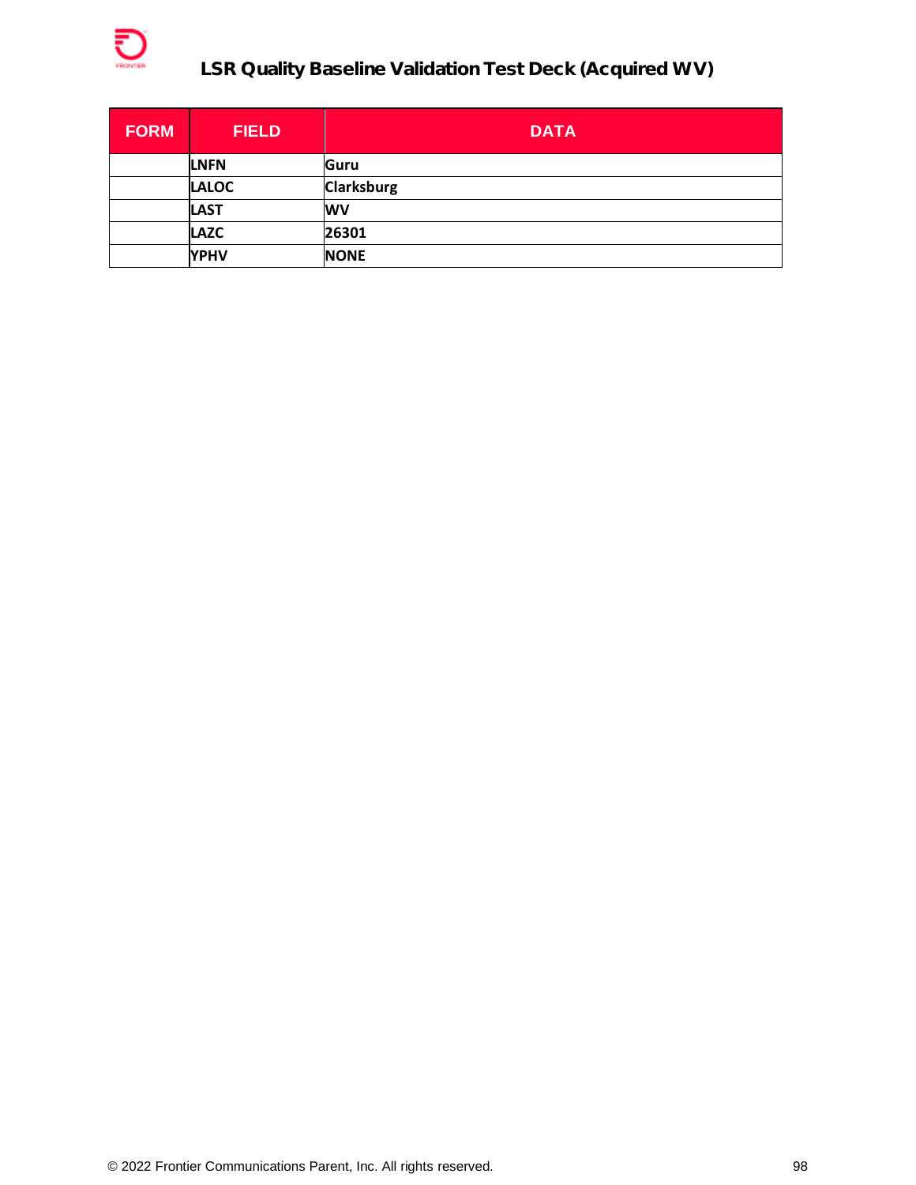| FORM | FIELD | DATA |
|---|---|---|
| | LNFN | Guru |
| | LALOC | Clarksburg |
| | LAST | WV |
| | LAZC | 26301 |
| | YPHV | NONE |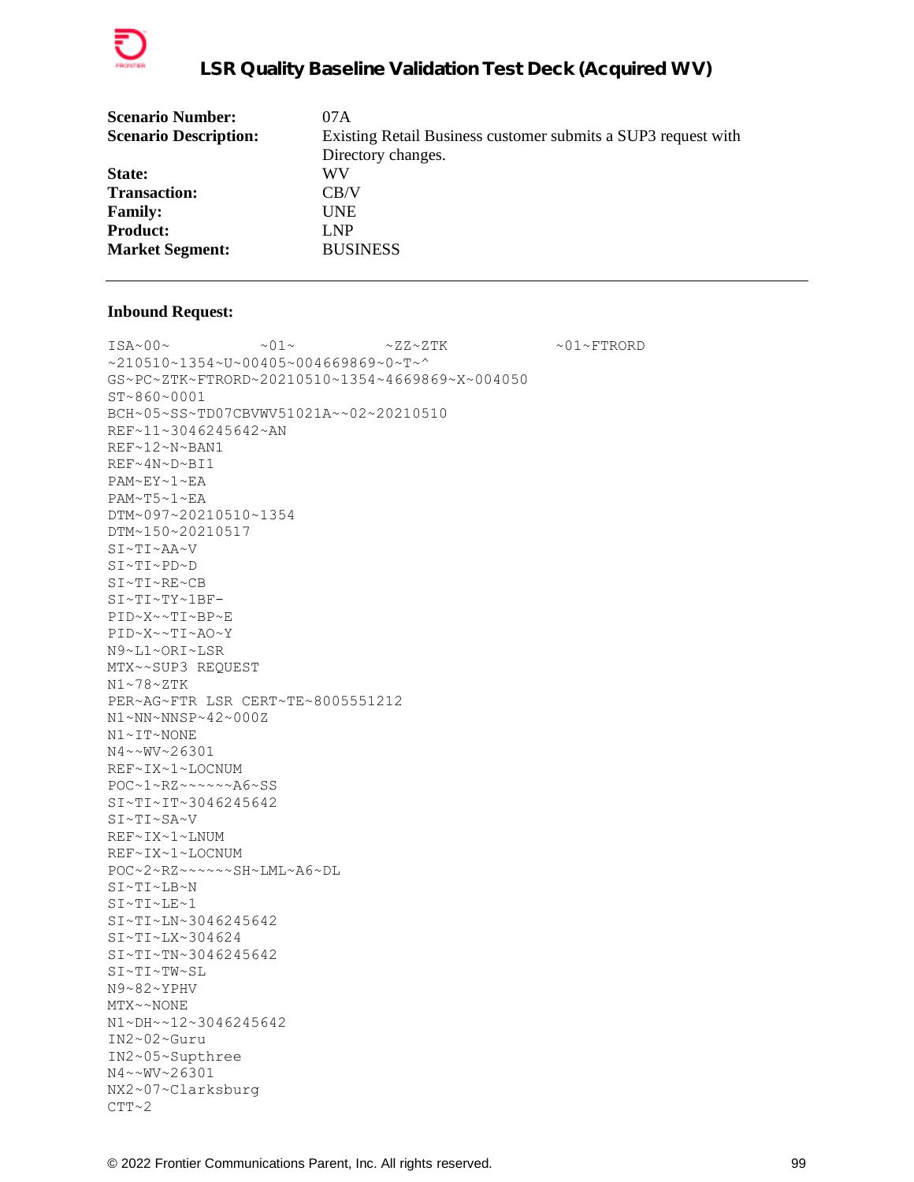| | |
|---|---|
| **Scenario Number:** | 07A |
| **Scenario Description:** | Existing Retail Business customer submits a SUP3 request with Directory changes. |
| **State:** | WV |
| **Transaction:** | CB/V |
| **Family:** | UNE |
| **Product:** | LNP |
| **Market Segment:** | BUSINESS |

---

**Inbound Request:**

```
ISA~00~          ~01~          ~ZZ~ZTK            ~01~FTRORD
~210510~1354~U~00405~004669869~0~T~^
GS~PC~ZTK~FTRORD~20210510~1354~4669869~X~004050
ST~860~0001
BCH~05~SS~TD07CBVWV51021A~~02~20210510
REF~11~3046245642~AN
REF~12~N~BAN1
REF~4N~D~BI1
PAM~EY~1~EA
PAM~T5~1~EA
DTM~097~20210510~1354
DTM~150~20210517
SI~TI~AA~V
SI~TI~PD~D
SI~TI~RE~CB
SI~TI~TY~1BF-
PID~X~~TI~BP~E
PID~X~~TI~AO~Y
N9~L1~ORI~LSR
MTX~~SUP3 REQUEST
N1~78~ZTK
PER~AG~FTR LSR CERT~TE~8005551212
N1~NN~NNSP~42~000Z
N1~IT~NONE
N4~~WV~26301
REF~IX~1~LOCNUM
POC~1~RZ~~~~~~A6~SS
SI~TI~IT~3046245642
SI~TI~SA~V
REF~IX~1~LNUM
REF~IX~1~LOCNUM
POC~2~RZ~~~~~~SH~LML~A6~DL
SI~TI~LB~N
SI~TI~LE~1
SI~TI~LN~3046245642
SI~TI~LX~304624
SI~TI~TN~3046245642
SI~TI~TW~SL
N9~82~YPHV
MTX~~NONE
N1~DH~~12~3046245642
IN2~02~Guru
IN2~05~Supthree
N4~~WV~26301
NX2~07~Clarksburg
CTT~2
```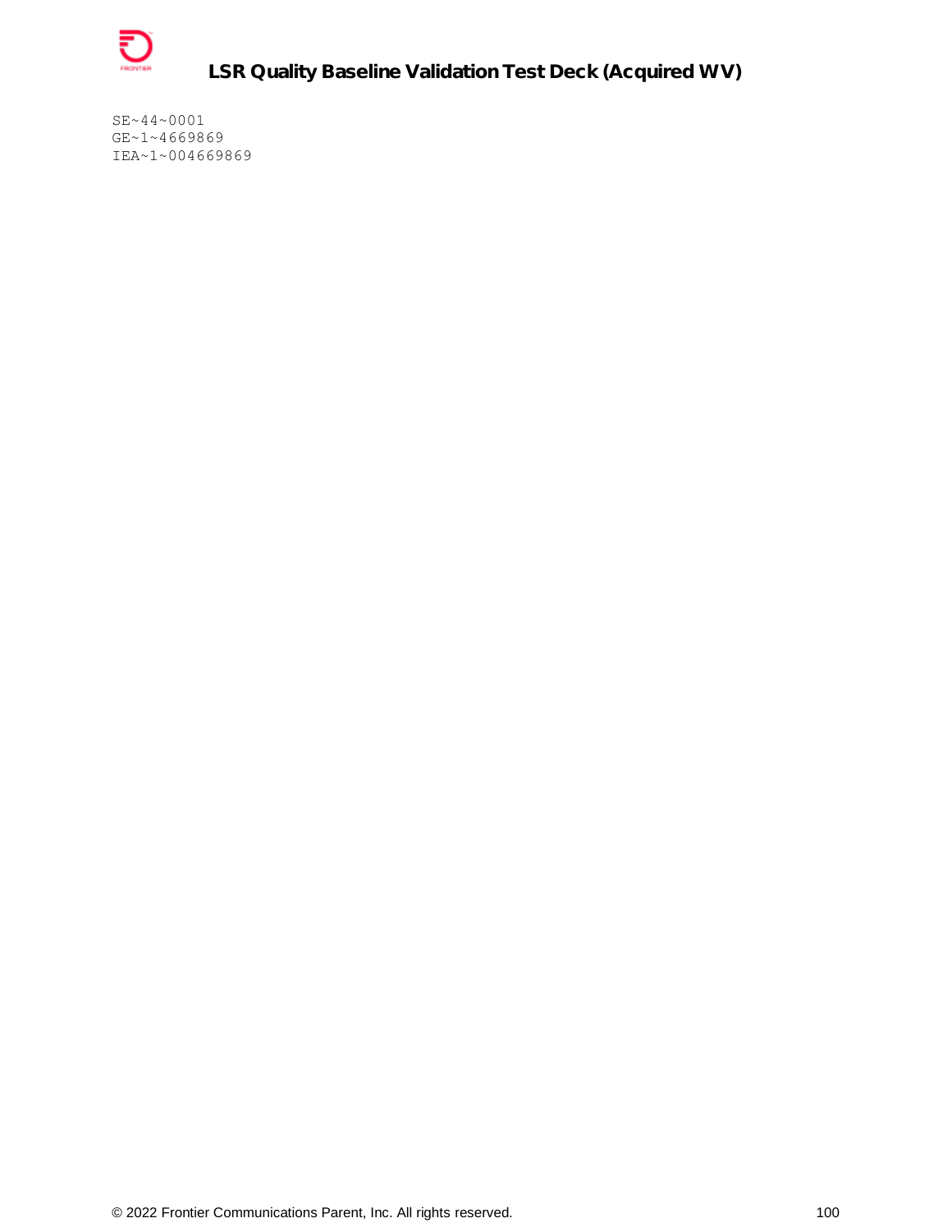```
SE~44~0001
GE~1~4669869
IEA~1~004669869
```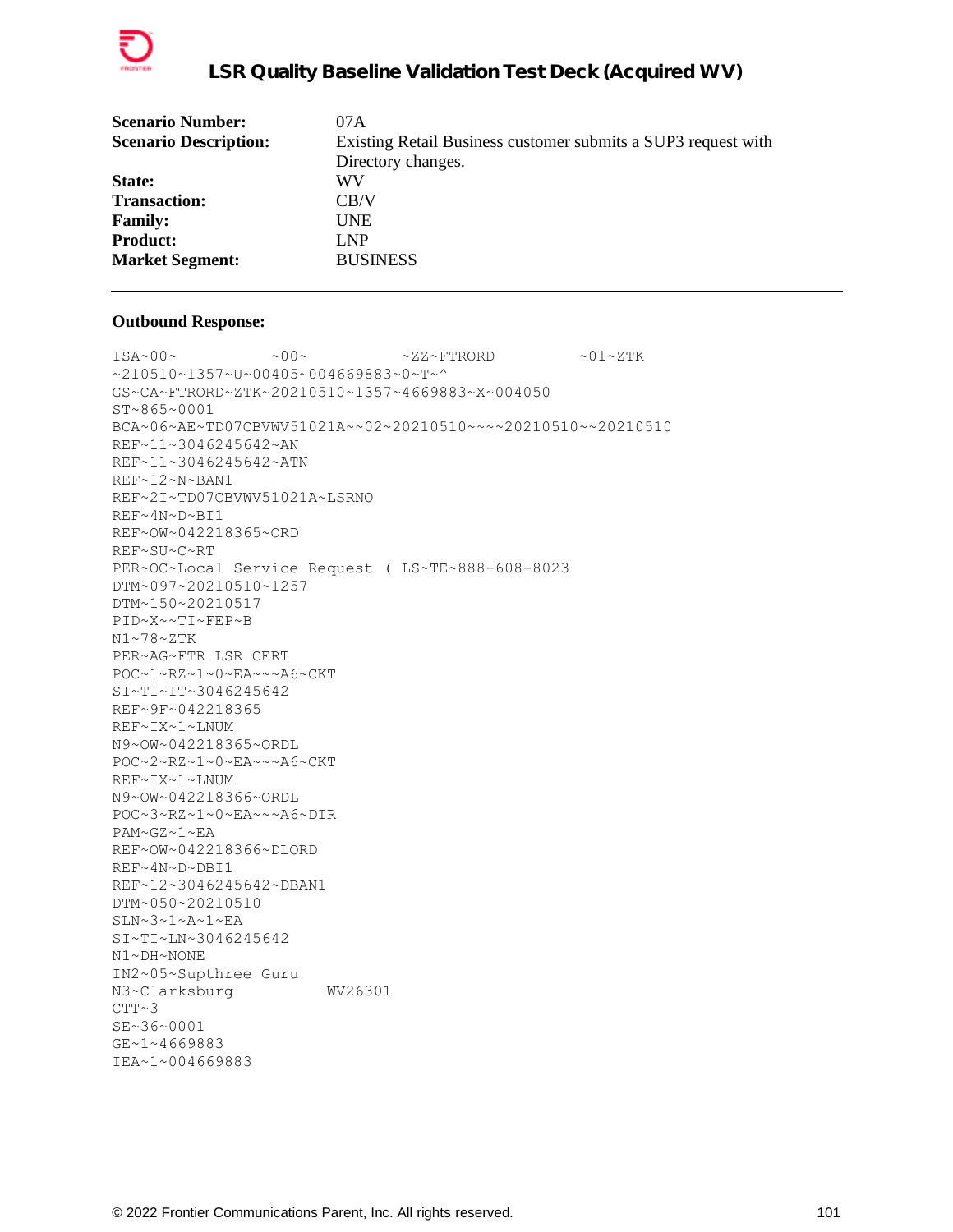# LSR Quality Baseline Validation Test Deck (Acquired WV)

| | |
|---|---|
| **Scenario Number:** | 07A |
| **Scenario Description:** | Existing Retail Business customer submits a SUP3 request with Directory changes. |
| **State:** | WV |
| **Transaction:** | CB/V |
| **Family:** | UNE |
| **Product:** | LNP |
| **Market Segment:** | BUSINESS |

---

**Outbound Response:**

```
ISA~00~          ~00~          ~ZZ~FTRORD         ~01~ZTK
~210510~1357~U~00405~004669883~0~T~^
GS~CA~FTRORD~ZTK~20210510~1357~4669883~X~004050
ST~865~0001
BCA~06~AE~TD07CBVWV51021A~~02~20210510~~~~20210510~~20210510
REF~11~3046245642~AN
REF~11~3046245642~ATN
REF~12~N~BAN1
REF~2I~TD07CBVWV51021A~LSRNO
REF~4N~D~BI1
REF~OW~042218365~ORD
REF~SU~C~RT
PER~OC~Local Service Request ( LS~TE~888-608-8023
DTM~097~20210510~1257
DTM~150~20210517
PID~X~~TI~FEP~B
N1~78~ZTK
PER~AG~FTR LSR CERT
POC~1~RZ~1~0~EA~~~A6~CKT
SI~TI~IT~3046245642
REF~9F~042218365
REF~IX~1~LNUM
N9~OW~042218365~ORDL
POC~2~RZ~1~0~EA~~~A6~CKT
REF~IX~1~LNUM
N9~OW~042218366~ORDL
POC~3~RZ~1~0~EA~~~A6~DIR
PAM~GZ~1~EA
REF~OW~042218366~DLORD
REF~4N~D~DBI1
REF~12~3046245642~DBAN1
DTM~050~20210510
SLN~3~1~A~1~EA
SI~TI~LN~3046245642
N1~DH~NONE
IN2~05~Supthree Guru
N3~Clarksburg          WV26301
CTT~3
SE~36~0001
GE~1~4669883
IEA~1~004669883
```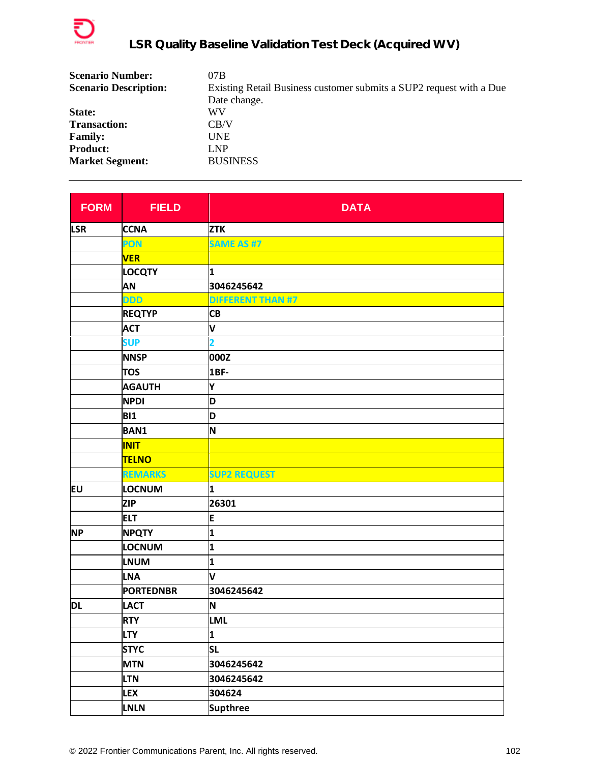## LSR Quality Baseline Validation Test Deck (Acquired WV)

| | |
|---|---|
| **Scenario Number:** | 07B |
| **Scenario Description:** | Existing Retail Business customer submits a SUP2 request with a Due Date change. |
| **State:** | WV |
| **Transaction:** | CB/V |
| **Family:** | UNE |
| **Product:** | LNP |
| **Market Segment:** | BUSINESS |

---

| FORM | FIELD | DATA |
|---|---|---|
| LSR | CCNA | ZTK |
| | PON | SAME AS #7 |
| | VER | |
| | LOCQTY | 1 |
| | AN | 3046245642 |
| | DDD | DIFFERENT THAN #7 |
| | REQTYP | CB |
| | ACT | V |
| | SUP | 2 |
| | NNSP | 000Z |
| | TOS | 1BF- |
| | AGAUTH | Y |
| | NPDI | D |
| | BI1 | D |
| | BAN1 | N |
| | INIT | |
| | TELNO | |
| | REMARKS | SUP2 REQUEST |
| EU | LOCNUM | 1 |
| | ZIP | 26301 |
| | ELT | E |
| NP | NPQTY | 1 |
| | LOCNUM | 1 |
| | LNUM | 1 |
| | LNA | V |
| | PORTEDNBR | 3046245642 |
| DL | LACT | N |
| | RTY | LML |
| | LTY | 1 |
| | STYC | SL |
| | MTN | 3046245642 |
| | LTN | 3046245642 |
| | LEX | 304624 |
| | LNLN | Supthree |

© 2022 Frontier Communications Parent, Inc. All rights reserved.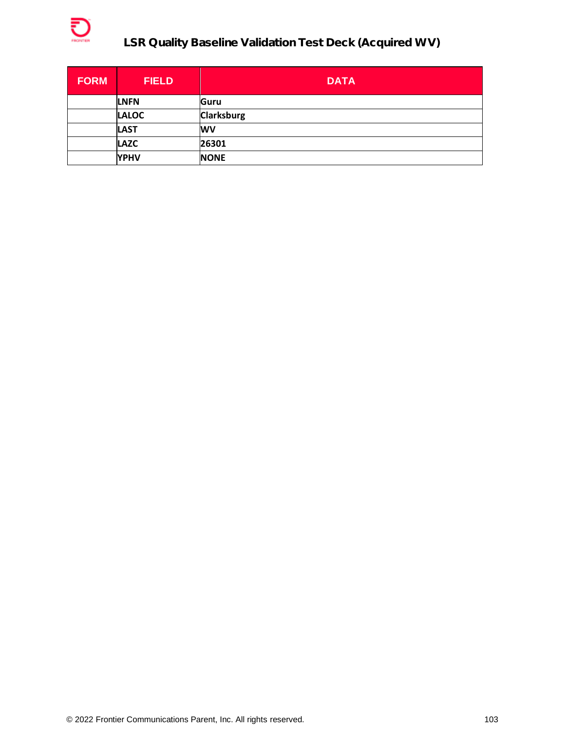| FORM | FIELD | DATA |
|---|---|---|
| | LNFN | Guru |
| | LALOC | Clarksburg |
| | LAST | WV |
| | LAZC | 26301 |
| | YPHV | NONE |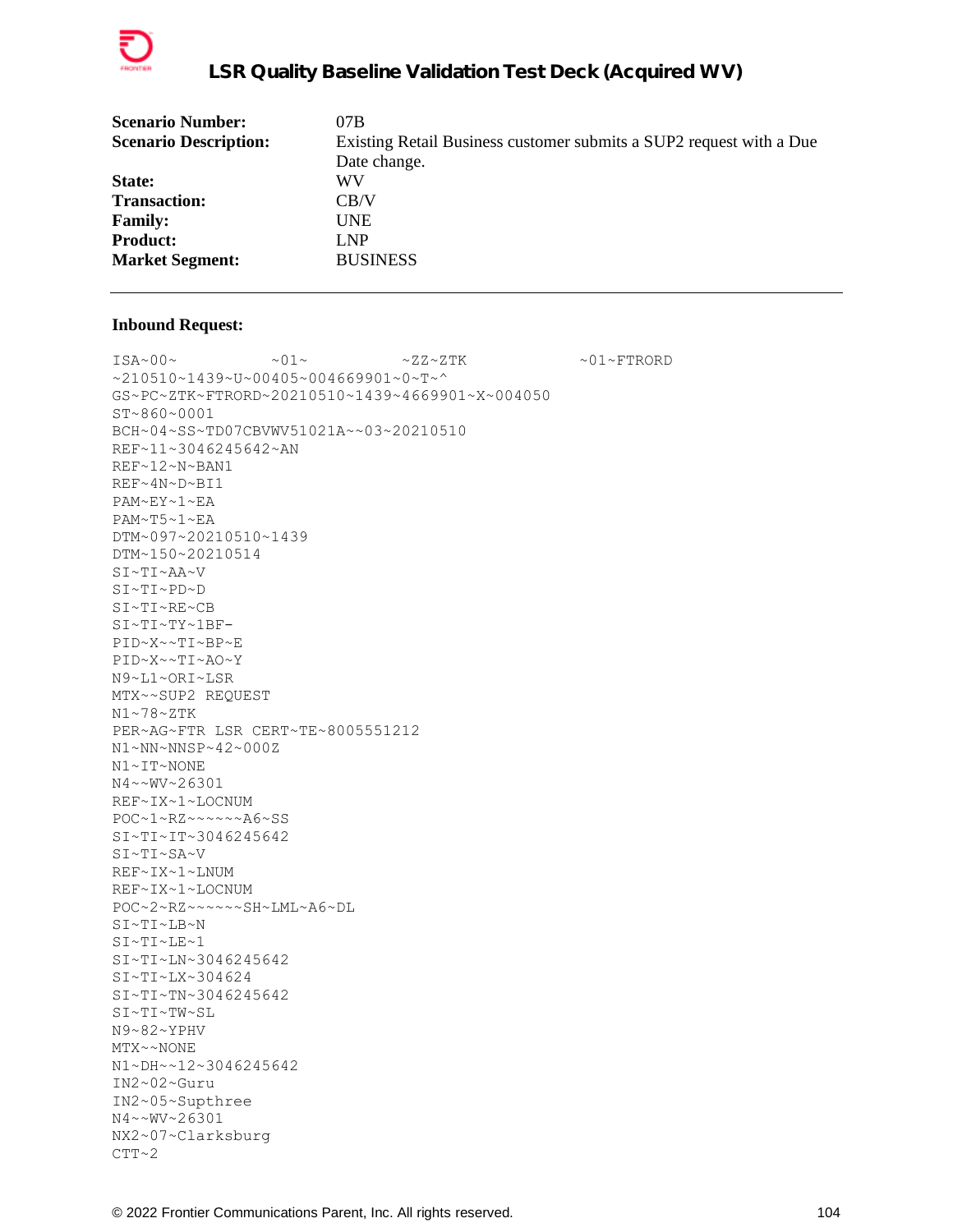| | |
|---|---|
| **Scenario Number:** | 07B |
| **Scenario Description:** | Existing Retail Business customer submits a SUP2 request with a Due Date change. |
| **State:** | WV |
| **Transaction:** | CB/V |
| **Family:** | UNE |
| **Product:** | LNP |
| **Market Segment:** | BUSINESS |

---

**Inbound Request:**

```
ISA~00~          ~01~          ~ZZ~ZTK            ~01~FTRORD
~210510~1439~U~00405~004669901~0~T~^
GS~PC~ZTK~FTRORD~20210510~1439~4669901~X~004050
ST~860~0001
BCH~04~SS~TD07CBVWV51021A~~03~20210510
REF~11~3046245642~AN
REF~12~N~BAN1
REF~4N~D~BI1
PAM~EY~1~EA
PAM~T5~1~EA
DTM~097~20210510~1439
DTM~150~20210514
SI~TI~AA~V
SI~TI~PD~D
SI~TI~RE~CB
SI~TI~TY~1BF-
PID~X~~TI~BP~E
PID~X~~TI~AO~Y
N9~L1~ORI~LSR
MTX~~SUP2 REQUEST
N1~78~ZTK
PER~AG~FTR LSR CERT~TE~8005551212
N1~NN~NNSP~42~000Z
N1~IT~NONE
N4~~WV~26301
REF~IX~1~LOCNUM
POC~1~RZ~~~~~~A6~SS
SI~TI~IT~3046245642
SI~TI~SA~V
REF~IX~1~LNUM
REF~IX~1~LOCNUM
POC~2~RZ~~~~~~SH~LML~A6~DL
SI~TI~LB~N
SI~TI~LE~1
SI~TI~LN~3046245642
SI~TI~LX~304624
SI~TI~TN~3046245642
SI~TI~TW~SL
N9~82~YPHV
MTX~~NONE
N1~DH~~12~3046245642
IN2~02~Guru
IN2~05~Supthree
N4~~WV~26301
NX2~07~Clarksburg
CTT~2
```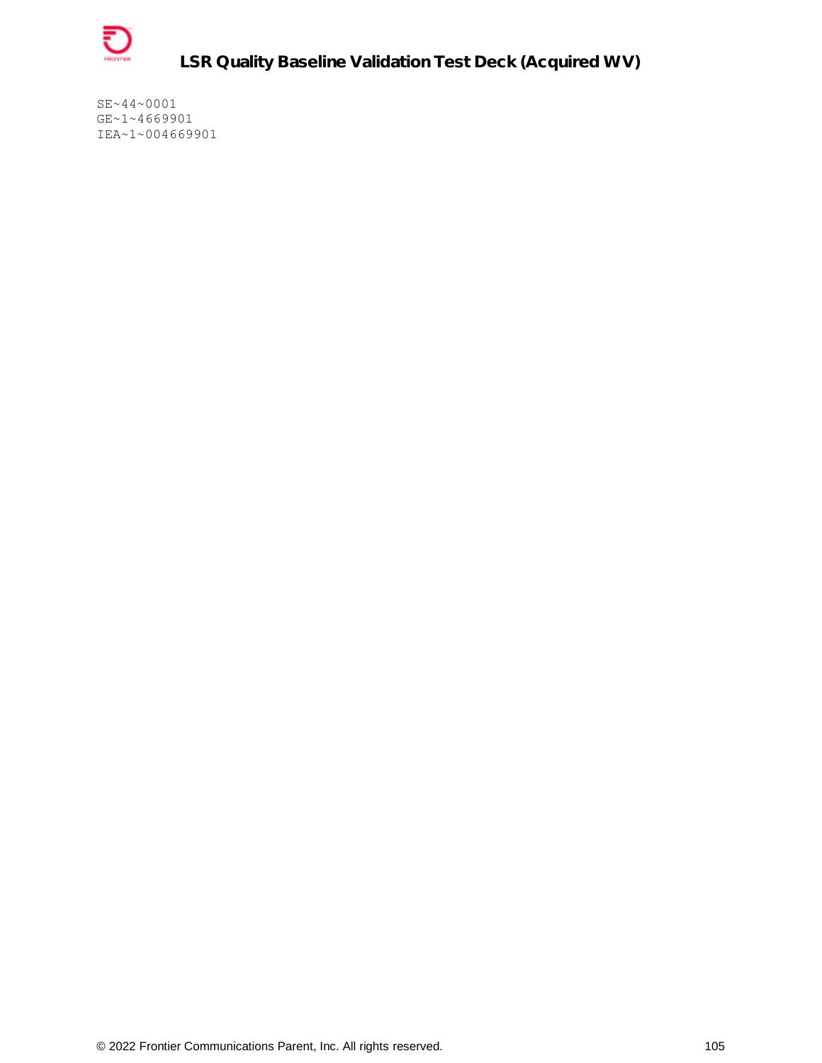```
SE~44~0001
GE~1~4669901
IEA~1~004669901
```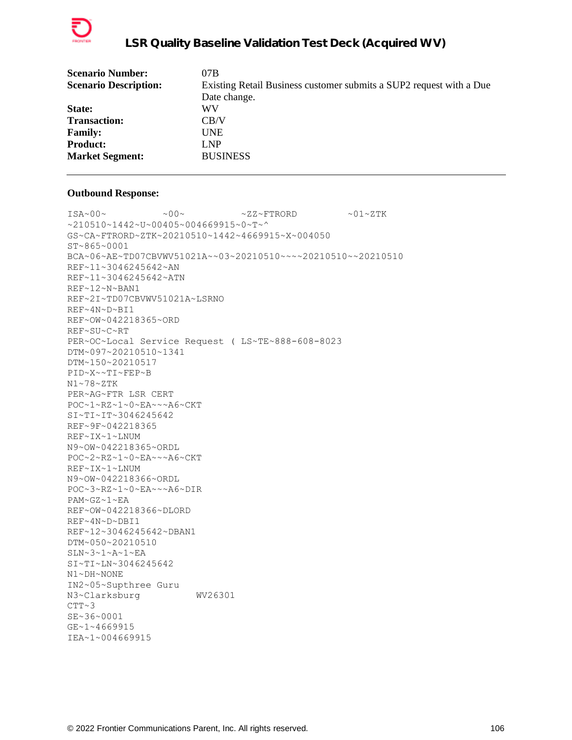| | |
|---|---|
| **Scenario Number:** | 07B |
| **Scenario Description:** | Existing Retail Business customer submits a SUP2 request with a Due Date change. |
| **State:** | WV |
| **Transaction:** | CB/V |
| **Family:** | UNE |
| **Product:** | LNP |
| **Market Segment:** | BUSINESS |

---

**Outbound Response:**

```
ISA~00~          ~00~          ~ZZ~FTRORD         ~01~ZTK
~210510~1442~U~00405~004669915~0~T~^
GS~CA~FTRORD~ZTK~20210510~1442~4669915~X~004050
ST~865~0001
BCA~06~AE~TD07CBVWV51021A~~03~20210510~~~~20210510~~20210510
REF~11~3046245642~AN
REF~11~3046245642~ATN
REF~12~N~BAN1
REF~2I~TD07CBVWV51021A~LSRNO
REF~4N~D~BI1
REF~OW~042218365~ORD
REF~SU~C~RT
PER~OC~Local Service Request ( LS~TE~888-608-8023
DTM~097~20210510~1341
DTM~150~20210517
PID~X~~TI~FEP~B
N1~78~ZTK
PER~AG~FTR LSR CERT
POC~1~RZ~1~0~EA~~~A6~CKT
SI~TI~IT~3046245642
REF~9F~042218365
REF~IX~1~LNUM
N9~OW~042218365~ORDL
POC~2~RZ~1~0~EA~~~A6~CKT
REF~IX~1~LNUM
N9~OW~042218366~ORDL
POC~3~RZ~1~0~EA~~~A6~DIR
PAM~GZ~1~EA
REF~OW~042218366~DLORD
REF~4N~D~DBI1
REF~12~3046245642~DBAN1
DTM~050~20210510
SLN~3~1~A~1~EA
SI~TI~LN~3046245642
N1~DH~NONE
IN2~05~Supthree Guru
N3~Clarksburg          WV26301
CTT~3
SE~36~0001
GE~1~4669915
IEA~1~004669915
```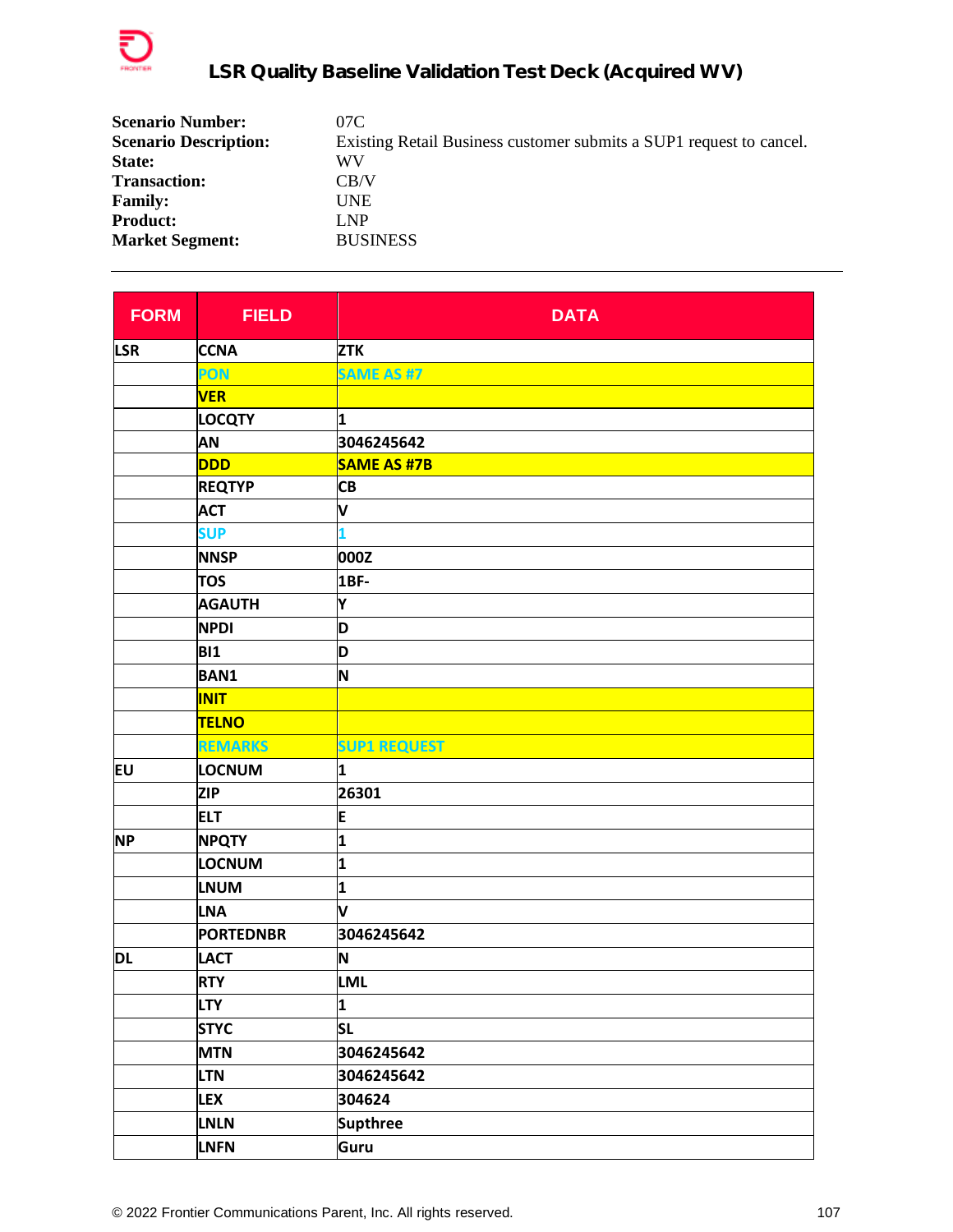| | |
|---|---|
| **Scenario Number:** | 07C |
| **Scenario Description:** | Existing Retail Business customer submits a SUP1 request to cancel. |
| **State:** | WV |
| **Transaction:** | CB/V |
| **Family:** | UNE |
| **Product:** | LNP |
| **Market Segment:** | BUSINESS |

---

| FORM | FIELD | DATA |
|---|---|---|
| LSR | CCNA | ZTK |
| | PON | SAME AS #7 |
| | VER | |
| | LOCQTY | 1 |
| | AN | 3046245642 |
| | DDD | SAME AS #7B |
| | REQTYP | CB |
| | ACT | V |
| | SUP | 1 |
| | NNSP | 000Z |
| | TOS | 1BF- |
| | AGAUTH | Y |
| | NPDI | D |
| | BI1 | D |
| | BAN1 | N |
| | INIT | |
| | TELNO | |
| | REMARKS | SUP1 REQUEST |
| EU | LOCNUM | 1 |
| | ZIP | 26301 |
| | ELT | E |
| NP | NPQTY | 1 |
| | LOCNUM | 1 |
| | LNUM | 1 |
| | LNA | V |
| | PORTEDNBR | 3046245642 |
| DL | LACT | N |
| | RTY | LML |
| | LTY | 1 |
| | STYC | SL |
| | MTN | 3046245642 |
| | LTN | 3046245642 |
| | LEX | 304624 |
| | LNLN | Supthree |
| | LNFN | Guru |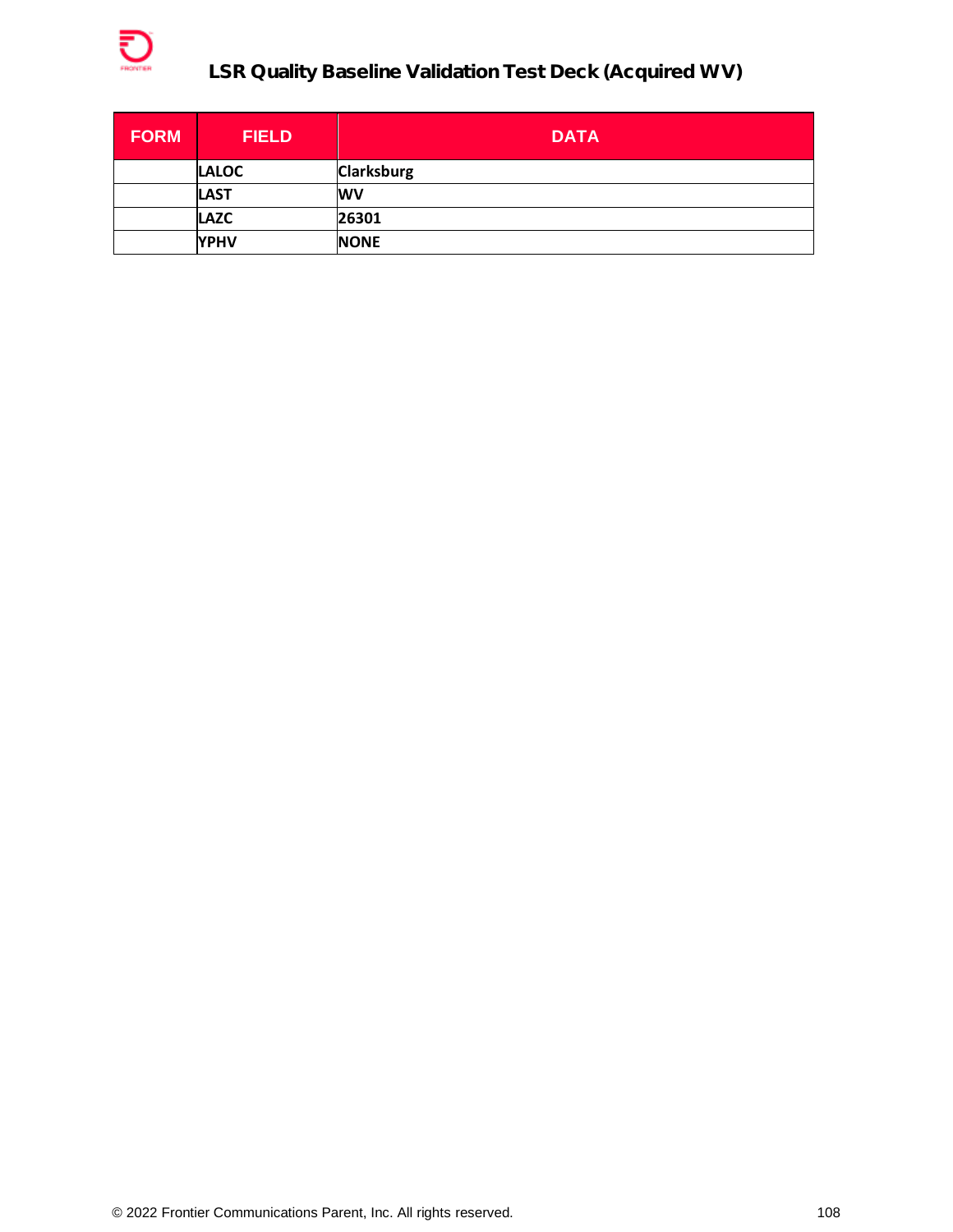| FORM | FIELD | DATA |
|---|---|---|
| | LALOC | Clarksburg |
| | LAST | WV |
| | LAZC | 26301 |
| | YPHV | NONE |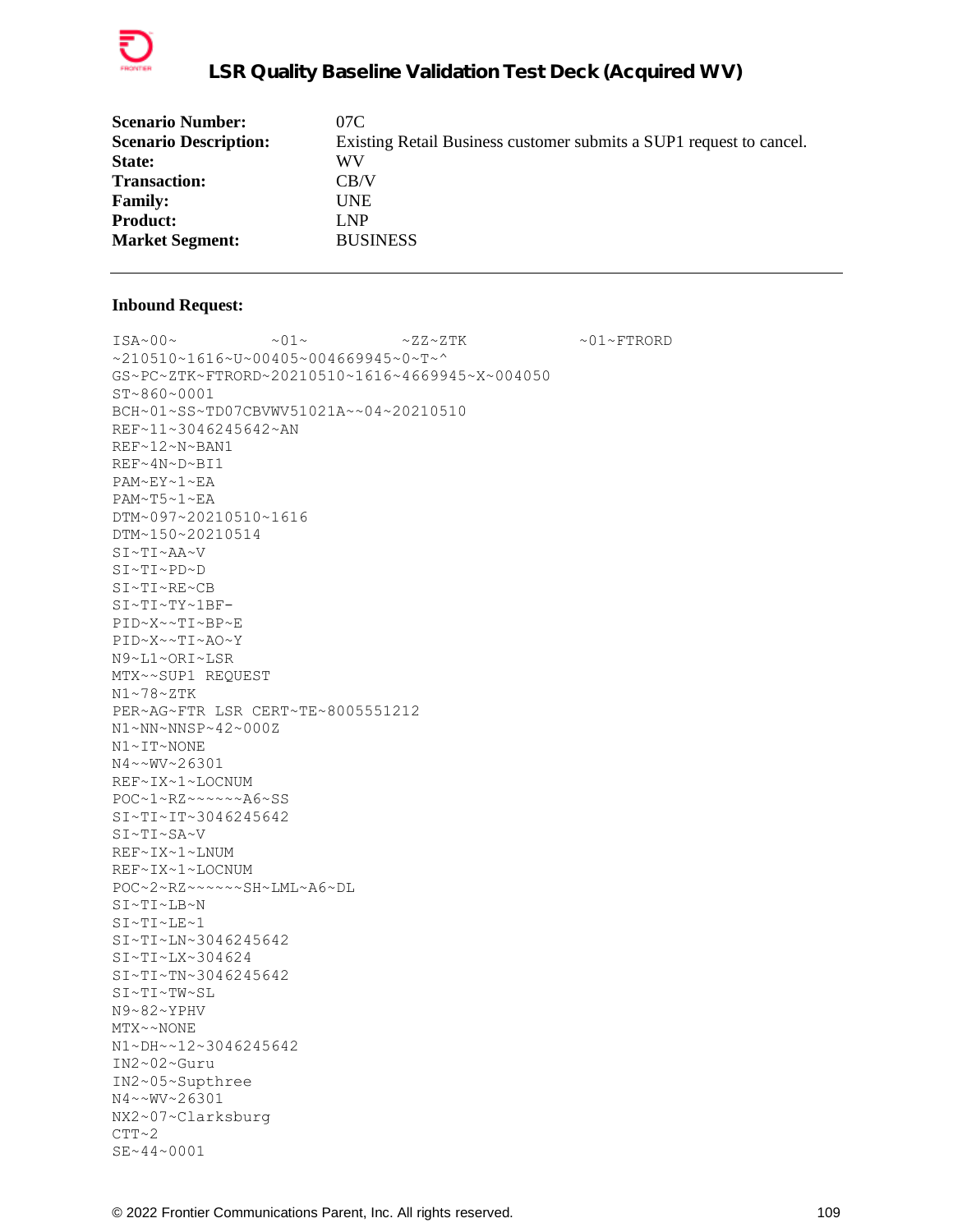| | |
|---|---|
| **Scenario Number:** | 07C |
| **Scenario Description:** | Existing Retail Business customer submits a SUP1 request to cancel. |
| **State:** | WV |
| **Transaction:** | CB/V |
| **Family:** | UNE |
| **Product:** | LNP |
| **Market Segment:** | BUSINESS |

---

**Inbound Request:**

```
ISA~00~          ~01~          ~ZZ~ZTK            ~01~FTRORD
~210510~1616~U~00405~004669945~0~T~^
GS~PC~ZTK~FTRORD~20210510~1616~4669945~X~004050
ST~860~0001
BCH~01~SS~TD07CBVWV51021A~~04~20210510
REF~11~3046245642~AN
REF~12~N~BAN1
REF~4N~D~BI1
PAM~EY~1~EA
PAM~T5~1~EA
DTM~097~20210510~1616
DTM~150~20210514
SI~TI~AA~V
SI~TI~PD~D
SI~TI~RE~CB
SI~TI~TY~1BF-
PID~X~~TI~BP~E
PID~X~~TI~AO~Y
N9~L1~ORI~LSR
MTX~~SUP1 REQUEST
N1~78~ZTK
PER~AG~FTR LSR CERT~TE~8005551212
N1~NN~NNSP~42~000Z
N1~IT~NONE
N4~~WV~26301
REF~IX~1~LOCNUM
POC~1~RZ~~~~~~A6~SS
SI~TI~IT~3046245642
SI~TI~SA~V
REF~IX~1~LNUM
REF~IX~1~LOCNUM
POC~2~RZ~~~~~~SH~LML~A6~DL
SI~TI~LB~N
SI~TI~LE~1
SI~TI~LN~3046245642
SI~TI~LX~304624
SI~TI~TN~3046245642
SI~TI~TW~SL
N9~82~YPHV
MTX~~NONE
N1~DH~~12~3046245642
IN2~02~Guru
IN2~05~Supthree
N4~~WV~26301
NX2~07~Clarksburg
CTT~2
SE~44~0001
```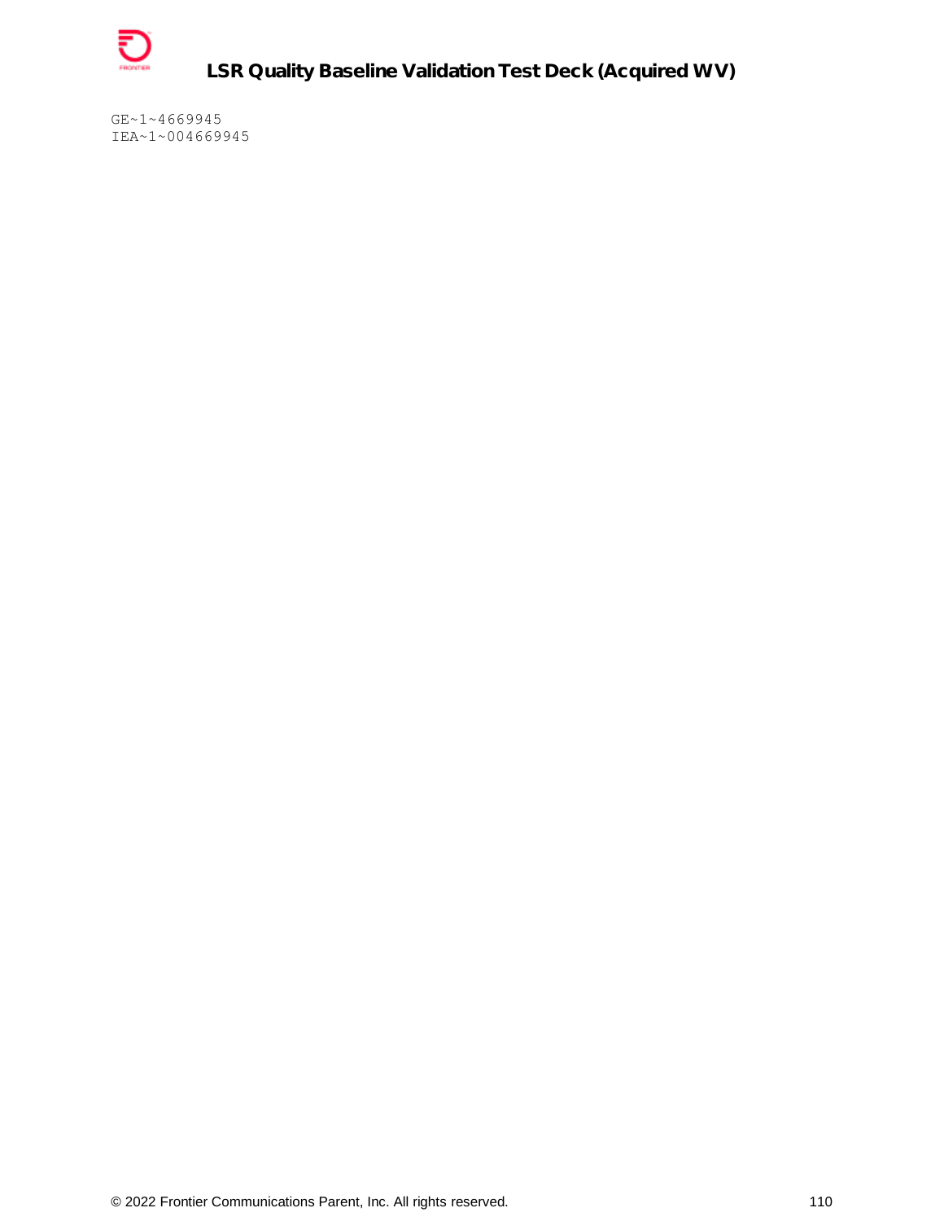```
GE~1~4669945
IEA~1~004669945
```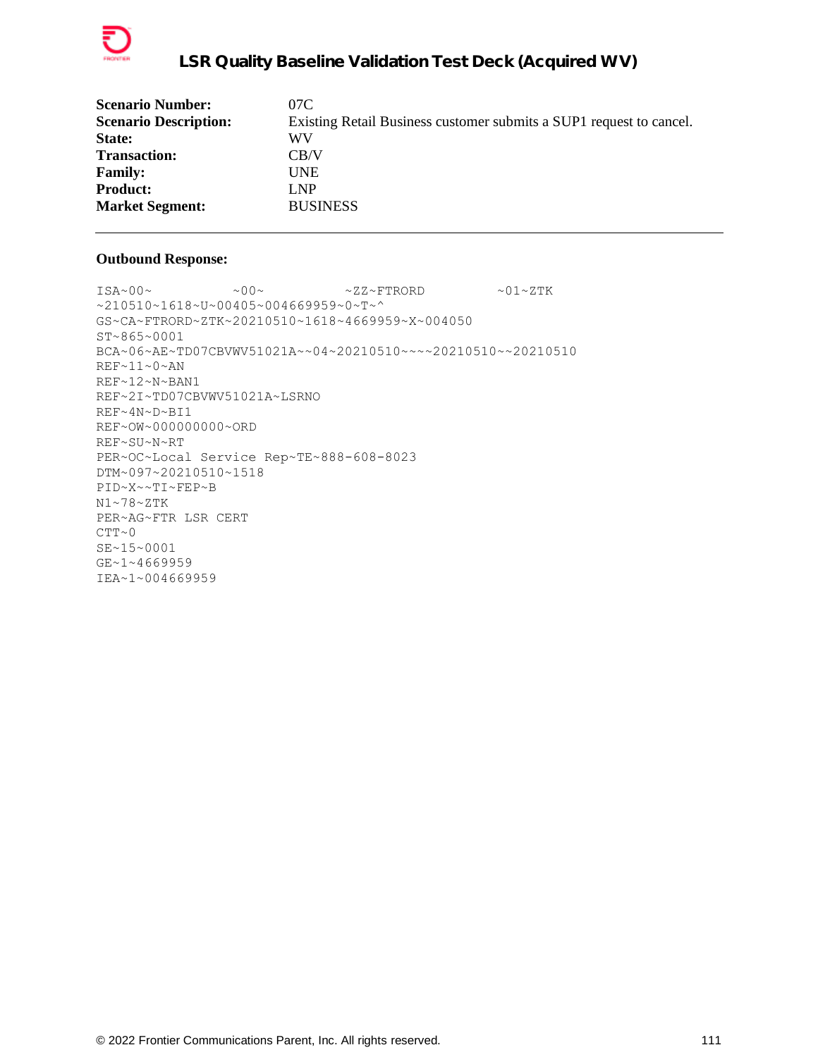| | |
|---|---|
| **Scenario Number:** | 07C |
| **Scenario Description:** | Existing Retail Business customer submits a SUP1 request to cancel. |
| **State:** | WV |
| **Transaction:** | CB/V |
| **Family:** | UNE |
| **Product:** | LNP |
| **Market Segment:** | BUSINESS |

---

**Outbound Response:**

```
ISA~00~          ~00~          ~ZZ~FTRORD         ~01~ZTK
~210510~1618~U~00405~004669959~0~T~^
GS~CA~FTRORD~ZTK~20210510~1618~4669959~X~004050
ST~865~0001
BCA~06~AE~TD07CBVWV51021A~~04~20210510~~~~20210510~~20210510
REF~11~0~AN
REF~12~N~BAN1
REF~2I~TD07CBVWV51021A~LSRNO
REF~4N~D~BI1
REF~OW~000000000~ORD
REF~SU~N~RT
PER~OC~Local Service Rep~TE~888-608-8023
DTM~097~20210510~1518
PID~X~~TI~FEP~B
N1~78~ZTK
PER~AG~FTR LSR CERT
CTT~0
SE~15~0001
GE~1~4669959
IEA~1~004669959
```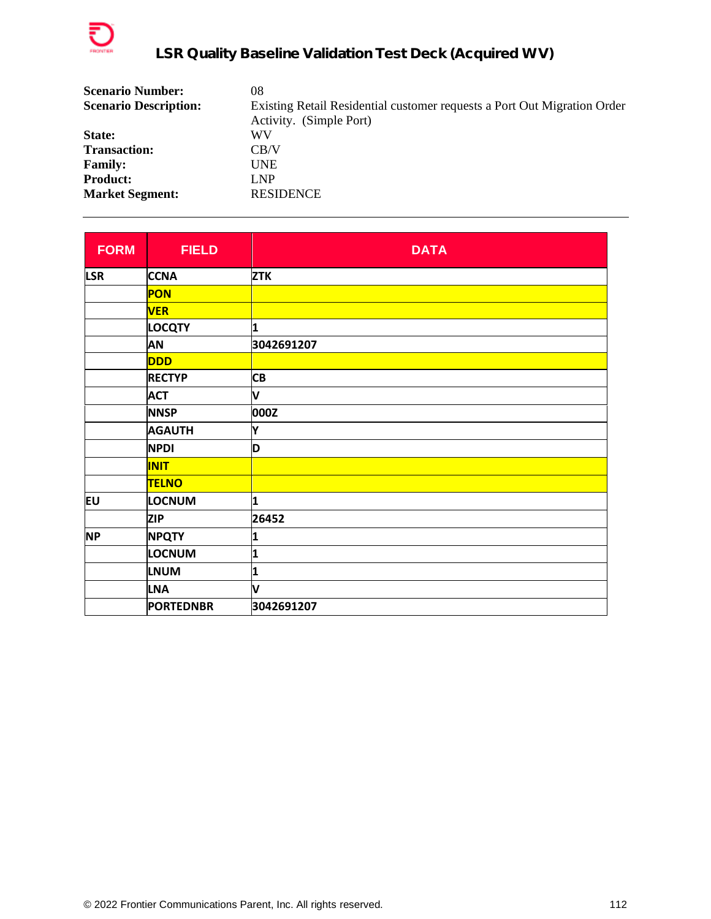| **Scenario Number:** | 08 |
|---|---|
| **Scenario Description:** | Existing Retail Residential customer requests a Port Out Migration Order Activity. (Simple Port) |
| **State:** | WV |
| **Transaction:** | CB/V |
| **Family:** | UNE |
| **Product:** | LNP |
| **Market Segment:** | RESIDENCE |

| FORM | FIELD | DATA |
|---|---|---|
| LSR | CCNA | ZTK |
| | PON | |
| | VER | |
| | LOCQTY | 1 |
| | AN | 3042691207 |
| | DDD | |
| | RECTYP | CB |
| | ACT | V |
| | NNSP | 000Z |
| | AGAUTH | Y |
| | NPDI | D |
| | INIT | |
| | TELNO | |
| EU | LOCNUM | 1 |
| | ZIP | 26452 |
| NP | NPQTY | 1 |
| | LOCNUM | 1 |
| | LNUM | 1 |
| | LNA | V |
| | PORTEDNBR | 3042691207 |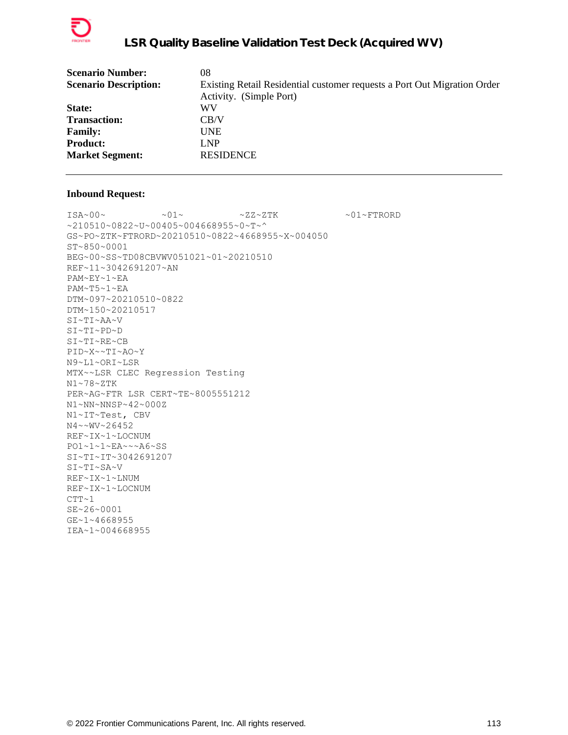| | |
|---|---|
| **Scenario Number:** | 08 |
| **Scenario Description:** | Existing Retail Residential customer requests a Port Out Migration Order Activity. (Simple Port) |
| **State:** | WV |
| **Transaction:** | CB/V |
| **Family:** | UNE |
| **Product:** | LNP |
| **Market Segment:** | RESIDENCE |

---

**Inbound Request:**

```
ISA~00~          ~01~          ~ZZ~ZTK            ~01~FTRORD
~210510~0822~U~00405~004668955~0~T~^
GS~PO~ZTK~FTRORD~20210510~0822~4668955~X~004050
ST~850~0001
BEG~00~SS~TD08CBVWV051021~01~20210510
REF~11~3042691207~AN
PAM~EY~1~EA
PAM~T5~1~EA
DTM~097~20210510~0822
DTM~150~20210517
SI~TI~AA~V
SI~TI~PD~D
SI~TI~RE~CB
PID~X~~TI~AO~Y
N9~L1~ORI~LSR
MTX~~LSR CLEC Regression Testing
N1~78~ZTK
PER~AG~FTR LSR CERT~TE~8005551212
N1~NN~NNSP~42~000Z
N1~IT~Test, CBV
N4~~WV~26452
REF~IX~1~LOCNUM
PO1~1~1~EA~~~A6~SS
SI~TI~IT~3042691207
SI~TI~SA~V
REF~IX~1~LNUM
REF~IX~1~LOCNUM
CTT~1
SE~26~0001
GE~1~4668955
IEA~1~004668955
```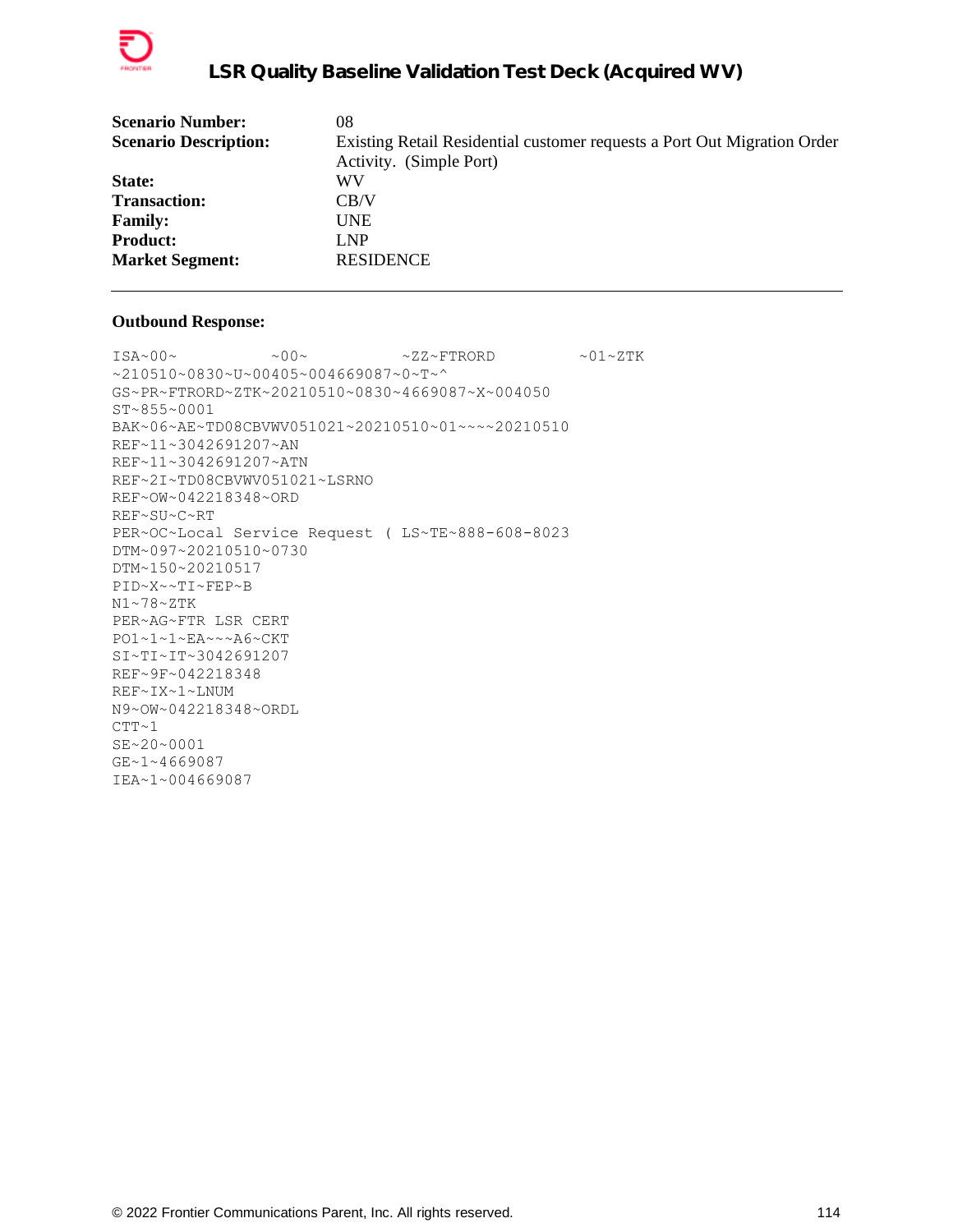| | |
|---|---|
| **Scenario Number:** | 08 |
| **Scenario Description:** | Existing Retail Residential customer requests a Port Out Migration Order Activity. (Simple Port) |
| **State:** | WV |
| **Transaction:** | CB/V |
| **Family:** | UNE |
| **Product:** | LNP |
| **Market Segment:** | RESIDENCE |

---

**Outbound Response:**

```
ISA~00~          ~00~          ~ZZ~FTRORD         ~01~ZTK
~210510~0830~U~00405~004669087~0~T~^
GS~PR~FTRORD~ZTK~20210510~0830~4669087~X~004050
ST~855~0001
BAK~06~AE~TD08CBVWV051021~20210510~01~~~~20210510
REF~11~3042691207~AN
REF~11~3042691207~ATN
REF~2I~TD08CBVWV051021~LSRNO
REF~OW~042218348~ORD
REF~SU~C~RT
PER~OC~Local Service Request ( LS~TE~888-608-8023
DTM~097~20210510~0730
DTM~150~20210517
PID~X~~TI~FEP~B
N1~78~ZTK
PER~AG~FTR LSR CERT
PO1~1~1~EA~~~A6~CKT
SI~TI~IT~3042691207
REF~9F~042218348
REF~IX~1~LNUM
N9~OW~042218348~ORDL
CTT~1
SE~20~0001
GE~1~4669087
IEA~1~004669087
```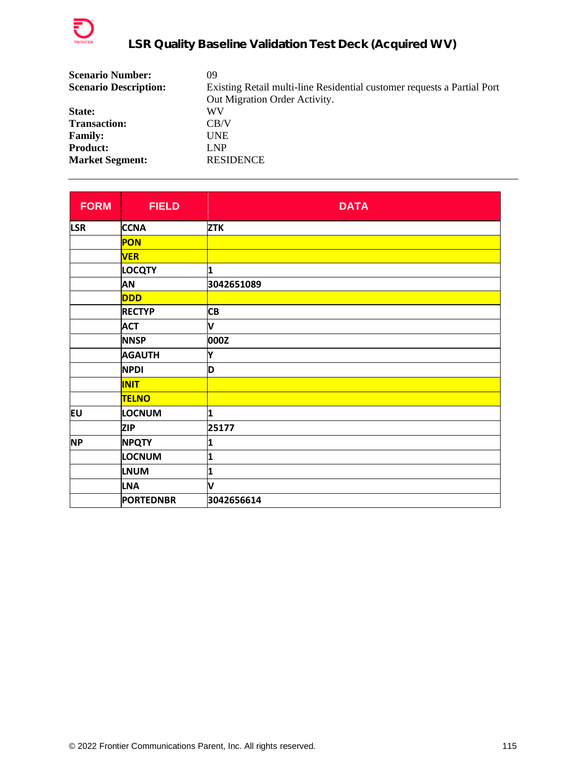| | |
|---|---|
| **Scenario Number:** | 09 |
| **Scenario Description:** | Existing Retail multi-line Residential customer requests a Partial Port Out Migration Order Activity. |
| **State:** | WV |
| **Transaction:** | CB/V |
| **Family:** | UNE |
| **Product:** | LNP |
| **Market Segment:** | RESIDENCE |

| FORM | FIELD | DATA |
|---|---|---|
| LSR | CCNA | ZTK |
| | PON | |
| | VER | |
| | LOCQTY | 1 |
| | AN | 3042651089 |
| | DDD | |
| | RECTYP | CB |
| | ACT | V |
| | NNSP | 000Z |
| | AGAUTH | Y |
| | NPDI | D |
| | INIT | |
| | TELNO | |
| EU | LOCNUM | 1 |
| | ZIP | 25177 |
| NP | NPQTY | 1 |
| | LOCNUM | 1 |
| | LNUM | 1 |
| | LNA | V |
| | PORTEDNBR | 3042656614 |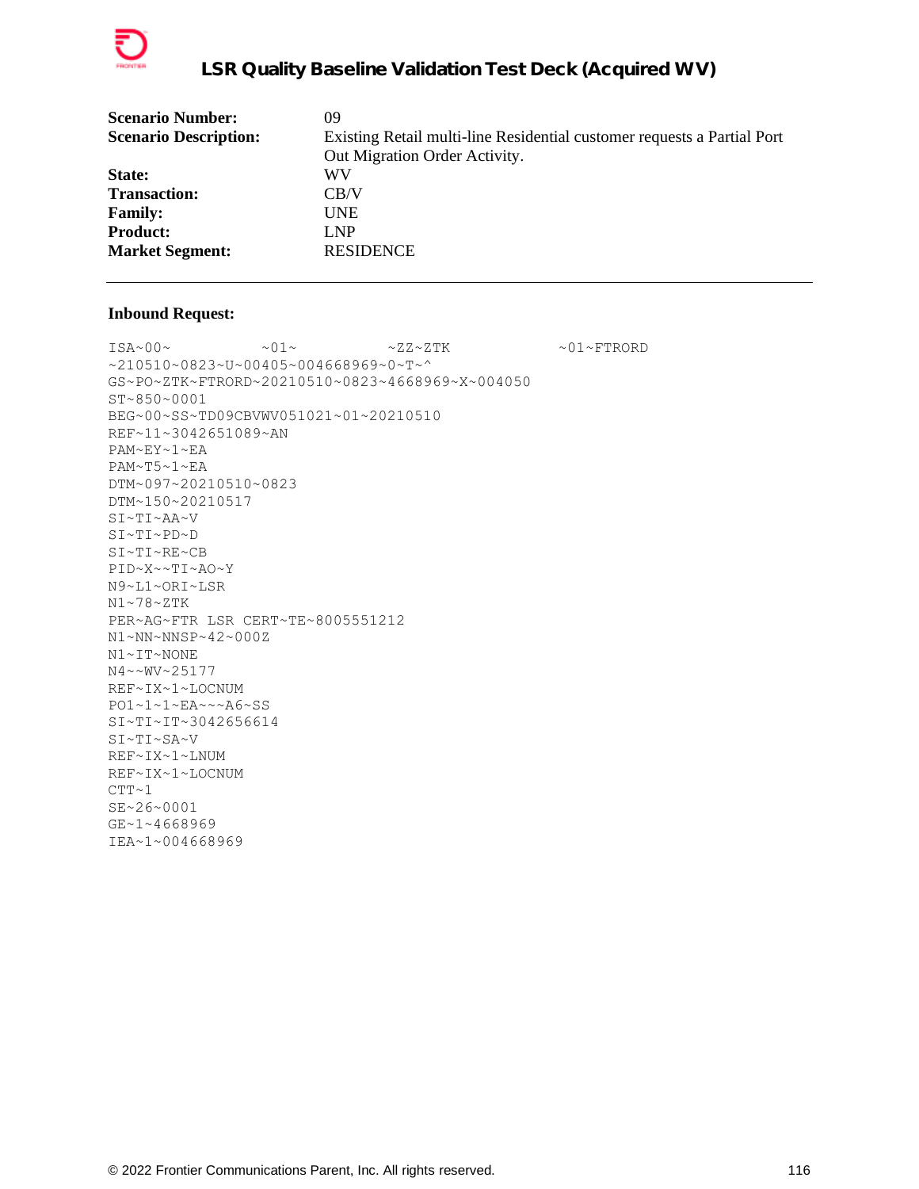| | |
|---|---|
| **Scenario Number:** | 09 |
| **Scenario Description:** | Existing Retail multi-line Residential customer requests a Partial Port Out Migration Order Activity. |
| **State:** | WV |
| **Transaction:** | CB/V |
| **Family:** | UNE |
| **Product:** | LNP |
| **Market Segment:** | RESIDENCE |

**Inbound Request:**

```
ISA~00~          ~01~          ~ZZ~ZTK            ~01~FTRORD
~210510~0823~U~00405~004668969~0~T~^
GS~PO~ZTK~FTRORD~20210510~0823~4668969~X~004050
ST~850~0001
BEG~00~SS~TD09CBVWV051021~01~20210510
REF~11~3042651089~AN
PAM~EY~1~EA
PAM~T5~1~EA
DTM~097~20210510~0823
DTM~150~20210517
SI~TI~AA~V
SI~TI~PD~D
SI~TI~RE~CB
PID~X~~TI~AO~Y
N9~L1~ORI~LSR
N1~78~ZTK
PER~AG~FTR LSR CERT~TE~8005551212
N1~NN~NNSP~42~000Z
N1~IT~NONE
N4~~WV~25177
REF~IX~1~LOCNUM
PO1~1~1~EA~~~A6~SS
SI~TI~IT~3042656614
SI~TI~SA~V
REF~IX~1~LNUM
REF~IX~1~LOCNUM
CTT~1
SE~26~0001
GE~1~4668969
IEA~1~004668969
```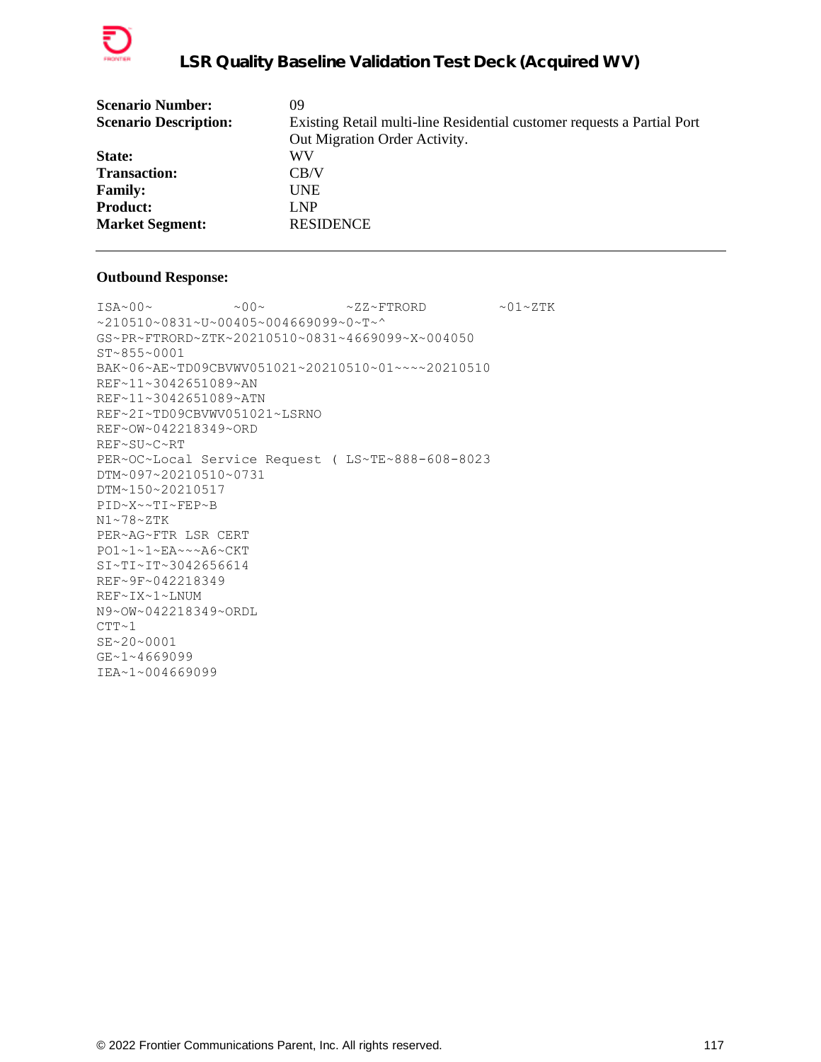| | |
|---|---|
| **Scenario Number:** | 09 |
| **Scenario Description:** | Existing Retail multi-line Residential customer requests a Partial Port Out Migration Order Activity. |
| **State:** | WV |
| **Transaction:** | CB/V |
| **Family:** | UNE |
| **Product:** | LNP |
| **Market Segment:** | RESIDENCE |

---

**Outbound Response:**

```
ISA~00~          ~00~          ~ZZ~FTRORD         ~01~ZTK
~210510~0831~U~00405~004669099~0~T~^
GS~PR~FTRORD~ZTK~20210510~0831~4669099~X~004050
ST~855~0001
BAK~06~AE~TD09CBVWV051021~20210510~01~~~~20210510
REF~11~3042651089~AN
REF~11~3042651089~ATN
REF~2I~TD09CBVWV051021~LSRNO
REF~OW~042218349~ORD
REF~SU~C~RT
PER~OC~Local Service Request ( LS~TE~888-608-8023
DTM~097~20210510~0731
DTM~150~20210517
PID~X~~TI~FEP~B
N1~78~ZTK
PER~AG~FTR LSR CERT
PO1~1~1~EA~~~A6~CKT
SI~TI~IT~3042656614
REF~9F~042218349
REF~IX~1~LNUM
N9~OW~042218349~ORDL
CTT~1
SE~20~0001
GE~1~4669099
IEA~1~004669099
```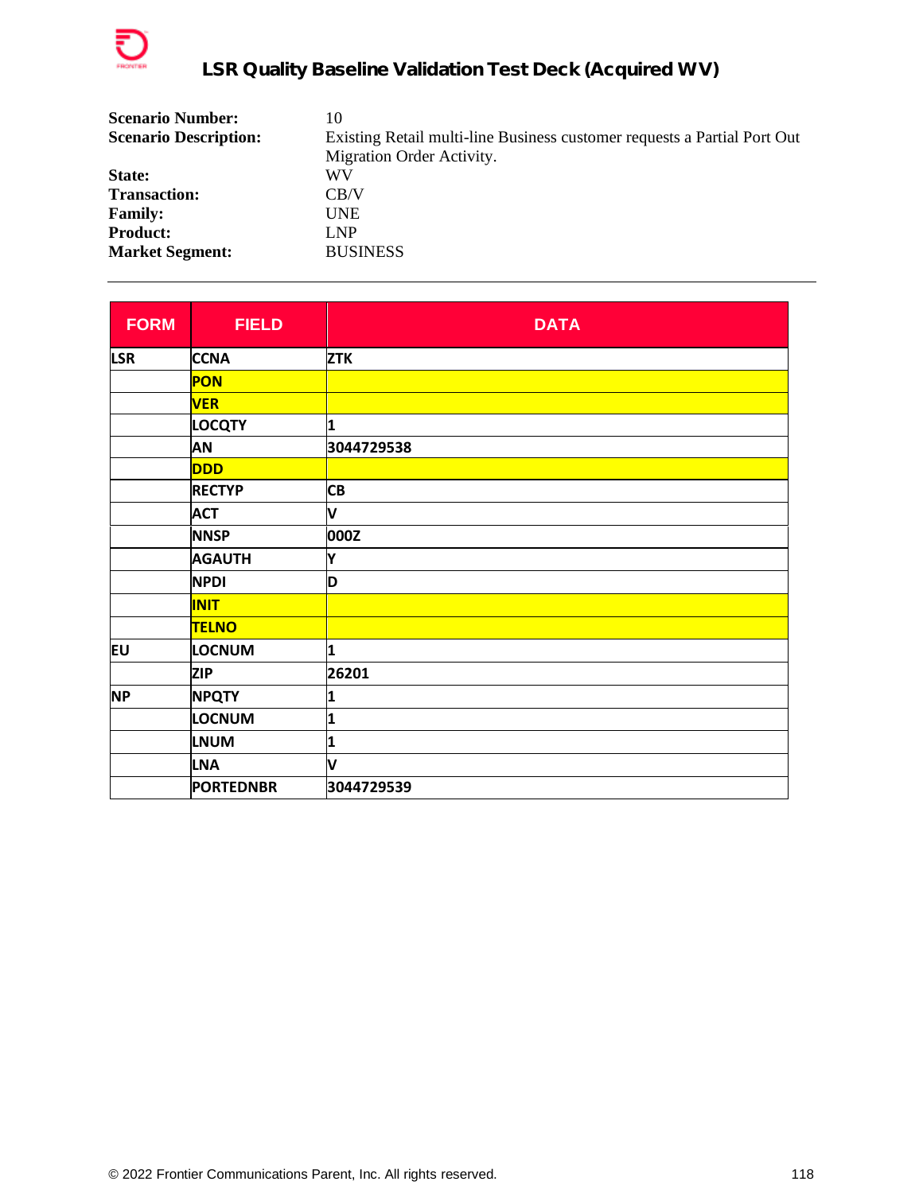| | |
|---|---|
| **Scenario Number:** | 10 |
| **Scenario Description:** | Existing Retail multi-line Business customer requests a Partial Port Out Migration Order Activity. |
| **State:** | WV |
| **Transaction:** | CB/V |
| **Family:** | UNE |
| **Product:** | LNP |
| **Market Segment:** | BUSINESS |

---

| FORM | FIELD | DATA |
|---|---|---|
| LSR | CCNA | ZTK |
| | PON | |
| | VER | |
| | LOCQTY | 1 |
| | AN | 3044729538 |
| | DDD | |
| | RECTYP | CB |
| | ACT | V |
| | NNSP | 000Z |
| | AGAUTH | Y |
| | NPDI | D |
| | INIT | |
| | TELNO | |
| EU | LOCNUM | 1 |
| | ZIP | 26201 |
| NP | NPQTY | 1 |
| | LOCNUM | 1 |
| | LNUM | 1 |
| | LNA | V |
| | PORTEDNBR | 3044729539 |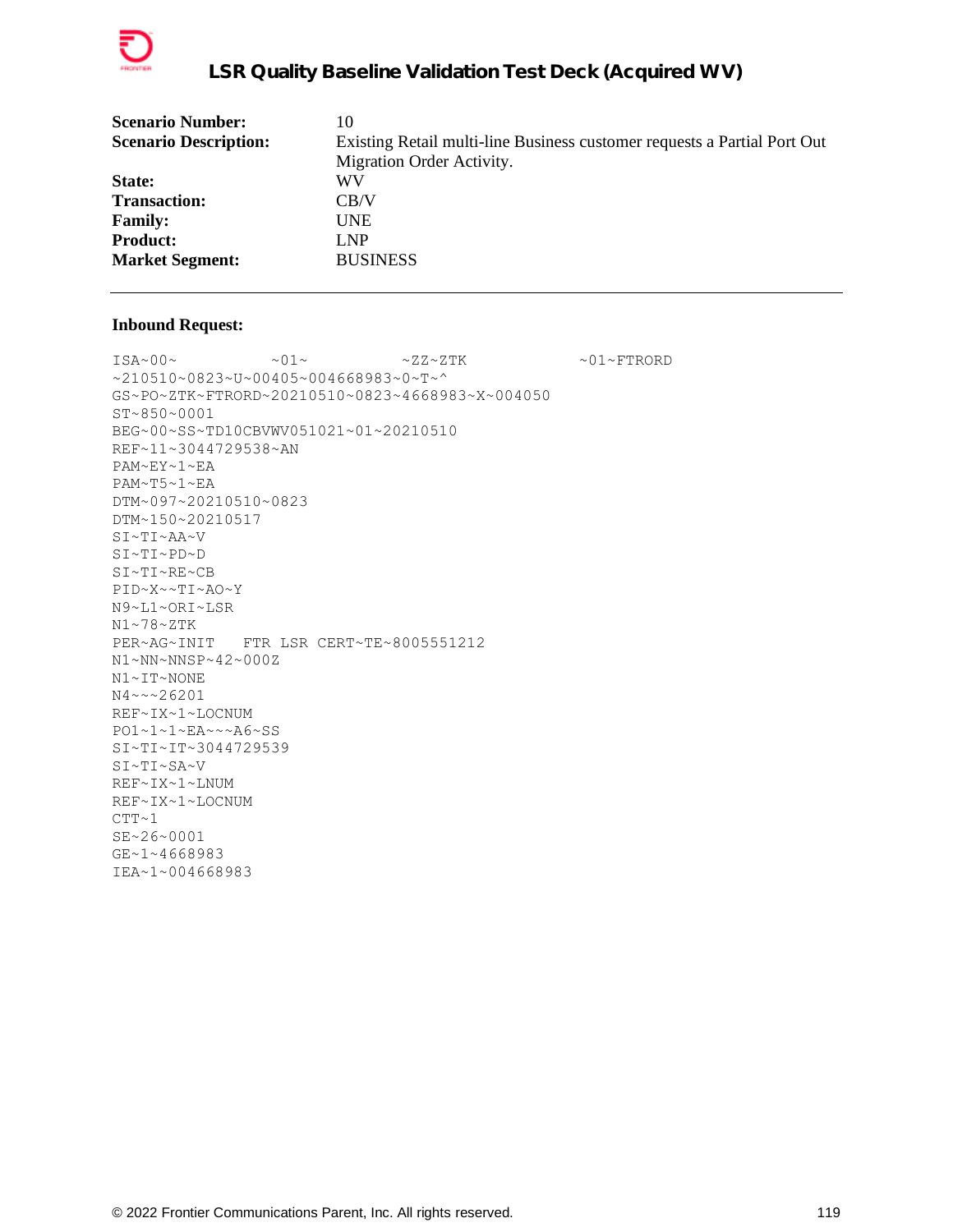| | |
|---|---|
| **Scenario Number:** | 10 |
| **Scenario Description:** | Existing Retail multi-line Business customer requests a Partial Port Out Migration Order Activity. |
| **State:** | WV |
| **Transaction:** | CB/V |
| **Family:** | UNE |
| **Product:** | LNP |
| **Market Segment:** | BUSINESS |

---

**Inbound Request:**

```
ISA~00~          ~01~          ~ZZ~ZTK            ~01~FTRORD
~210510~0823~U~00405~004668983~0~T~^
GS~PO~ZTK~FTRORD~20210510~0823~4668983~X~004050
ST~850~0001
BEG~00~SS~TD10CBVWV051021~01~20210510
REF~11~3044729538~AN
PAM~EY~1~EA
PAM~T5~1~EA
DTM~097~20210510~0823
DTM~150~20210517
SI~TI~AA~V
SI~TI~PD~D
SI~TI~RE~CB
PID~X~~TI~AO~Y
N9~L1~ORI~LSR
N1~78~ZTK
PER~AG~INIT   FTR LSR CERT~TE~8005551212
N1~NN~NNSP~42~000Z
N1~IT~NONE
N4~~~26201
REF~IX~1~LOCNUM
PO1~1~1~EA~~~A6~SS
SI~TI~IT~3044729539
SI~TI~SA~V
REF~IX~1~LNUM
REF~IX~1~LOCNUM
CTT~1
SE~26~0001
GE~1~4668983
IEA~1~004668983
```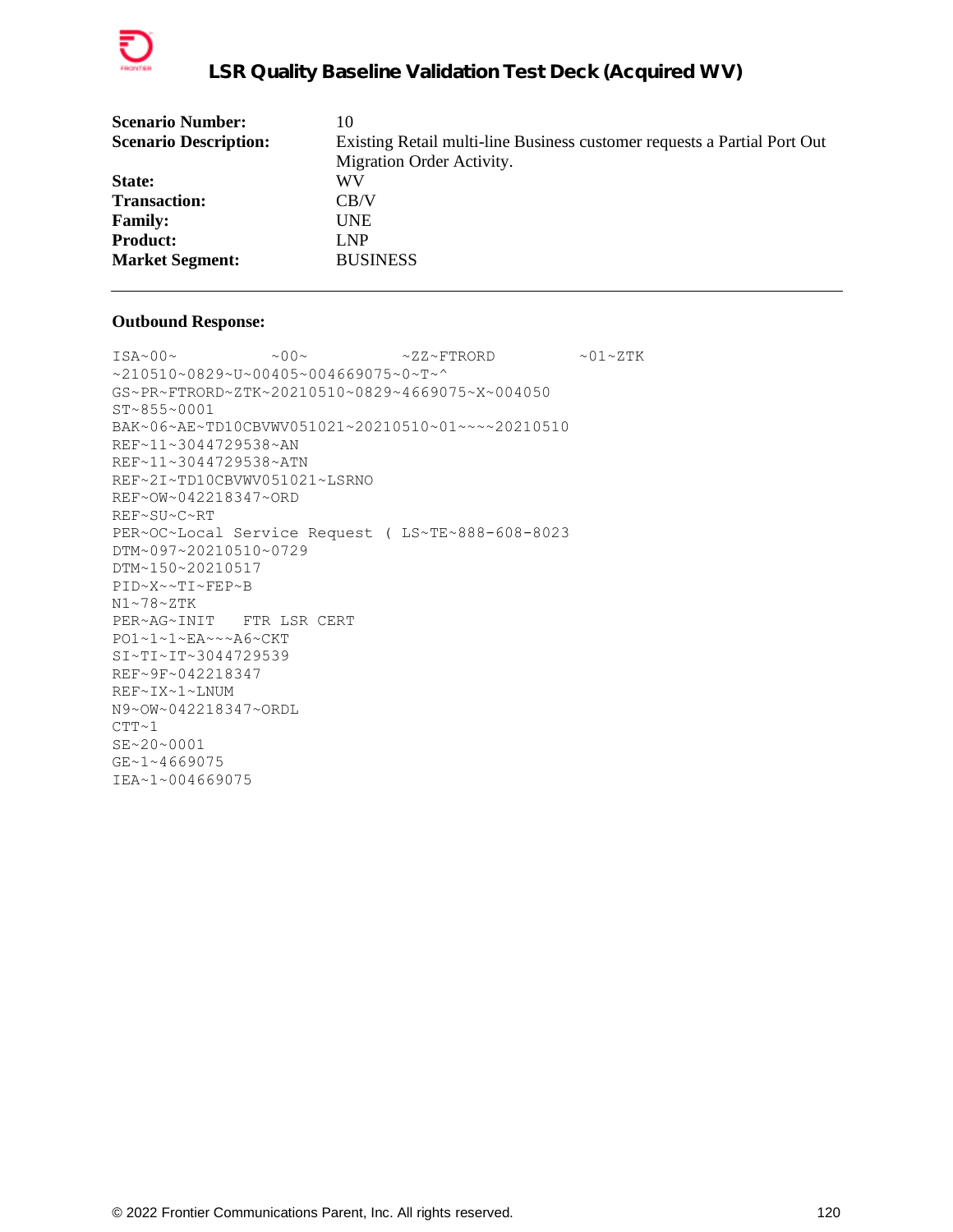| | |
|---|---|
| **Scenario Number:** | 10 |
| **Scenario Description:** | Existing Retail multi-line Business customer requests a Partial Port Out Migration Order Activity. |
| **State:** | WV |
| **Transaction:** | CB/V |
| **Family:** | UNE |
| **Product:** | LNP |
| **Market Segment:** | BUSINESS |

---

**Outbound Response:**

```
ISA~00~          ~00~          ~ZZ~FTRORD         ~01~ZTK
~210510~0829~U~00405~004669075~0~T~^
GS~PR~FTRORD~ZTK~20210510~0829~4669075~X~004050
ST~855~0001
BAK~06~AE~TD10CBVWV051021~20210510~01~~~~20210510
REF~11~3044729538~AN
REF~11~3044729538~ATN
REF~2I~TD10CBVWV051021~LSRNO
REF~OW~042218347~ORD
REF~SU~C~RT
PER~OC~Local Service Request ( LS~TE~888-608-8023
DTM~097~20210510~0729
DTM~150~20210517
PID~X~~TI~FEP~B
N1~78~ZTK
PER~AG~INIT   FTR LSR CERT
PO1~1~1~EA~~~A6~CKT
SI~TI~IT~3044729539
REF~9F~042218347
REF~IX~1~LNUM
N9~OW~042218347~ORDL
CTT~1
SE~20~0001
GE~1~4669075
IEA~1~004669075
```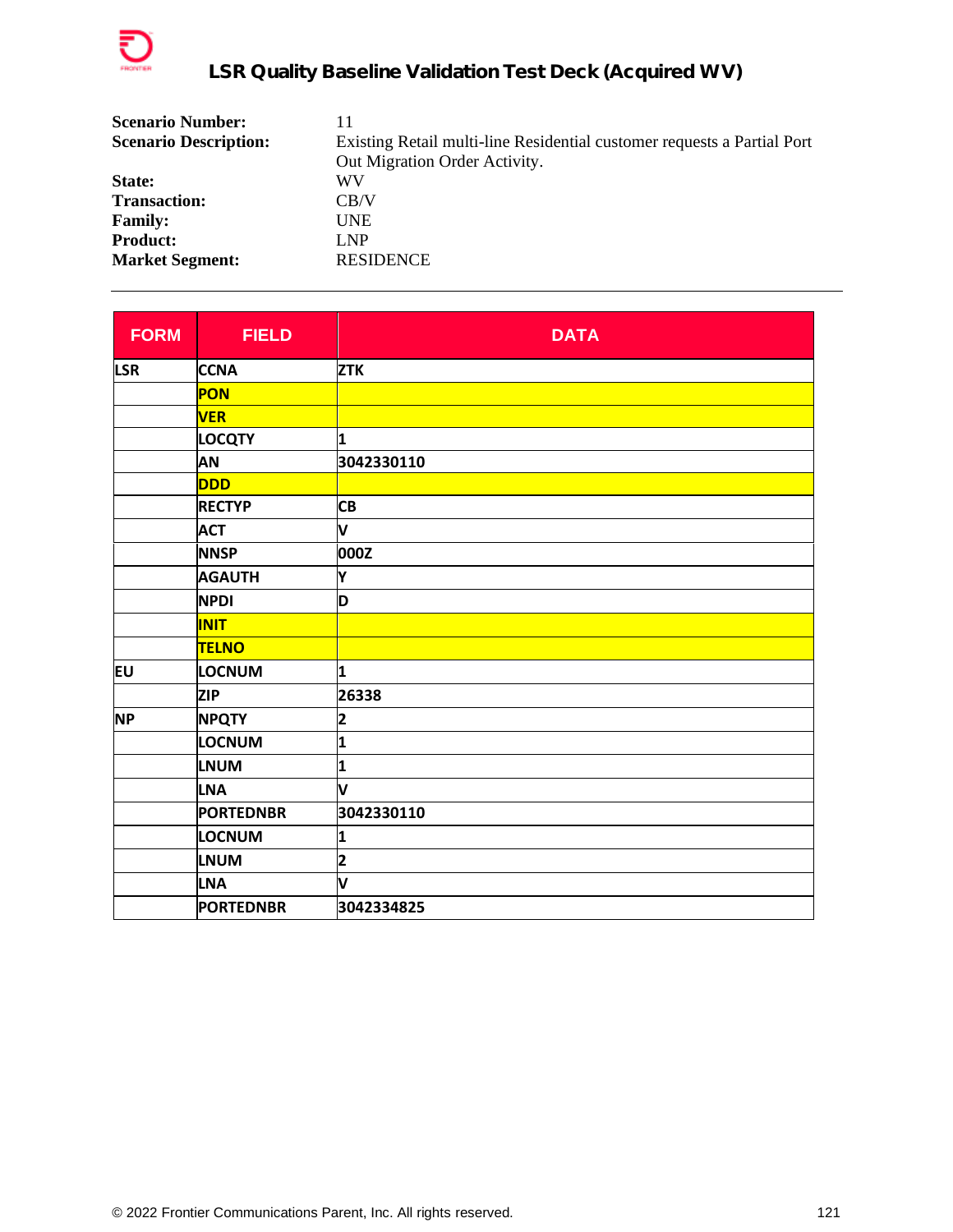# LSR Quality Baseline Validation Test Deck (Acquired WV)

**Scenario Number:** 11
**Scenario Description:** Existing Retail multi-line Residential customer requests a Partial Port Out Migration Order Activity.
**State:** WV
**Transaction:** CB/V
**Family:** UNE
**Product:** LNP
**Market Segment:** RESIDENCE

---

| FORM | FIELD | DATA |
|---|---|---|
| LSR | CCNA | ZTK |
| | PON | |
| | VER | |
| | LOCQTY | 1 |
| | AN | 3042330110 |
| | DDD | |
| | RECTYP | CB |
| | ACT | V |
| | NNSP | 000Z |
| | AGAUTH | Y |
| | NPDI | D |
| | INIT | |
| | TELNO | |
| EU | LOCNUM | 1 |
| | ZIP | 26338 |
| NP | NPQTY | 2 |
| | LOCNUM | 1 |
| | LNUM | 1 |
| | LNA | V |
| | PORTEDNBR | 3042330110 |
| | LOCNUM | 1 |
| | LNUM | 2 |
| | LNA | V |
| | PORTEDNBR | 3042334825 |

© 2022 Frontier Communications Parent, Inc. All rights reserved.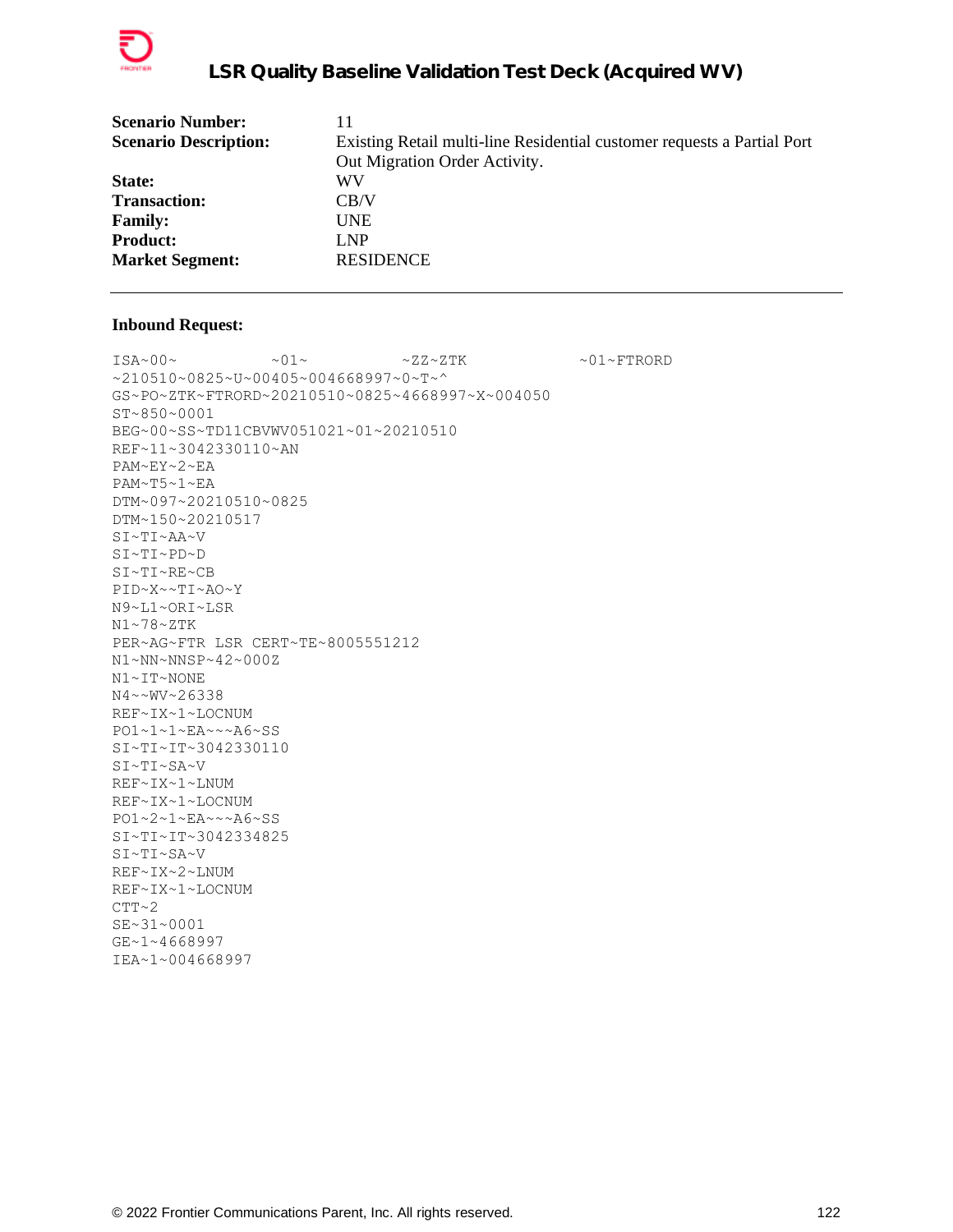| | |
|---|---|
| **Scenario Number:** | 11 |
| **Scenario Description:** | Existing Retail multi-line Residential customer requests a Partial Port Out Migration Order Activity. |
| **State:** | WV |
| **Transaction:** | CB/V |
| **Family:** | UNE |
| **Product:** | LNP |
| **Market Segment:** | RESIDENCE |

---

**Inbound Request:**

```
ISA~00~          ~01~          ~ZZ~ZTK            ~01~FTRORD
~210510~0825~U~00405~004668997~0~T~^
GS~PO~ZTK~FTRORD~20210510~0825~4668997~X~004050
ST~850~0001
BEG~00~SS~TD11CBVWV051021~01~20210510
REF~11~3042330110~AN
PAM~EY~2~EA
PAM~T5~1~EA
DTM~097~20210510~0825
DTM~150~20210517
SI~TI~AA~V
SI~TI~PD~D
SI~TI~RE~CB
PID~X~~TI~AO~Y
N9~L1~ORI~LSR
N1~78~ZTK
PER~AG~FTR LSR CERT~TE~8005551212
N1~NN~NNSP~42~000Z
N1~IT~NONE
N4~~WV~26338
REF~IX~1~LOCNUM
PO1~1~1~EA~~~A6~SS
SI~TI~IT~3042330110
SI~TI~SA~V
REF~IX~1~LNUM
REF~IX~1~LOCNUM
PO1~2~1~EA~~~A6~SS
SI~TI~IT~3042334825
SI~TI~SA~V
REF~IX~2~LNUM
REF~IX~1~LOCNUM
CTT~2
SE~31~0001
GE~1~4668997
IEA~1~004668997
```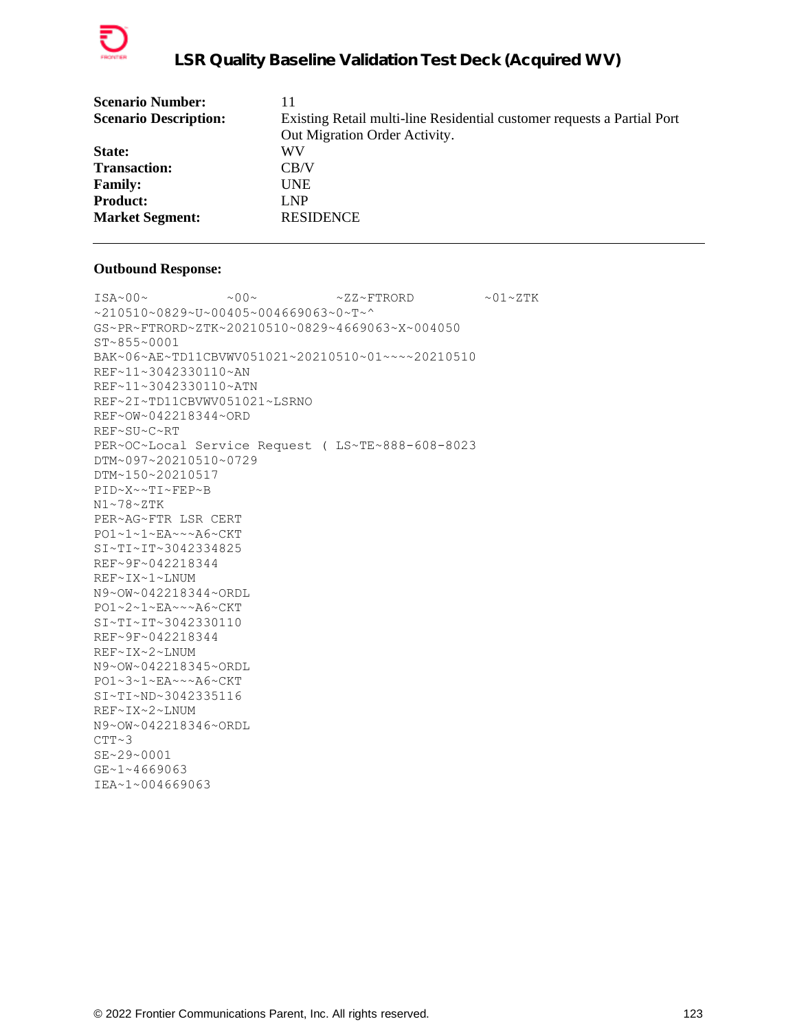| | |
|---|---|
| **Scenario Number:** | 11 |
| **Scenario Description:** | Existing Retail multi-line Residential customer requests a Partial Port Out Migration Order Activity. |
| **State:** | WV |
| **Transaction:** | CB/V |
| **Family:** | UNE |
| **Product:** | LNP |
| **Market Segment:** | RESIDENCE |

---

**Outbound Response:**

```
ISA~00~          ~00~          ~ZZ~FTRORD         ~01~ZTK
~210510~0829~U~00405~004669063~0~T~^
GS~PR~FTRORD~ZTK~20210510~0829~4669063~X~004050
ST~855~0001
BAK~06~AE~TD11CBVWV051021~20210510~01~~~~20210510
REF~11~3042330110~AN
REF~11~3042330110~ATN
REF~2I~TD11CBVWV051021~LSRNO
REF~OW~042218344~ORD
REF~SU~C~RT
PER~OC~Local Service Request ( LS~TE~888-608-8023
DTM~097~20210510~0729
DTM~150~20210517
PID~X~~TI~FEP~B
N1~78~ZTK
PER~AG~FTR LSR CERT
PO1~1~1~EA~~~A6~CKT
SI~TI~IT~3042334825
REF~9F~042218344
REF~IX~1~LNUM
N9~OW~042218344~ORDL
PO1~2~1~EA~~~A6~CKT
SI~TI~IT~3042330110
REF~9F~042218344
REF~IX~2~LNUM
N9~OW~042218345~ORDL
PO1~3~1~EA~~~A6~CKT
SI~TI~ND~3042335116
REF~IX~2~LNUM
N9~OW~042218346~ORDL
CTT~3
SE~29~0001
GE~1~4669063
IEA~1~004669063
```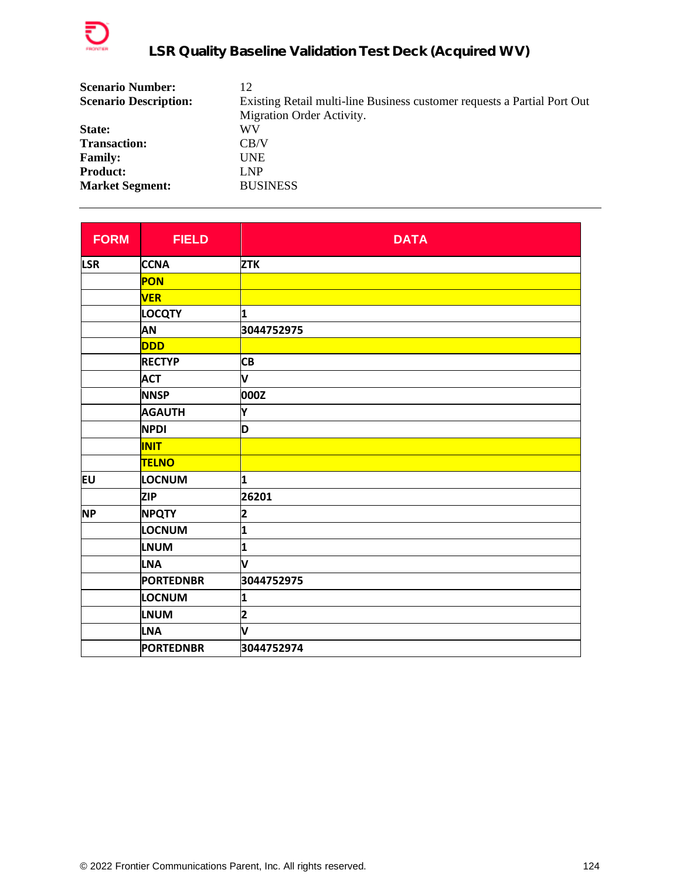## LSR Quality Baseline Validation Test Deck (Acquired WV)

**Scenario Number:** 12
**Scenario Description:** Existing Retail multi-line Business customer requests a Partial Port Out Migration Order Activity.
**State:** WV
**Transaction:** CB/V
**Family:** UNE
**Product:** LNP
**Market Segment:** BUSINESS

---

| FORM | FIELD | DATA |
|---|---|---|
| LSR | CCNA | ZTK |
| | PON | |
| | VER | |
| | LOCQTY | 1 |
| | AN | 3044752975 |
| | DDD | |
| | RECTYP | CB |
| | ACT | V |
| | NNSP | 000Z |
| | AGAUTH | Y |
| | NPDI | D |
| | INIT | |
| | TELNO | |
| EU | LOCNUM | 1 |
| | ZIP | 26201 |
| NP | NPQTY | 2 |
| | LOCNUM | 1 |
| | LNUM | 1 |
| | LNA | V |
| | PORTEDNBR | 3044752975 |
| | LOCNUM | 1 |
| | LNUM | 2 |
| | LNA | V |
| | PORTEDNBR | 3044752974 |

© 2022 Frontier Communications Parent, Inc. All rights reserved.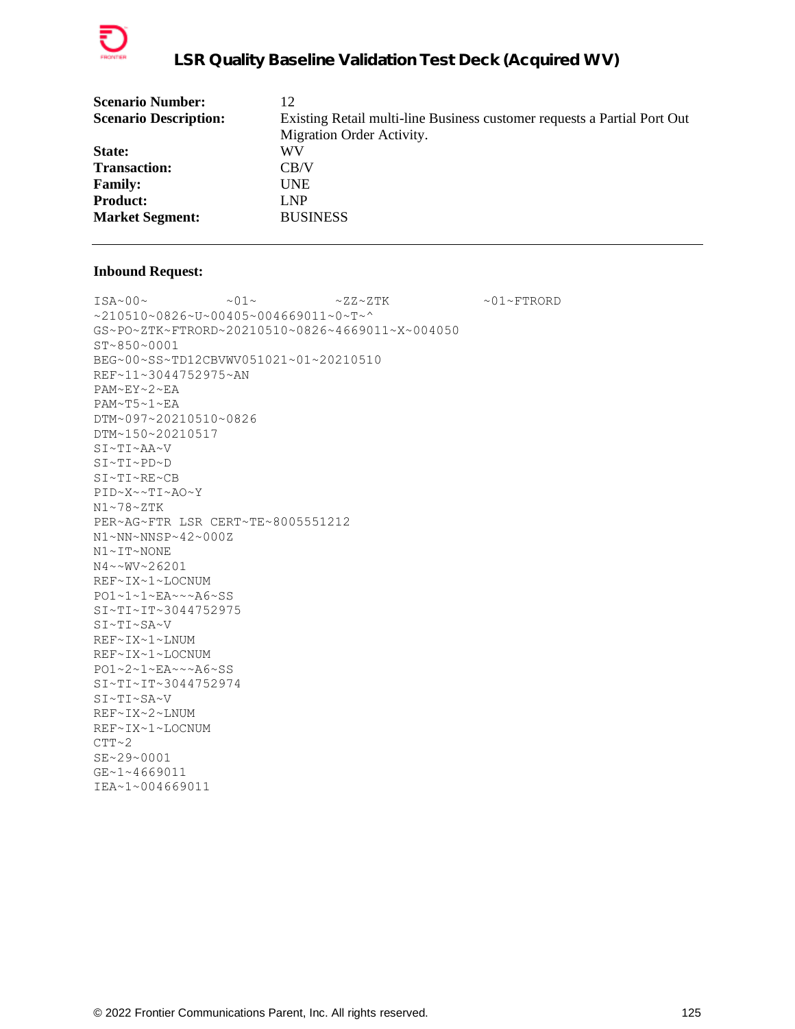| | |
|---|---|
| **Scenario Number:** | 12 |
| **Scenario Description:** | Existing Retail multi-line Business customer requests a Partial Port Out Migration Order Activity. |
| **State:** | WV |
| **Transaction:** | CB/V |
| **Family:** | UNE |
| **Product:** | LNP |
| **Market Segment:** | BUSINESS |

---

**Inbound Request:**

```
ISA~00~          ~01~          ~ZZ~ZTK            ~01~FTRORD
~210510~0826~U~00405~004669011~0~T~^
GS~PO~ZTK~FTRORD~20210510~0826~4669011~X~004050
ST~850~0001
BEG~00~SS~TD12CBVWV051021~01~20210510
REF~11~3044752975~AN
PAM~EY~2~EA
PAM~T5~1~EA
DTM~097~20210510~0826
DTM~150~20210517
SI~TI~AA~V
SI~TI~PD~D
SI~TI~RE~CB
PID~X~~TI~AO~Y
N1~78~ZTK
PER~AG~FTR LSR CERT~TE~8005551212
N1~NN~NNSP~42~000Z
N1~IT~NONE
N4~~WV~26201
REF~IX~1~LOCNUM
PO1~1~1~EA~~~A6~SS
SI~TI~IT~3044752975
SI~TI~SA~V
REF~IX~1~LNUM
REF~IX~1~LOCNUM
PO1~2~1~EA~~~A6~SS
SI~TI~IT~3044752974
SI~TI~SA~V
REF~IX~2~LNUM
REF~IX~1~LOCNUM
CTT~2
SE~29~0001
GE~1~4669011
IEA~1~004669011
```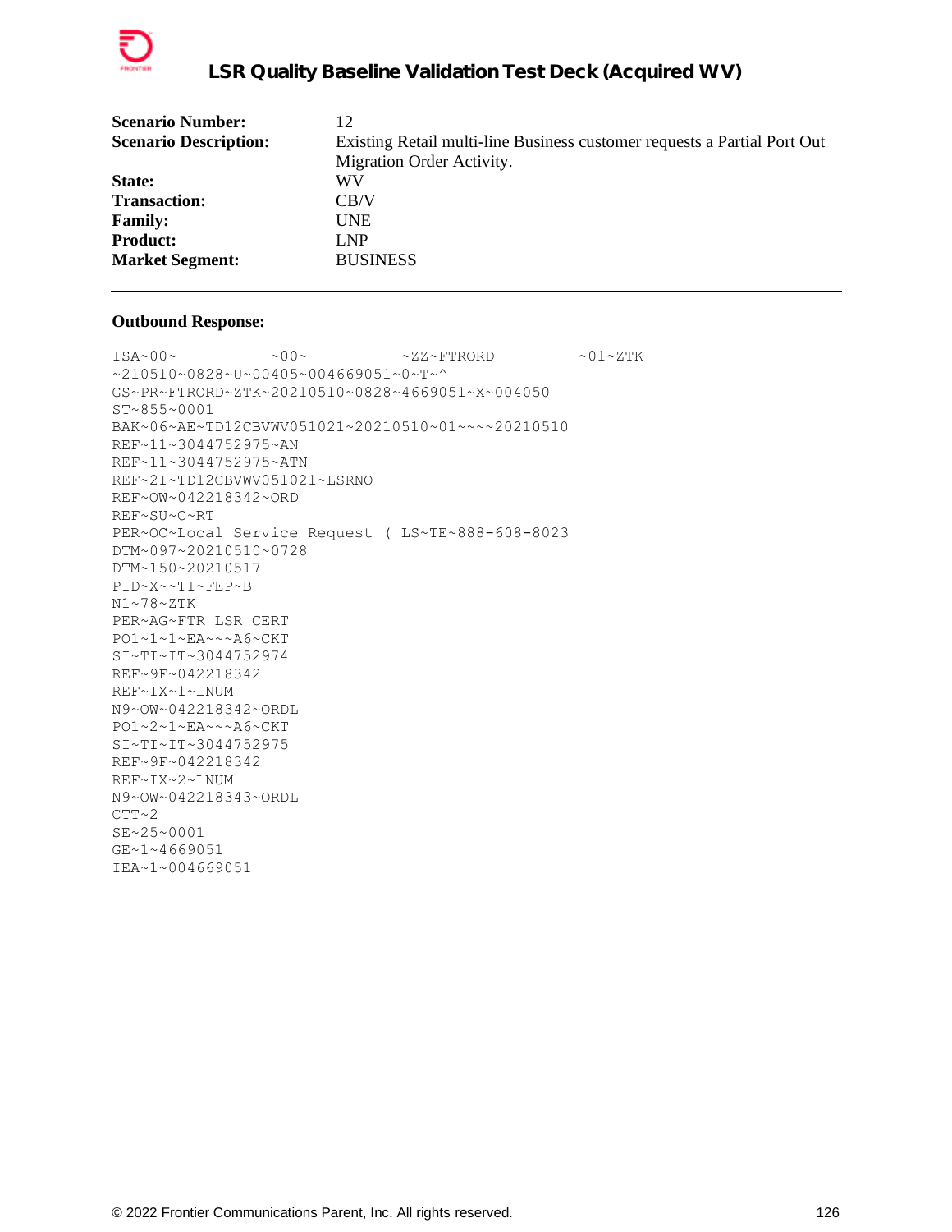| | |
|---|---|
| **Scenario Number:** | 12 |
| **Scenario Description:** | Existing Retail multi-line Business customer requests a Partial Port Out Migration Order Activity. |
| **State:** | WV |
| **Transaction:** | CB/V |
| **Family:** | UNE |
| **Product:** | LNP |
| **Market Segment:** | BUSINESS |

---

**Outbound Response:**

```
ISA~00~          ~00~          ~ZZ~FTRORD         ~01~ZTK
~210510~0828~U~00405~004669051~0~T~^
GS~PR~FTRORD~ZTK~20210510~0828~4669051~X~004050
ST~855~0001
BAK~06~AE~TD12CBVWV051021~20210510~01~~~~20210510
REF~11~3044752975~AN
REF~11~3044752975~ATN
REF~2I~TD12CBVWV051021~LSRNO
REF~OW~042218342~ORD
REF~SU~C~RT
PER~OC~Local Service Request ( LS~TE~888-608-8023
DTM~097~20210510~0728
DTM~150~20210517
PID~X~~TI~FEP~B
N1~78~ZTK
PER~AG~FTR LSR CERT
PO1~1~1~EA~~~A6~CKT
SI~TI~IT~3044752974
REF~9F~042218342
REF~IX~1~LNUM
N9~OW~042218342~ORDL
PO1~2~1~EA~~~A6~CKT
SI~TI~IT~3044752975
REF~9F~042218342
REF~IX~2~LNUM
N9~OW~042218343~ORDL
CTT~2
SE~25~0001
GE~1~4669051
IEA~1~004669051
```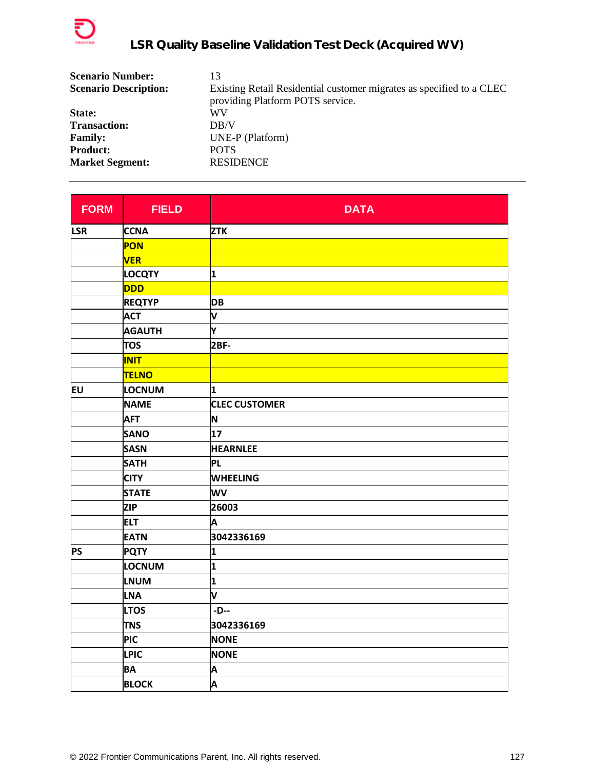**Scenario Number:** 13
**Scenario Description:** Existing Retail Residential customer migrates as specified to a CLEC providing Platform POTS service.
**State:** WV
**Transaction:** DB/V
**Family:** UNE-P (Platform)
**Product:** POTS
**Market Segment:** RESIDENCE

---

| FORM | FIELD | DATA |
|---|---|---|
| LSR | CCNA | ZTK |
| | PON | |
| | VER | |
| | LOCQTY | 1 |
| | DDD | |
| | REQTYP | DB |
| | ACT | V |
| | AGAUTH | Y |
| | TOS | 2BF- |
| | INIT | |
| | TELNO | |
| EU | LOCNUM | 1 |
| | NAME | CLEC CUSTOMER |
| | AFT | N |
| | SANO | 17 |
| | SASN | HEARNLEE |
| | SATH | PL |
| | CITY | WHEELING |
| | STATE | WV |
| | ZIP | 26003 |
| | ELT | A |
| | EATN | 3042336169 |
| PS | PQTY | 1 |
| | LOCNUM | 1 |
| | LNUM | 1 |
| | LNA | V |
| | LTOS | -D-- |
| | TNS | 3042336169 |
| | PIC | NONE |
| | LPIC | NONE |
| | BA | A |
| | BLOCK | A |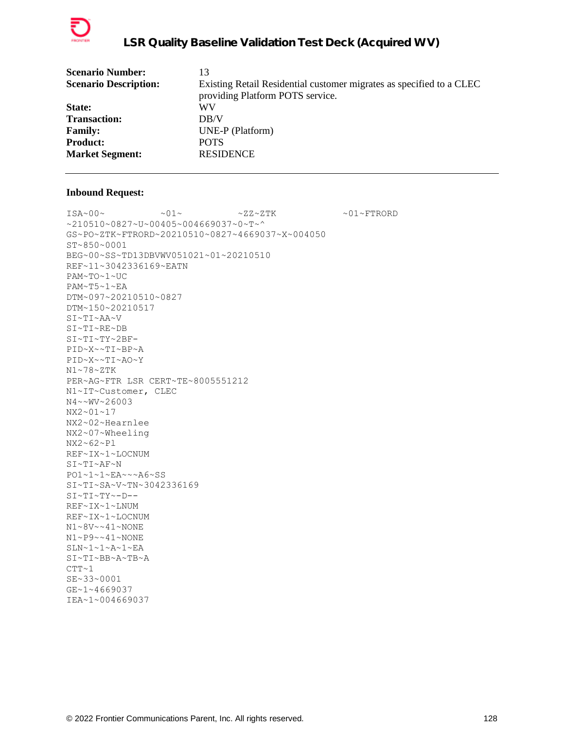| | |
|---|---|
| **Scenario Number:** | 13 |
| **Scenario Description:** | Existing Retail Residential customer migrates as specified to a CLEC providing Platform POTS service. |
| **State:** | WV |
| **Transaction:** | DB/V |
| **Family:** | UNE-P (Platform) |
| **Product:** | POTS |
| **Market Segment:** | RESIDENCE |

---

**Inbound Request:**

```
ISA~00~          ~01~          ~ZZ~ZTK            ~01~FTRORD
~210510~0827~U~00405~004669037~0~T~^
GS~PO~ZTK~FTRORD~20210510~0827~4669037~X~004050
ST~850~0001
BEG~00~SS~TD13DBVWV051021~01~20210510
REF~11~3042336169~EATN
PAM~TO~1~UC
PAM~T5~1~EA
DTM~097~20210510~0827
DTM~150~20210517
SI~TI~AA~V
SI~TI~RE~DB
SI~TI~TY~2BF-
PID~X~~TI~BP~A
PID~X~~TI~AO~Y
N1~78~ZTK
PER~AG~FTR LSR CERT~TE~8005551212
N1~IT~Customer, CLEC
N4~~WV~26003
NX2~01~17
NX2~02~Hearnlee
NX2~07~Wheeling
NX2~62~Pl
REF~IX~1~LOCNUM
SI~TI~AF~N
PO1~1~1~EA~~~A6~SS
SI~TI~SA~V~TN~3042336169
SI~TI~TY~-D--
REF~IX~1~LNUM
REF~IX~1~LOCNUM
N1~8V~~41~NONE
N1~P9~~41~NONE
SLN~1~1~A~1~EA
SI~TI~BB~A~TB~A
CTT~1
SE~33~0001
GE~1~4669037
IEA~1~004669037
```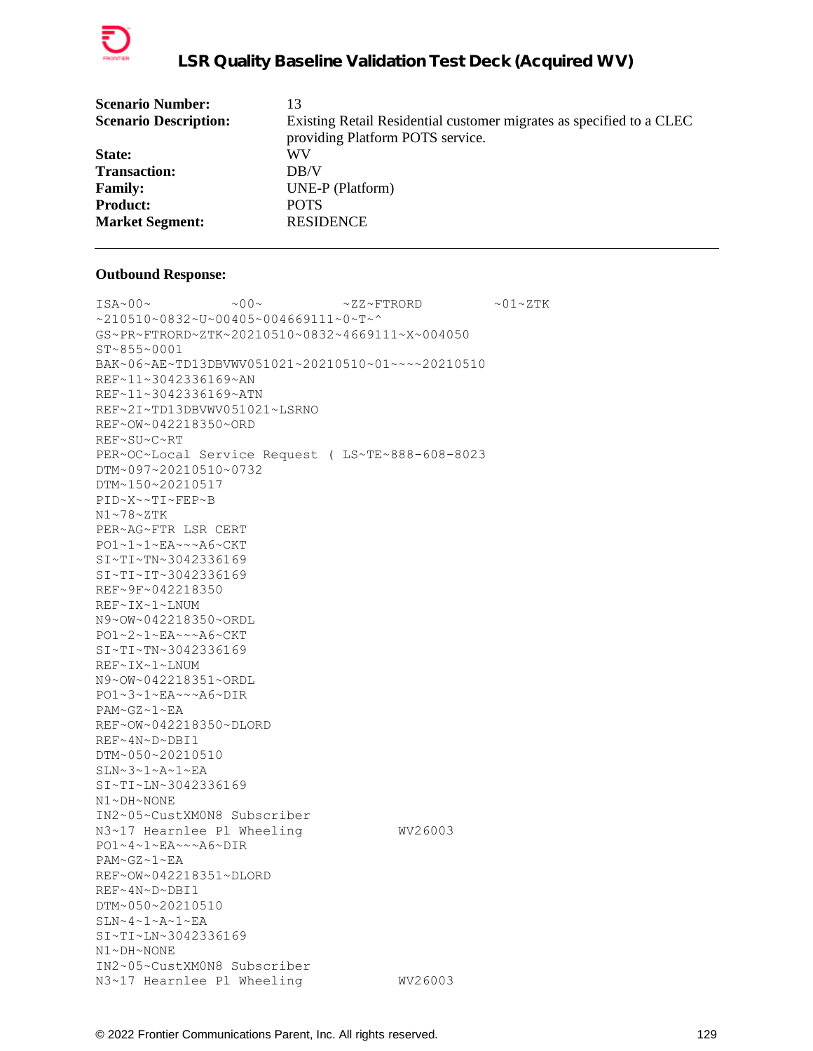| | |
|---|---|
| **Scenario Number:** | 13 |
| **Scenario Description:** | Existing Retail Residential customer migrates as specified to a CLEC providing Platform POTS service. |
| **State:** | WV |
| **Transaction:** | DB/V |
| **Family:** | UNE-P (Platform) |
| **Product:** | POTS |
| **Market Segment:** | RESIDENCE |

---

**Outbound Response:**

```
ISA~00~          ~00~          ~ZZ~FTRORD         ~01~ZTK
~210510~0832~U~00405~004669111~0~T~^
GS~PR~FTRORD~ZTK~20210510~0832~4669111~X~004050
ST~855~0001
BAK~06~AE~TD13DBVWV051021~20210510~01~~~~20210510
REF~11~3042336169~AN
REF~11~3042336169~ATN
REF~2I~TD13DBVWV051021~LSRNO
REF~OW~042218350~ORD
REF~SU~C~RT
PER~OC~Local Service Request ( LS~TE~888-608-8023
DTM~097~20210510~0732
DTM~150~20210517
PID~X~~TI~FEP~B
N1~78~ZTK
PER~AG~FTR LSR CERT
PO1~1~1~EA~~~A6~CKT
SI~TI~TN~3042336169
SI~TI~IT~3042336169
REF~9F~042218350
REF~IX~1~LNUM
N9~OW~042218350~ORDL
PO1~2~1~EA~~~A6~CKT
SI~TI~TN~3042336169
REF~IX~1~LNUM
N9~OW~042218351~ORDL
PO1~3~1~EA~~~A6~DIR
PAM~GZ~1~EA
REF~OW~042218350~DLORD
REF~4N~D~DBI1
DTM~050~20210510
SLN~3~1~A~1~EA
SI~TI~LN~3042336169
N1~DH~NONE
IN2~05~CustXM0N8 Subscriber
N3~17 Hearnlee Pl Wheeling            WV26003
PO1~4~1~EA~~~A6~DIR
PAM~GZ~1~EA
REF~OW~042218351~DLORD
REF~4N~D~DBI1
DTM~050~20210510
SLN~4~1~A~1~EA
SI~TI~LN~3042336169
N1~DH~NONE
IN2~05~CustXM0N8 Subscriber
N3~17 Hearnlee Pl Wheeling            WV26003
```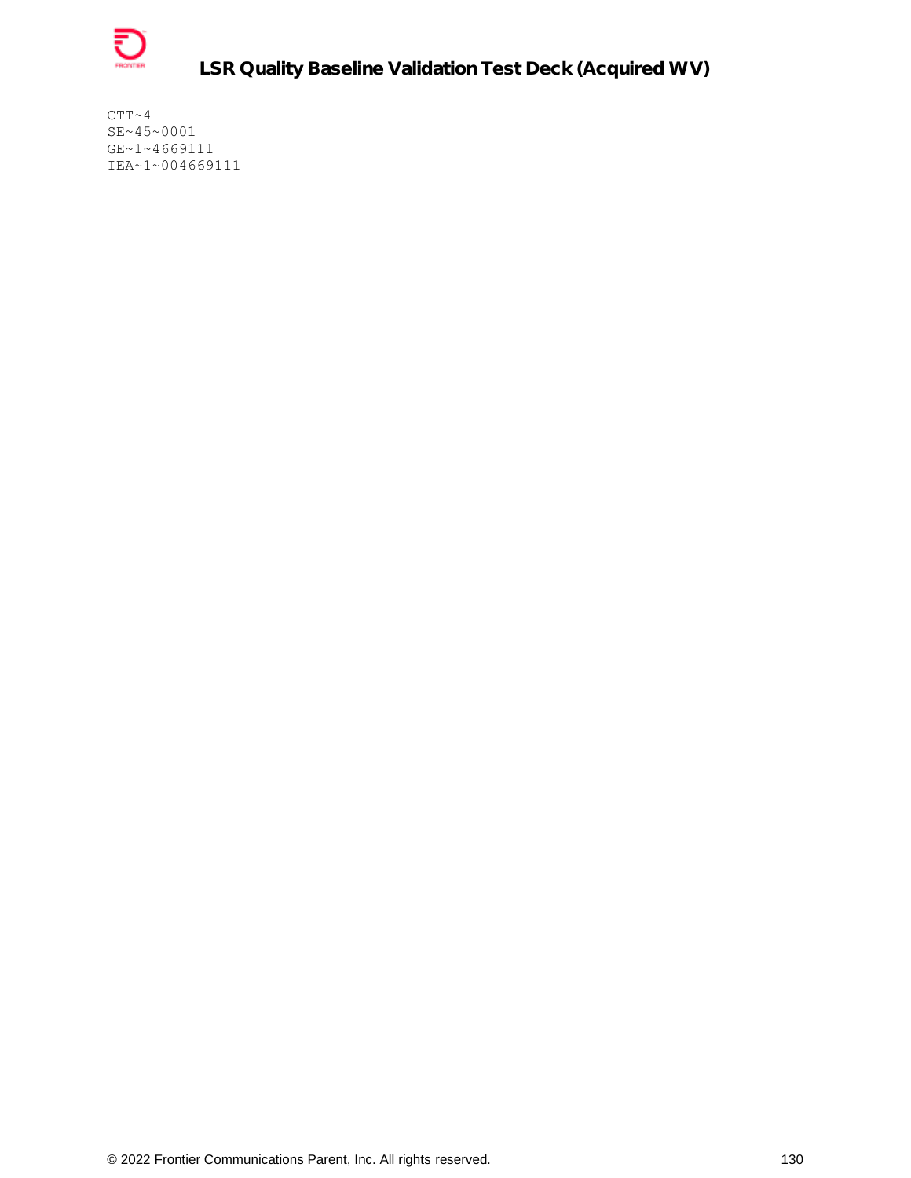```
CTT~4
SE~45~0001
GE~1~4669111
IEA~1~004669111
```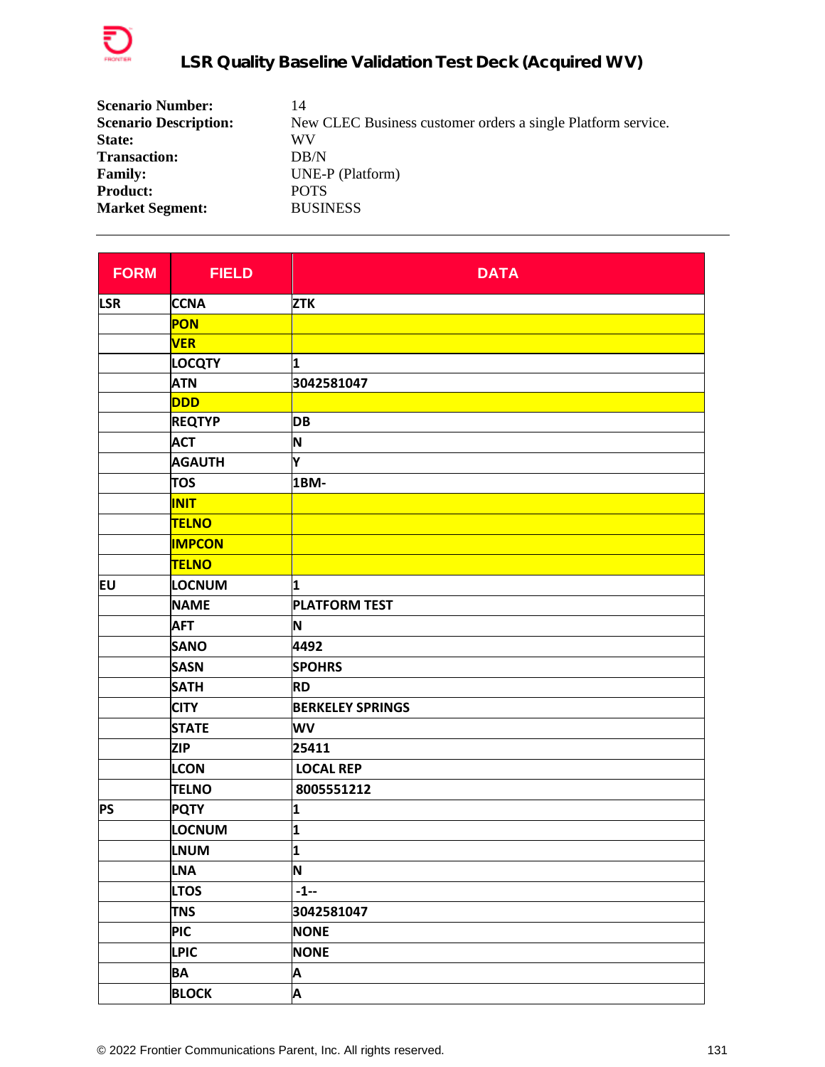| | |
|---|---|
| **Scenario Number:** | 14 |
| **Scenario Description:** | New CLEC Business customer orders a single Platform service. |
| **State:** | WV |
| **Transaction:** | DB/N |
| **Family:** | UNE-P (Platform) |
| **Product:** | POTS |
| **Market Segment:** | BUSINESS |

---

| FORM | FIELD | DATA |
|---|---|---|
| LSR | CCNA | ZTK |
| | PON | |
| | VER | |
| | LOCQTY | 1 |
| | ATN | 3042581047 |
| | DDD | |
| | REQTYP | DB |
| | ACT | N |
| | AGAUTH | Y |
| | TOS | 1BM- |
| | INIT | |
| | TELNO | |
| | IMPCON | |
| | TELNO | |
| EU | LOCNUM | 1 |
| | NAME | PLATFORM TEST |
| | AFT | N |
| | SANO | 4492 |
| | SASN | SPOHRS |
| | SATH | RD |
| | CITY | BERKELEY SPRINGS |
| | STATE | WV |
| | ZIP | 25411 |
| | LCON | LOCAL REP |
| | TELNO | 8005551212 |
| PS | PQTY | 1 |
| | LOCNUM | 1 |
| | LNUM | 1 |
| | LNA | N |
| | LTOS | -1-- |
| | TNS | 3042581047 |
| | PIC | NONE |
| | LPIC | NONE |
| | BA | A |
| | BLOCK | A |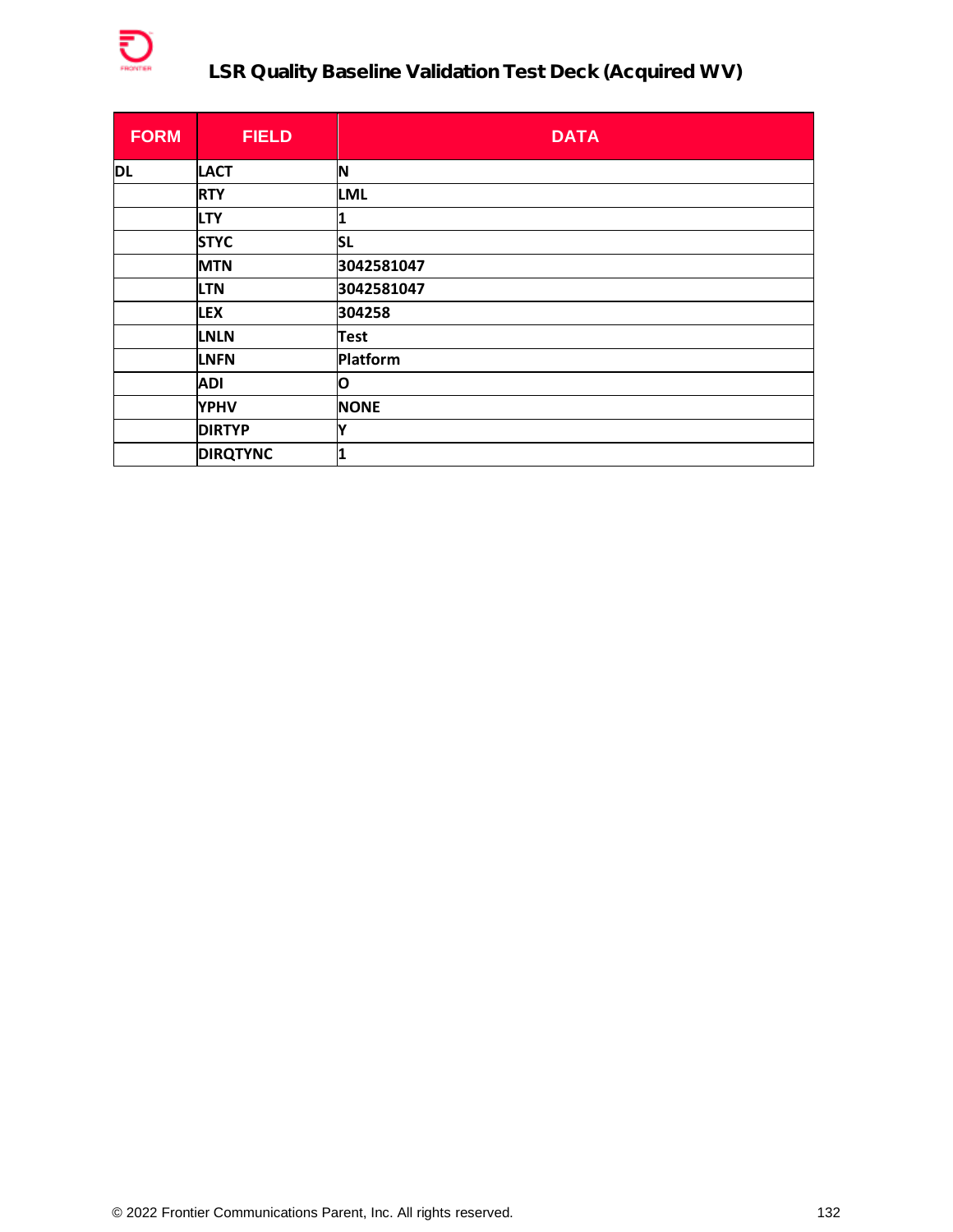| FORM | FIELD | DATA |
|---|---|---|
| DL | LACT | N |
| | RTY | LML |
| | LTY | 1 |
| | STYC | SL |
| | MTN | 3042581047 |
| | LTN | 3042581047 |
| | LEX | 304258 |
| | LNLN | Test |
| | LNFN | Platform |
| | ADI | O |
| | YPHV | NONE |
| | DIRTYP | Y |
| | DIRQTYNC | 1 |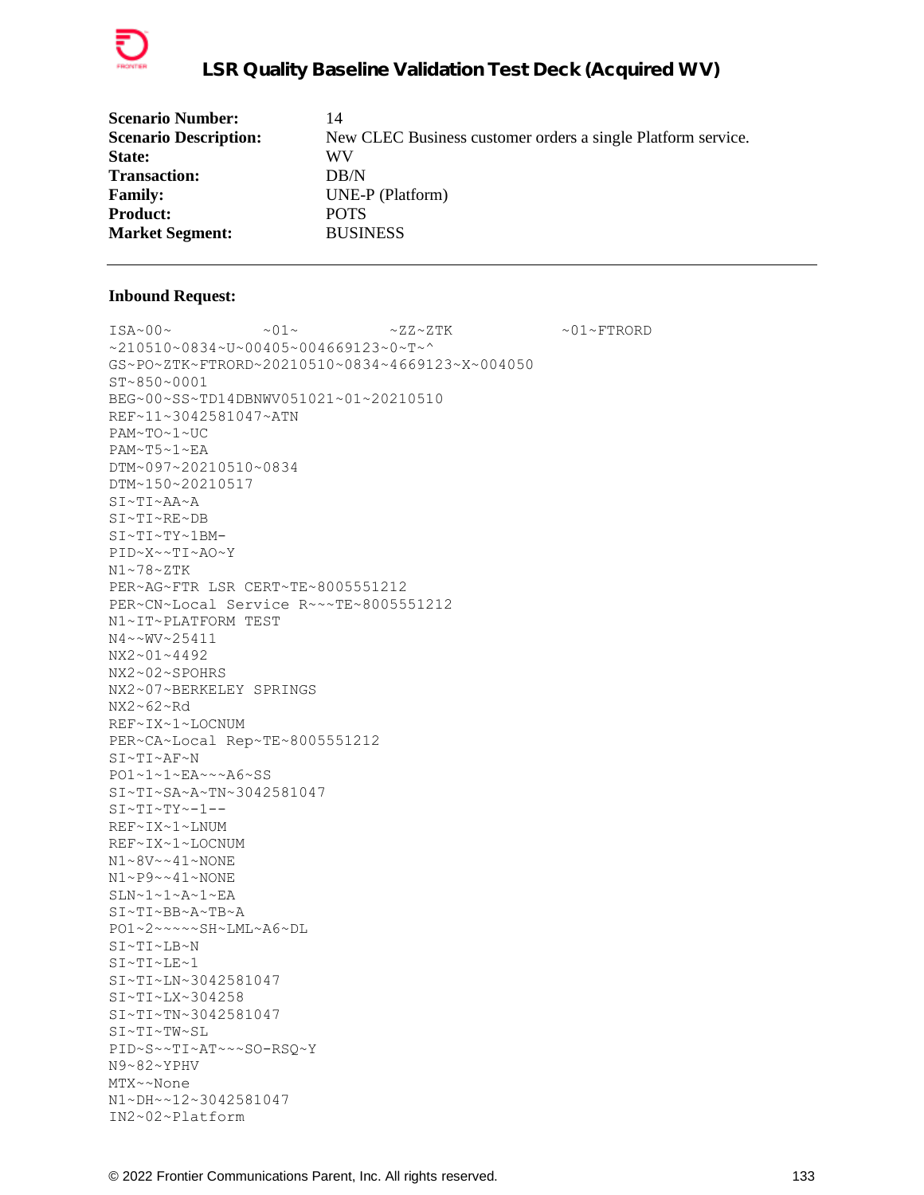| | |
|---|---|
| **Scenario Number:** | 14 |
| **Scenario Description:** | New CLEC Business customer orders a single Platform service. |
| **State:** | WV |
| **Transaction:** | DB/N |
| **Family:** | UNE-P (Platform) |
| **Product:** | POTS |
| **Market Segment:** | BUSINESS |

---

**Inbound Request:**

```
ISA~00~          ~01~          ~ZZ~ZTK            ~01~FTRORD
~210510~0834~U~00405~004669123~0~T~^
GS~PO~ZTK~FTRORD~20210510~0834~4669123~X~004050
ST~850~0001
BEG~00~SS~TD14DBNWV051021~01~20210510
REF~11~3042581047~ATN
PAM~TO~1~UC
PAM~T5~1~EA
DTM~097~20210510~0834
DTM~150~20210517
SI~TI~AA~A
SI~TI~RE~DB
SI~TI~TY~1BM-
PID~X~~TI~AO~Y
N1~78~ZTK
PER~AG~FTR LSR CERT~TE~8005551212
PER~CN~Local Service R~~~TE~8005551212
N1~IT~PLATFORM TEST
N4~~WV~25411
NX2~01~4492
NX2~02~SPOHRS
NX2~07~BERKELEY SPRINGS
NX2~62~Rd
REF~IX~1~LOCNUM
PER~CA~Local Rep~TE~8005551212
SI~TI~AF~N
PO1~1~1~EA~~~A6~SS
SI~TI~SA~A~TN~3042581047
SI~TI~TY~-1--
REF~IX~1~LNUM
REF~IX~1~LOCNUM
N1~8V~~41~NONE
N1~P9~~41~NONE
SLN~1~1~A~1~EA
SI~TI~BB~A~TB~A
PO1~2~~~~~SH~LML~A6~DL
SI~TI~LB~N
SI~TI~LE~1
SI~TI~LN~3042581047
SI~TI~LX~304258
SI~TI~TN~3042581047
SI~TI~TW~SL
PID~S~~TI~AT~~~SO-RSQ~Y
N9~82~YPHV
MTX~~None
N1~DH~~12~3042581047
IN2~02~Platform
```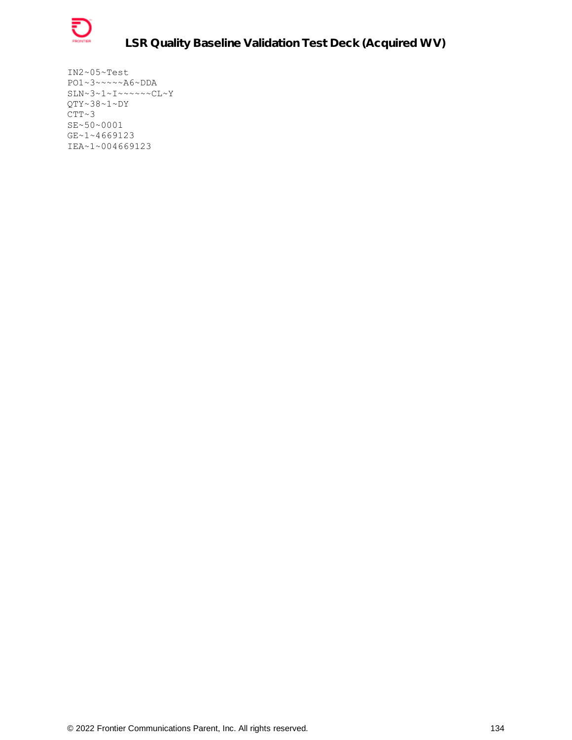```
IN2~05~Test
PO1~3~~~~~A6~DDA
SLN~3~1~I~~~~~~CL~Y
QTY~38~1~DY
CTT~3
SE~50~0001
GE~1~4669123
IEA~1~004669123
```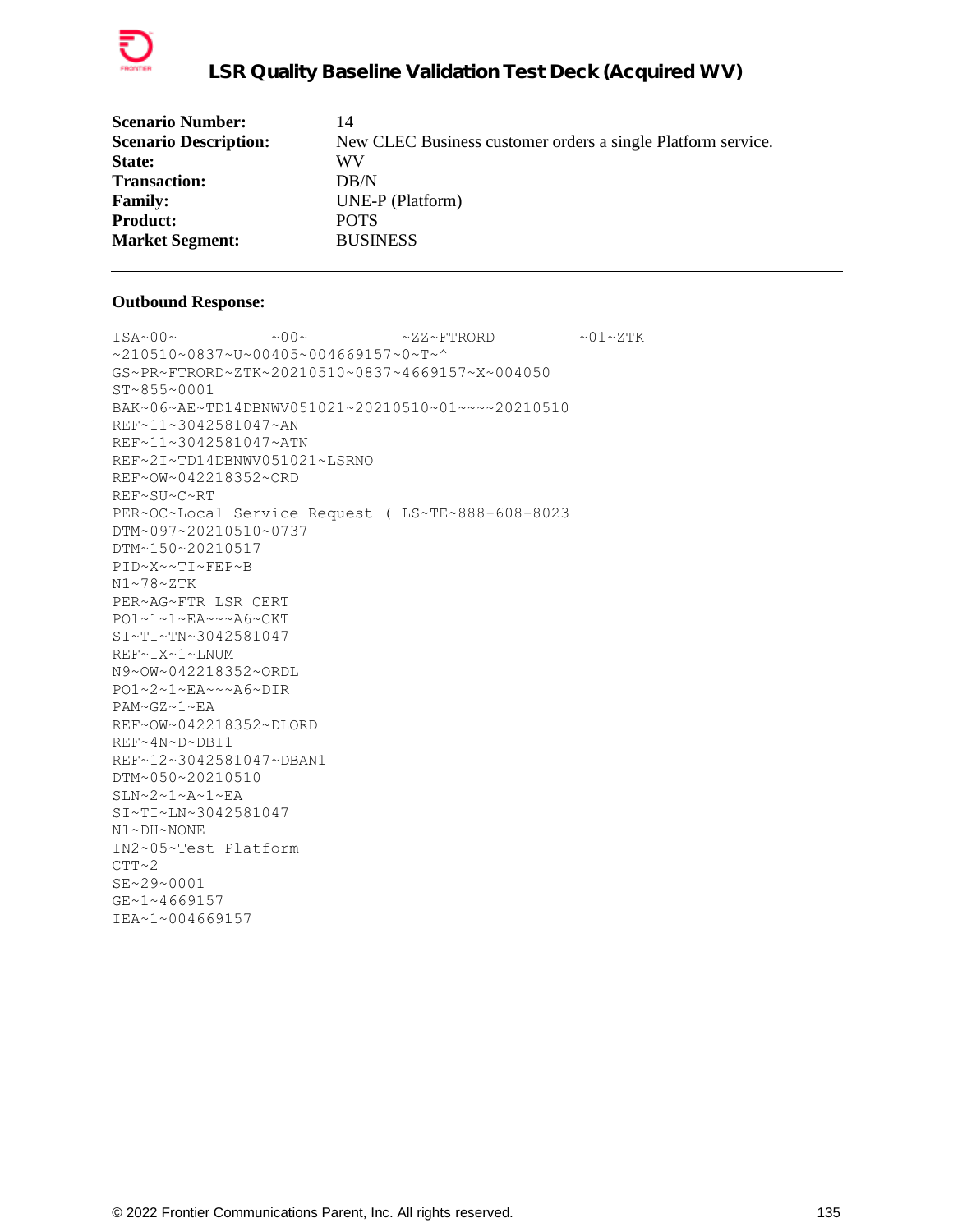| | |
|---|---|
| **Scenario Number:** | 14 |
| **Scenario Description:** | New CLEC Business customer orders a single Platform service. |
| **State:** | WV |
| **Transaction:** | DB/N |
| **Family:** | UNE-P (Platform) |
| **Product:** | POTS |
| **Market Segment:** | BUSINESS |

---

**Outbound Response:**

```
ISA~00~          ~00~          ~ZZ~FTRORD         ~01~ZTK
~210510~0837~U~00405~004669157~0~T~^
GS~PR~FTRORD~ZTK~20210510~0837~4669157~X~004050
ST~855~0001
BAK~06~AE~TD14DBNWV051021~20210510~01~~~~20210510
REF~11~3042581047~AN
REF~11~3042581047~ATN
REF~2I~TD14DBNWV051021~LSRNO
REF~OW~042218352~ORD
REF~SU~C~RT
PER~OC~Local Service Request ( LS~TE~888-608-8023
DTM~097~20210510~0737
DTM~150~20210517
PID~X~~TI~FEP~B
N1~78~ZTK
PER~AG~FTR LSR CERT
PO1~1~1~EA~~~A6~CKT
SI~TI~TN~3042581047
REF~IX~1~LNUM
N9~OW~042218352~ORDL
PO1~2~1~EA~~~A6~DIR
PAM~GZ~1~EA
REF~OW~042218352~DLORD
REF~4N~D~DBI1
REF~12~3042581047~DBAN1
DTM~050~20210510
SLN~2~1~A~1~EA
SI~TI~LN~3042581047
N1~DH~NONE
IN2~05~Test Platform
CTT~2
SE~29~0001
GE~1~4669157
IEA~1~004669157
```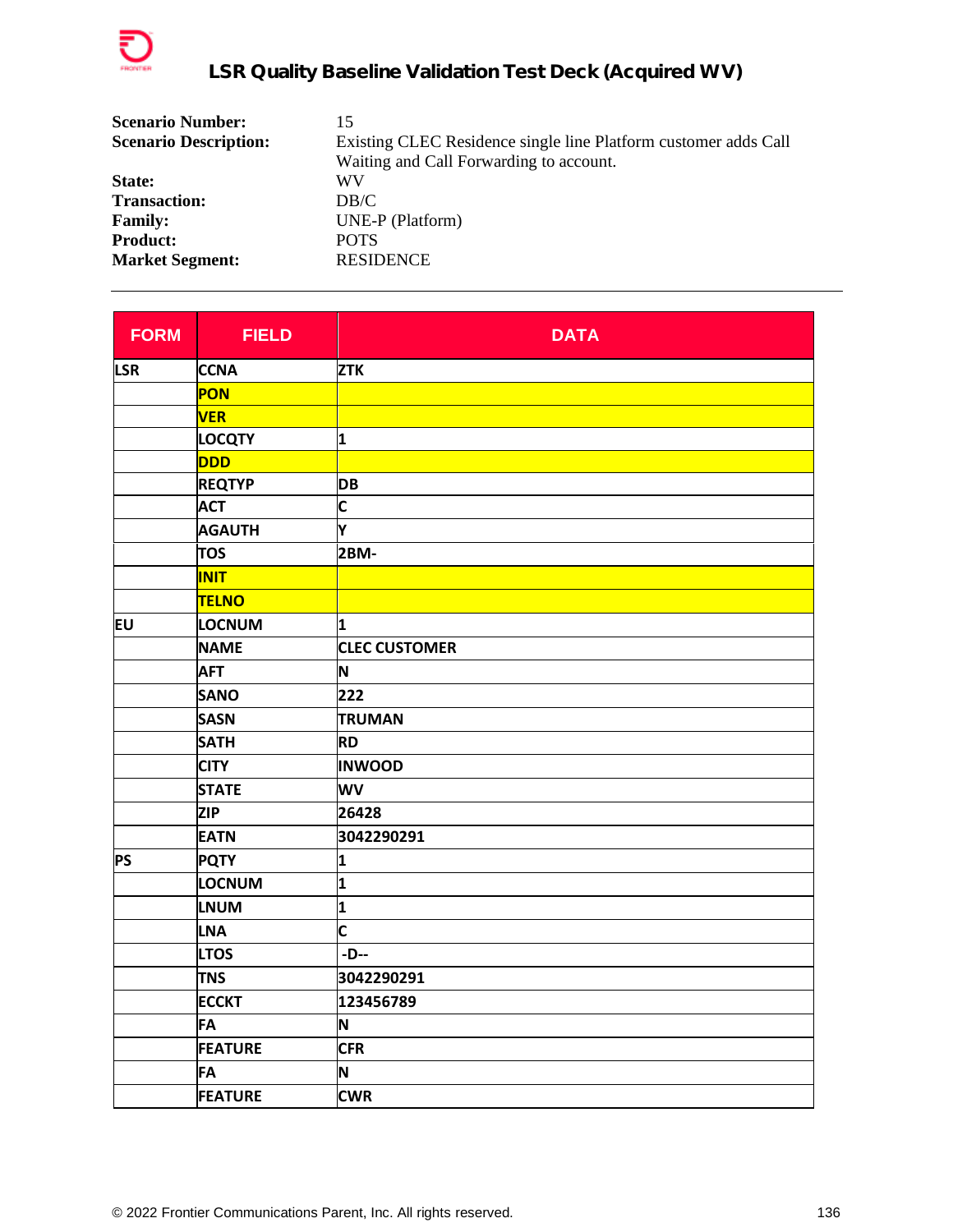| | |
|---|---|
| **Scenario Number:** | 15 |
| **Scenario Description:** | Existing CLEC Residence single line Platform customer adds Call Waiting and Call Forwarding to account. |
| **State:** | WV |
| **Transaction:** | DB/C |
| **Family:** | UNE-P (Platform) |
| **Product:** | POTS |
| **Market Segment:** | RESIDENCE |

---

| FORM | FIELD | DATA |
|---|---|---|
| LSR | CCNA | ZTK |
| | PON | |
| | VER | |
| | LOCQTY | 1 |
| | DDD | |
| | REQTYP | DB |
| | ACT | C |
| | AGAUTH | Y |
| | TOS | 2BM- |
| | INIT | |
| | TELNO | |
| EU | LOCNUM | 1 |
| | NAME | CLEC CUSTOMER |
| | AFT | N |
| | SANO | 222 |
| | SASN | TRUMAN |
| | SATH | RD |
| | CITY | INWOOD |
| | STATE | WV |
| | ZIP | 26428 |
| | EATN | 3042290291 |
| PS | PQTY | 1 |
| | LOCNUM | 1 |
| | LNUM | 1 |
| | LNA | C |
| | LTOS | -D-- |
| | TNS | 3042290291 |
| | ECCKT | 123456789 |
| | FA | N |
| | FEATURE | CFR |
| | FA | N |
| | FEATURE | CWR |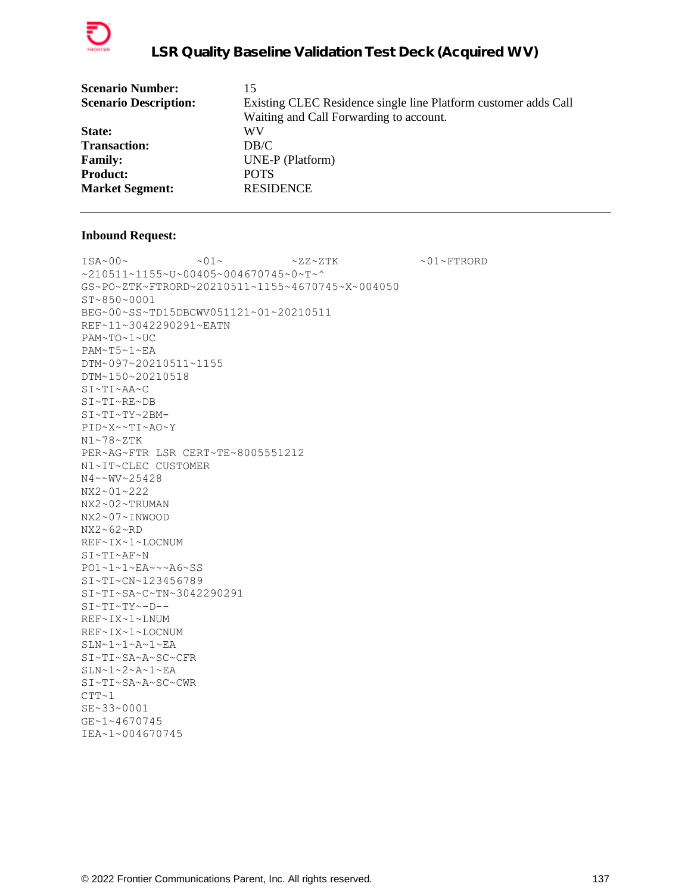| | |
|---|---|
| **Scenario Number:** | 15 |
| **Scenario Description:** | Existing CLEC Residence single line Platform customer adds Call Waiting and Call Forwarding to account. |
| **State:** | WV |
| **Transaction:** | DB/C |
| **Family:** | UNE-P (Platform) |
| **Product:** | POTS |
| **Market Segment:** | RESIDENCE |

---

**Inbound Request:**

```
ISA~00~          ~01~          ~ZZ~ZTK            ~01~FTRORD
~210511~1155~U~00405~004670745~0~T~^
GS~PO~ZTK~FTRORD~20210511~1155~4670745~X~004050
ST~850~0001
BEG~00~SS~TD15DBCWV051121~01~20210511
REF~11~3042290291~EATN
PAM~TO~1~UC
PAM~T5~1~EA
DTM~097~20210511~1155
DTM~150~20210518
SI~TI~AA~C
SI~TI~RE~DB
SI~TI~TY~2BM-
PID~X~~TI~AO~Y
N1~78~ZTK
PER~AG~FTR LSR CERT~TE~8005551212
N1~IT~CLEC CUSTOMER
N4~~WV~25428
NX2~01~222
NX2~02~TRUMAN
NX2~07~INWOOD
NX2~62~RD
REF~IX~1~LOCNUM
SI~TI~AF~N
PO1~1~1~EA~~~A6~SS
SI~TI~CN~123456789
SI~TI~SA~C~TN~3042290291
SI~TI~TY~-D--
REF~IX~1~LNUM
REF~IX~1~LOCNUM
SLN~1~1~A~1~EA
SI~TI~SA~A~SC~CFR
SLN~1~2~A~1~EA
SI~TI~SA~A~SC~CWR
CTT~1
SE~33~0001
GE~1~4670745
IEA~1~004670745
```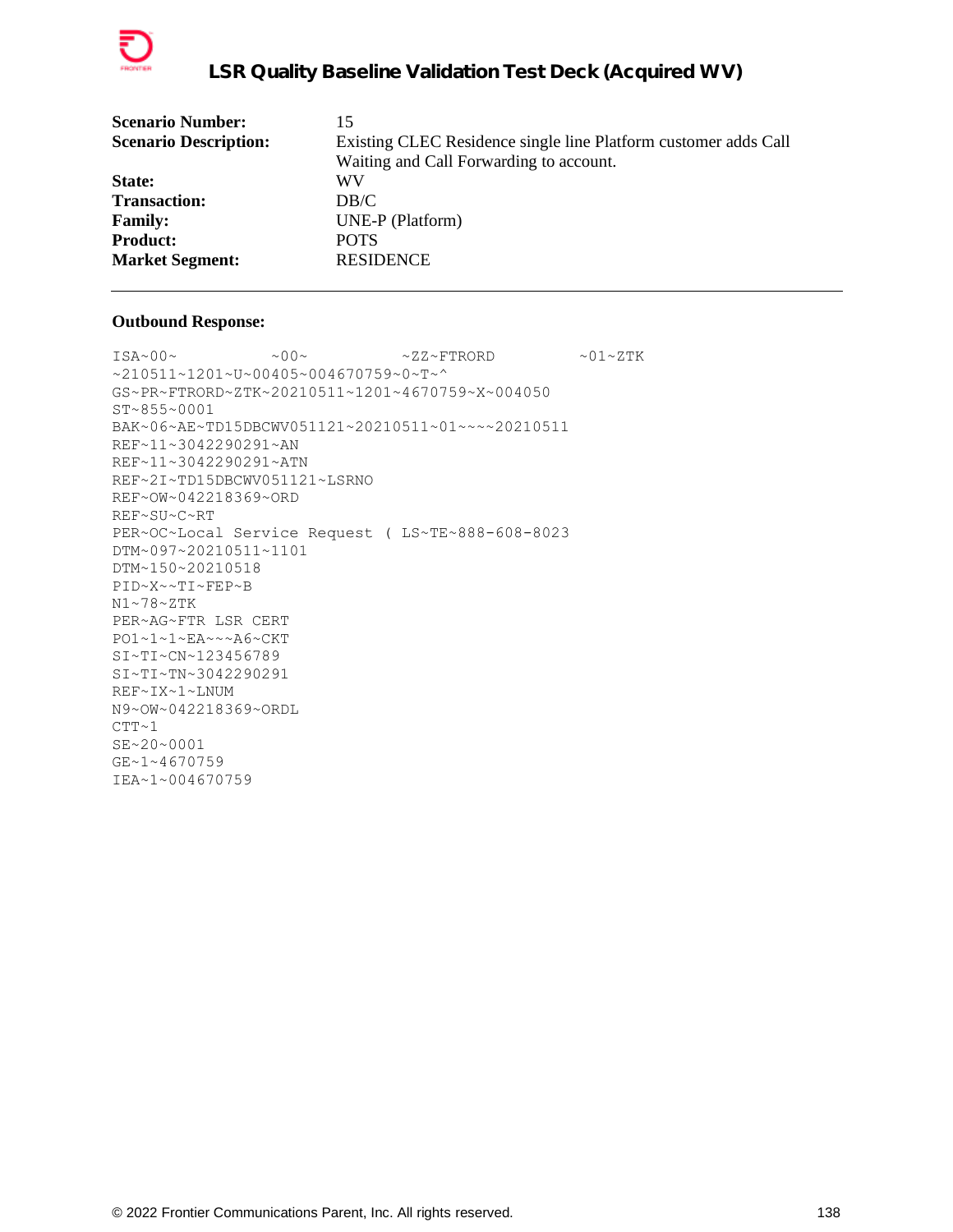| | |
|---|---|
| **Scenario Number:** | 15 |
| **Scenario Description:** | Existing CLEC Residence single line Platform customer adds Call Waiting and Call Forwarding to account. |
| **State:** | WV |
| **Transaction:** | DB/C |
| **Family:** | UNE-P (Platform) |
| **Product:** | POTS |
| **Market Segment:** | RESIDENCE |

---

**Outbound Response:**

```
ISA~00~          ~00~          ~ZZ~FTRORD         ~01~ZTK
~210511~1201~U~00405~004670759~0~T~^
GS~PR~FTRORD~ZTK~20210511~1201~4670759~X~004050
ST~855~0001
BAK~06~AE~TD15DBCWV051121~20210511~01~~~~20210511
REF~11~3042290291~AN
REF~11~3042290291~ATN
REF~2I~TD15DBCWV051121~LSRNO
REF~OW~042218369~ORD
REF~SU~C~RT
PER~OC~Local Service Request ( LS~TE~888-608-8023
DTM~097~20210511~1101
DTM~150~20210518
PID~X~~TI~FEP~B
N1~78~ZTK
PER~AG~FTR LSR CERT
PO1~1~1~EA~~~A6~CKT
SI~TI~CN~123456789
SI~TI~TN~3042290291
REF~IX~1~LNUM
N9~OW~042218369~ORDL
CTT~1
SE~20~0001
GE~1~4670759
IEA~1~004670759
```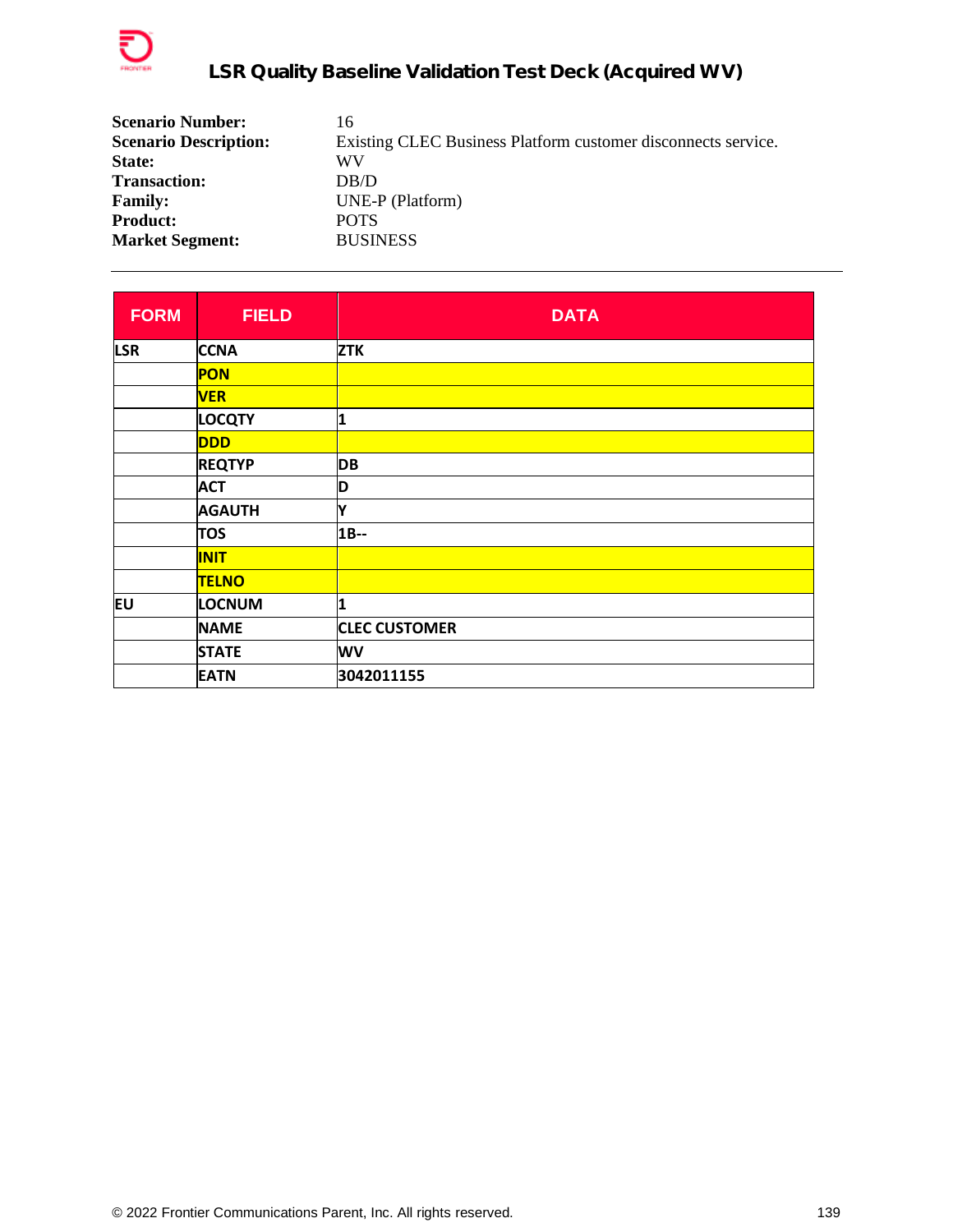| | |
|---|---|
| **Scenario Number:** | 16 |
| **Scenario Description:** | Existing CLEC Business Platform customer disconnects service. |
| **State:** | WV |
| **Transaction:** | DB/D |
| **Family:** | UNE-P (Platform) |
| **Product:** | POTS |
| **Market Segment:** | BUSINESS |

---

| FORM | FIELD | DATA |
|---|---|---|
| LSR | CCNA | ZTK |
| | PON | |
| | VER | |
| | LOCQTY | 1 |
| | DDD | |
| | REQTYP | DB |
| | ACT | D |
| | AGAUTH | Y |
| | TOS | 1B-- |
| | INIT | |
| | TELNO | |
| EU | LOCNUM | 1 |
| | NAME | CLEC CUSTOMER |
| | STATE | WV |
| | EATN | 3042011155 |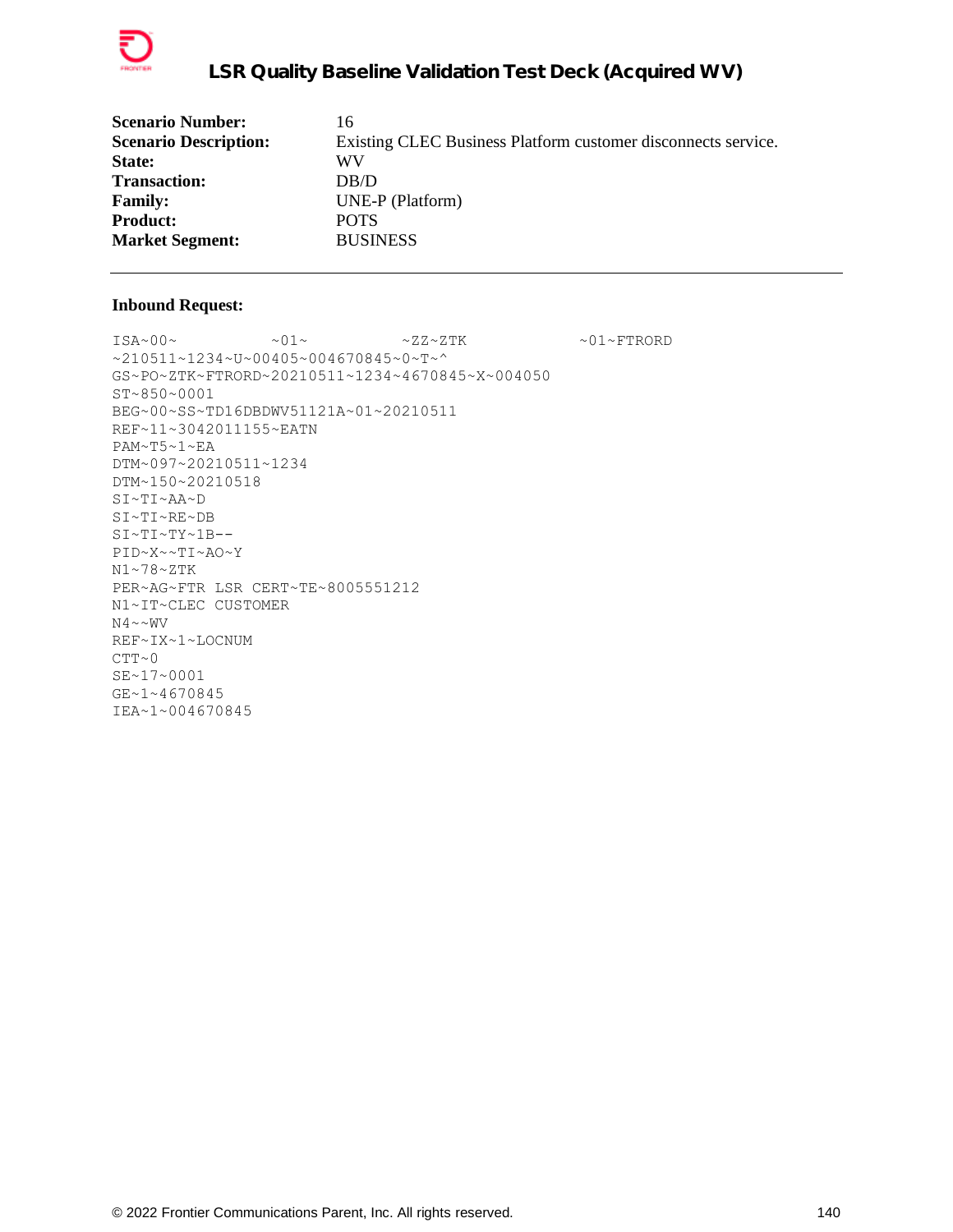| | |
|---|---|
| **Scenario Number:** | 16 |
| **Scenario Description:** | Existing CLEC Business Platform customer disconnects service. |
| **State:** | WV |
| **Transaction:** | DB/D |
| **Family:** | UNE-P (Platform) |
| **Product:** | POTS |
| **Market Segment:** | BUSINESS |

---

**Inbound Request:**

```
ISA~00~          ~01~          ~ZZ~ZTK            ~01~FTRORD
~210511~1234~U~00405~004670845~0~T~^
GS~PO~ZTK~FTRORD~20210511~1234~4670845~X~004050
ST~850~0001
BEG~00~SS~TD16DBDWV51121A~01~20210511
REF~11~3042011155~EATN
PAM~T5~1~EA
DTM~097~20210511~1234
DTM~150~20210518
SI~TI~AA~D
SI~TI~RE~DB
SI~TI~TY~1B--
PID~X~~TI~AO~Y
N1~78~ZTK
PER~AG~FTR LSR CERT~TE~8005551212
N1~IT~CLEC CUSTOMER
N4~~WV
REF~IX~1~LOCNUM
CTT~0
SE~17~0001
GE~1~4670845
IEA~1~004670845
```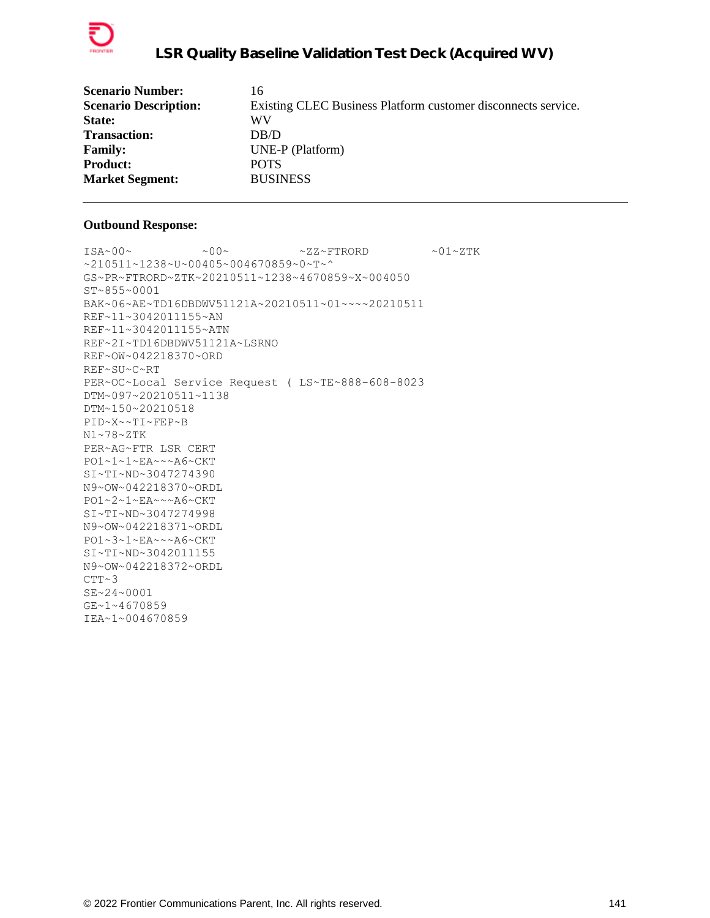| | |
|---|---|
| **Scenario Number:** | 16 |
| **Scenario Description:** | Existing CLEC Business Platform customer disconnects service. |
| **State:** | WV |
| **Transaction:** | DB/D |
| **Family:** | UNE-P (Platform) |
| **Product:** | POTS |
| **Market Segment:** | BUSINESS |

---

**Outbound Response:**

```
ISA~00~          ~00~          ~ZZ~FTRORD         ~01~ZTK
~210511~1238~U~00405~004670859~0~T~^
GS~PR~FTRORD~ZTK~20210511~1238~4670859~X~004050
ST~855~0001
BAK~06~AE~TD16DBDWV51121A~20210511~01~~~~20210511
REF~11~3042011155~AN
REF~11~3042011155~ATN
REF~2I~TD16DBDWV51121A~LSRNO
REF~OW~042218370~ORD
REF~SU~C~RT
PER~OC~Local Service Request ( LS~TE~888-608-8023
DTM~097~20210511~1138
DTM~150~20210518
PID~X~~TI~FEP~B
N1~78~ZTK
PER~AG~FTR LSR CERT
PO1~1~1~EA~~~A6~CKT
SI~TI~ND~3047274390
N9~OW~042218370~ORDL
PO1~2~1~EA~~~A6~CKT
SI~TI~ND~3047274998
N9~OW~042218371~ORDL
PO1~3~1~EA~~~A6~CKT
SI~TI~ND~3042011155
N9~OW~042218372~ORDL
CTT~3
SE~24~0001
GE~1~4670859
IEA~1~004670859
```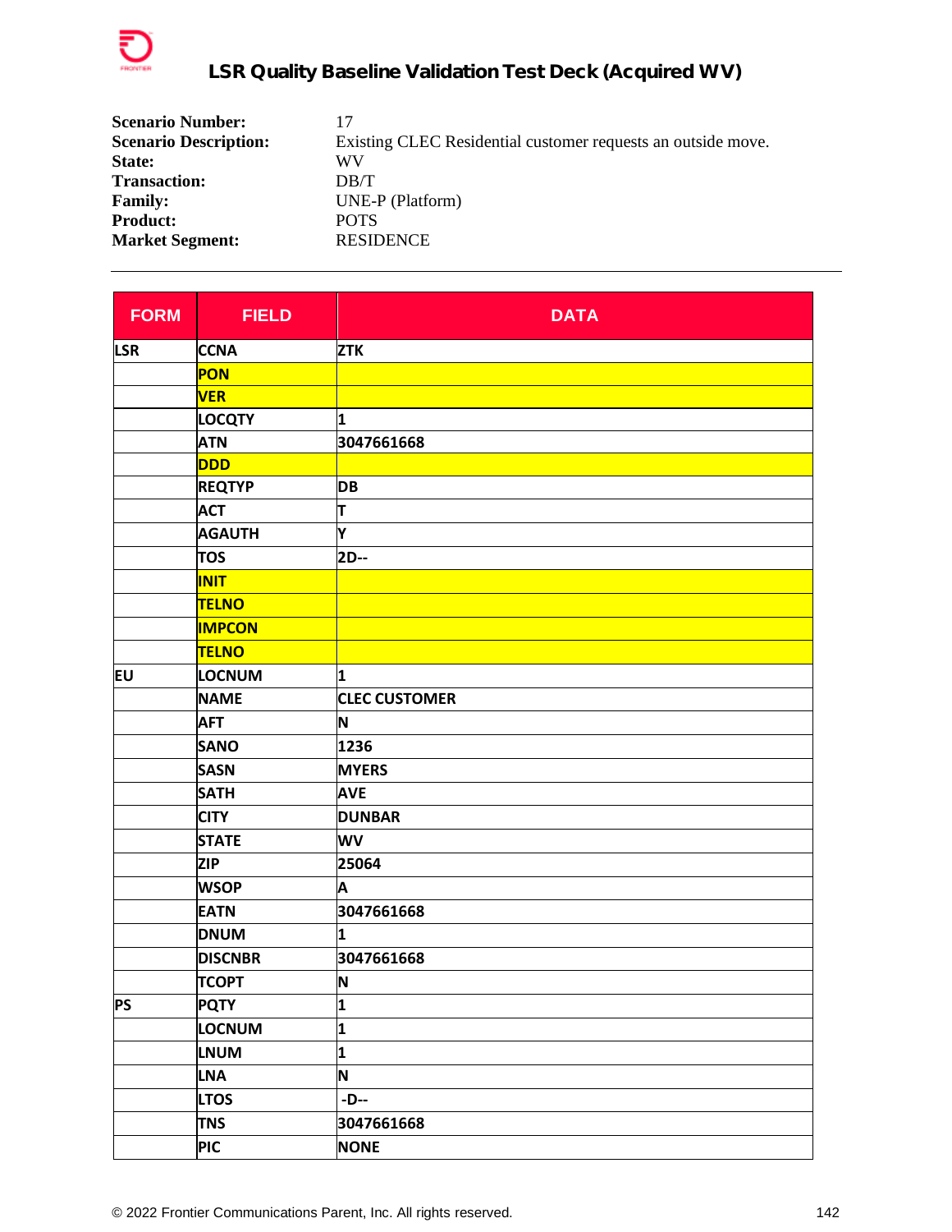# LSR Quality Baseline Validation Test Deck (Acquired WV)

**Scenario Number:** 17
**Scenario Description:** Existing CLEC Residential customer requests an outside move.
**State:** WV
**Transaction:** DB/T
**Family:** UNE-P (Platform)
**Product:** POTS
**Market Segment:** RESIDENCE

---

| FORM | FIELD | DATA |
|---|---|---|
| LSR | CCNA | ZTK |
| | PON | |
| | VER | |
| | LOCQTY | 1 |
| | ATN | 3047661668 |
| | DDD | |
| | REQTYP | DB |
| | ACT | T |
| | AGAUTH | Y |
| | TOS | 2D-- |
| | INIT | |
| | TELNO | |
| | IMPCON | |
| | TELNO | |
| EU | LOCNUM | 1 |
| | NAME | CLEC CUSTOMER |
| | AFT | N |
| | SANO | 1236 |
| | SASN | MYERS |
| | SATH | AVE |
| | CITY | DUNBAR |
| | STATE | WV |
| | ZIP | 25064 |
| | WSOP | A |
| | EATN | 3047661668 |
| | DNUM | 1 |
| | DISCNBR | 3047661668 |
| | TCOPT | N |
| PS | PQTY | 1 |
| | LOCNUM | 1 |
| | LNUM | 1 |
| | LNA | N |
| | LTOS | -D-- |
| | TNS | 3047661668 |
| | PIC | NONE |

© 2022 Frontier Communications Parent, Inc. All rights reserved.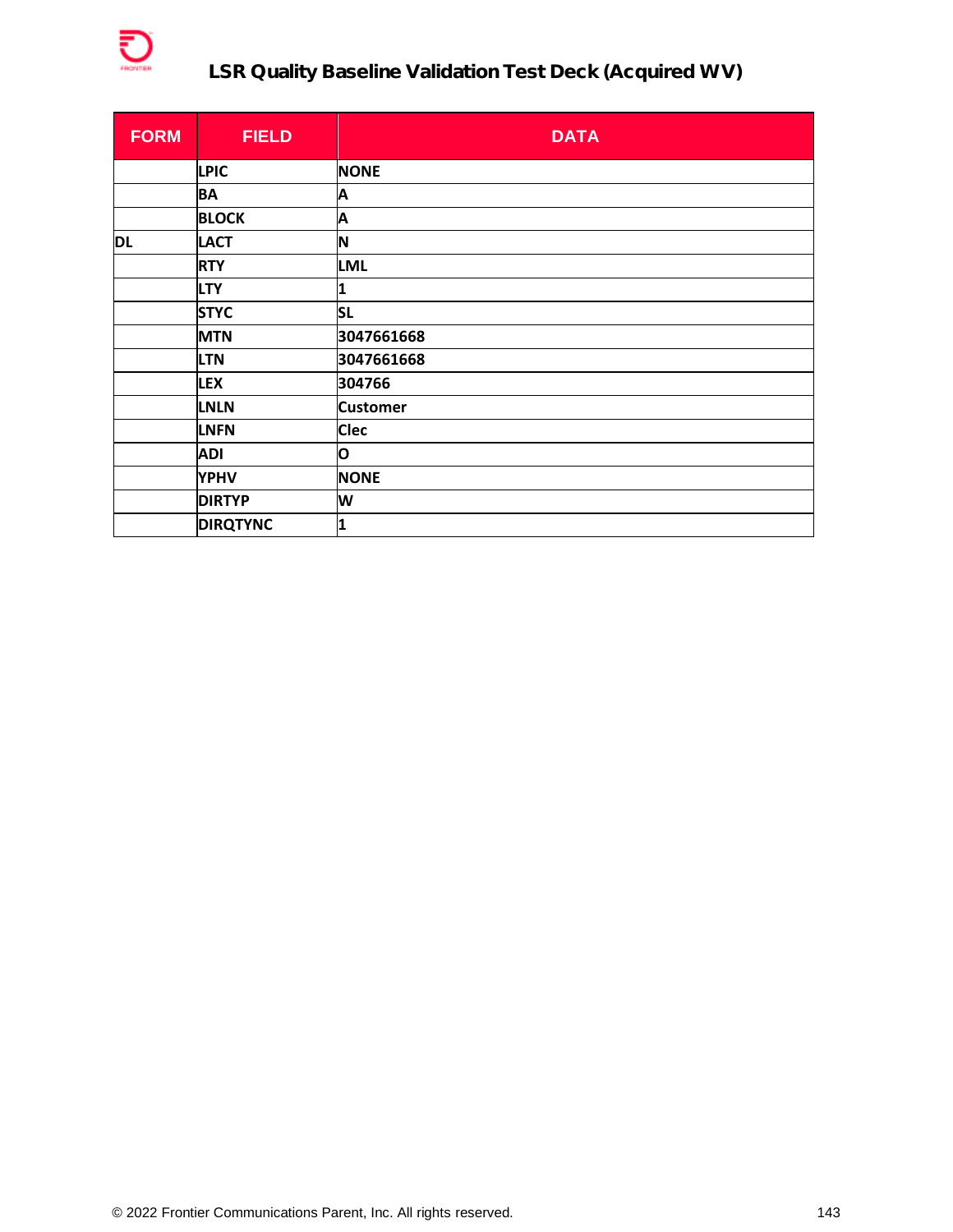| FORM | FIELD | DATA |
|---|---|---|
| | LPIC | NONE |
| | BA | A |
| | BLOCK | A |
| DL | LACT | N |
| | RTY | LML |
| | LTY | 1 |
| | STYC | SL |
| | MTN | 3047661668 |
| | LTN | 3047661668 |
| | LEX | 304766 |
| | LNLN | Customer |
| | LNFN | Clec |
| | ADI | O |
| | YPHV | NONE |
| | DIRTYP | W |
| | DIRQTYNC | 1 |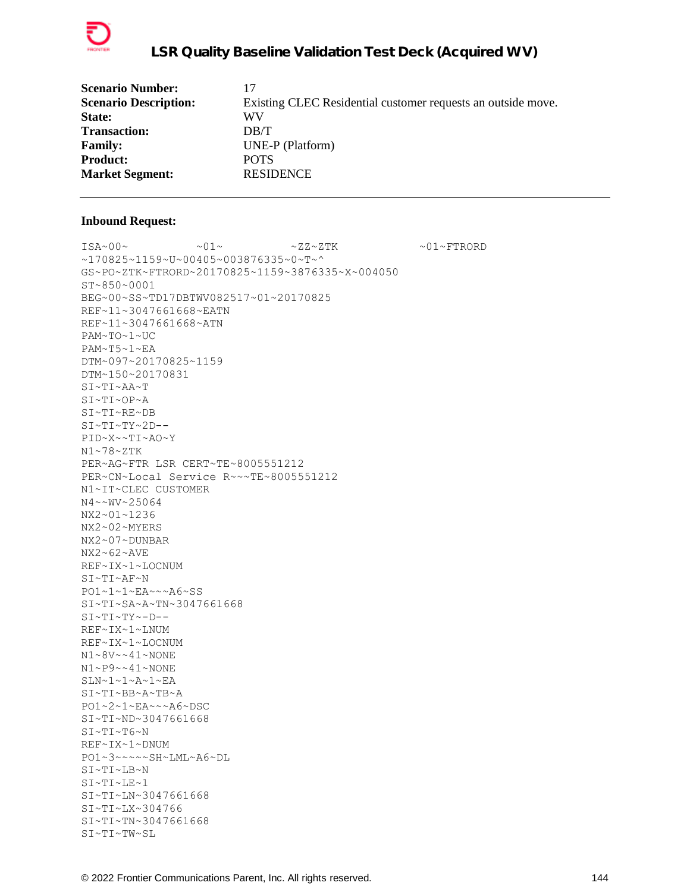| | |
|---|---|
| **Scenario Number:** | 17 |
| **Scenario Description:** | Existing CLEC Residential customer requests an outside move. |
| **State:** | WV |
| **Transaction:** | DB/T |
| **Family:** | UNE-P (Platform) |
| **Product:** | POTS |
| **Market Segment:** | RESIDENCE |

---

**Inbound Request:**

```
ISA~00~          ~01~          ~ZZ~ZTK            ~01~FTRORD
~170825~1159~U~00405~003876335~0~T~^
GS~PO~ZTK~FTRORD~20170825~1159~3876335~X~004050
ST~850~0001
BEG~00~SS~TD17DBTWV082517~01~20170825
REF~11~3047661668~EATN
REF~11~3047661668~ATN
PAM~TO~1~UC
PAM~T5~1~EA
DTM~097~20170825~1159
DTM~150~20170831
SI~TI~AA~T
SI~TI~OP~A
SI~TI~RE~DB
SI~TI~TY~2D--
PID~X~~TI~AO~Y
N1~78~ZTK
PER~AG~FTR LSR CERT~TE~8005551212
PER~CN~Local Service R~~~TE~8005551212
N1~IT~CLEC CUSTOMER
N4~~WV~25064
NX2~01~1236
NX2~02~MYERS
NX2~07~DUNBAR
NX2~62~AVE
REF~IX~1~LOCNUM
SI~TI~AF~N
PO1~1~1~EA~~~A6~SS
SI~TI~SA~A~TN~3047661668
SI~TI~TY~-D--
REF~IX~1~LNUM
REF~IX~1~LOCNUM
N1~8V~~41~NONE
N1~P9~~41~NONE
SLN~1~1~A~1~EA
SI~TI~BB~A~TB~A
PO1~2~1~EA~~~A6~DSC
SI~TI~ND~3047661668
SI~TI~T6~N
REF~IX~1~DNUM
PO1~3~~~~~SH~LML~A6~DL
SI~TI~LB~N
SI~TI~LE~1
SI~TI~LN~3047661668
SI~TI~LX~304766
SI~TI~TN~3047661668
SI~TI~TW~SL
```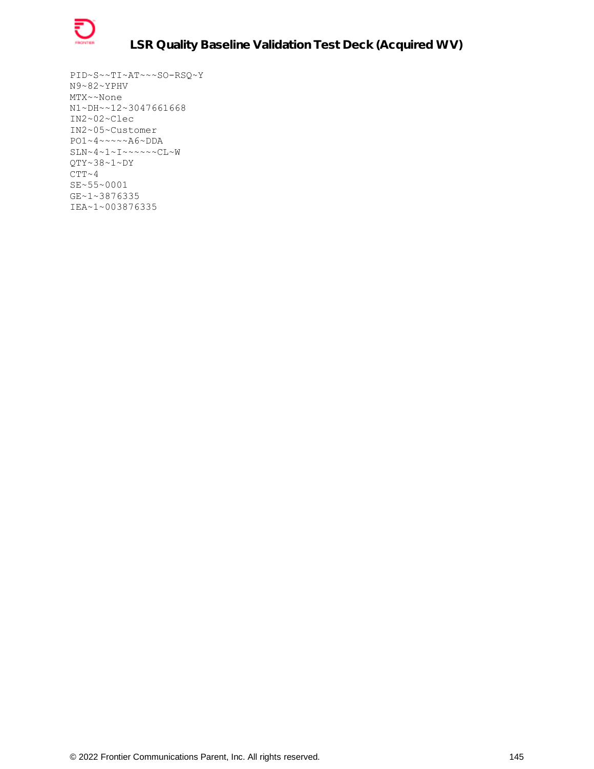```
PID~S~~TI~AT~~~SO-RSQ~Y
N9~82~YPHV
MTX~~None
N1~DH~~12~3047661668
IN2~02~Clec
IN2~05~Customer
PO1~4~~~~~A6~DDA
SLN~4~1~I~~~~~~CL~W
QTY~38~1~DY
CTT~4
SE~55~0001
GE~1~3876335
IEA~1~003876335
```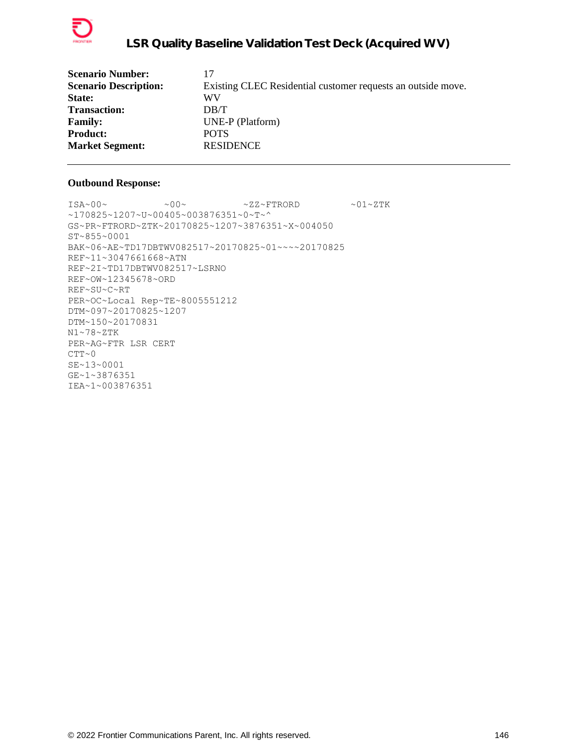| | |
|---|---|
| **Scenario Number:** | 17 |
| **Scenario Description:** | Existing CLEC Residential customer requests an outside move. |
| **State:** | WV |
| **Transaction:** | DB/T |
| **Family:** | UNE-P (Platform) |
| **Product:** | POTS |
| **Market Segment:** | RESIDENCE |

---

**Outbound Response:**

```
ISA~00~          ~00~          ~ZZ~FTRORD         ~01~ZTK
~170825~1207~U~00405~003876351~0~T~^
GS~PR~FTRORD~ZTK~20170825~1207~3876351~X~004050
ST~855~0001
BAK~06~AE~TD17DBTWV082517~20170825~01~~~~20170825
REF~11~3047661668~ATN
REF~2I~TD17DBTWV082517~LSRNO
REF~OW~12345678~ORD
REF~SU~C~RT
PER~OC~Local Rep~TE~8005551212
DTM~097~20170825~1207
DTM~150~20170831
N1~78~ZTK
PER~AG~FTR LSR CERT
CTT~0
SE~13~0001
GE~1~3876351
IEA~1~003876351
```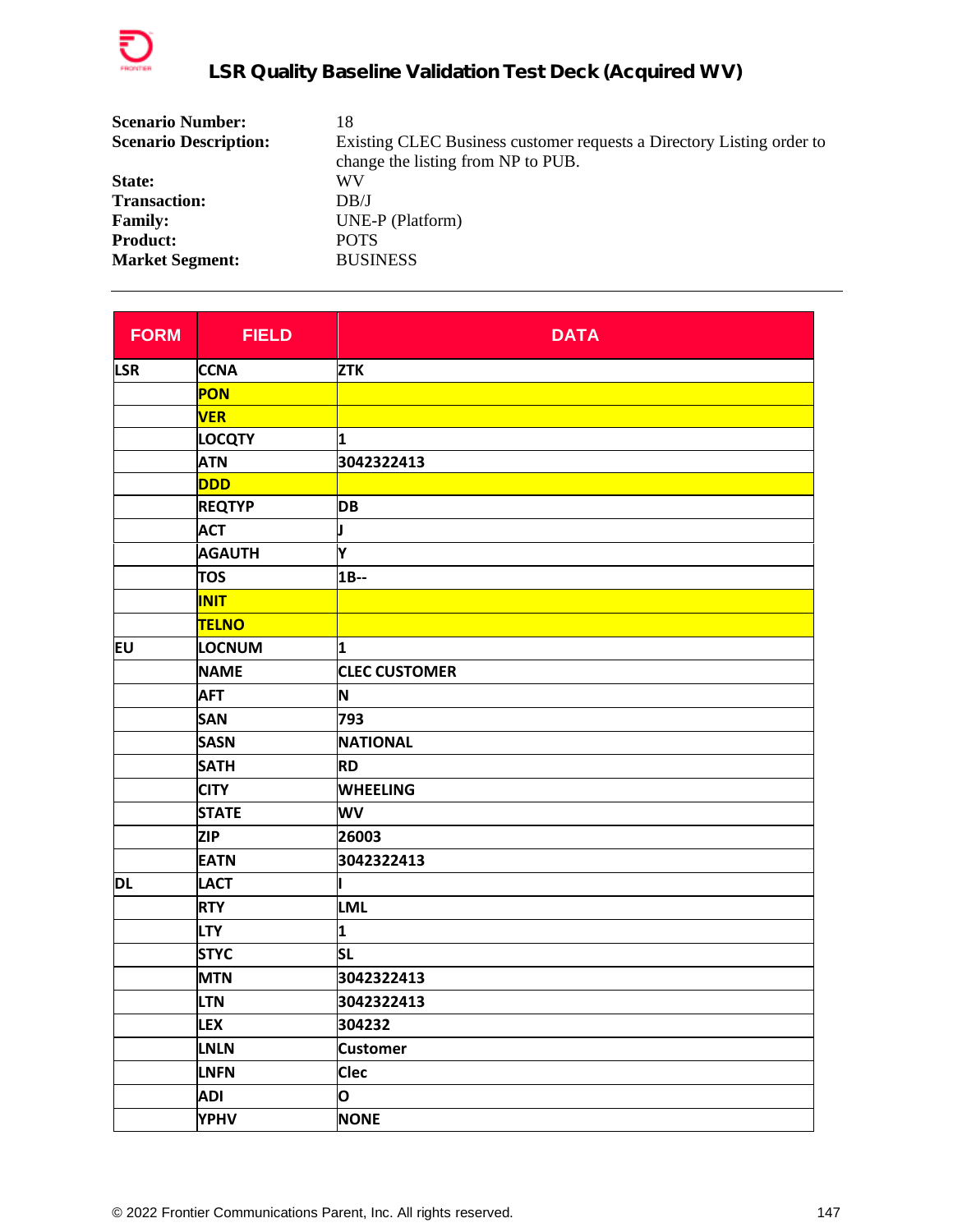**Scenario Number:** 18

**Scenario Description:** Existing CLEC Business customer requests a Directory Listing order to change the listing from NP to PUB.

**State:** WV

**Transaction:** DB/J

**Family:** UNE-P (Platform)

**Product:** POTS

**Market Segment:** BUSINESS

---

| FORM | FIELD | DATA |
|---|---|---|
| LSR | CCNA | ZTK |
| | PON | |
| | VER | |
| | LOCQTY | 1 |
| | ATN | 3042322413 |
| | DDD | |
| | REQTYP | DB |
| | ACT | J |
| | AGAUTH | Y |
| | TOS | 1B-- |
| | INIT | |
| | TELNO | |
| EU | LOCNUM | 1 |
| | NAME | CLEC CUSTOMER |
| | AFT | N |
| | SAN | 793 |
| | SASN | NATIONAL |
| | SATH | RD |
| | CITY | WHEELING |
| | STATE | WV |
| | ZIP | 26003 |
| | EATN | 3042322413 |
| DL | LACT | I |
| | RTY | LML |
| | LTY | 1 |
| | STYC | SL |
| | MTN | 3042322413 |
| | LTN | 3042322413 |
| | LEX | 304232 |
| | LNLN | Customer |
| | LNFN | Clec |
| | ADI | O |
| | YPHV | NONE |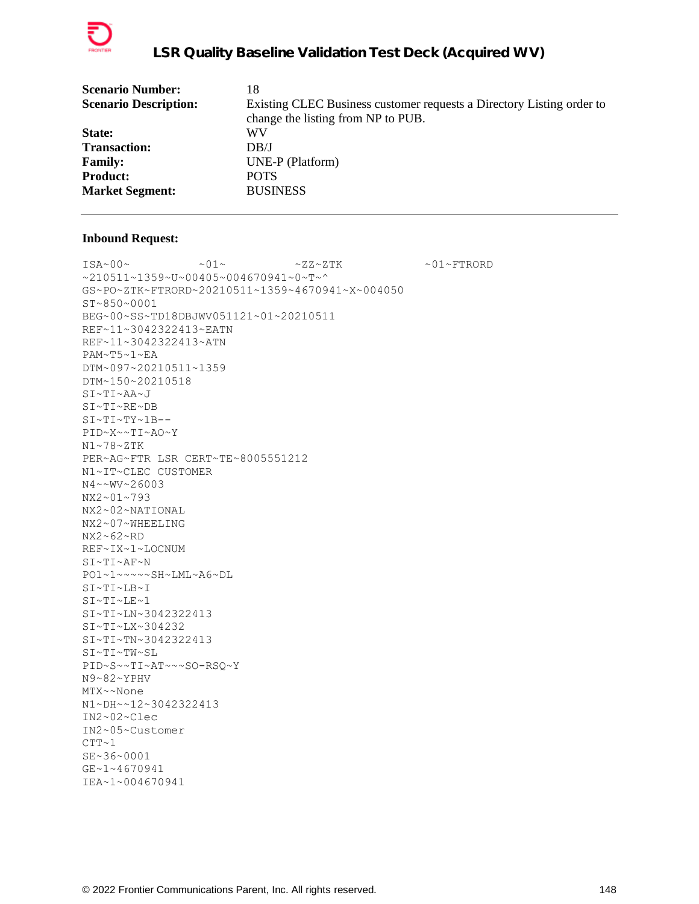## LSR Quality Baseline Validation Test Deck (Acquired WV)

| | |
|---|---|
| **Scenario Number:** | 18 |
| **Scenario Description:** | Existing CLEC Business customer requests a Directory Listing order to change the listing from NP to PUB. |
| **State:** | WV |
| **Transaction:** | DB/J |
| **Family:** | UNE-P (Platform) |
| **Product:** | POTS |
| **Market Segment:** | BUSINESS |

---

**Inbound Request:**

```
ISA~00~          ~01~          ~ZZ~ZTK            ~01~FTRORD
~210511~1359~U~00405~004670941~0~T~^
GS~PO~ZTK~FTRORD~20210511~1359~4670941~X~004050
ST~850~0001
BEG~00~SS~TD18DBJWV051121~01~20210511
REF~11~3042322413~EATN
REF~11~3042322413~ATN
PAM~T5~1~EA
DTM~097~20210511~1359
DTM~150~20210518
SI~TI~AA~J
SI~TI~RE~DB
SI~TI~TY~1B--
PID~X~~TI~AO~Y
N1~78~ZTK
PER~AG~FTR LSR CERT~TE~8005551212
N1~IT~CLEC CUSTOMER
N4~~WV~26003
NX2~01~793
NX2~02~NATIONAL
NX2~07~WHEELING
NX2~62~RD
REF~IX~1~LOCNUM
SI~TI~AF~N
PO1~1~~~~~SH~LML~A6~DL
SI~TI~LB~I
SI~TI~LE~1
SI~TI~LN~3042322413
SI~TI~LX~304232
SI~TI~TN~3042322413
SI~TI~TW~SL
PID~S~~TI~AT~~~SO-RSQ~Y
N9~82~YPHV
MTX~~None
N1~DH~~12~3042322413
IN2~02~Clec
IN2~05~Customer
CTT~1
SE~36~0001
GE~1~4670941
IEA~1~004670941
```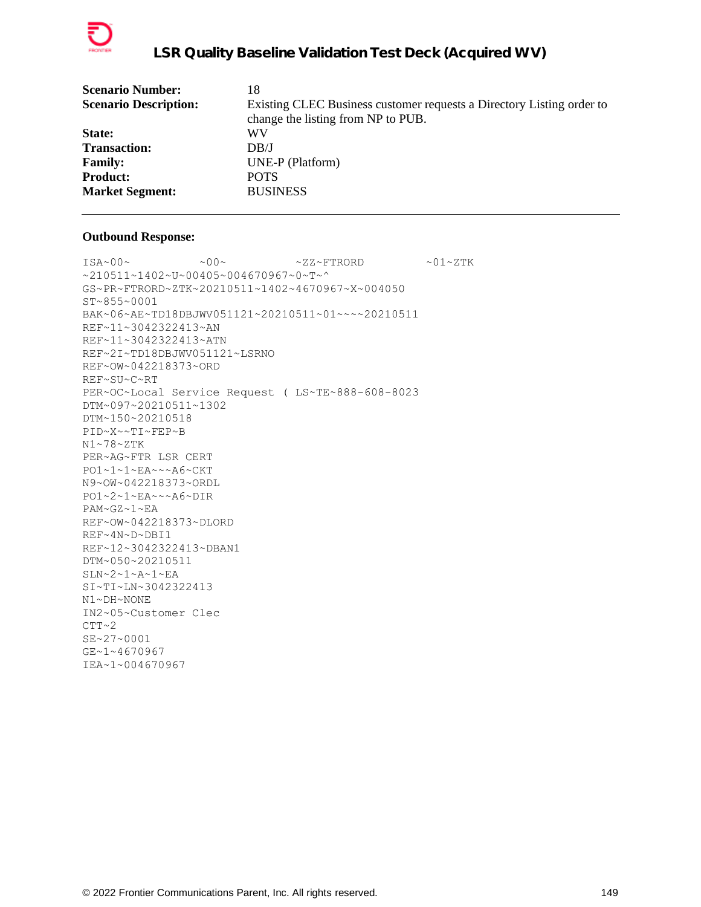| | |
|---|---|
| **Scenario Number:** | 18 |
| **Scenario Description:** | Existing CLEC Business customer requests a Directory Listing order to change the listing from NP to PUB. |
| **State:** | WV |
| **Transaction:** | DB/J |
| **Family:** | UNE-P (Platform) |
| **Product:** | POTS |
| **Market Segment:** | BUSINESS |

---

**Outbound Response:**

```
ISA~00~          ~00~          ~ZZ~FTRORD         ~01~ZTK
~210511~1402~U~00405~004670967~0~T~^
GS~PR~FTRORD~ZTK~20210511~1402~4670967~X~004050
ST~855~0001
BAK~06~AE~TD18DBJWV051121~20210511~01~~~~20210511
REF~11~3042322413~AN
REF~11~3042322413~ATN
REF~2I~TD18DBJWV051121~LSRNO
REF~OW~042218373~ORD
REF~SU~C~RT
PER~OC~Local Service Request ( LS~TE~888-608-8023
DTM~097~20210511~1302
DTM~150~20210518
PID~X~~TI~FEP~B
N1~78~ZTK
PER~AG~FTR LSR CERT
PO1~1~1~EA~~~A6~CKT
N9~OW~042218373~ORDL
PO1~2~1~EA~~~A6~DIR
PAM~GZ~1~EA
REF~OW~042218373~DLORD
REF~4N~D~DBI1
REF~12~3042322413~DBAN1
DTM~050~20210511
SLN~2~1~A~1~EA
SI~TI~LN~3042322413
N1~DH~NONE
IN2~05~Customer Clec
CTT~2
SE~27~0001
GE~1~4670967
IEA~1~004670967
```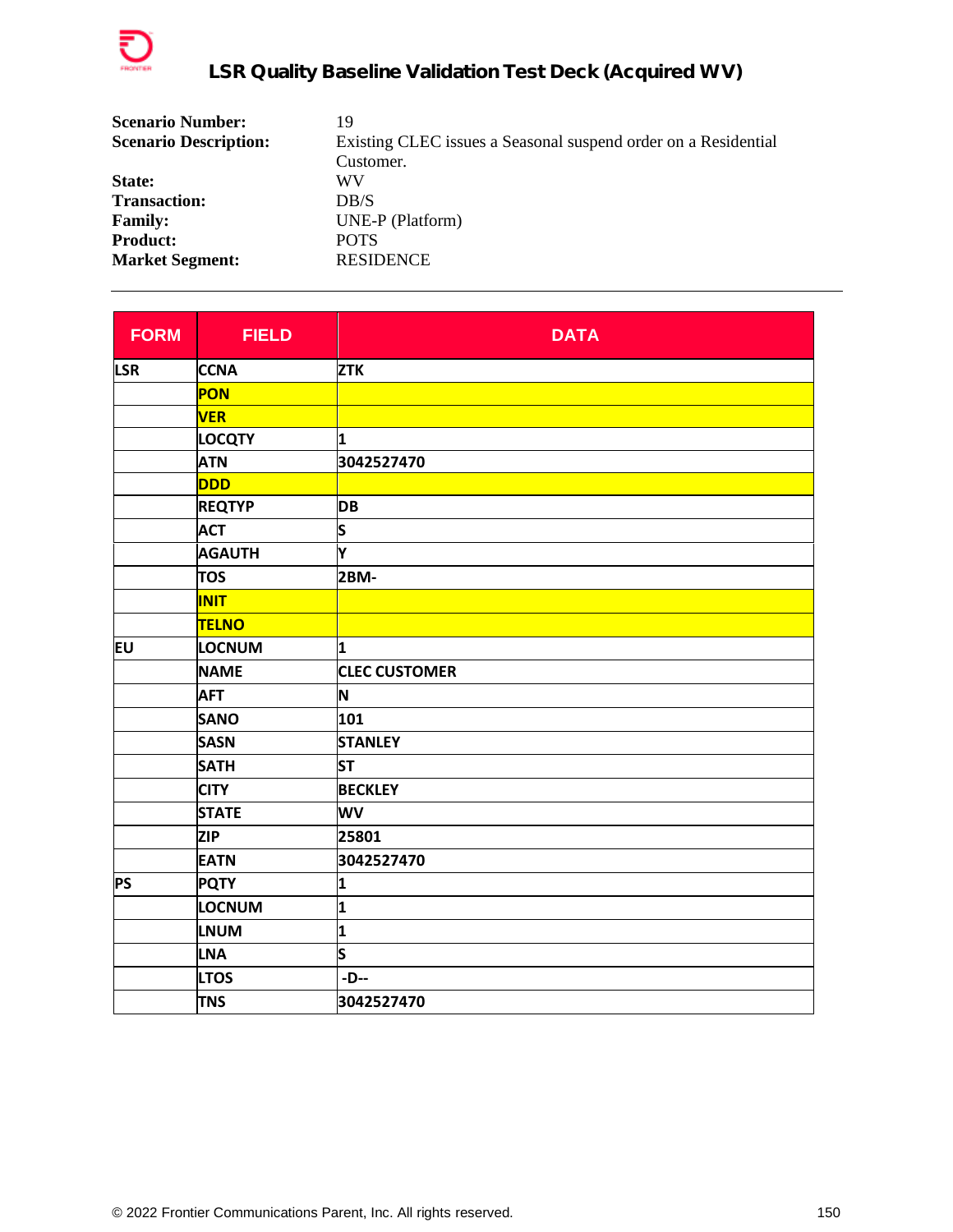| **Scenario Number:** | 19 |
|---|---|
| **Scenario Description:** | Existing CLEC issues a Seasonal suspend order on a Residential Customer. |
| **State:** | WV |
| **Transaction:** | DB/S |
| **Family:** | UNE-P (Platform) |
| **Product:** | POTS |
| **Market Segment:** | RESIDENCE |

---

| FORM | FIELD | DATA |
|---|---|---|
| LSR | CCNA | ZTK |
| | PON | |
| | VER | |
| | LOCQTY | 1 |
| | ATN | 3042527470 |
| | DDD | |
| | REQTYP | DB |
| | ACT | S |
| | AGAUTH | Y |
| | TOS | 2BM- |
| | INIT | |
| | TELNO | |
| EU | LOCNUM | 1 |
| | NAME | CLEC CUSTOMER |
| | AFT | N |
| | SANO | 101 |
| | SASN | STANLEY |
| | SATH | ST |
| | CITY | BECKLEY |
| | STATE | WV |
| | ZIP | 25801 |
| | EATN | 3042527470 |
| PS | PQTY | 1 |
| | LOCNUM | 1 |
| | LNUM | 1 |
| | LNA | S |
| | LTOS | -D-- |
| | TNS | 3042527470 |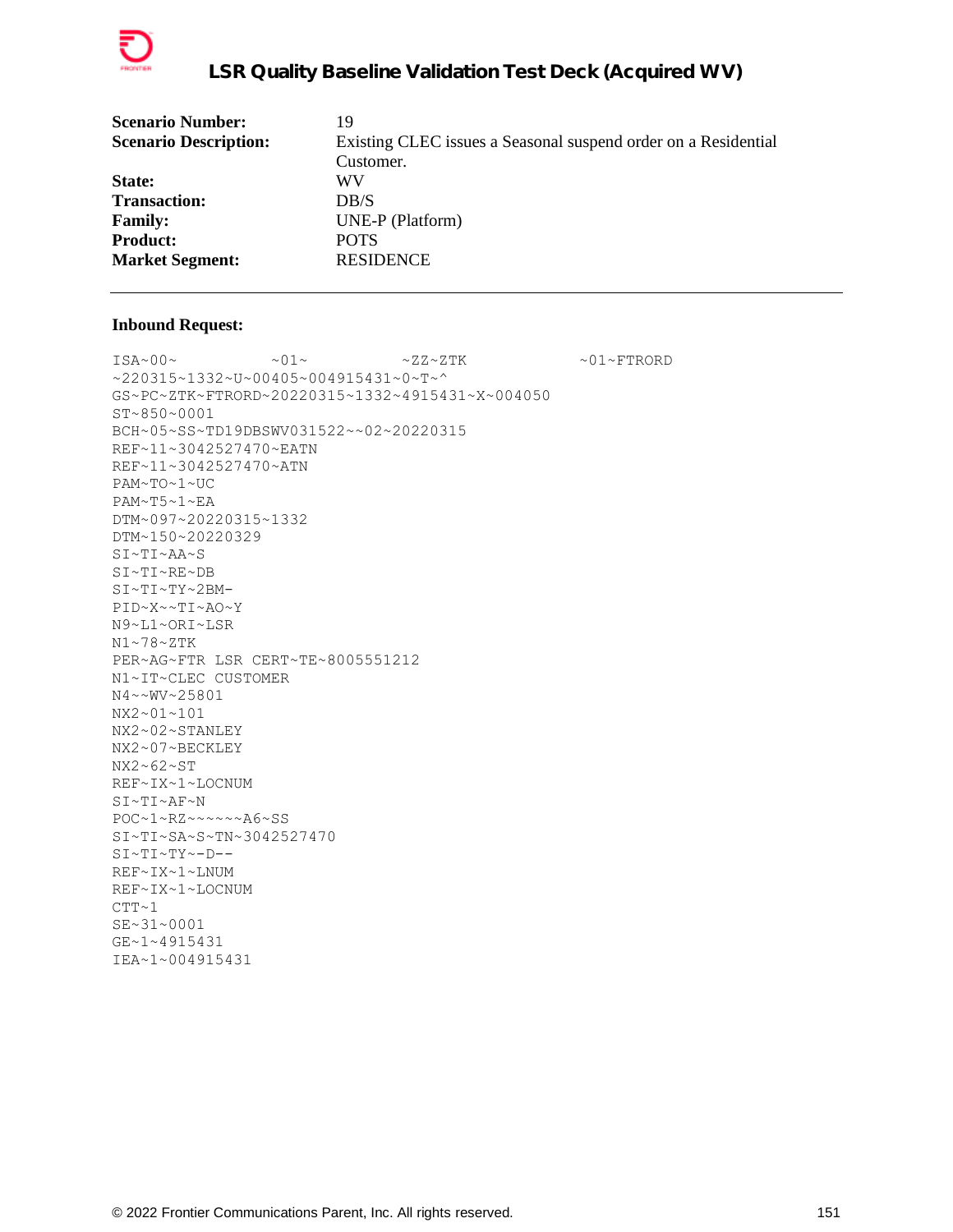# LSR Quality Baseline Validation Test Deck (Acquired WV)

| | |
|---|---|
| **Scenario Number:** | 19 |
| **Scenario Description:** | Existing CLEC issues a Seasonal suspend order on a Residential Customer. |
| **State:** | WV |
| **Transaction:** | DB/S |
| **Family:** | UNE-P (Platform) |
| **Product:** | POTS |
| **Market Segment:** | RESIDENCE |

---

**Inbound Request:**

```
ISA~00~          ~01~          ~ZZ~ZTK            ~01~FTRORD
~220315~1332~U~00405~004915431~0~T~^
GS~PC~ZTK~FTRORD~20220315~1332~4915431~X~004050
ST~850~0001
BCH~05~SS~TD19DBSWV031522~~02~20220315
REF~11~3042527470~EATN
REF~11~3042527470~ATN
PAM~TO~1~UC
PAM~T5~1~EA
DTM~097~20220315~1332
DTM~150~20220329
SI~TI~AA~S
SI~TI~RE~DB
SI~TI~TY~2BM-
PID~X~~TI~AO~Y
N9~L1~ORI~LSR
N1~78~ZTK
PER~AG~FTR LSR CERT~TE~8005551212
N1~IT~CLEC CUSTOMER
N4~~WV~25801
NX2~01~101
NX2~02~STANLEY
NX2~07~BECKLEY
NX2~62~ST
REF~IX~1~LOCNUM
SI~TI~AF~N
POC~1~RZ~~~~~~A6~SS
SI~TI~SA~S~TN~3042527470
SI~TI~TY~-D--
REF~IX~1~LNUM
REF~IX~1~LOCNUM
CTT~1
SE~31~0001
GE~1~4915431
IEA~1~004915431
```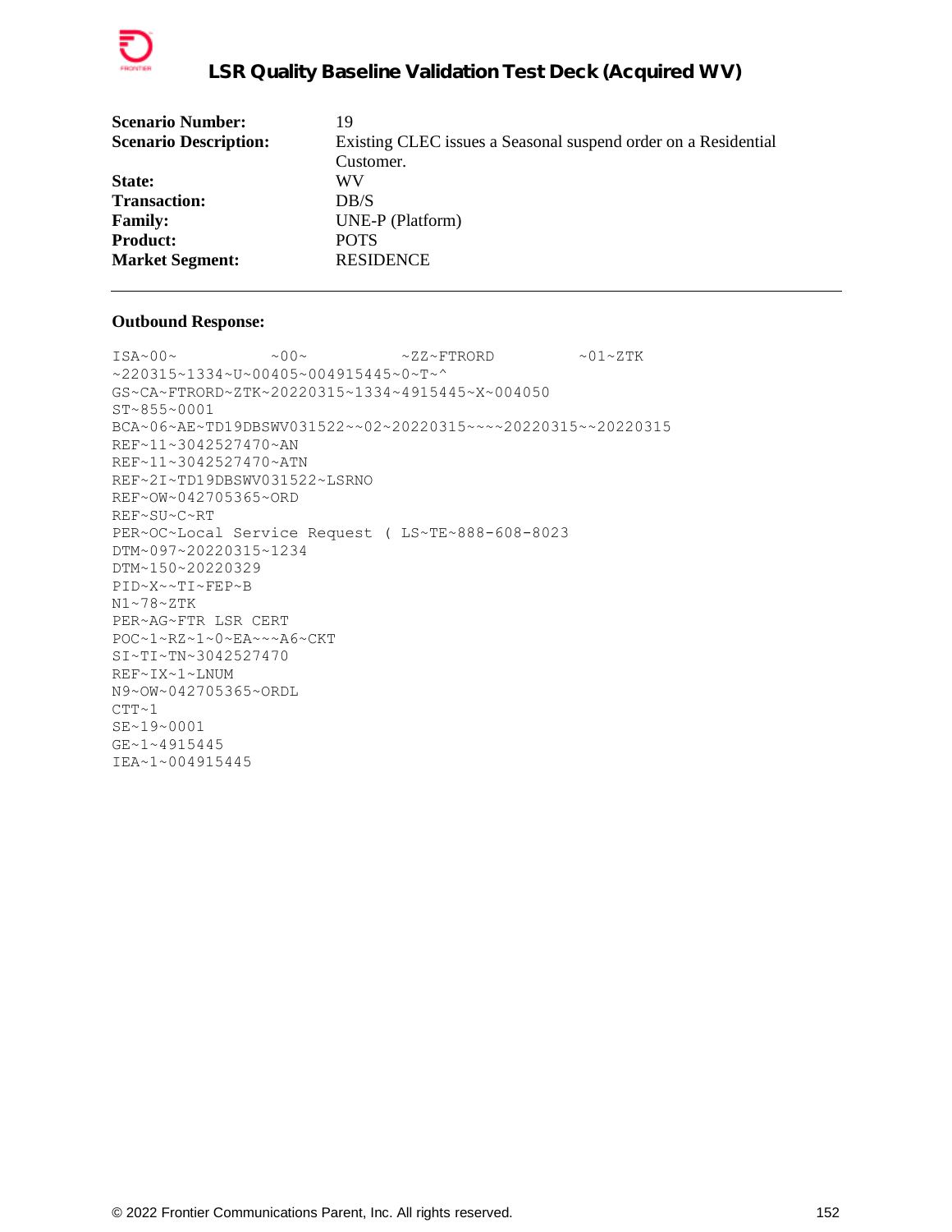| | |
|---|---|
| **Scenario Number:** | 19 |
| **Scenario Description:** | Existing CLEC issues a Seasonal suspend order on a Residential Customer. |
| **State:** | WV |
| **Transaction:** | DB/S |
| **Family:** | UNE-P (Platform) |
| **Product:** | POTS |
| **Market Segment:** | RESIDENCE |

---

**Outbound Response:**

```
ISA~00~          ~00~          ~ZZ~FTRORD         ~01~ZTK
~220315~1334~U~00405~004915445~0~T~^
GS~CA~FTRORD~ZTK~20220315~1334~4915445~X~004050
ST~855~0001
BCA~06~AE~TD19DBSWV031522~~02~20220315~~~~20220315~~20220315
REF~11~3042527470~AN
REF~11~3042527470~ATN
REF~2I~TD19DBSWV031522~LSRNO
REF~OW~042705365~ORD
REF~SU~C~RT
PER~OC~Local Service Request ( LS~TE~888-608-8023
DTM~097~20220315~1234
DTM~150~20220329
PID~X~~TI~FEP~B
N1~78~ZTK
PER~AG~FTR LSR CERT
POC~1~RZ~1~0~EA~~~A6~CKT
SI~TI~TN~3042527470
REF~IX~1~LNUM
N9~OW~042705365~ORDL
CTT~1
SE~19~0001
GE~1~4915445
IEA~1~004915445
```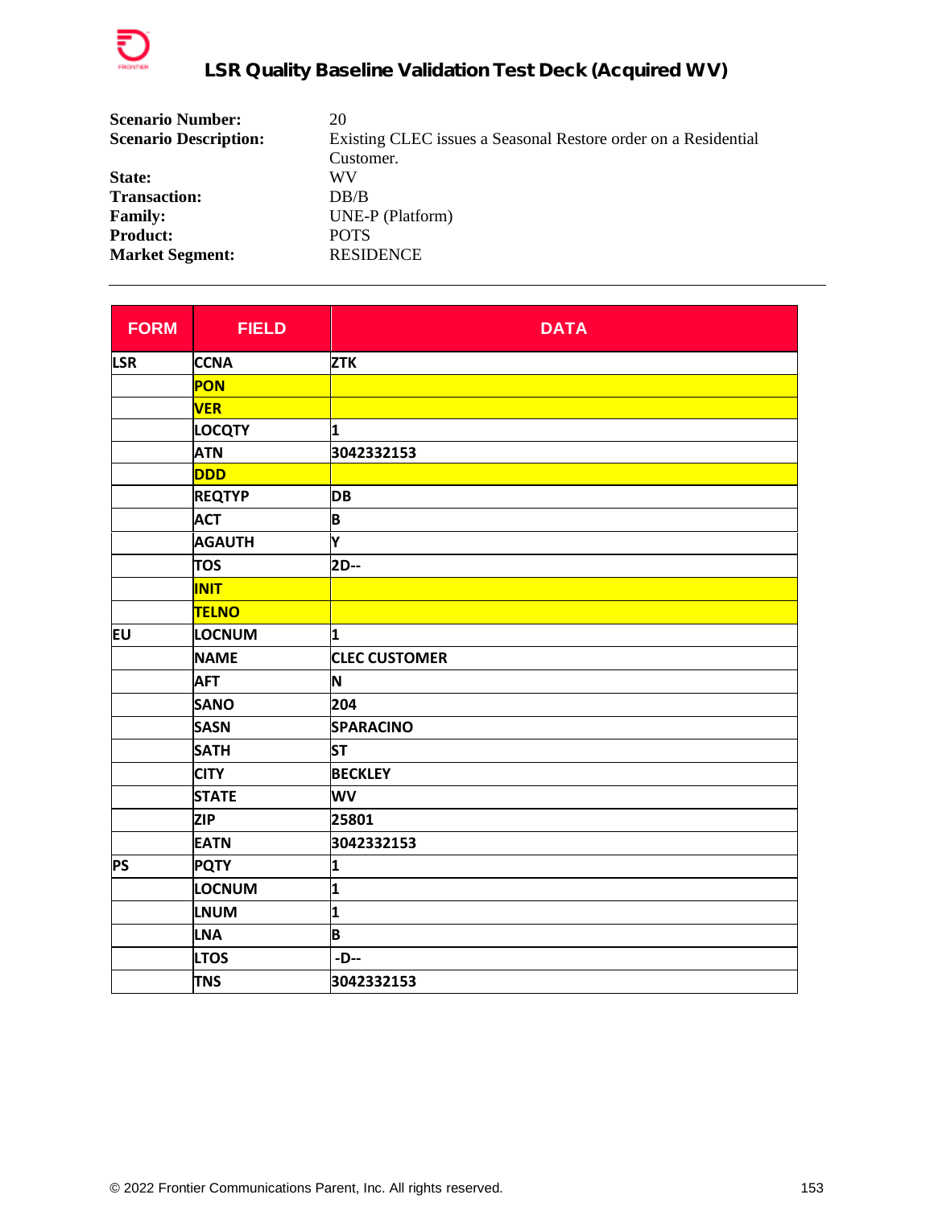**Scenario Number:** 20
**Scenario Description:** Existing CLEC issues a Seasonal Restore order on a Residential Customer.
**State:** WV
**Transaction:** DB/B
**Family:** UNE-P (Platform)
**Product:** POTS
**Market Segment:** RESIDENCE

---

| FORM | FIELD | DATA |
|---|---|---|
| LSR | CCNA | ZTK |
| | PON | |
| | VER | |
| | LOCQTY | 1 |
| | ATN | 3042332153 |
| | DDD | |
| | REQTYP | DB |
| | ACT | B |
| | AGAUTH | Y |
| | TOS | 2D-- |
| | INIT | |
| | TELNO | |
| EU | LOCNUM | 1 |
| | NAME | CLEC CUSTOMER |
| | AFT | N |
| | SANO | 204 |
| | SASN | SPARACINO |
| | SATH | ST |
| | CITY | BECKLEY |
| | STATE | WV |
| | ZIP | 25801 |
| | EATN | 3042332153 |
| PS | PQTY | 1 |
| | LOCNUM | 1 |
| | LNUM | 1 |
| | LNA | B |
| | LTOS | -D-- |
| | TNS | 3042332153 |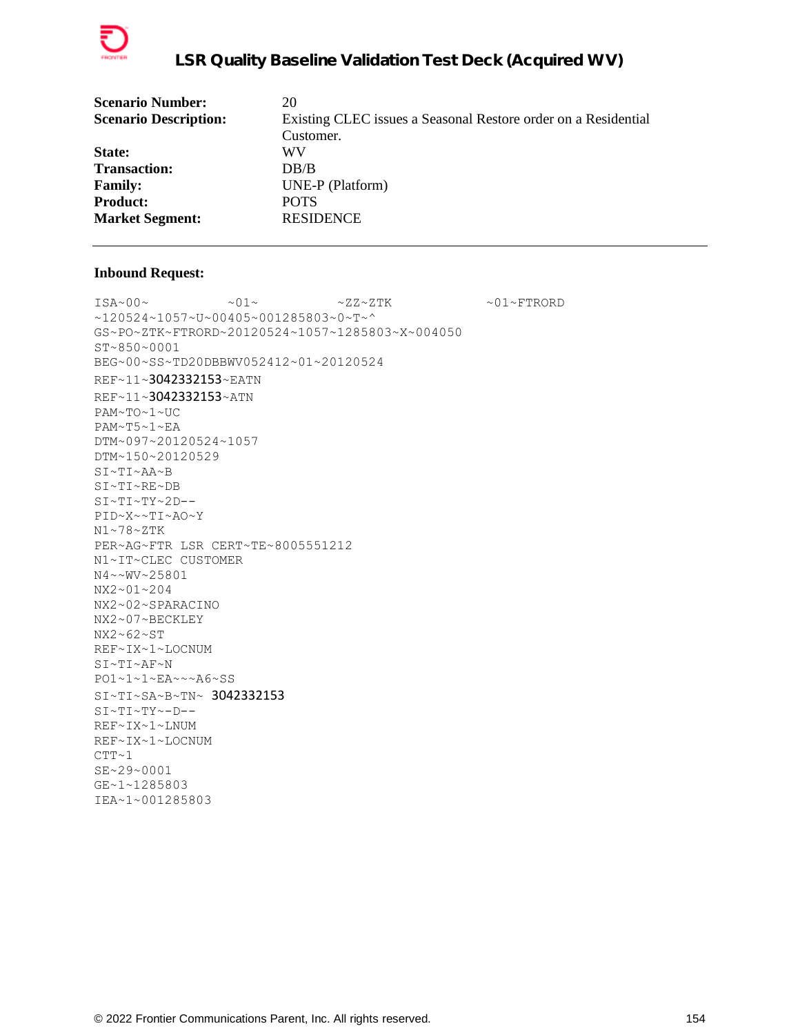## LSR Quality Baseline Validation Test Deck (Acquired WV)

| | |
|---|---|
| **Scenario Number:** | 20 |
| **Scenario Description:** | Existing CLEC issues a Seasonal Restore order on a Residential Customer. |
| **State:** | WV |
| **Transaction:** | DB/B |
| **Family:** | UNE-P (Platform) |
| **Product:** | POTS |
| **Market Segment:** | RESIDENCE |

---

**Inbound Request:**

```
ISA~00~          ~01~          ~ZZ~ZTK            ~01~FTRORD
~120524~1057~U~00405~001285803~0~T~^
GS~PO~ZTK~FTRORD~20120524~1057~1285803~X~004050
ST~850~0001
BEG~00~SS~TD20DBBWV052412~01~20120524
REF~11~3042332153~EATN
REF~11~3042332153~ATN
PAM~TO~1~UC
PAM~T5~1~EA
DTM~097~20120524~1057
DTM~150~20120529
SI~TI~AA~B
SI~TI~RE~DB
SI~TI~TY~2D--
PID~X~~TI~AO~Y
N1~78~ZTK
PER~AG~FTR LSR CERT~TE~8005551212
N1~IT~CLEC CUSTOMER
N4~~WV~25801
NX2~01~204
NX2~02~SPARACINO
NX2~07~BECKLEY
NX2~62~ST
REF~IX~1~LOCNUM
SI~TI~AF~N
PO1~1~1~EA~~~A6~SS
SI~TI~SA~B~TN~ 3042332153
SI~TI~TY~-D--
REF~IX~1~LNUM
REF~IX~1~LOCNUM
CTT~1
SE~29~0001
GE~1~1285803
IEA~1~001285803
```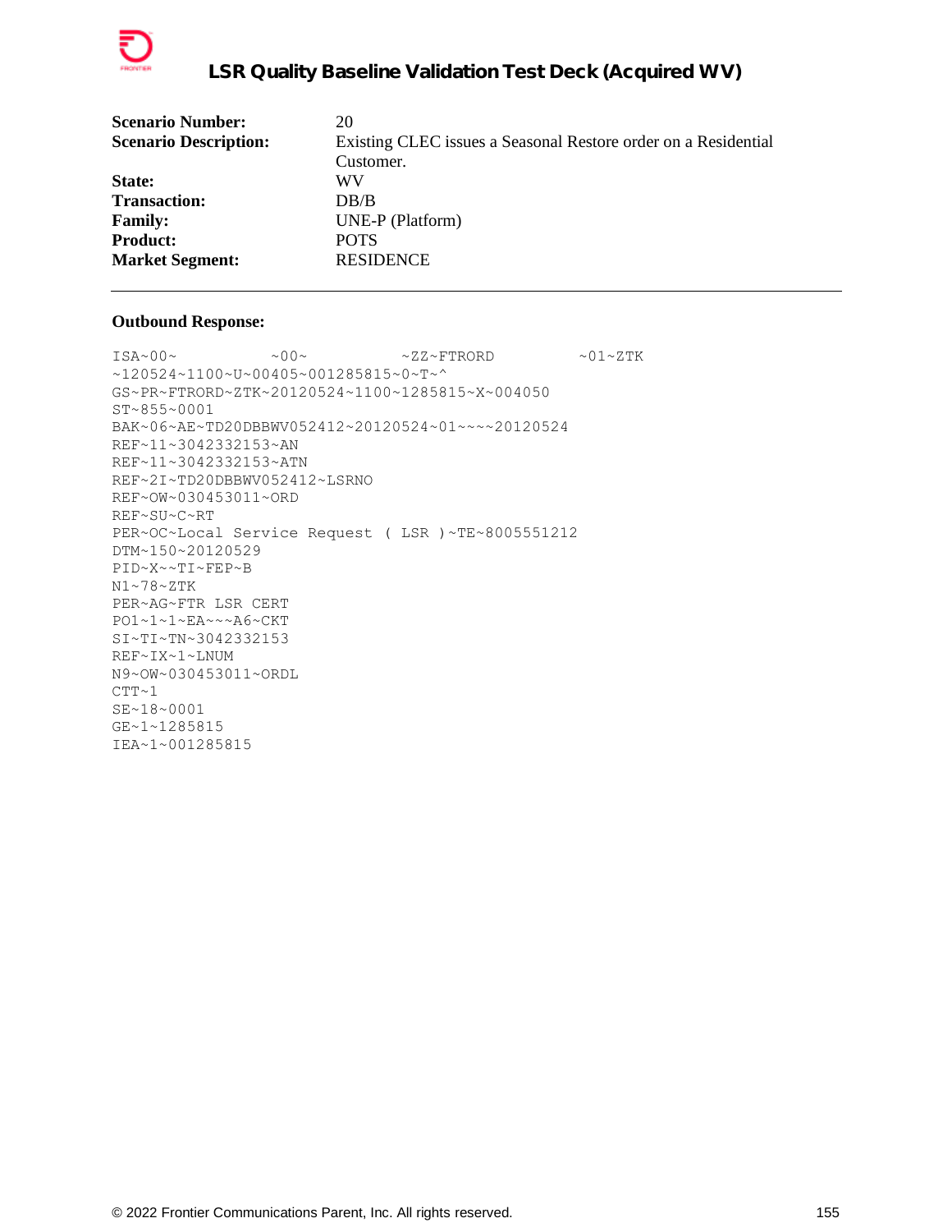| | |
|---|---|
| **Scenario Number:** | 20 |
| **Scenario Description:** | Existing CLEC issues a Seasonal Restore order on a Residential Customer. |
| **State:** | WV |
| **Transaction:** | DB/B |
| **Family:** | UNE-P (Platform) |
| **Product:** | POTS |
| **Market Segment:** | RESIDENCE |

---

**Outbound Response:**

```
ISA~00~          ~00~          ~ZZ~FTRORD         ~01~ZTK
~120524~1100~U~00405~001285815~0~T~^
GS~PR~FTRORD~ZTK~20120524~1100~1285815~X~004050
ST~855~0001
BAK~06~AE~TD20DBBWV052412~20120524~01~~~~20120524
REF~11~3042332153~AN
REF~11~3042332153~ATN
REF~2I~TD20DBBWV052412~LSRNO
REF~OW~030453011~ORD
REF~SU~C~RT
PER~OC~Local Service Request ( LSR )~TE~8005551212
DTM~150~20120529
PID~X~~TI~FEP~B
N1~78~ZTK
PER~AG~FTR LSR CERT
PO1~1~1~EA~~~A6~CKT
SI~TI~TN~3042332153
REF~IX~1~LNUM
N9~OW~030453011~ORDL
CTT~1
SE~18~0001
GE~1~1285815
IEA~1~001285815
```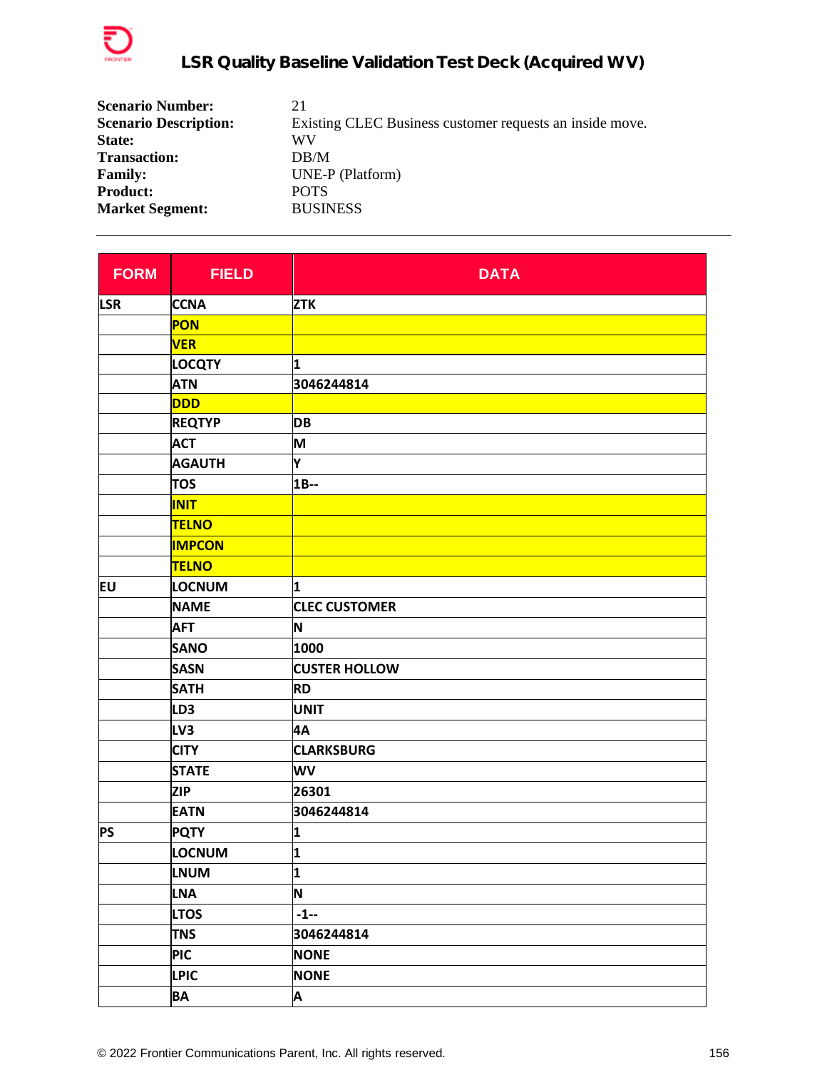# LSR Quality Baseline Validation Test Deck (Acquired WV)

| | |
|---|---|
| **Scenario Number:** | 21 |
| **Scenario Description:** | Existing CLEC Business customer requests an inside move. |
| **State:** | WV |
| **Transaction:** | DB/M |
| **Family:** | UNE-P (Platform) |
| **Product:** | POTS |
| **Market Segment:** | BUSINESS |

| FORM | FIELD | DATA |
|---|---|---|
| LSR | CCNA | ZTK |
| | PON | |
| | VER | |
| | LOCQTY | 1 |
| | ATN | 3046244814 |
| | DDD | |
| | REQTYP | DB |
| | ACT | M |
| | AGAUTH | Y |
| | TOS | 1B-- |
| | INIT | |
| | TELNO | |
| | IMPCON | |
| | TELNO | |
| EU | LOCNUM | 1 |
| | NAME | CLEC CUSTOMER |
| | AFT | N |
| | SANO | 1000 |
| | SASN | CUSTER HOLLOW |
| | SATH | RD |
| | LD3 | UNIT |
| | LV3 | 4A |
| | CITY | CLARKSBURG |
| | STATE | WV |
| | ZIP | 26301 |
| | EATN | 3046244814 |
| PS | PQTY | 1 |
| | LOCNUM | 1 |
| | LNUM | 1 |
| | LNA | N |
| | LTOS | -1-- |
| | TNS | 3046244814 |
| | PIC | NONE |
| | LPIC | NONE |
| | BA | A |

© 2022 Frontier Communications Parent, Inc. All rights reserved.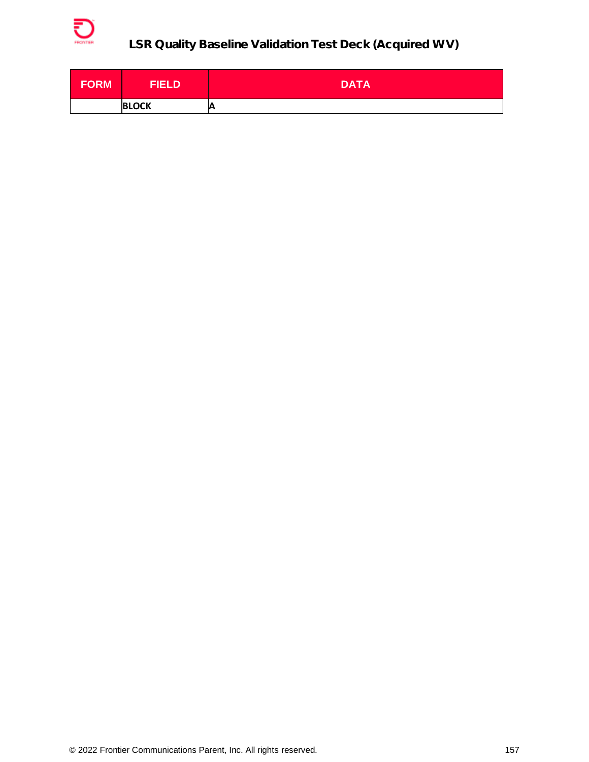| FORM | FIELD | DATA |
|---|---|---|
| | BLOCK | A |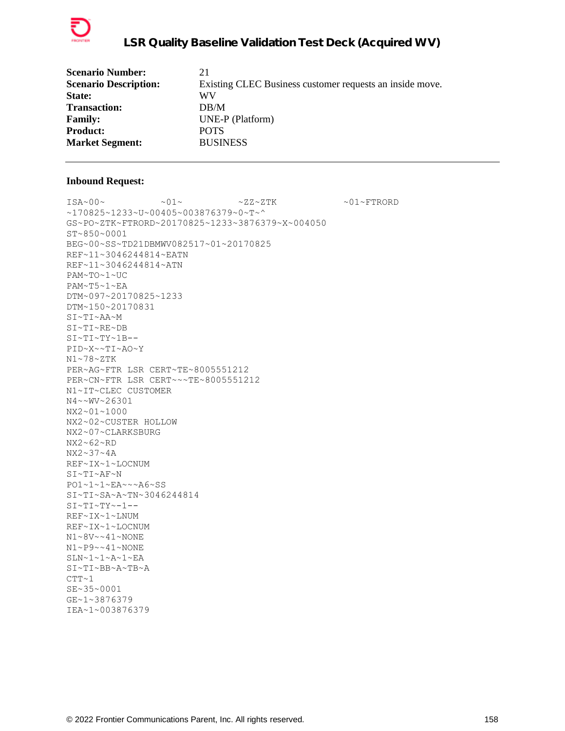| | |
|---|---|
| **Scenario Number:** | 21 |
| **Scenario Description:** | Existing CLEC Business customer requests an inside move. |
| **State:** | WV |
| **Transaction:** | DB/M |
| **Family:** | UNE-P (Platform) |
| **Product:** | POTS |
| **Market Segment:** | BUSINESS |

---

**Inbound Request:**

```
ISA~00~          ~01~          ~ZZ~ZTK            ~01~FTRORD
~170825~1233~U~00405~003876379~0~T~^
GS~PO~ZTK~FTRORD~20170825~1233~3876379~X~004050
ST~850~0001
BEG~00~SS~TD21DBMWV082517~01~20170825
REF~11~3046244814~EATN
REF~11~3046244814~ATN
PAM~TO~1~UC
PAM~T5~1~EA
DTM~097~20170825~1233
DTM~150~20170831
SI~TI~AA~M
SI~TI~RE~DB
SI~TI~TY~1B--
PID~X~~TI~AO~Y
N1~78~ZTK
PER~AG~FTR LSR CERT~TE~8005551212
PER~CN~FTR LSR CERT~~~TE~8005551212
N1~IT~CLEC CUSTOMER
N4~~WV~26301
NX2~01~1000
NX2~02~CUSTER HOLLOW
NX2~07~CLARKSBURG
NX2~62~RD
NX2~37~4A
REF~IX~1~LOCNUM
SI~TI~AF~N
PO1~1~1~EA~~~A6~SS
SI~TI~SA~A~TN~3046244814
SI~TI~TY~-1--
REF~IX~1~LNUM
REF~IX~1~LOCNUM
N1~8V~~41~NONE
N1~P9~~41~NONE
SLN~1~1~A~1~EA
SI~TI~BB~A~TB~A
CTT~1
SE~35~0001
GE~1~3876379
IEA~1~003876379
```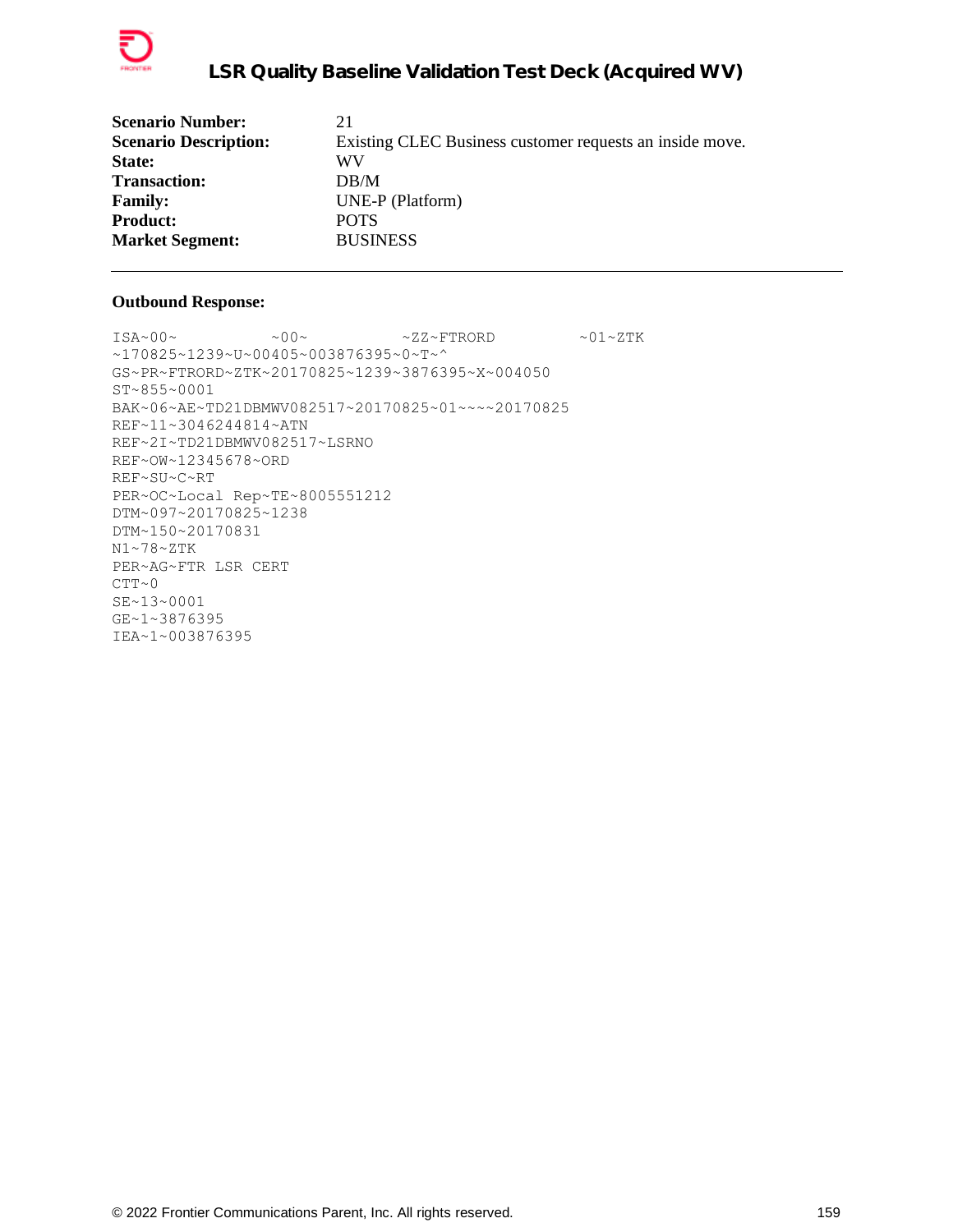| | |
|---|---|
| **Scenario Number:** | 21 |
| **Scenario Description:** | Existing CLEC Business customer requests an inside move. |
| **State:** | WV |
| **Transaction:** | DB/M |
| **Family:** | UNE-P (Platform) |
| **Product:** | POTS |
| **Market Segment:** | BUSINESS |

---

**Outbound Response:**

```
ISA~00~          ~00~          ~ZZ~FTRORD         ~01~ZTK
~170825~1239~U~00405~003876395~0~T~^
GS~PR~FTRORD~ZTK~20170825~1239~3876395~X~004050
ST~855~0001
BAK~06~AE~TD21DBMWV082517~20170825~01~~~~20170825
REF~11~3046244814~ATN
REF~2I~TD21DBMWV082517~LSRNO
REF~OW~12345678~ORD
REF~SU~C~RT
PER~OC~Local Rep~TE~8005551212
DTM~097~20170825~1238
DTM~150~20170831
N1~78~ZTK
PER~AG~FTR LSR CERT
CTT~0
SE~13~0001
GE~1~3876395
IEA~1~003876395
```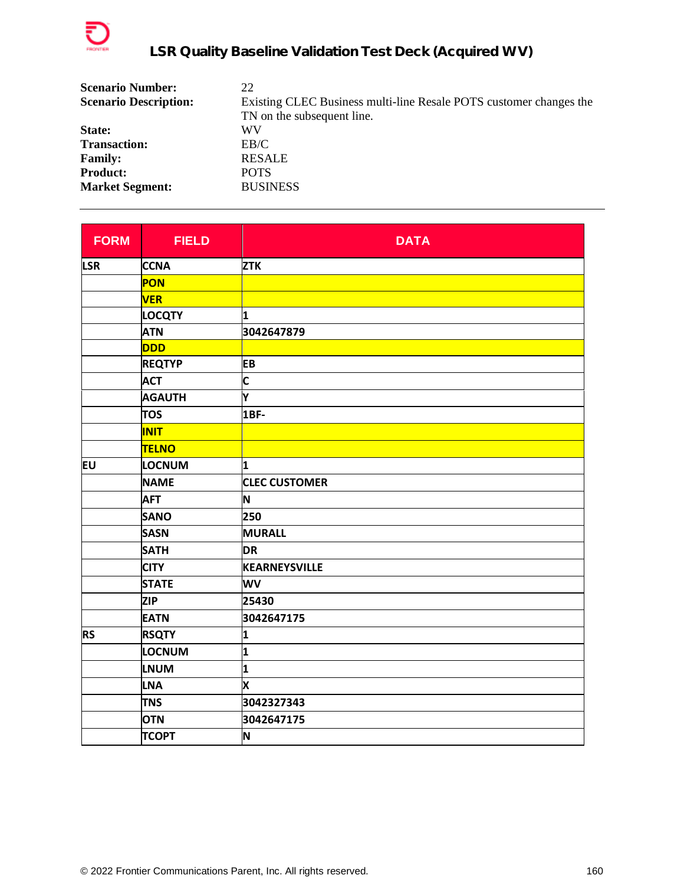# LSR Quality Baseline Validation Test Deck (Acquired WV)

**Scenario Number:** 22
**Scenario Description:** Existing CLEC Business multi-line Resale POTS customer changes the TN on the subsequent line.
**State:** WV
**Transaction:** EB/C
**Family:** RESALE
**Product:** POTS
**Market Segment:** BUSINESS

---

| FORM | FIELD | DATA |
|---|---|---|
| LSR | CCNA | ZTK |
| | PON | |
| | VER | |
| | LOCQTY | 1 |
| | ATN | 3042647879 |
| | DDD | |
| | REQTYP | EB |
| | ACT | C |
| | AGAUTH | Y |
| | TOS | 1BF- |
| | INIT | |
| | TELNO | |
| EU | LOCNUM | 1 |
| | NAME | CLEC CUSTOMER |
| | AFT | N |
| | SANO | 250 |
| | SASN | MURALL |
| | SATH | DR |
| | CITY | KEARNEYSVILLE |
| | STATE | WV |
| | ZIP | 25430 |
| | EATN | 3042647175 |
| RS | RSQTY | 1 |
| | LOCNUM | 1 |
| | LNUM | 1 |
| | LNA | X |
| | TNS | 3042327343 |
| | OTN | 3042647175 |
| | TCOPT | N |

© 2022 Frontier Communications Parent, Inc. All rights reserved.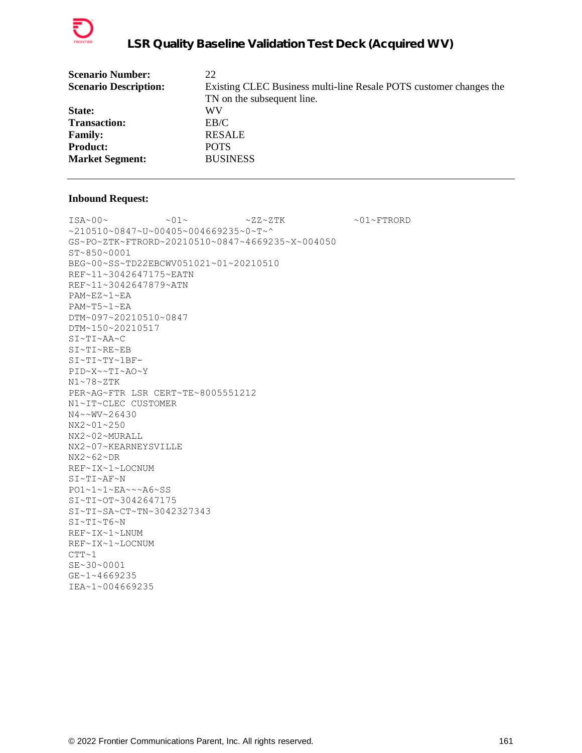| | |
|---|---|
| **Scenario Number:** | 22 |
| **Scenario Description:** | Existing CLEC Business multi-line Resale POTS customer changes the TN on the subsequent line. |
| **State:** | WV |
| **Transaction:** | EB/C |
| **Family:** | RESALE |
| **Product:** | POTS |
| **Market Segment:** | BUSINESS |

---

**Inbound Request:**

```
ISA~00~          ~01~          ~ZZ~ZTK            ~01~FTRORD
~210510~0847~U~00405~004669235~0~T~^
GS~PO~ZTK~FTRORD~20210510~0847~4669235~X~004050
ST~850~0001
BEG~00~SS~TD22EBCWV051021~01~20210510
REF~11~3042647175~EATN
REF~11~3042647879~ATN
PAM~EZ~1~EA
PAM~T5~1~EA
DTM~097~20210510~0847
DTM~150~20210517
SI~TI~AA~C
SI~TI~RE~EB
SI~TI~TY~1BF-
PID~X~~TI~AO~Y
N1~78~ZTK
PER~AG~FTR LSR CERT~TE~8005551212
N1~IT~CLEC CUSTOMER
N4~~WV~26430
NX2~01~250
NX2~02~MURALL
NX2~07~KEARNEYSVILLE
NX2~62~DR
REF~IX~1~LOCNUM
SI~TI~AF~N
PO1~1~1~EA~~~A6~SS
SI~TI~OT~3042647175
SI~TI~SA~CT~TN~3042327343
SI~TI~T6~N
REF~IX~1~LNUM
REF~IX~1~LOCNUM
CTT~1
SE~30~0001
GE~1~4669235
IEA~1~004669235
```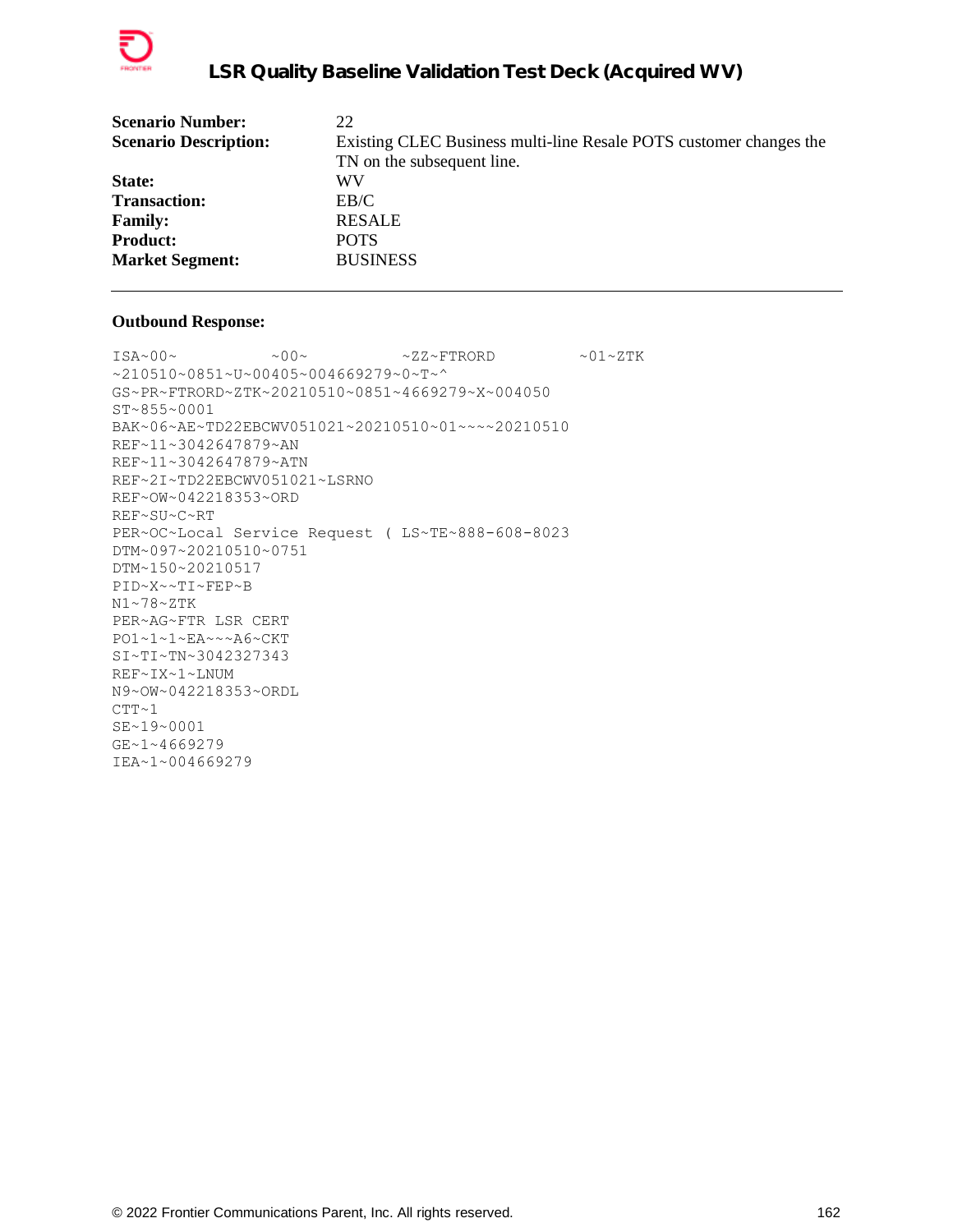| | |
|---|---|
| **Scenario Number:** | 22 |
| **Scenario Description:** | Existing CLEC Business multi-line Resale POTS customer changes the TN on the subsequent line. |
| **State:** | WV |
| **Transaction:** | EB/C |
| **Family:** | RESALE |
| **Product:** | POTS |
| **Market Segment:** | BUSINESS |

---

**Outbound Response:**

```
ISA~00~          ~00~          ~ZZ~FTRORD         ~01~ZTK
~210510~0851~U~00405~004669279~0~T~^
GS~PR~FTRORD~ZTK~20210510~0851~4669279~X~004050
ST~855~0001
BAK~06~AE~TD22EBCWV051021~20210510~01~~~~20210510
REF~11~3042647879~AN
REF~11~3042647879~ATN
REF~2I~TD22EBCWV051021~LSRNO
REF~OW~042218353~ORD
REF~SU~C~RT
PER~OC~Local Service Request ( LS~TE~888-608-8023
DTM~097~20210510~0751
DTM~150~20210517
PID~X~~TI~FEP~B
N1~78~ZTK
PER~AG~FTR LSR CERT
PO1~1~1~EA~~~A6~CKT
SI~TI~TN~3042327343
REF~IX~1~LNUM
N9~OW~042218353~ORDL
CTT~1
SE~19~0001
GE~1~4669279
IEA~1~004669279
```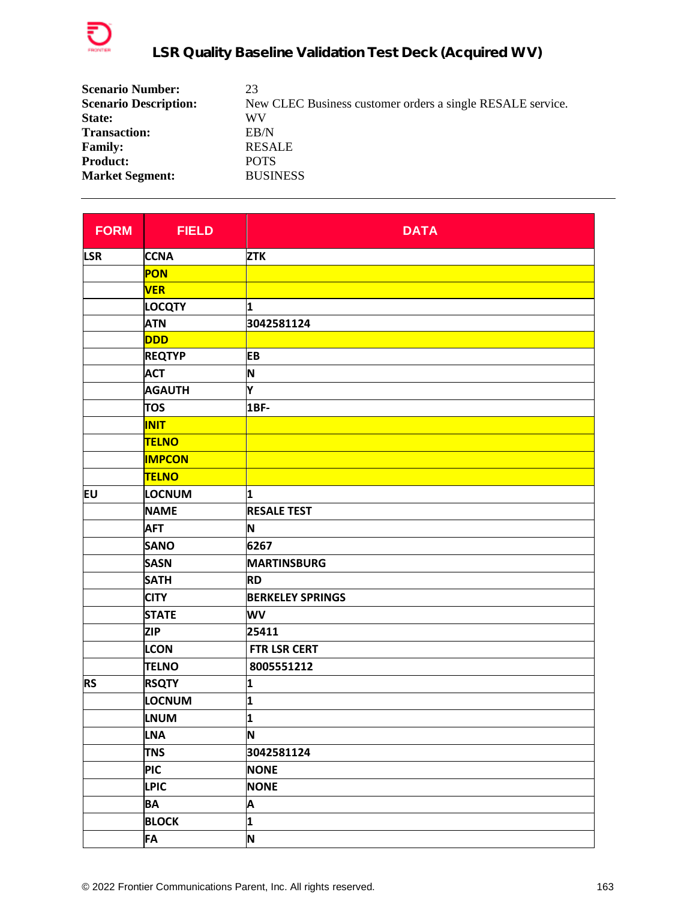Scenario Number: 23

**Scenario Number:** 23
**Scenario Description:** New CLEC Business customer orders a single RESALE service.
**State:** WV
**Transaction:** EB/N
**Family:** RESALE
**Product:** POTS
**Market Segment:** BUSINESS

| FORM | FIELD | DATA |
|---|---|---|
| LSR | CCNA | ZTK |
| | PON | |
| | VER | |
| | LOCQTY | 1 |
| | ATN | 3042581124 |
| | DDD | |
| | REQTYP | EB |
| | ACT | N |
| | AGAUTH | Y |
| | TOS | 1BF- |
| | INIT | |
| | TELNO | |
| | IMPCON | |
| | TELNO | |
| EU | LOCNUM | 1 |
| | NAME | RESALE TEST |
| | AFT | N |
| | SANO | 6267 |
| | SASN | MARTINSBURG |
| | SATH | RD |
| | CITY | BERKELEY SPRINGS |
| | STATE | WV |
| | ZIP | 25411 |
| | LCON | FTR LSR CERT |
| | TELNO | 8005551212 |
| RS | RSQTY | 1 |
| | LOCNUM | 1 |
| | LNUM | 1 |
| | LNA | N |
| | TNS | 3042581124 |
| | PIC | NONE |
| | LPIC | NONE |
| | BA | A |
| | BLOCK | 1 |
| | FA | N |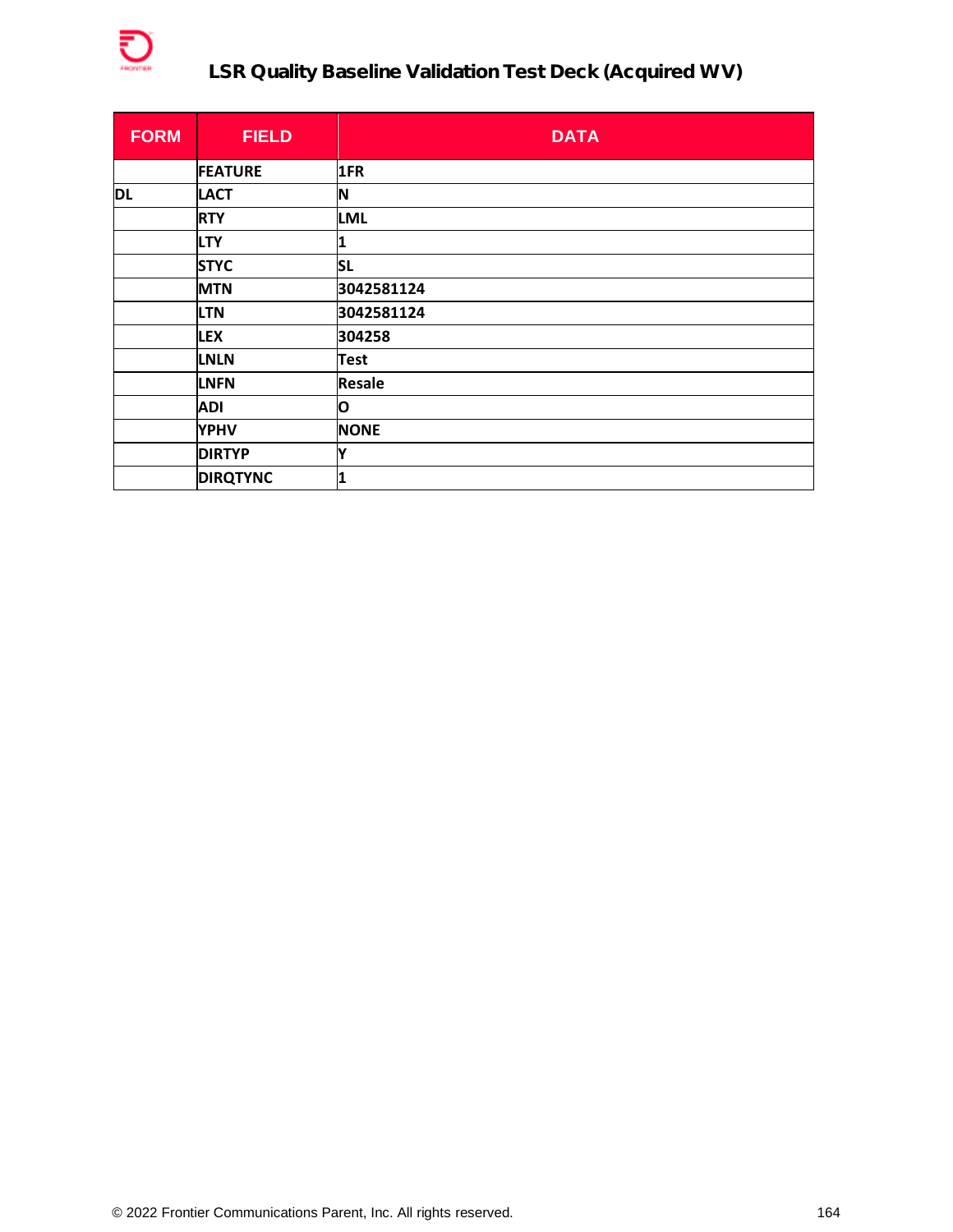| FORM | FIELD | DATA |
|---|---|---|
| | FEATURE | 1FR |
| DL | LACT | N |
| | RTY | LML |
| | LTY | 1 |
| | STYC | SL |
| | MTN | 3042581124 |
| | LTN | 3042581124 |
| | LEX | 304258 |
| | LNLN | Test |
| | LNFN | Resale |
| | ADI | O |
| | YPHV | NONE |
| | DIRTYP | Y |
| | DIRQTYNC | 1 |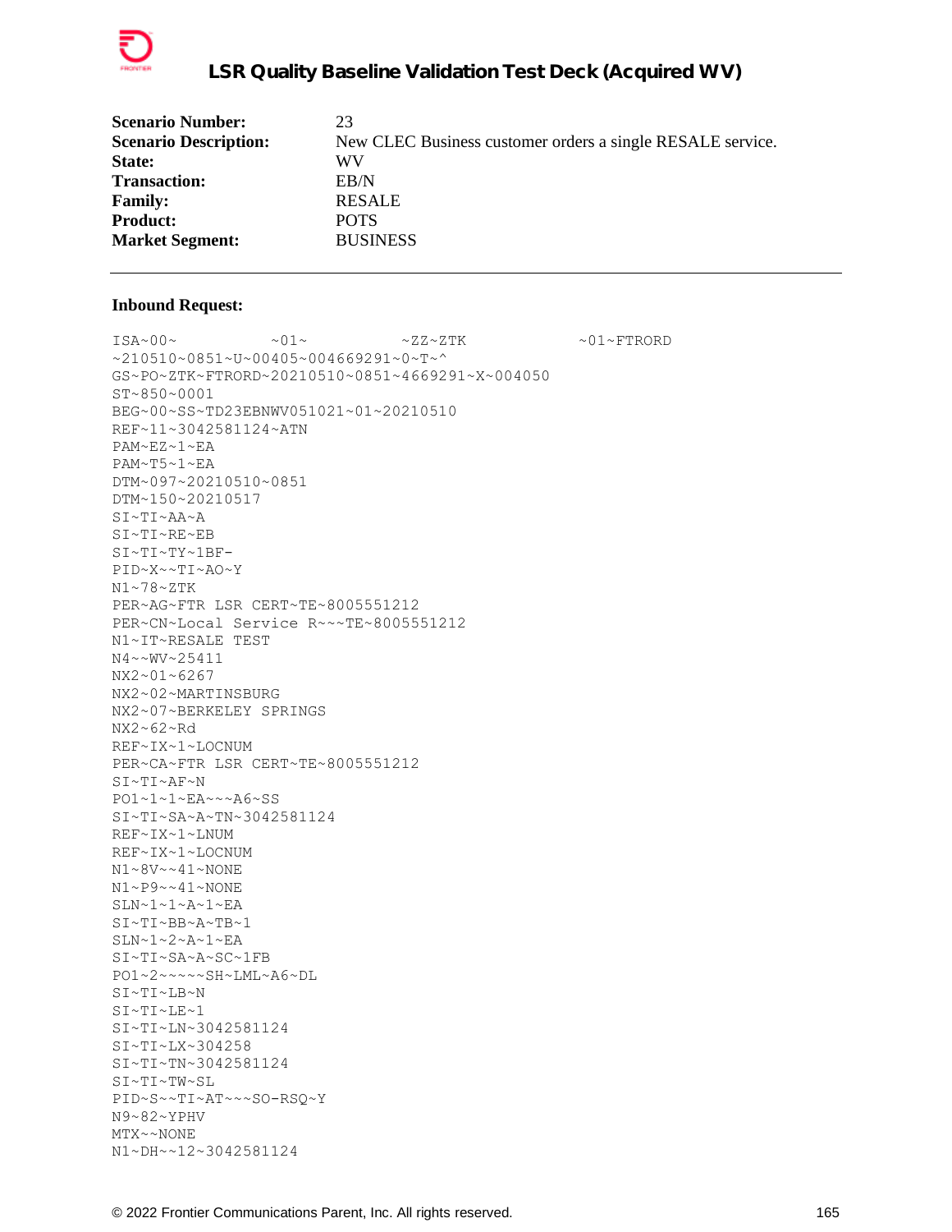| | |
|---|---|
| **Scenario Number:** | 23 |
| **Scenario Description:** | New CLEC Business customer orders a single RESALE service. |
| **State:** | WV |
| **Transaction:** | EB/N |
| **Family:** | RESALE |
| **Product:** | POTS |
| **Market Segment:** | BUSINESS |

---

**Inbound Request:**

```
ISA~00~          ~01~          ~ZZ~ZTK            ~01~FTRORD
~210510~0851~U~00405~004669291~0~T~^
GS~PO~ZTK~FTRORD~20210510~0851~4669291~X~004050
ST~850~0001
BEG~00~SS~TD23EBNWV051021~01~20210510
REF~11~3042581124~ATN
PAM~EZ~1~EA
PAM~T5~1~EA
DTM~097~20210510~0851
DTM~150~20210517
SI~TI~AA~A
SI~TI~RE~EB
SI~TI~TY~1BF-
PID~X~~TI~AO~Y
N1~78~ZTK
PER~AG~FTR LSR CERT~TE~8005551212
PER~CN~Local Service R~~~TE~8005551212
N1~IT~RESALE TEST
N4~~WV~25411
NX2~01~6267
NX2~02~MARTINSBURG
NX2~07~BERKELEY SPRINGS
NX2~62~Rd
REF~IX~1~LOCNUM
PER~CA~FTR LSR CERT~TE~8005551212
SI~TI~AF~N
PO1~1~1~EA~~~A6~SS
SI~TI~SA~A~TN~3042581124
REF~IX~1~LNUM
REF~IX~1~LOCNUM
N1~8V~~41~NONE
N1~P9~~41~NONE
SLN~1~1~A~1~EA
SI~TI~BB~A~TB~1
SLN~1~2~A~1~EA
SI~TI~SA~A~SC~1FB
PO1~2~~~~~SH~LML~A6~DL
SI~TI~LB~N
SI~TI~LE~1
SI~TI~LN~3042581124
SI~TI~LX~304258
SI~TI~TN~3042581124
SI~TI~TW~SL
PID~S~~TI~AT~~~SO-RSQ~Y
N9~82~YPHV
MTX~~NONE
N1~DH~~12~3042581124
```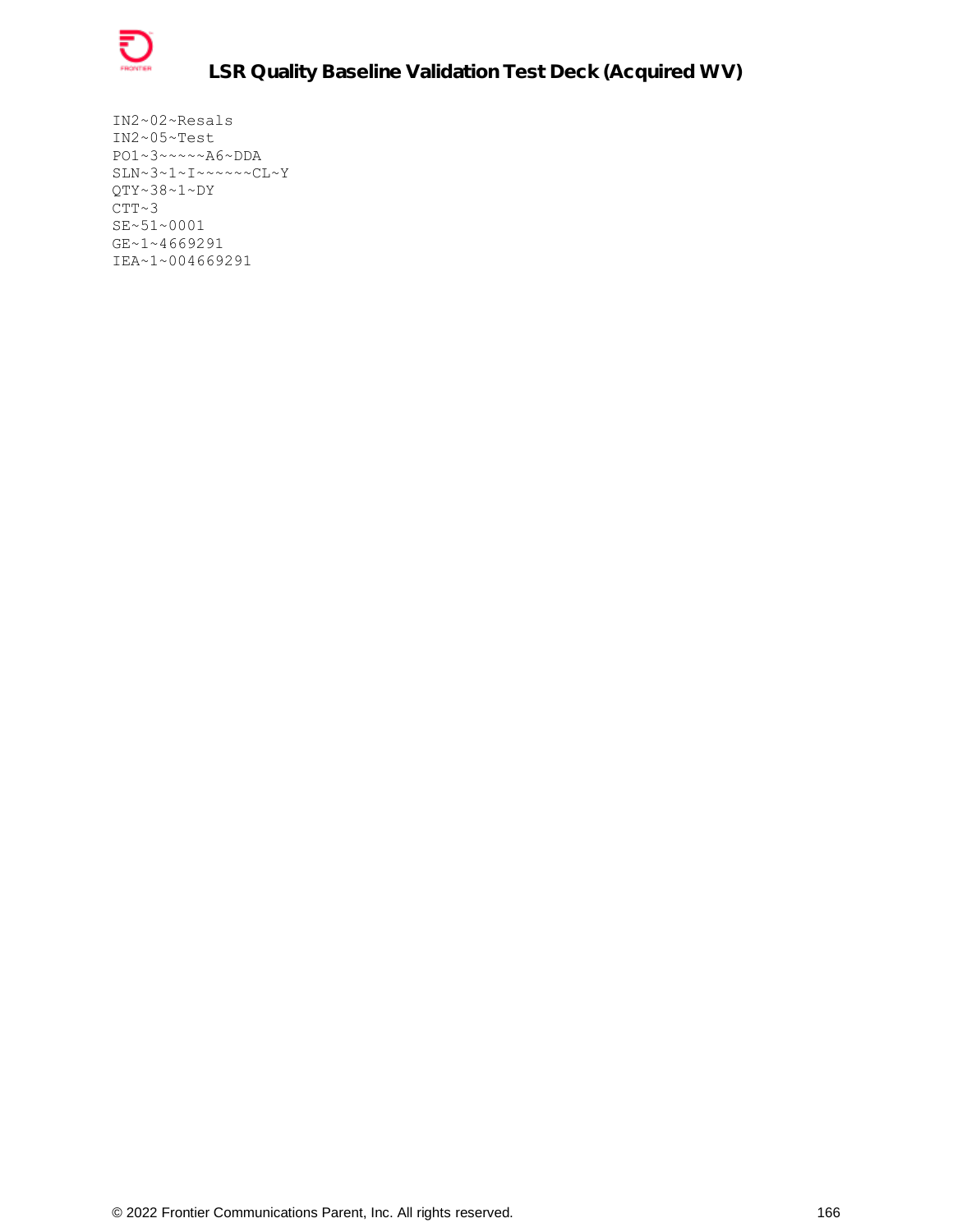```
IN2~02~Resals
IN2~05~Test
PO1~3~~~~~A6~DDA
SLN~3~1~I~~~~~~CL~Y
QTY~38~1~DY
CTT~3
SE~51~0001
GE~1~4669291
IEA~1~004669291
```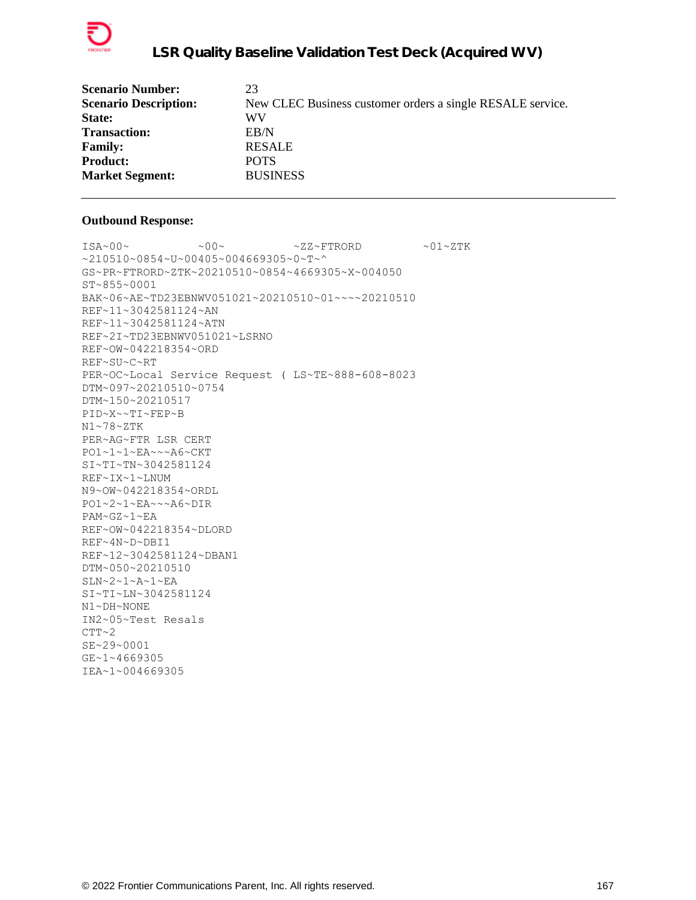| | |
|---|---|
| **Scenario Number:** | 23 |
| **Scenario Description:** | New CLEC Business customer orders a single RESALE service. |
| **State:** | WV |
| **Transaction:** | EB/N |
| **Family:** | RESALE |
| **Product:** | POTS |
| **Market Segment:** | BUSINESS |

---

**Outbound Response:**

```
ISA~00~          ~00~          ~ZZ~FTRORD         ~01~ZTK
~210510~0854~U~00405~004669305~0~T~^
GS~PR~FTRORD~ZTK~20210510~0854~4669305~X~004050
ST~855~0001
BAK~06~AE~TD23EBNWV051021~20210510~01~~~~20210510
REF~11~3042581124~AN
REF~11~3042581124~ATN
REF~2I~TD23EBNWV051021~LSRNO
REF~OW~042218354~ORD
REF~SU~C~RT
PER~OC~Local Service Request ( LS~TE~888-608-8023
DTM~097~20210510~0754
DTM~150~20210517
PID~X~~TI~FEP~B
N1~78~ZTK
PER~AG~FTR LSR CERT
PO1~1~1~EA~~~A6~CKT
SI~TI~TN~3042581124
REF~IX~1~LNUM
N9~OW~042218354~ORDL
PO1~2~1~EA~~~A6~DIR
PAM~GZ~1~EA
REF~OW~042218354~DLORD
REF~4N~D~DBI1
REF~12~3042581124~DBAN1
DTM~050~20210510
SLN~2~1~A~1~EA
SI~TI~LN~3042581124
N1~DH~NONE
IN2~05~Test Resals
CTT~2
SE~29~0001
GE~1~4669305
IEA~1~004669305
```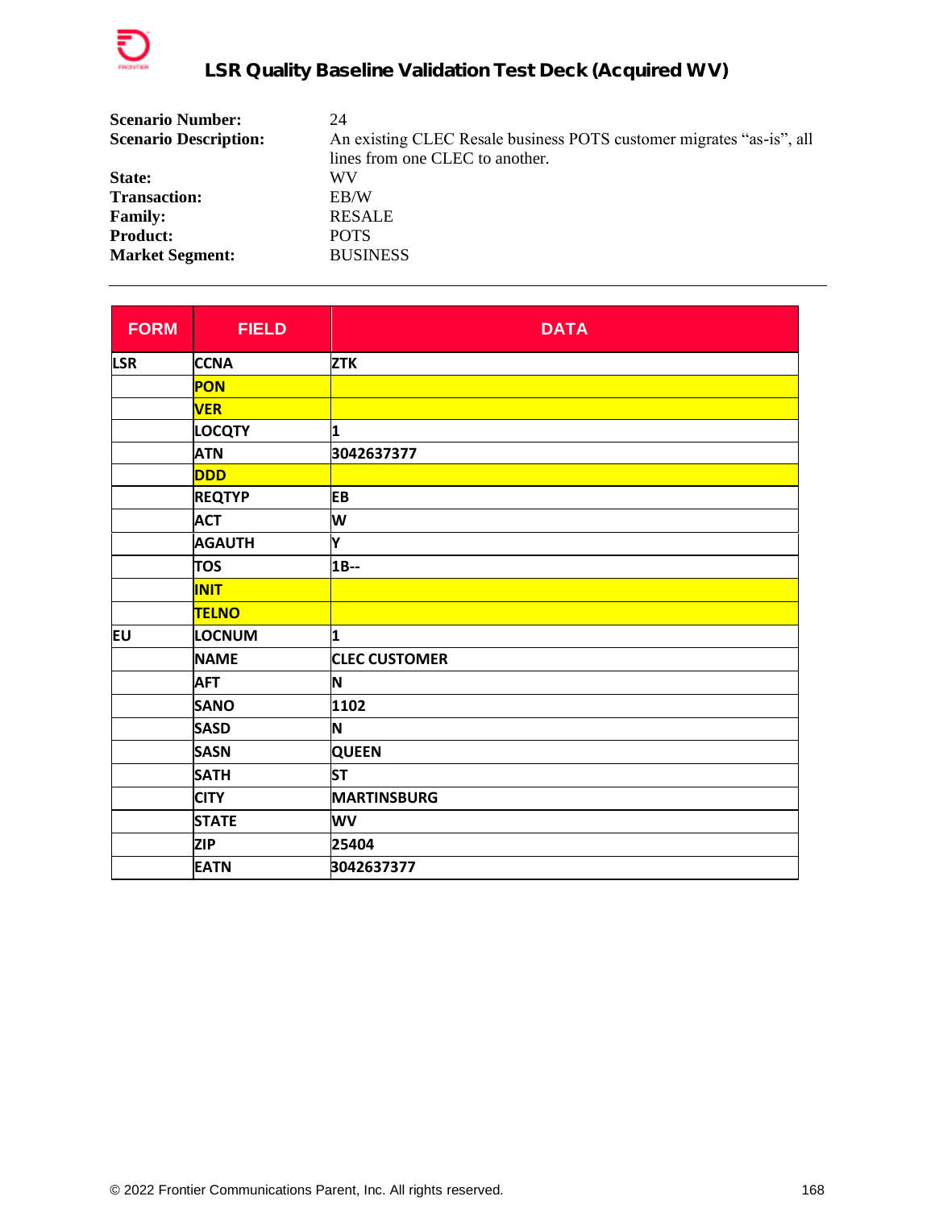**Scenario Number:** 24

**Scenario Description:** An existing CLEC Resale business POTS customer migrates "as-is", all lines from one CLEC to another.

**State:** WV

**Transaction:** EB/W

**Family:** RESALE

**Product:** POTS

**Market Segment:** BUSINESS

---

| FORM | FIELD | DATA |
|---|---|---|
| LSR | CCNA | ZTK |
| | PON | |
| | VER | |
| | LOCQTY | 1 |
| | ATN | 3042637377 |
| | DDD | |
| | REQTYP | EB |
| | ACT | W |
| | AGAUTH | Y |
| | TOS | 1B-- |
| | INIT | |
| | TELNO | |
| EU | LOCNUM | 1 |
| | NAME | CLEC CUSTOMER |
| | AFT | N |
| | SANO | 1102 |
| | SASD | N |
| | SASN | QUEEN |
| | SATH | ST |
| | CITY | MARTINSBURG |
| | STATE | WV |
| | ZIP | 25404 |
| | EATN | 3042637377 |

© 2022 Frontier Communications Parent, Inc. All rights reserved.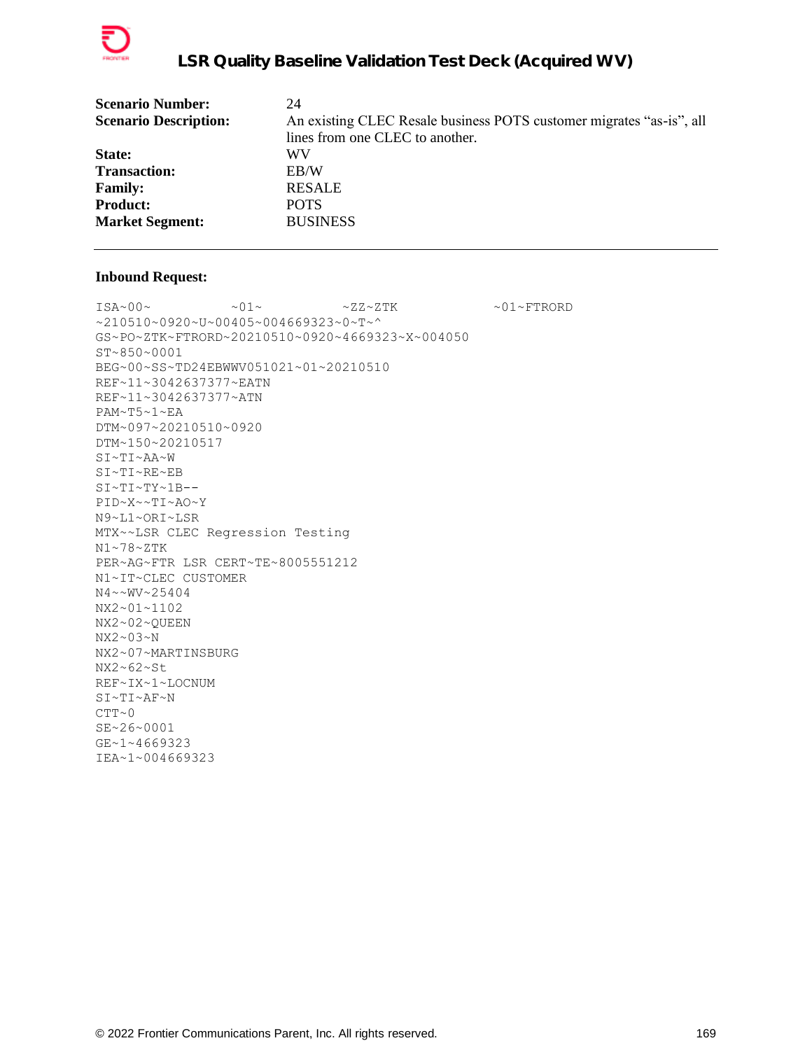| | |
|---|---|
| **Scenario Number:** | 24 |
| **Scenario Description:** | An existing CLEC Resale business POTS customer migrates "as-is", all lines from one CLEC to another. |
| **State:** | WV |
| **Transaction:** | EB/W |
| **Family:** | RESALE |
| **Product:** | POTS |
| **Market Segment:** | BUSINESS |

---

**Inbound Request:**

```
ISA~00~          ~01~          ~ZZ~ZTK            ~01~FTRORD
~210510~0920~U~00405~004669323~0~T~^
GS~PO~ZTK~FTRORD~20210510~0920~4669323~X~004050
ST~850~0001
BEG~00~SS~TD24EBWWV051021~01~20210510
REF~11~3042637377~EATN
REF~11~3042637377~ATN
PAM~T5~1~EA
DTM~097~20210510~0920
DTM~150~20210517
SI~TI~AA~W
SI~TI~RE~EB
SI~TI~TY~1B--
PID~X~~TI~AO~Y
N9~L1~ORI~LSR
MTX~~LSR CLEC Regression Testing
N1~78~ZTK
PER~AG~FTR LSR CERT~TE~8005551212
N1~IT~CLEC CUSTOMER
N4~~WV~25404
NX2~01~1102
NX2~02~QUEEN
NX2~03~N
NX2~07~MARTINSBURG
NX2~62~St
REF~IX~1~LOCNUM
SI~TI~AF~N
CTT~0
SE~26~0001
GE~1~4669323
IEA~1~004669323
```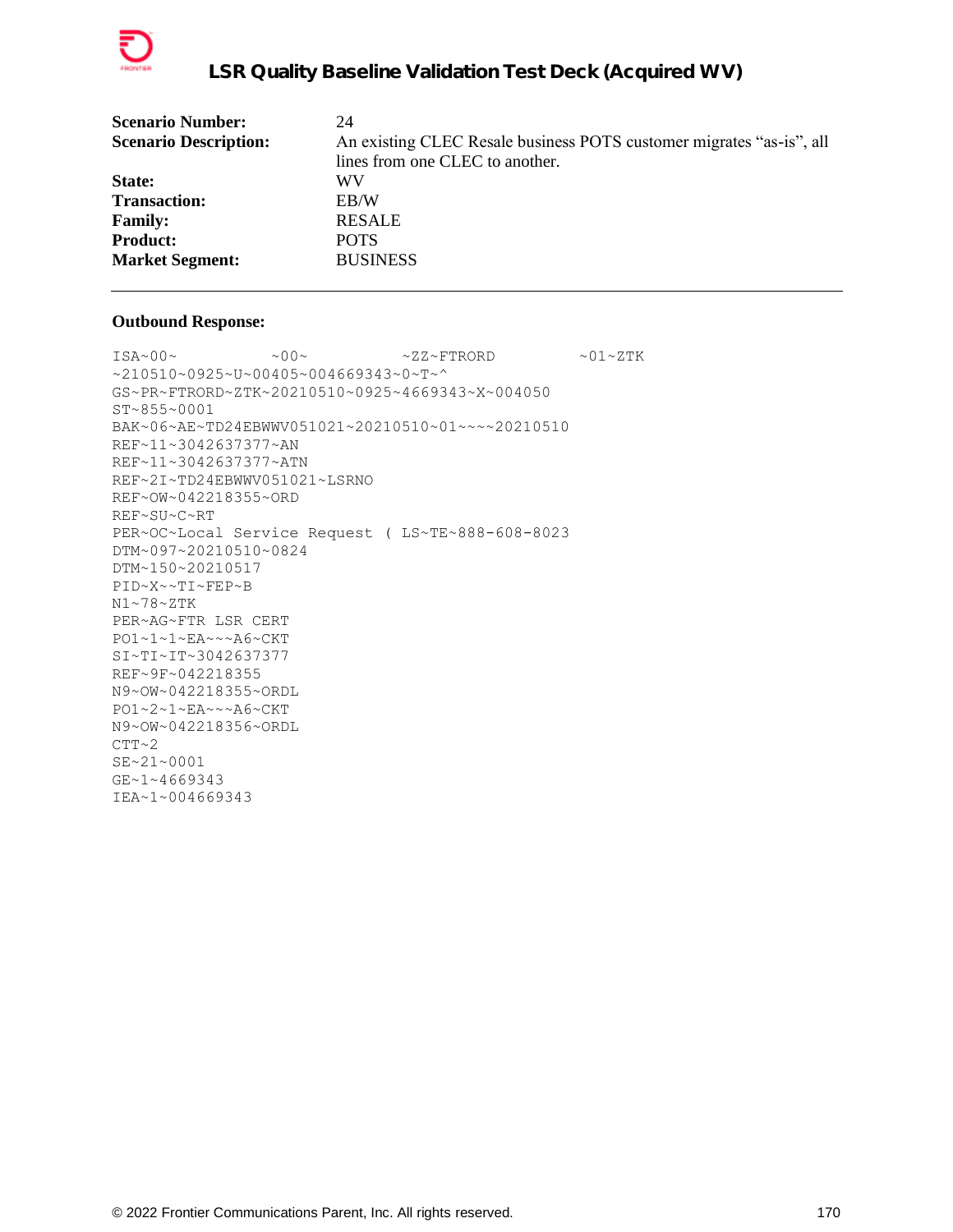| | |
|---|---|
| **Scenario Number:** | 24 |
| **Scenario Description:** | An existing CLEC Resale business POTS customer migrates “as-is”, all lines from one CLEC to another. |
| **State:** | WV |
| **Transaction:** | EB/W |
| **Family:** | RESALE |
| **Product:** | POTS |
| **Market Segment:** | BUSINESS |

---

**Outbound Response:**

```
ISA~00~          ~00~          ~ZZ~FTRORD         ~01~ZTK
~210510~0925~U~00405~004669343~0~T~^
GS~PR~FTRORD~ZTK~20210510~0925~4669343~X~004050
ST~855~0001
BAK~06~AE~TD24EBWWV051021~20210510~01~~~~20210510
REF~11~3042637377~AN
REF~11~3042637377~ATN
REF~2I~TD24EBWWV051021~LSRNO
REF~OW~042218355~ORD
REF~SU~C~RT
PER~OC~Local Service Request ( LS~TE~888-608-8023
DTM~097~20210510~0824
DTM~150~20210517
PID~X~~TI~FEP~B
N1~78~ZTK
PER~AG~FTR LSR CERT
PO1~1~1~EA~~~A6~CKT
SI~TI~IT~3042637377
REF~9F~042218355
N9~OW~042218355~ORDL
PO1~2~1~EA~~~A6~CKT
N9~OW~042218356~ORDL
CTT~2
SE~21~0001
GE~1~4669343
IEA~1~004669343
```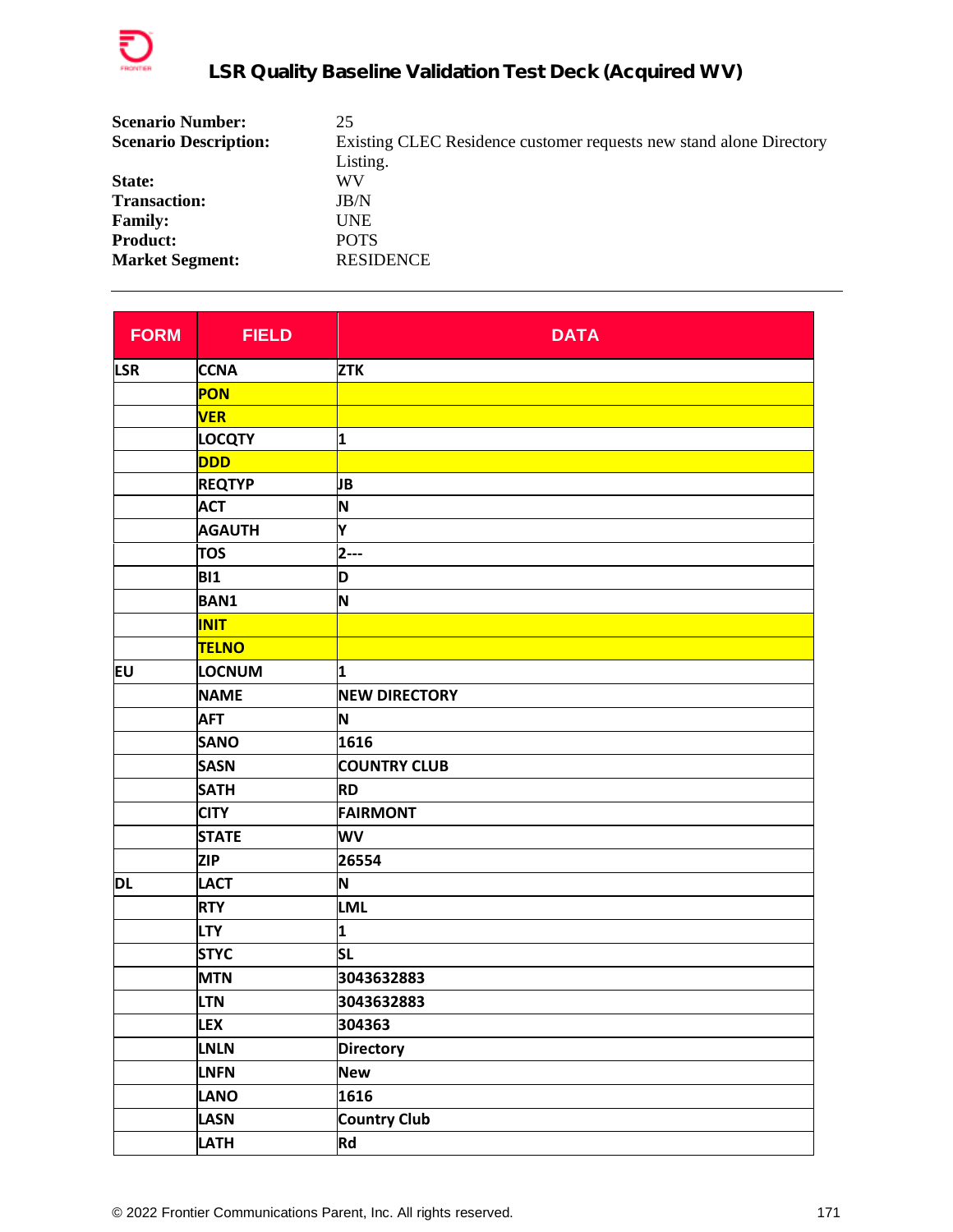# LSR Quality Baseline Validation Test Deck (Acquired WV)

**Scenario Number:** 25

**Scenario Description:** Existing CLEC Residence customer requests new stand alone Directory Listing.

**State:** WV

**Transaction:** JB/N

**Family:** UNE

**Product:** POTS

**Market Segment:** RESIDENCE

---

| FORM | FIELD | DATA |
|---|---|---|
| LSR | CCNA | ZTK |
| | PON | |
| | VER | |
| | LOCQTY | 1 |
| | DDD | |
| | REQTYP | JB |
| | ACT | N |
| | AGAUTH | Y |
| | TOS | 2--- |
| | BI1 | D |
| | BAN1 | N |
| | INIT | |
| | TELNO | |
| EU | LOCNUM | 1 |
| | NAME | NEW DIRECTORY |
| | AFT | N |
| | SANO | 1616 |
| | SASN | COUNTRY CLUB |
| | SATH | RD |
| | CITY | FAIRMONT |
| | STATE | WV |
| | ZIP | 26554 |
| DL | LACT | N |
| | RTY | LML |
| | LTY | 1 |
| | STYC | SL |
| | MTN | 3043632883 |
| | LTN | 3043632883 |
| | LEX | 304363 |
| | LNLN | Directory |
| | LNFN | New |
| | LANO | 1616 |
| | LASN | Country Club |
| | LATH | Rd |

© 2022 Frontier Communications Parent, Inc. All rights reserved.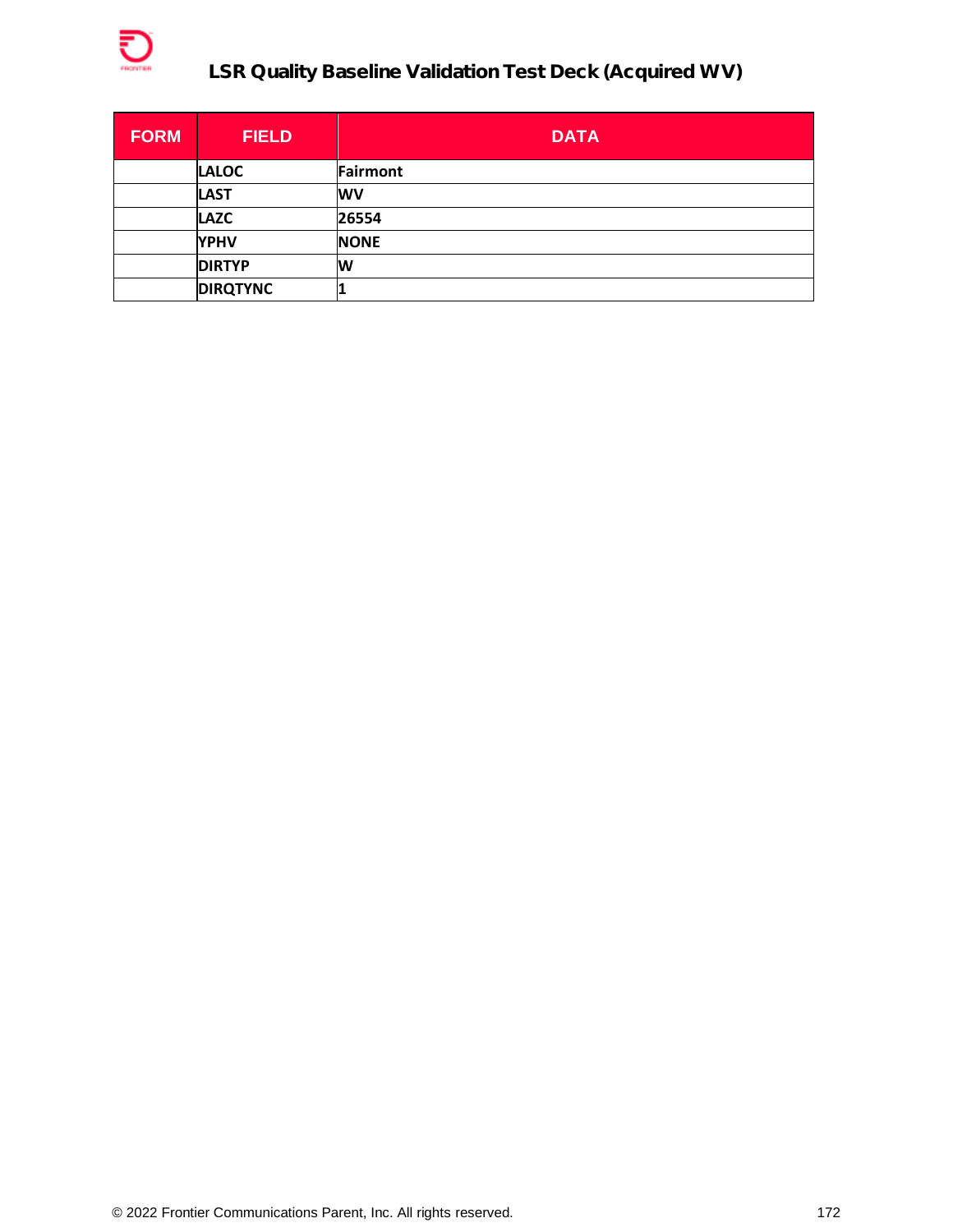| FORM | FIELD | DATA |
|---|---|---|
| | LALOC | Fairmont |
| | LAST | WV |
| | LAZC | 26554 |
| | YPHV | NONE |
| | DIRTYP | W |
| | DIRQTYNC | 1 |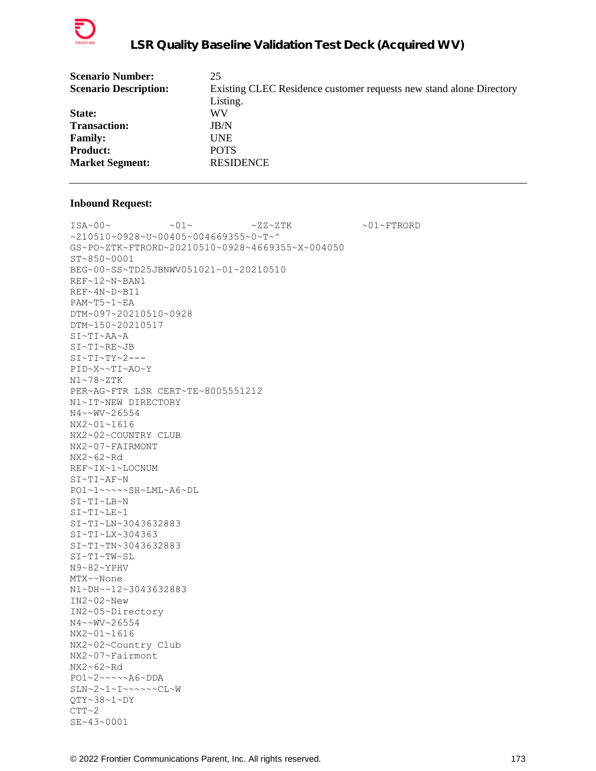| | |
|---|---|
| **Scenario Number:** | 25 |
| **Scenario Description:** | Existing CLEC Residence customer requests new stand alone Directory Listing. |
| **State:** | WV |
| **Transaction:** | JB/N |
| **Family:** | UNE |
| **Product:** | POTS |
| **Market Segment:** | RESIDENCE |

---

**Inbound Request:**

```
ISA~00~          ~01~          ~ZZ~ZTK            ~01~FTRORD
~210510~0928~U~00405~004669355~0~T~^
GS~PO~ZTK~FTRORD~20210510~0928~4669355~X~004050
ST~850~0001
BEG~00~SS~TD25JBNWV051021~01~20210510
REF~12~N~BAN1
REF~4N~D~BI1
PAM~T5~1~EA
DTM~097~20210510~0928
DTM~150~20210517
SI~TI~AA~A
SI~TI~RE~JB
SI~TI~TY~2---
PID~X~~TI~AO~Y
N1~78~ZTK
PER~AG~FTR LSR CERT~TE~8005551212
N1~IT~NEW DIRECTORY
N4~~WV~26554
NX2~01~1616
NX2~02~COUNTRY CLUB
NX2~07~FAIRMONT
NX2~62~Rd
REF~IX~1~LOCNUM
SI~TI~AF~N
PO1~1~~~~~SH~LML~A6~DL
SI~TI~LB~N
SI~TI~LE~1
SI~TI~LN~3043632883
SI~TI~LX~304363
SI~TI~TN~3043632883
SI~TI~TW~SL
N9~82~YPHV
MTX~~None
N1~DH~~12~3043632883
IN2~02~New
IN2~05~Directory
N4~~WV~26554
NX2~01~1616
NX2~02~Country Club
NX2~07~Fairmont
NX2~62~Rd
PO1~2~~~~~A6~DDA
SLN~2~1~I~~~~~~CL~W
QTY~38~1~DY
CTT~2
SE~43~0001
```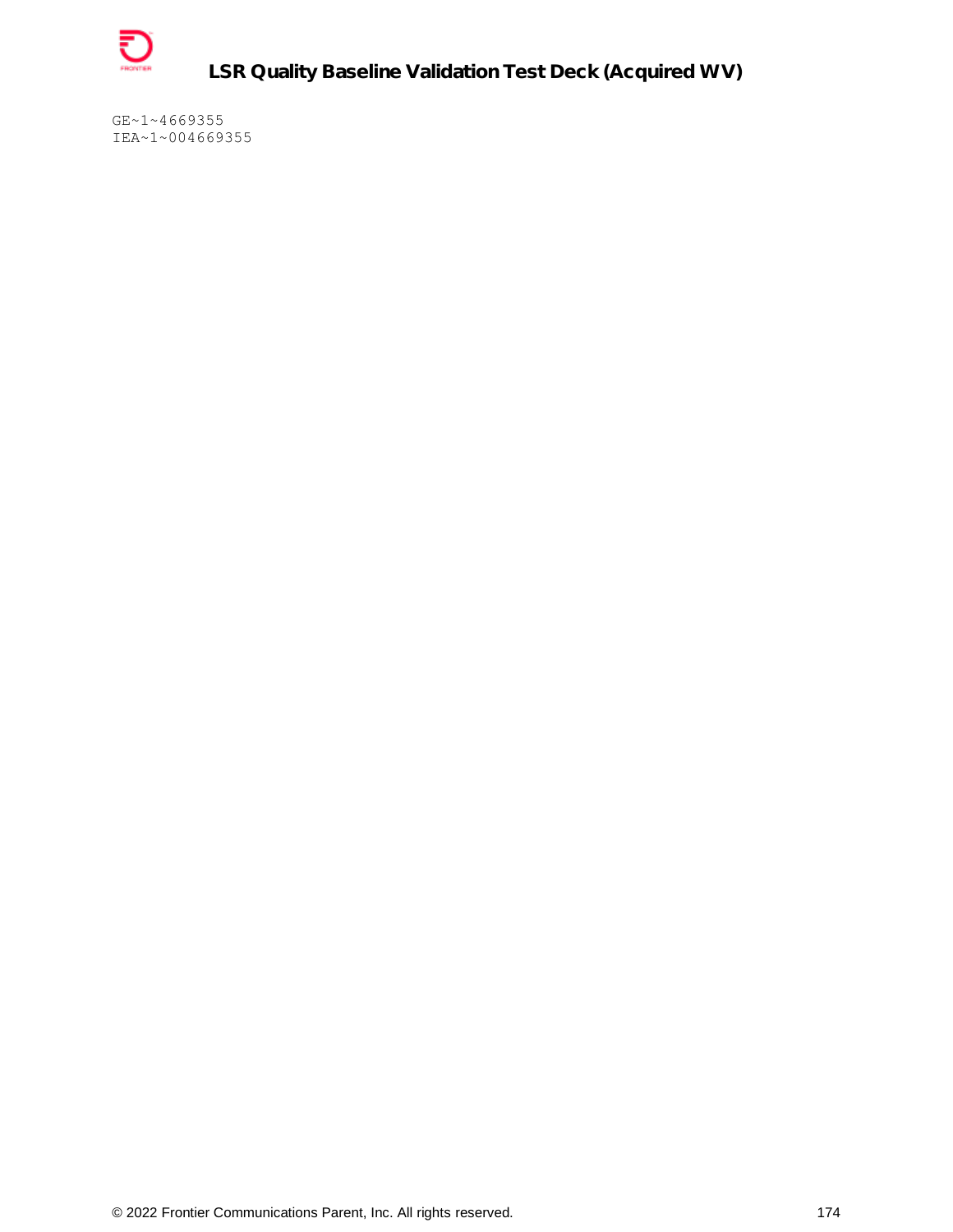```
GE~1~4669355
IEA~1~004669355
```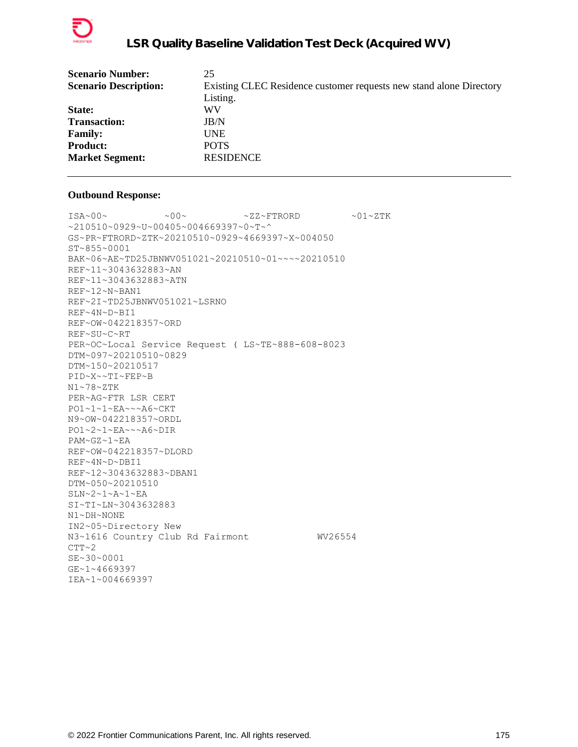| | |
|---|---|
| **Scenario Number:** | 25 |
| **Scenario Description:** | Existing CLEC Residence customer requests new stand alone Directory Listing. |
| **State:** | WV |
| **Transaction:** | JB/N |
| **Family:** | UNE |
| **Product:** | POTS |
| **Market Segment:** | RESIDENCE |

---

**Outbound Response:**

```
ISA~00~          ~00~          ~ZZ~FTRORD         ~01~ZTK
~210510~0929~U~00405~004669397~0~T~^
GS~PR~FTRORD~ZTK~20210510~0929~4669397~X~004050
ST~855~0001
BAK~06~AE~TD25JBNWV051021~20210510~01~~~~20210510
REF~11~3043632883~AN
REF~11~3043632883~ATN
REF~12~N~BAN1
REF~2I~TD25JBNWV051021~LSRNO
REF~4N~D~BI1
REF~OW~042218357~ORD
REF~SU~C~RT
PER~OC~Local Service Request ( LS~TE~888-608-8023
DTM~097~20210510~0829
DTM~150~20210517
PID~X~~TI~FEP~B
N1~78~ZTK
PER~AG~FTR LSR CERT
PO1~1~1~EA~~~A6~CKT
N9~OW~042218357~ORDL
PO1~2~1~EA~~~A6~DIR
PAM~GZ~1~EA
REF~OW~042218357~DLORD
REF~4N~D~DBI1
REF~12~3043632883~DBAN1
DTM~050~20210510
SLN~2~1~A~1~EA
SI~TI~LN~3043632883
N1~DH~NONE
IN2~05~Directory New
N3~1616 Country Club Rd Fairmont            WV26554
CTT~2
SE~30~0001
GE~1~4669397
IEA~1~004669397
```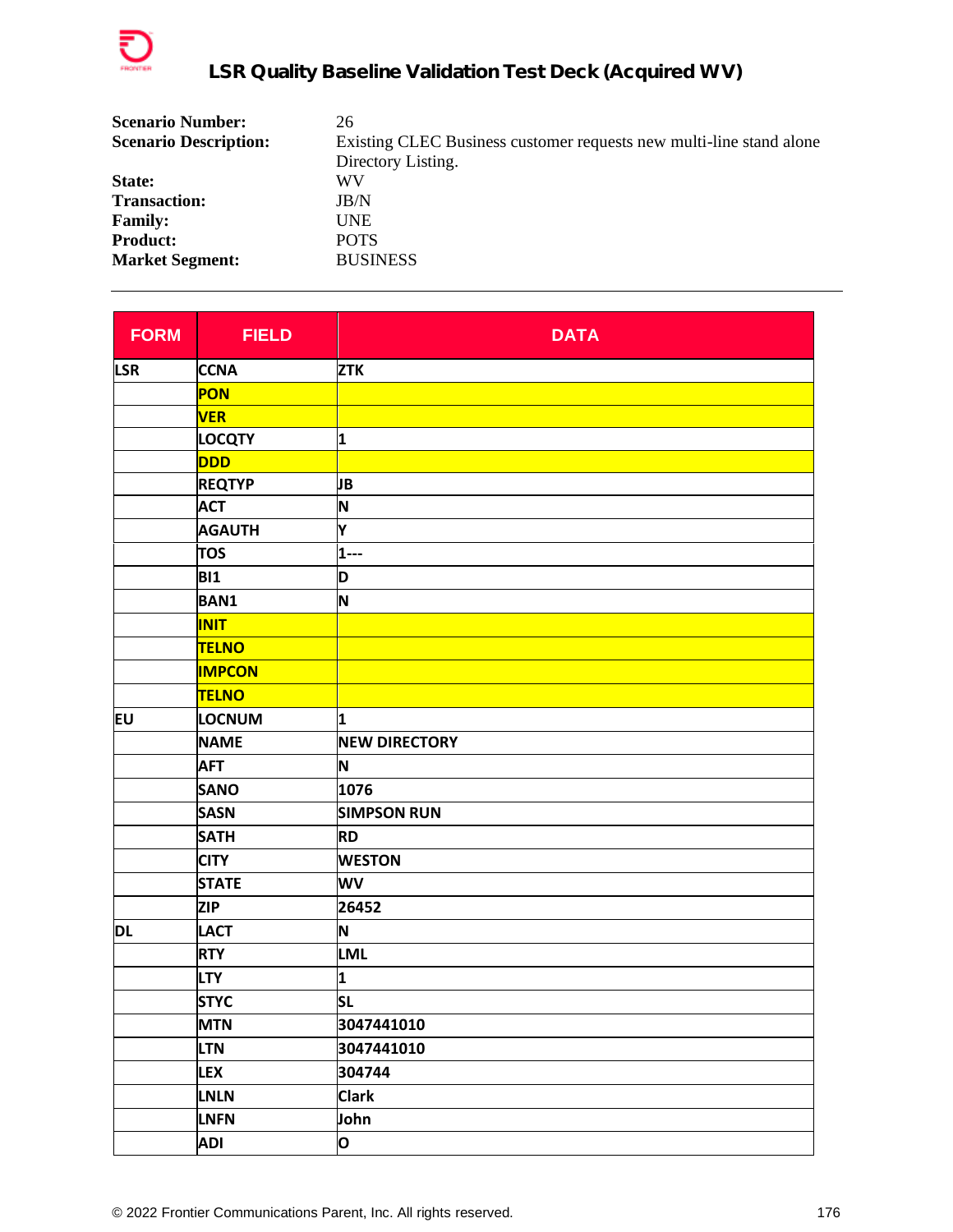| | |
|---|---|
| **Scenario Number:** | 26 |
| **Scenario Description:** | Existing CLEC Business customer requests new multi-line stand alone Directory Listing. |
| **State:** | WV |
| **Transaction:** | JB/N |
| **Family:** | UNE |
| **Product:** | POTS |
| **Market Segment:** | BUSINESS |

---

| FORM | FIELD | DATA |
|---|---|---|
| LSR | CCNA | ZTK |
| | PON | |
| | VER | |
| | LOCQTY | 1 |
| | DDD | |
| | REQTYP | JB |
| | ACT | N |
| | AGAUTH | Y |
| | TOS | 1--- |
| | BI1 | D |
| | BAN1 | N |
| | INIT | |
| | TELNO | |
| | IMPCON | |
| | TELNO | |
| EU | LOCNUM | 1 |
| | NAME | NEW DIRECTORY |
| | AFT | N |
| | SANO | 1076 |
| | SASN | SIMPSON RUN |
| | SATH | RD |
| | CITY | WESTON |
| | STATE | WV |
| | ZIP | 26452 |
| DL | LACT | N |
| | RTY | LML |
| | LTY | 1 |
| | STYC | SL |
| | MTN | 3047441010 |
| | LTN | 3047441010 |
| | LEX | 304744 |
| | LNLN | Clark |
| | LNFN | John |
| | ADI | O |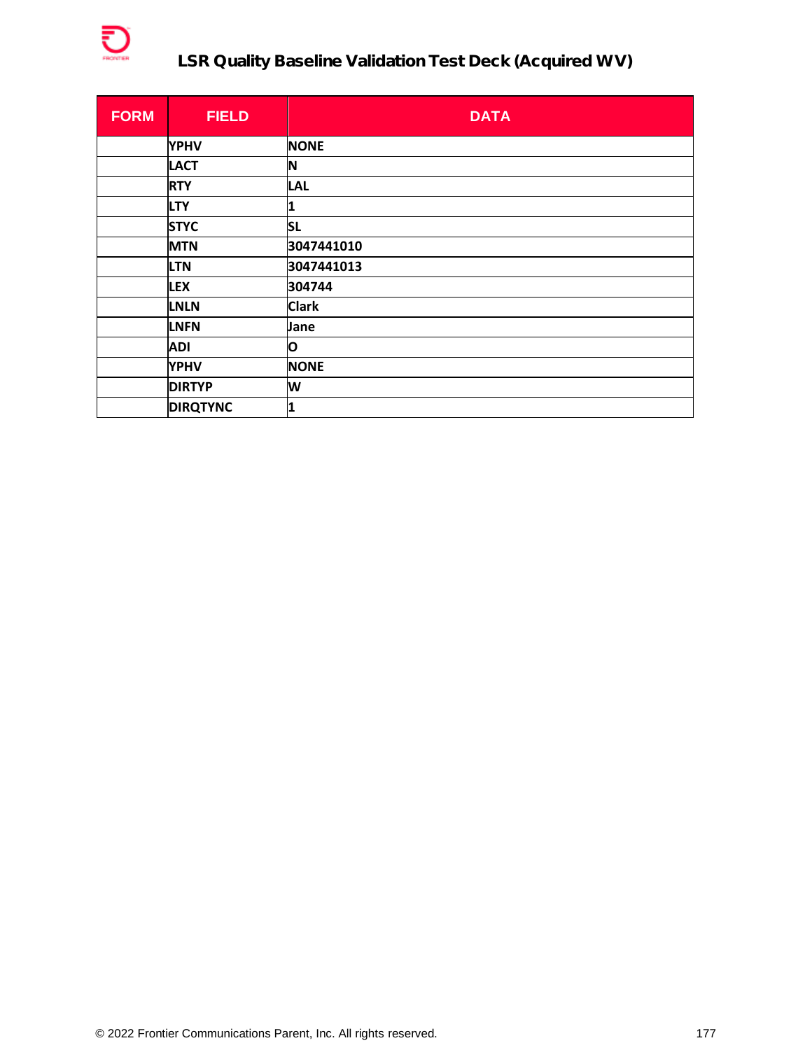| FORM | FIELD | DATA |
|---|---|---|
| | YPHV | NONE |
| | LACT | N |
| | RTY | LAL |
| | LTY | 1 |
| | STYC | SL |
| | MTN | 3047441010 |
| | LTN | 3047441013 |
| | LEX | 304744 |
| | LNLN | Clark |
| | LNFN | Jane |
| | ADI | O |
| | YPHV | NONE |
| | DIRTYP | W |
| | DIRQTYNC | 1 |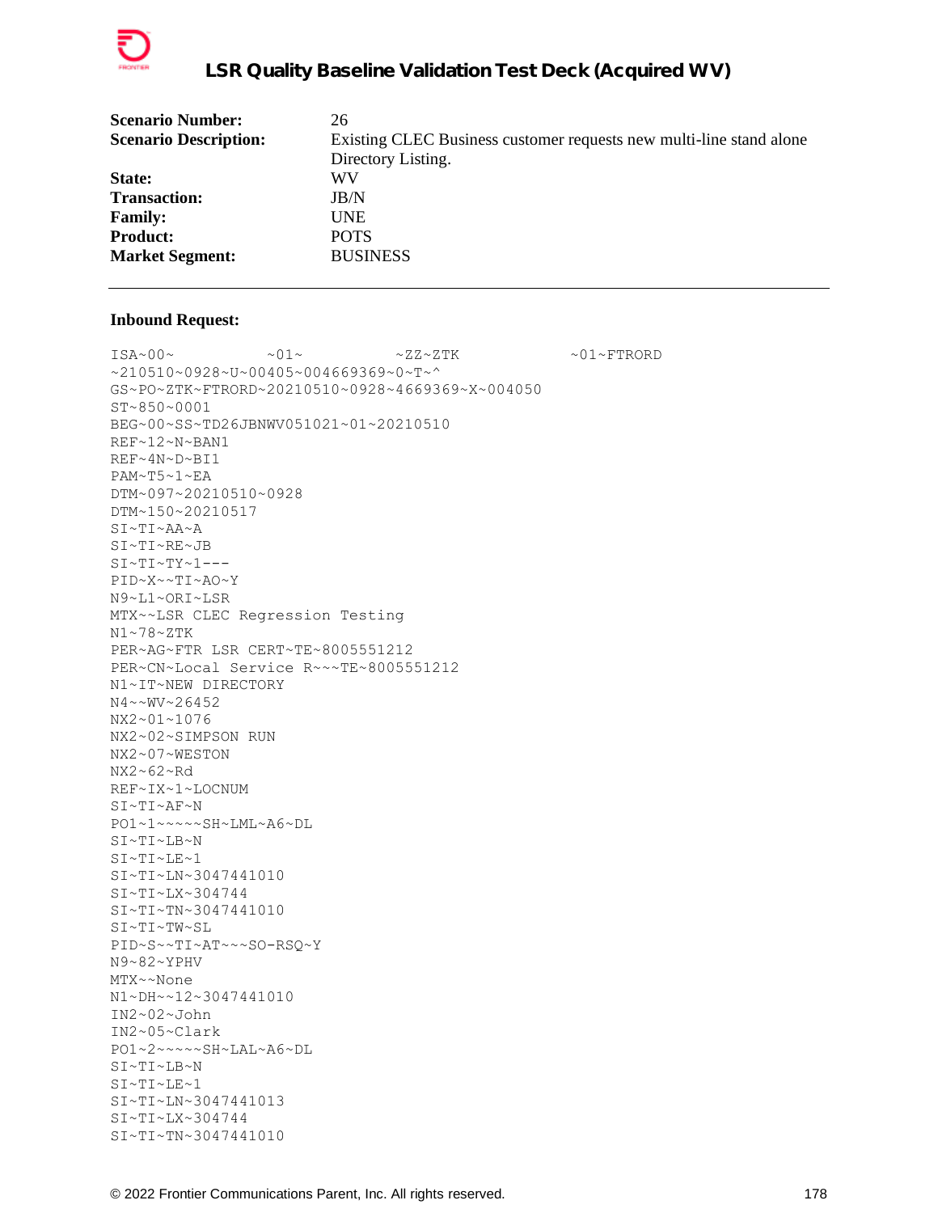| | |
|---|---|
| **Scenario Number:** | 26 |
| **Scenario Description:** | Existing CLEC Business customer requests new multi-line stand alone Directory Listing. |
| **State:** | WV |
| **Transaction:** | JB/N |
| **Family:** | UNE |
| **Product:** | POTS |
| **Market Segment:** | BUSINESS |

---

**Inbound Request:**

```
ISA~00~          ~01~          ~ZZ~ZTK            ~01~FTRORD
~210510~0928~U~00405~004669369~0~T~^
GS~PO~ZTK~FTRORD~20210510~0928~4669369~X~004050
ST~850~0001
BEG~00~SS~TD26JBNWV051021~01~20210510
REF~12~N~BAN1
REF~4N~D~BI1
PAM~T5~1~EA
DTM~097~20210510~0928
DTM~150~20210517
SI~TI~AA~A
SI~TI~RE~JB
SI~TI~TY~1---
PID~X~~TI~AO~Y
N9~L1~ORI~LSR
MTX~~LSR CLEC Regression Testing
N1~78~ZTK
PER~AG~FTR LSR CERT~TE~8005551212
PER~CN~Local Service R~~~TE~8005551212
N1~IT~NEW DIRECTORY
N4~~WV~26452
NX2~01~1076
NX2~02~SIMPSON RUN
NX2~07~WESTON
NX2~62~Rd
REF~IX~1~LOCNUM
SI~TI~AF~N
PO1~1~~~~~SH~LML~A6~DL
SI~TI~LB~N
SI~TI~LE~1
SI~TI~LN~3047441010
SI~TI~LX~304744
SI~TI~TN~3047441010
SI~TI~TW~SL
PID~S~~TI~AT~~~SO-RSQ~Y
N9~82~YPHV
MTX~~None
N1~DH~~12~3047441010
IN2~02~John
IN2~05~Clark
PO1~2~~~~~SH~LAL~A6~DL
SI~TI~LB~N
SI~TI~LE~1
SI~TI~LN~3047441013
SI~TI~LX~304744
SI~TI~TN~3047441010
```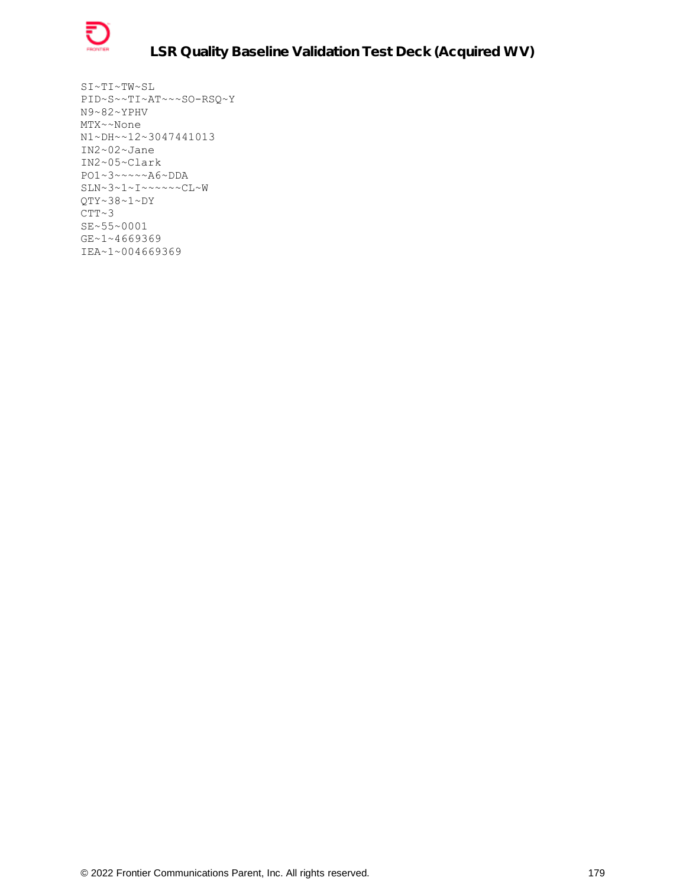```
SI~TI~TW~SL
PID~S~~TI~AT~~~SO-RSQ~Y
N9~82~YPHV
MTX~~None
N1~DH~~12~3047441013
IN2~02~Jane
IN2~05~Clark
PO1~3~~~~~A6~DDA
SLN~3~1~I~~~~~~CL~W
QTY~38~1~DY
CTT~3
SE~55~0001
GE~1~4669369
IEA~1~004669369
```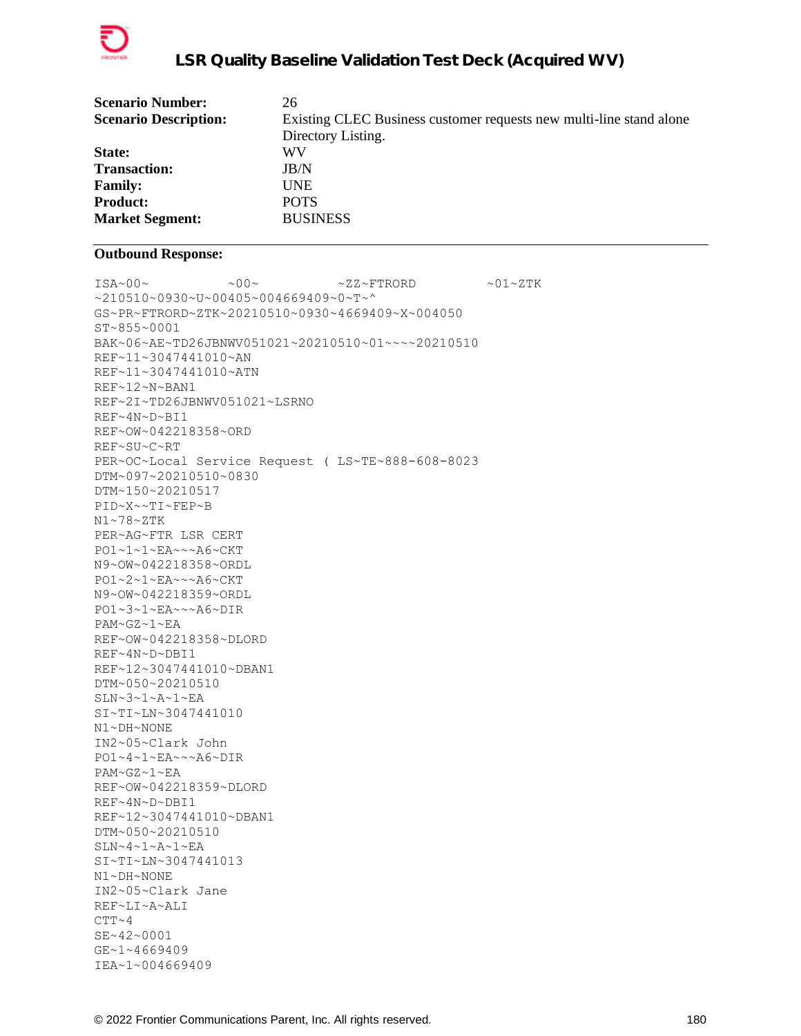| | |
|---|---|
| **Scenario Number:** | 26 |
| **Scenario Description:** | Existing CLEC Business customer requests new multi-line stand alone Directory Listing. |
| **State:** | WV |
| **Transaction:** | JB/N |
| **Family:** | UNE |
| **Product:** | POTS |
| **Market Segment:** | BUSINESS |

**Outbound Response:**

```
ISA~00~          ~00~          ~ZZ~FTRORD          ~01~ZTK
~210510~0930~U~00405~004669409~0~T~^
GS~PR~FTRORD~ZTK~20210510~0930~4669409~X~004050
ST~855~0001
BAK~06~AE~TD26JBNWV051021~20210510~01~~~~20210510
REF~11~3047441010~AN
REF~11~3047441010~ATN
REF~12~N~BAN1
REF~2I~TD26JBNWV051021~LSRNO
REF~4N~D~BI1
REF~OW~042218358~ORD
REF~SU~C~RT
PER~OC~Local Service Request ( LS~TE~888-608-8023
DTM~097~20210510~0830
DTM~150~20210517
PID~X~~TI~FEP~B
N1~78~ZTK
PER~AG~FTR LSR CERT
PO1~1~1~EA~~~A6~CKT
N9~OW~042218358~ORDL
PO1~2~1~EA~~~A6~CKT
N9~OW~042218359~ORDL
PO1~3~1~EA~~~A6~DIR
PAM~GZ~1~EA
REF~OW~042218358~DLORD
REF~4N~D~DBI1
REF~12~3047441010~DBAN1
DTM~050~20210510
SLN~3~1~A~1~EA
SI~TI~LN~3047441010
N1~DH~NONE
IN2~05~Clark John
PO1~4~1~EA~~~A6~DIR
PAM~GZ~1~EA
REF~OW~042218359~DLORD
REF~4N~D~DBI1
REF~12~3047441010~DBAN1
DTM~050~20210510
SLN~4~1~A~1~EA
SI~TI~LN~3047441013
N1~DH~NONE
IN2~05~Clark Jane
REF~LI~A~ALI
CTT~4
SE~42~0001
GE~1~4669409
IEA~1~004669409
```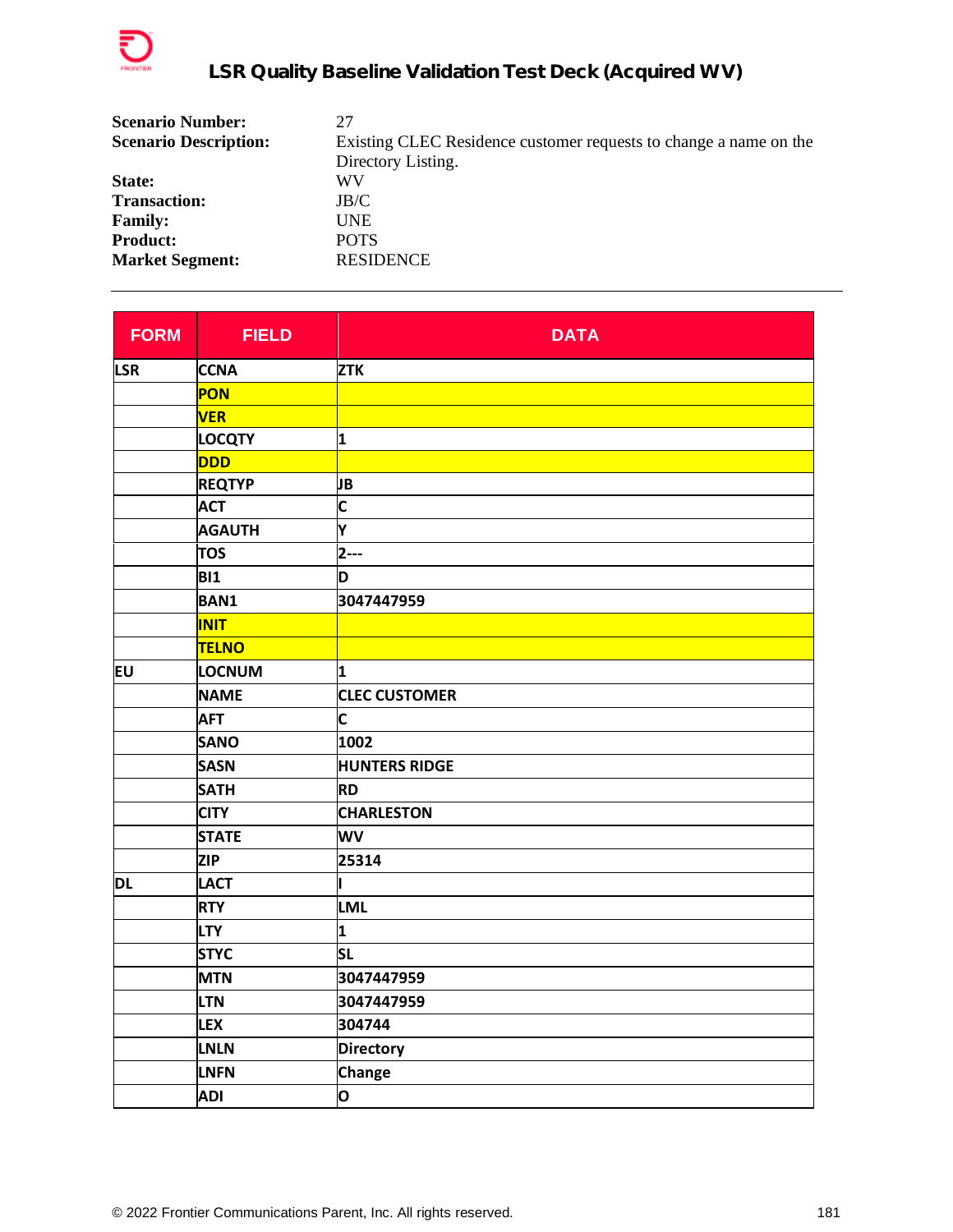**Scenario Number:** 27

**Scenario Description:** Existing CLEC Residence customer requests to change a name on the Directory Listing.

**State:** WV

**Transaction:** JB/C

**Family:** UNE

**Product:** POTS

**Market Segment:** RESIDENCE

---

| FORM | FIELD | DATA |
|---|---|---|
| LSR | CCNA | ZTK |
| | PON | |
| | VER | |
| | LOCQTY | 1 |
| | DDD | |
| | REQTYP | JB |
| | ACT | C |
| | AGAUTH | Y |
| | TOS | 2--- |
| | BI1 | D |
| | BAN1 | 3047447959 |
| | INIT | |
| | TELNO | |
| EU | LOCNUM | 1 |
| | NAME | CLEC CUSTOMER |
| | AFT | C |
| | SANO | 1002 |
| | SASN | HUNTERS RIDGE |
| | SATH | RD |
| | CITY | CHARLESTON |
| | STATE | WV |
| | ZIP | 25314 |
| DL | LACT | I |
| | RTY | LML |
| | LTY | 1 |
| | STYC | SL |
| | MTN | 3047447959 |
| | LTN | 3047447959 |
| | LEX | 304744 |
| | LNLN | Directory |
| | LNFN | Change |
| | ADI | O |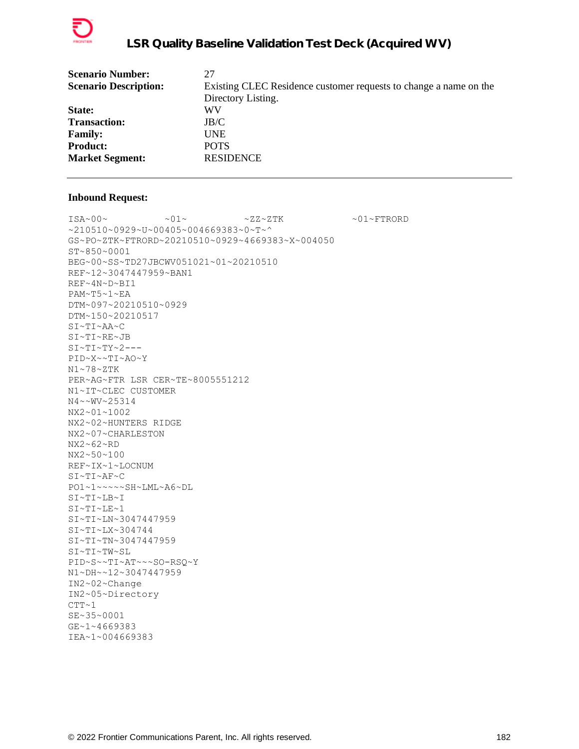| | |
|---|---|
| **Scenario Number:** | 27 |
| **Scenario Description:** | Existing CLEC Residence customer requests to change a name on the Directory Listing. |
| **State:** | WV |
| **Transaction:** | JB/C |
| **Family:** | UNE |
| **Product:** | POTS |
| **Market Segment:** | RESIDENCE |

---

**Inbound Request:**

```
ISA~00~          ~01~          ~ZZ~ZTK            ~01~FTRORD
~210510~0929~U~00405~004669383~0~T~^
GS~PO~ZTK~FTRORD~20210510~0929~4669383~X~004050
ST~850~0001
BEG~00~SS~TD27JBCWV051021~01~20210510
REF~12~3047447959~BAN1
REF~4N~D~BI1
PAM~T5~1~EA
DTM~097~20210510~0929
DTM~150~20210517
SI~TI~AA~C
SI~TI~RE~JB
SI~TI~TY~2---
PID~X~~TI~AO~Y
N1~78~ZTK
PER~AG~FTR LSR CER~TE~8005551212
N1~IT~CLEC CUSTOMER
N4~~WV~25314
NX2~01~1002
NX2~02~HUNTERS RIDGE
NX2~07~CHARLESTON
NX2~62~RD
NX2~50~100
REF~IX~1~LOCNUM
SI~TI~AF~C
PO1~1~~~~~SH~LML~A6~DL
SI~TI~LB~I
SI~TI~LE~1
SI~TI~LN~3047447959
SI~TI~LX~304744
SI~TI~TN~3047447959
SI~TI~TW~SL
PID~S~~TI~AT~~~SO-RSQ~Y
N1~DH~~12~3047447959
IN2~02~Change
IN2~05~Directory
CTT~1
SE~35~0001
GE~1~4669383
IEA~1~004669383
```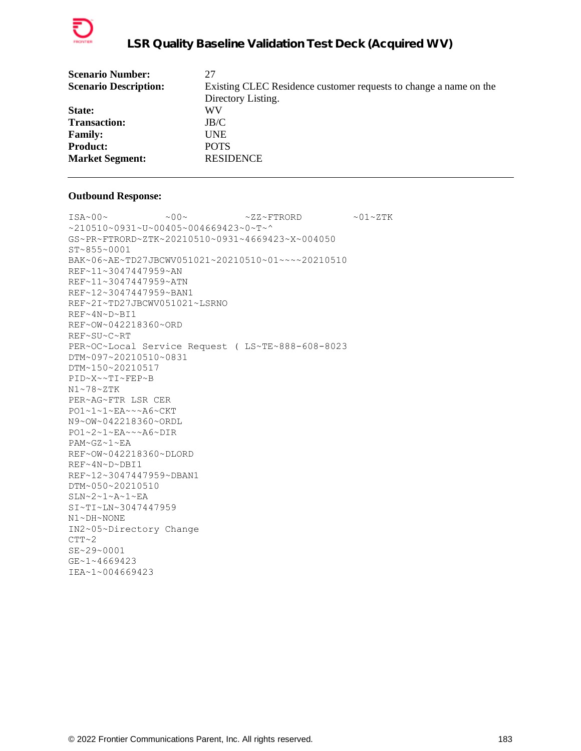| | |
|---|---|
| **Scenario Number:** | 27 |
| **Scenario Description:** | Existing CLEC Residence customer requests to change a name on the Directory Listing. |
| **State:** | WV |
| **Transaction:** | JB/C |
| **Family:** | UNE |
| **Product:** | POTS |
| **Market Segment:** | RESIDENCE |

---

**Outbound Response:**

```
ISA~00~          ~00~          ~ZZ~FTRORD         ~01~ZTK
~210510~0931~U~00405~004669423~0~T~^
GS~PR~FTRORD~ZTK~20210510~0931~4669423~X~004050
ST~855~0001
BAK~06~AE~TD27JBCWV051021~20210510~01~~~~20210510
REF~11~3047447959~AN
REF~11~3047447959~ATN
REF~12~3047447959~BAN1
REF~2I~TD27JBCWV051021~LSRNO
REF~4N~D~BI1
REF~OW~042218360~ORD
REF~SU~C~RT
PER~OC~Local Service Request ( LS~TE~888-608-8023
DTM~097~20210510~0831
DTM~150~20210517
PID~X~~TI~FEP~B
N1~78~ZTK
PER~AG~FTR LSR CER
PO1~1~1~EA~~~A6~CKT
N9~OW~042218360~ORDL
PO1~2~1~EA~~~A6~DIR
PAM~GZ~1~EA
REF~OW~042218360~DLORD
REF~4N~D~DBI1
REF~12~3047447959~DBAN1
DTM~050~20210510
SLN~2~1~A~1~EA
SI~TI~LN~3047447959
N1~DH~NONE
IN2~05~Directory Change
CTT~2
SE~29~0001
GE~1~4669423
IEA~1~004669423
```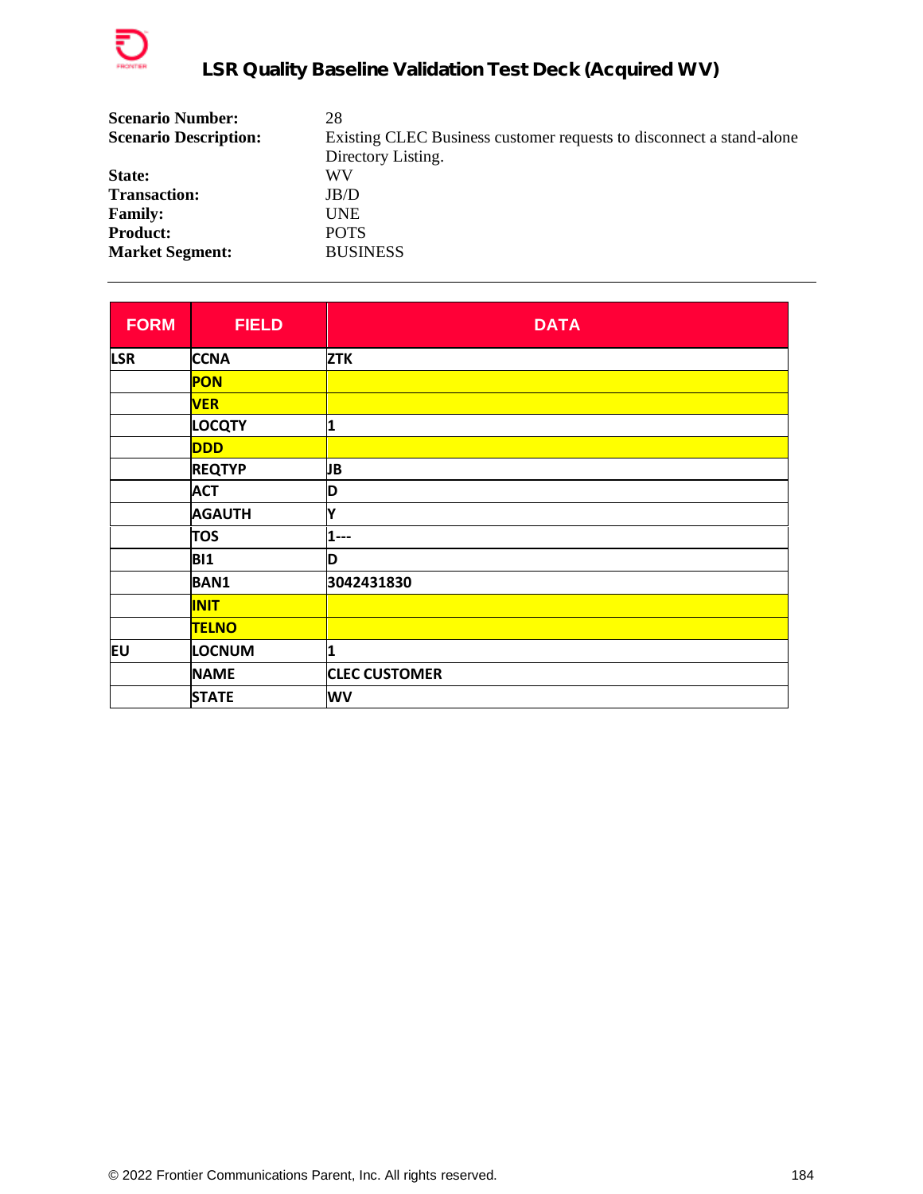**Scenario Number:** 28
**Scenario Description:** Existing CLEC Business customer requests to disconnect a stand-alone Directory Listing.
**State:** WV
**Transaction:** JB/D
**Family:** UNE
**Product:** POTS
**Market Segment:** BUSINESS

---

| FORM | FIELD | DATA |
|---|---|---|
| LSR | CCNA | ZTK |
| | PON | |
| | VER | |
| | LOCQTY | 1 |
| | DDD | |
| | REQTYP | JB |
| | ACT | D |
| | AGAUTH | Y |
| | TOS | 1--- |
| | BI1 | D |
| | BAN1 | 3042431830 |
| | INIT | |
| | TELNO | |
| EU | LOCNUM | 1 |
| | NAME | CLEC CUSTOMER |
| | STATE | WV |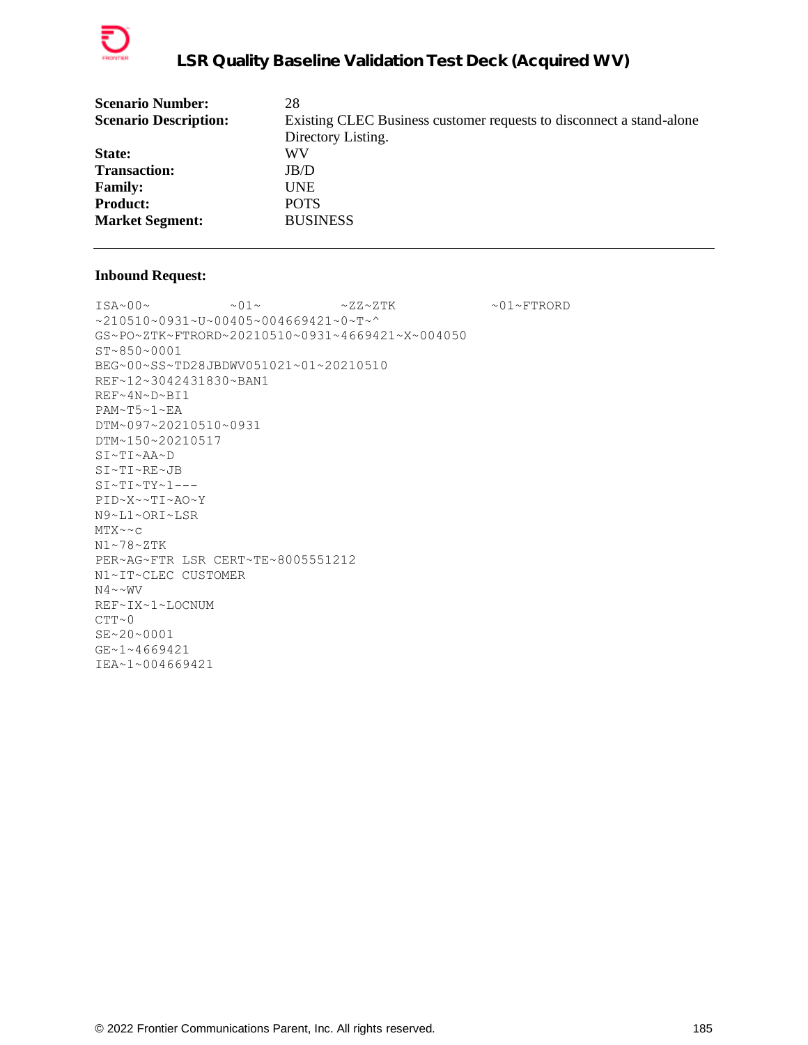| | |
|---|---|
| **Scenario Number:** | 28 |
| **Scenario Description:** | Existing CLEC Business customer requests to disconnect a stand-alone Directory Listing. |
| **State:** | WV |
| **Transaction:** | JB/D |
| **Family:** | UNE |
| **Product:** | POTS |
| **Market Segment:** | BUSINESS |

---

**Inbound Request:**

```
ISA~00~          ~01~          ~ZZ~ZTK            ~01~FTRORD
~210510~0931~U~00405~004669421~0~T~^
GS~PO~ZTK~FTRORD~20210510~0931~4669421~X~004050
ST~850~0001
BEG~00~SS~TD28JBDWV051021~01~20210510
REF~12~3042431830~BAN1
REF~4N~D~BI1
PAM~T5~1~EA
DTM~097~20210510~0931
DTM~150~20210517
SI~TI~AA~D
SI~TI~RE~JB
SI~TI~TY~1---
PID~X~~TI~AO~Y
N9~L1~ORI~LSR
MTX~~c
N1~78~ZTK
PER~AG~FTR LSR CERT~TE~8005551212
N1~IT~CLEC CUSTOMER
N4~~WV
REF~IX~1~LOCNUM
CTT~0
SE~20~0001
GE~1~4669421
IEA~1~004669421
```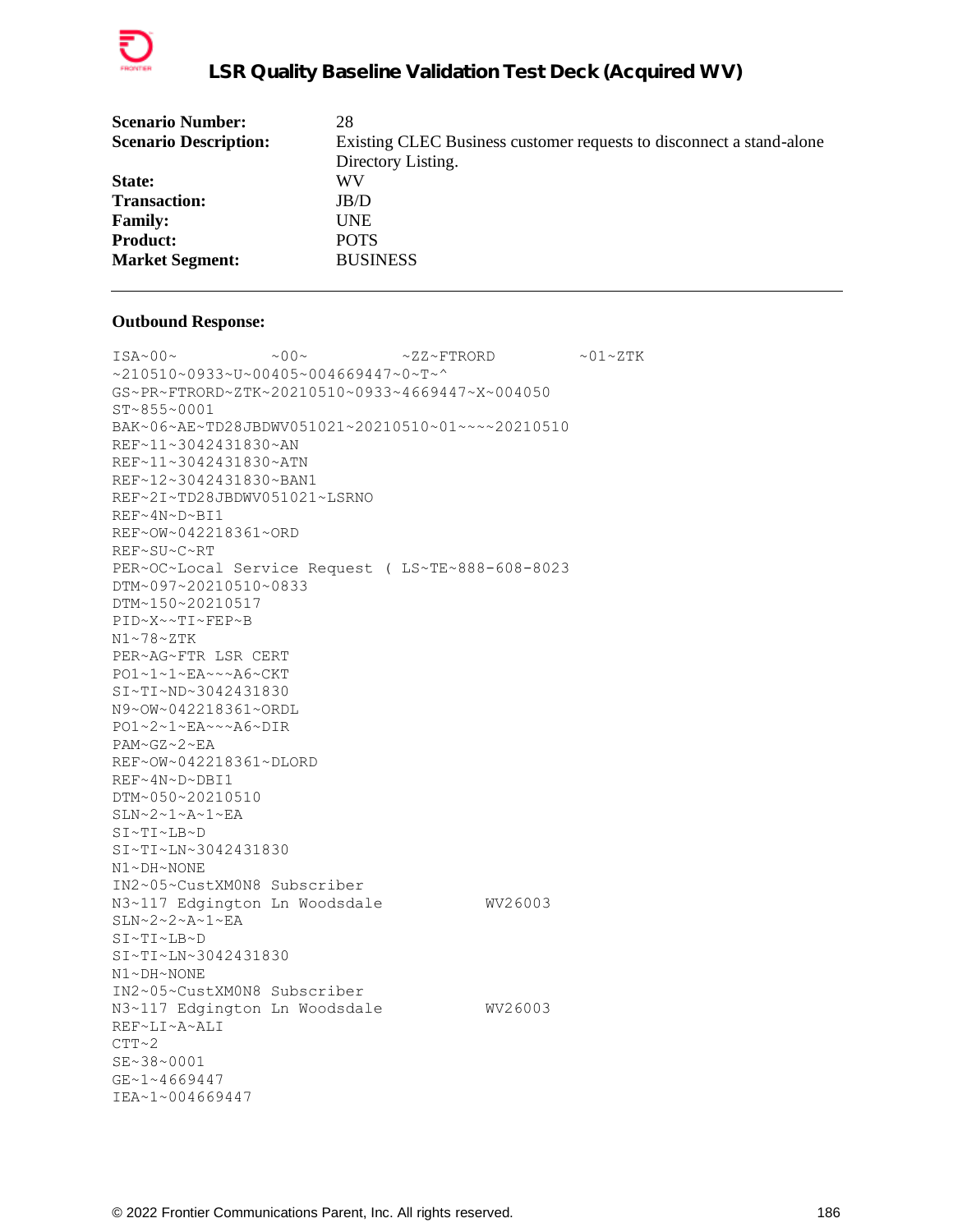| | |
|---|---|
| **Scenario Number:** | 28 |
| **Scenario Description:** | Existing CLEC Business customer requests to disconnect a stand-alone Directory Listing. |
| **State:** | WV |
| **Transaction:** | JB/D |
| **Family:** | UNE |
| **Product:** | POTS |
| **Market Segment:** | BUSINESS |

---

**Outbound Response:**

```
ISA~00~          ~00~          ~ZZ~FTRORD         ~01~ZTK
~210510~0933~U~00405~004669447~0~T~^
GS~PR~FTRORD~ZTK~20210510~0933~4669447~X~004050
ST~855~0001
BAK~06~AE~TD28JBDWV051021~20210510~01~~~~20210510
REF~11~3042431830~AN
REF~11~3042431830~ATN
REF~12~3042431830~BAN1
REF~2I~TD28JBDWV051021~LSRNO
REF~4N~D~BI1
REF~OW~042218361~ORD
REF~SU~C~RT
PER~OC~Local Service Request ( LS~TE~888-608-8023
DTM~097~20210510~0833
DTM~150~20210517
PID~X~~TI~FEP~B
N1~78~ZTK
PER~AG~FTR LSR CERT
PO1~1~1~EA~~~A6~CKT
SI~TI~ND~3042431830
N9~OW~042218361~ORDL
PO1~2~1~EA~~~A6~DIR
PAM~GZ~2~EA
REF~OW~042218361~DLORD
REF~4N~D~DBI1
DTM~050~20210510
SLN~2~1~A~1~EA
SI~TI~LB~D
SI~TI~LN~3042431830
N1~DH~NONE
IN2~05~CustXM0N8 Subscriber
N3~117 Edgington Ln Woodsdale           WV26003
SLN~2~2~A~1~EA
SI~TI~LB~D
SI~TI~LN~3042431830
N1~DH~NONE
IN2~05~CustXM0N8 Subscriber
N3~117 Edgington Ln Woodsdale           WV26003
REF~LI~A~ALI
CTT~2
SE~38~0001
GE~1~4669447
IEA~1~004669447
```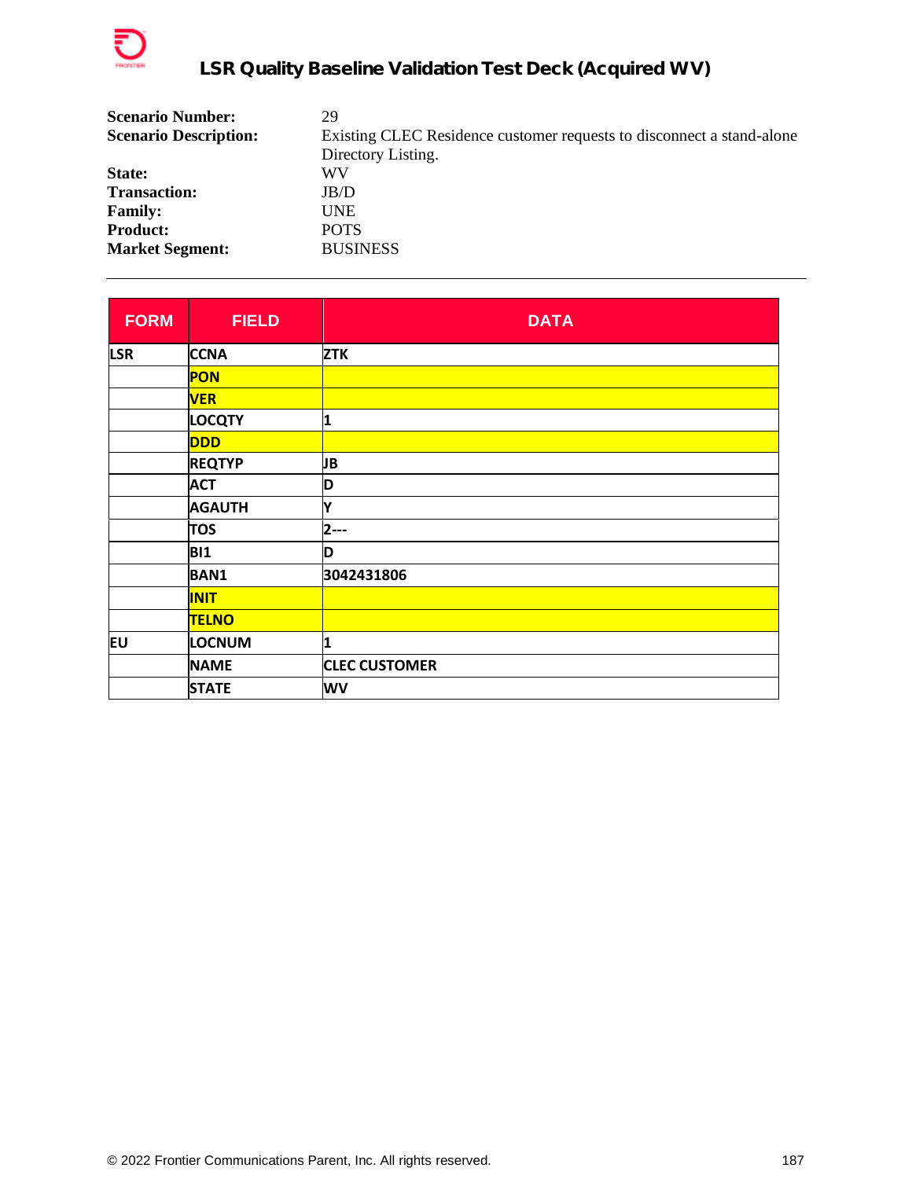**Scenario Number:** 29
**Scenario Description:** Existing CLEC Residence customer requests to disconnect a stand-alone Directory Listing.
**State:** WV
**Transaction:** JB/D
**Family:** UNE
**Product:** POTS
**Market Segment:** BUSINESS

---

| FORM | FIELD | DATA |
|---|---|---|
| LSR | CCNA | ZTK |
| | PON | |
| | VER | |
| | LOCQTY | 1 |
| | DDD | |
| | REQTYP | JB |
| | ACT | D |
| | AGAUTH | Y |
| | TOS | 2--- |
| | BI1 | D |
| | BAN1 | 3042431806 |
| | INIT | |
| | TELNO | |
| EU | LOCNUM | 1 |
| | NAME | CLEC CUSTOMER |
| | STATE | WV |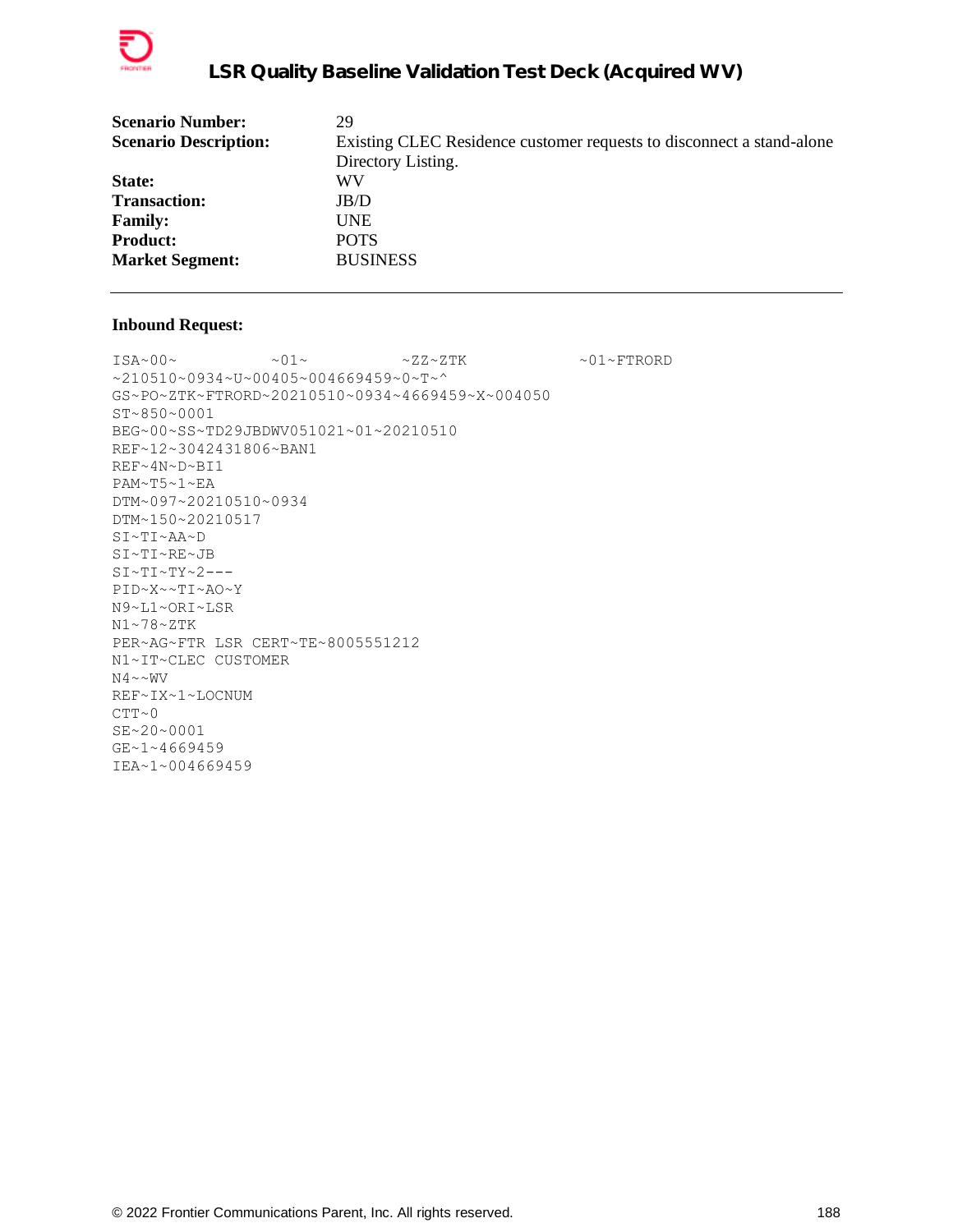| | |
|---|---|
| **Scenario Number:** | 29 |
| **Scenario Description:** | Existing CLEC Residence customer requests to disconnect a stand-alone Directory Listing. |
| **State:** | WV |
| **Transaction:** | JB/D |
| **Family:** | UNE |
| **Product:** | POTS |
| **Market Segment:** | BUSINESS |

---

**Inbound Request:**

```
ISA~00~          ~01~          ~ZZ~ZTK            ~01~FTRORD
~210510~0934~U~00405~004669459~0~T~^
GS~PO~ZTK~FTRORD~20210510~0934~4669459~X~004050
ST~850~0001
BEG~00~SS~TD29JBDWV051021~01~20210510
REF~12~3042431806~BAN1
REF~4N~D~BI1
PAM~T5~1~EA
DTM~097~20210510~0934
DTM~150~20210517
SI~TI~AA~D
SI~TI~RE~JB
SI~TI~TY~2---
PID~X~~TI~AO~Y
N9~L1~ORI~LSR
N1~78~ZTK
PER~AG~FTR LSR CERT~TE~8005551212
N1~IT~CLEC CUSTOMER
N4~~WV
REF~IX~1~LOCNUM
CTT~0
SE~20~0001
GE~1~4669459
IEA~1~004669459
```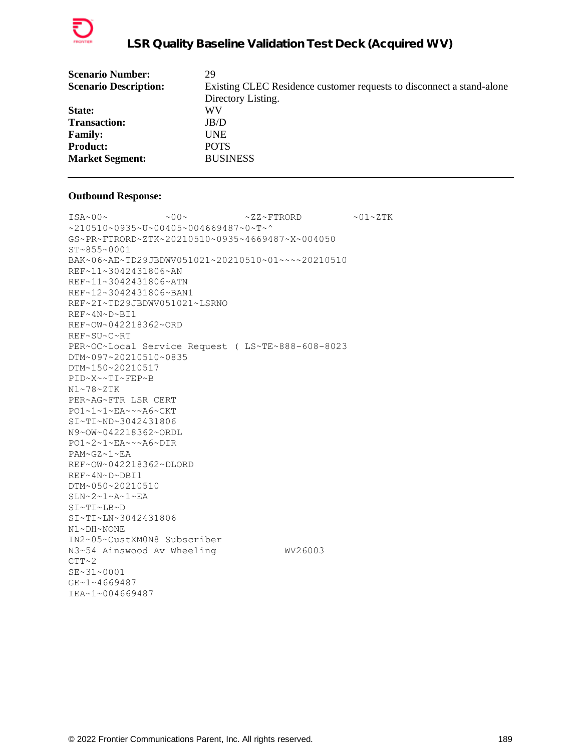| | |
|---|---|
| **Scenario Number:** | 29 |
| **Scenario Description:** | Existing CLEC Residence customer requests to disconnect a stand-alone Directory Listing. |
| **State:** | WV |
| **Transaction:** | JB/D |
| **Family:** | UNE |
| **Product:** | POTS |
| **Market Segment:** | BUSINESS |

---

**Outbound Response:**

```
ISA~00~          ~00~          ~ZZ~FTRORD         ~01~ZTK
~210510~0935~U~00405~004669487~0~T~^
GS~PR~FTRORD~ZTK~20210510~0935~4669487~X~004050
ST~855~0001
BAK~06~AE~TD29JBDWV051021~20210510~01~~~~20210510
REF~11~3042431806~AN
REF~11~3042431806~ATN
REF~12~3042431806~BAN1
REF~2I~TD29JBDWV051021~LSRNO
REF~4N~D~BI1
REF~OW~042218362~ORD
REF~SU~C~RT
PER~OC~Local Service Request ( LS~TE~888-608-8023
DTM~097~20210510~0835
DTM~150~20210517
PID~X~~TI~FEP~B
N1~78~ZTK
PER~AG~FTR LSR CERT
PO1~1~1~EA~~~A6~CKT
SI~TI~ND~3042431806
N9~OW~042218362~ORDL
PO1~2~1~EA~~~A6~DIR
PAM~GZ~1~EA
REF~OW~042218362~DLORD
REF~4N~D~DBI1
DTM~050~20210510
SLN~2~1~A~1~EA
SI~TI~LB~D
SI~TI~LN~3042431806
N1~DH~NONE
IN2~05~CustXM0N8 Subscriber
N3~54 Ainswood Av Wheeling            WV26003
CTT~2
SE~31~0001
GE~1~4669487
IEA~1~004669487
```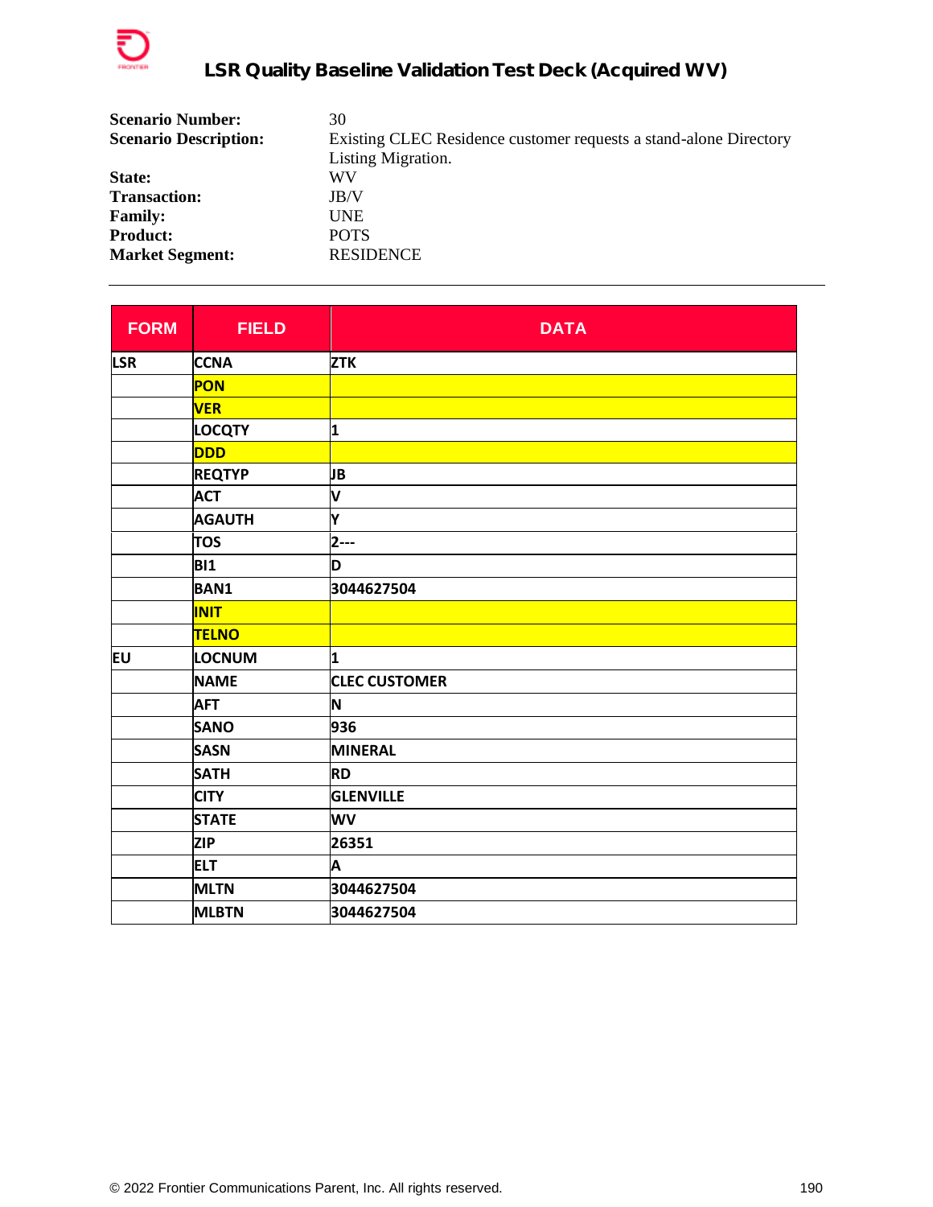| | |
|---|---|
| **Scenario Number:** | 30 |
| **Scenario Description:** | Existing CLEC Residence customer requests a stand-alone Directory Listing Migration. |
| **State:** | WV |
| **Transaction:** | JB/V |
| **Family:** | UNE |
| **Product:** | POTS |
| **Market Segment:** | RESIDENCE |

| FORM | FIELD | DATA |
|---|---|---|
| LSR | CCNA | ZTK |
| | PON | |
| | VER | |
| | LOCQTY | 1 |
| | DDD | |
| | REQTYP | JB |
| | ACT | V |
| | AGAUTH | Y |
| | TOS | 2--- |
| | BI1 | D |
| | BAN1 | 3044627504 |
| | INIT | |
| | TELNO | |
| EU | LOCNUM | 1 |
| | NAME | CLEC CUSTOMER |
| | AFT | N |
| | SANO | 936 |
| | SASN | MINERAL |
| | SATH | RD |
| | CITY | GLENVILLE |
| | STATE | WV |
| | ZIP | 26351 |
| | ELT | A |
| | MLTN | 3044627504 |
| | MLBTN | 3044627504 |

© 2022 Frontier Communications Parent, Inc. All rights reserved.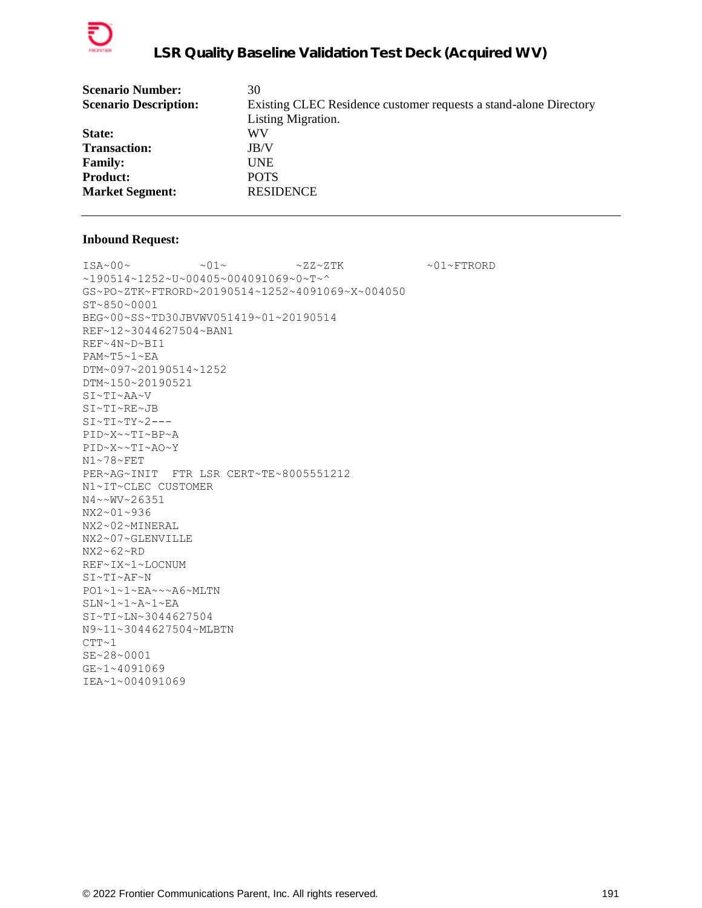| | |
|---|---|
| **Scenario Number:** | 30 |
| **Scenario Description:** | Existing CLEC Residence customer requests a stand-alone Directory Listing Migration. |
| **State:** | WV |
| **Transaction:** | JB/V |
| **Family:** | UNE |
| **Product:** | POTS |
| **Market Segment:** | RESIDENCE |

---

**Inbound Request:**

```
ISA~00~          ~01~          ~ZZ~ZTK            ~01~FTRORD
~190514~1252~U~00405~004091069~0~T~^
GS~PO~ZTK~FTRORD~20190514~1252~4091069~X~004050
ST~850~0001
BEG~00~SS~TD30JBVWV051419~01~20190514
REF~12~3044627504~BAN1
REF~4N~D~BI1
PAM~T5~1~EA
DTM~097~20190514~1252
DTM~150~20190521
SI~TI~AA~V
SI~TI~RE~JB
SI~TI~TY~2---
PID~X~~TI~BP~A
PID~X~~TI~AO~Y
N1~78~FET
PER~AG~INIT  FTR LSR CERT~TE~8005551212
N1~IT~CLEC CUSTOMER
N4~~WV~26351
NX2~01~936
NX2~02~MINERAL
NX2~07~GLENVILLE
NX2~62~RD
REF~IX~1~LOCNUM
SI~TI~AF~N
PO1~1~1~EA~~~A6~MLTN
SLN~1~1~A~1~EA
SI~TI~LN~3044627504
N9~11~3044627504~MLBTN
CTT~1
SE~28~0001
GE~1~4091069
IEA~1~004091069
```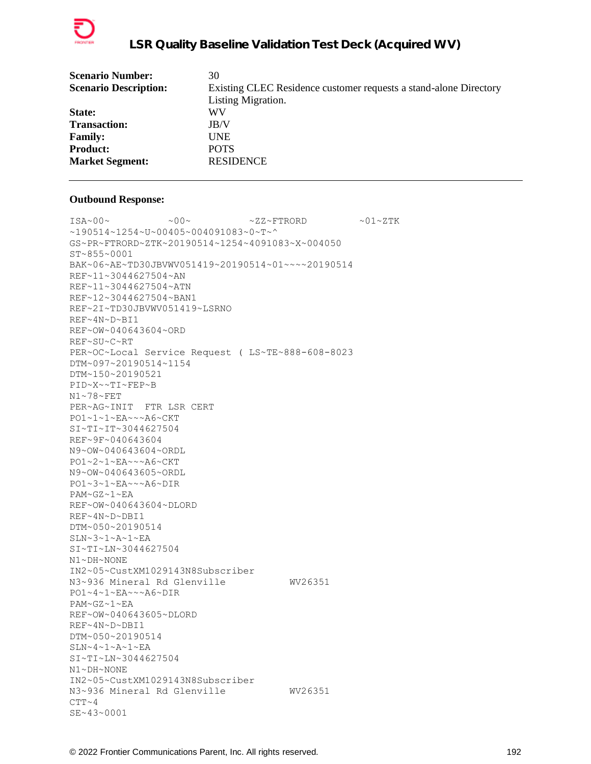| | |
|---|---|
| **Scenario Number:** | 30 |
| **Scenario Description:** | Existing CLEC Residence customer requests a stand-alone Directory Listing Migration. |
| **State:** | WV |
| **Transaction:** | JB/V |
| **Family:** | UNE |
| **Product:** | POTS |
| **Market Segment:** | RESIDENCE |

---

**Outbound Response:**

```
ISA~00~          ~00~          ~ZZ~FTRORD         ~01~ZTK
~190514~1254~U~00405~004091083~0~T~^
GS~PR~FTRORD~ZTK~20190514~1254~4091083~X~004050
ST~855~0001
BAK~06~AE~TD30JBVWV051419~20190514~01~~~~20190514
REF~11~3044627504~AN
REF~11~3044627504~ATN
REF~12~3044627504~BAN1
REF~2I~TD30JBVWV051419~LSRNO
REF~4N~D~BI1
REF~OW~040643604~ORD
REF~SU~C~RT
PER~OC~Local Service Request ( LS~TE~888-608-8023
DTM~097~20190514~1154
DTM~150~20190521
PID~X~~TI~FEP~B
N1~78~FET
PER~AG~INIT  FTR LSR CERT
PO1~1~1~EA~~~A6~CKT
SI~TI~IT~3044627504
REF~9F~040643604
N9~OW~040643604~ORDL
PO1~2~1~EA~~~A6~CKT
N9~OW~040643605~ORDL
PO1~3~1~EA~~~A6~DIR
PAM~GZ~1~EA
REF~OW~040643604~DLORD
REF~4N~D~DBI1
DTM~050~20190514
SLN~3~1~A~1~EA
SI~TI~LN~3044627504
N1~DH~NONE
IN2~05~CustXM1029143N8Subscriber
N3~936 Mineral Rd Glenville           WV26351
PO1~4~1~EA~~~A6~DIR
PAM~GZ~1~EA
REF~OW~040643605~DLORD
REF~4N~D~DBI1
DTM~050~20190514
SLN~4~1~A~1~EA
SI~TI~LN~3044627504
N1~DH~NONE
IN2~05~CustXM1029143N8Subscriber
N3~936 Mineral Rd Glenville           WV26351
CTT~4
SE~43~0001
```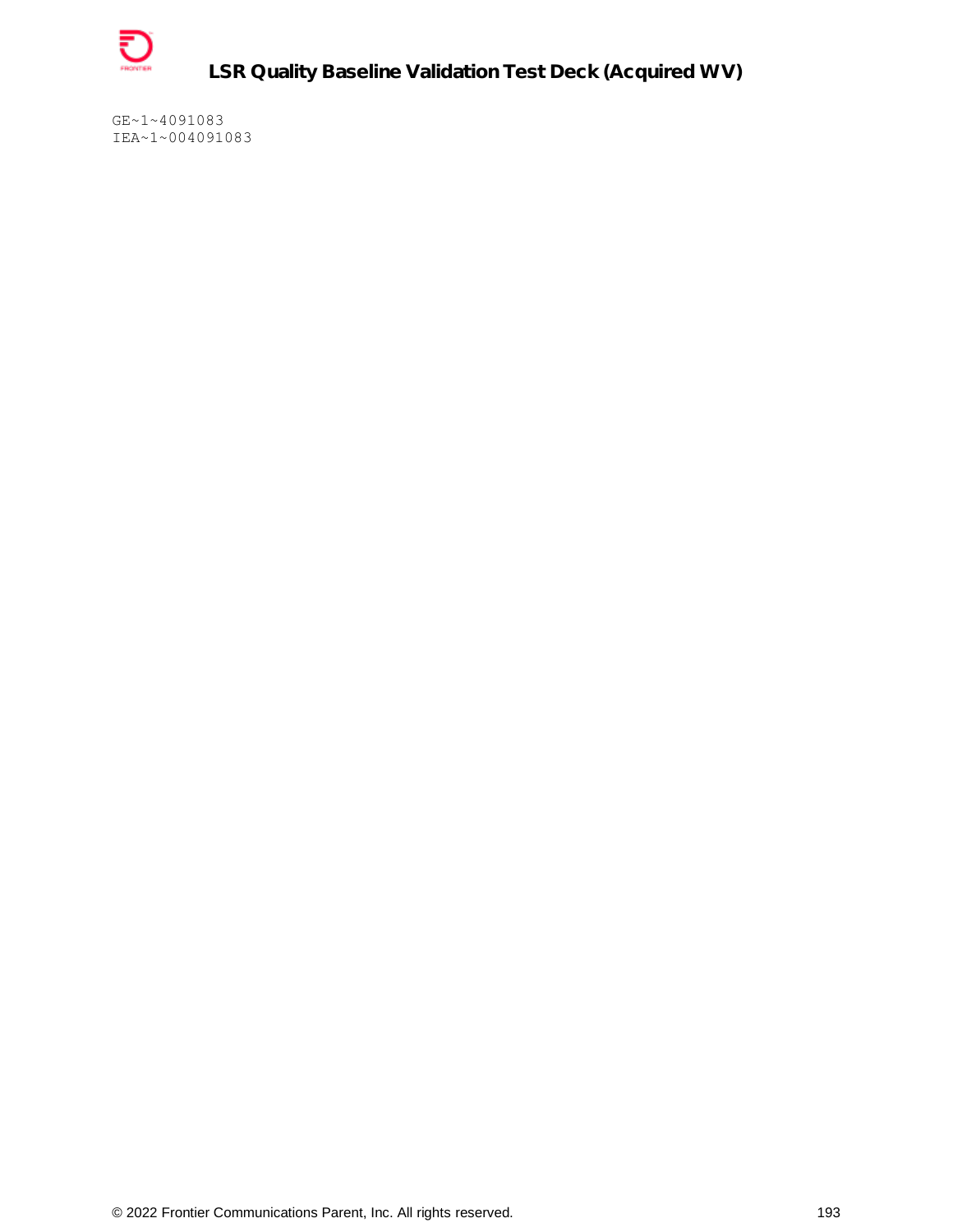```
GE~1~4091083
IEA~1~004091083
```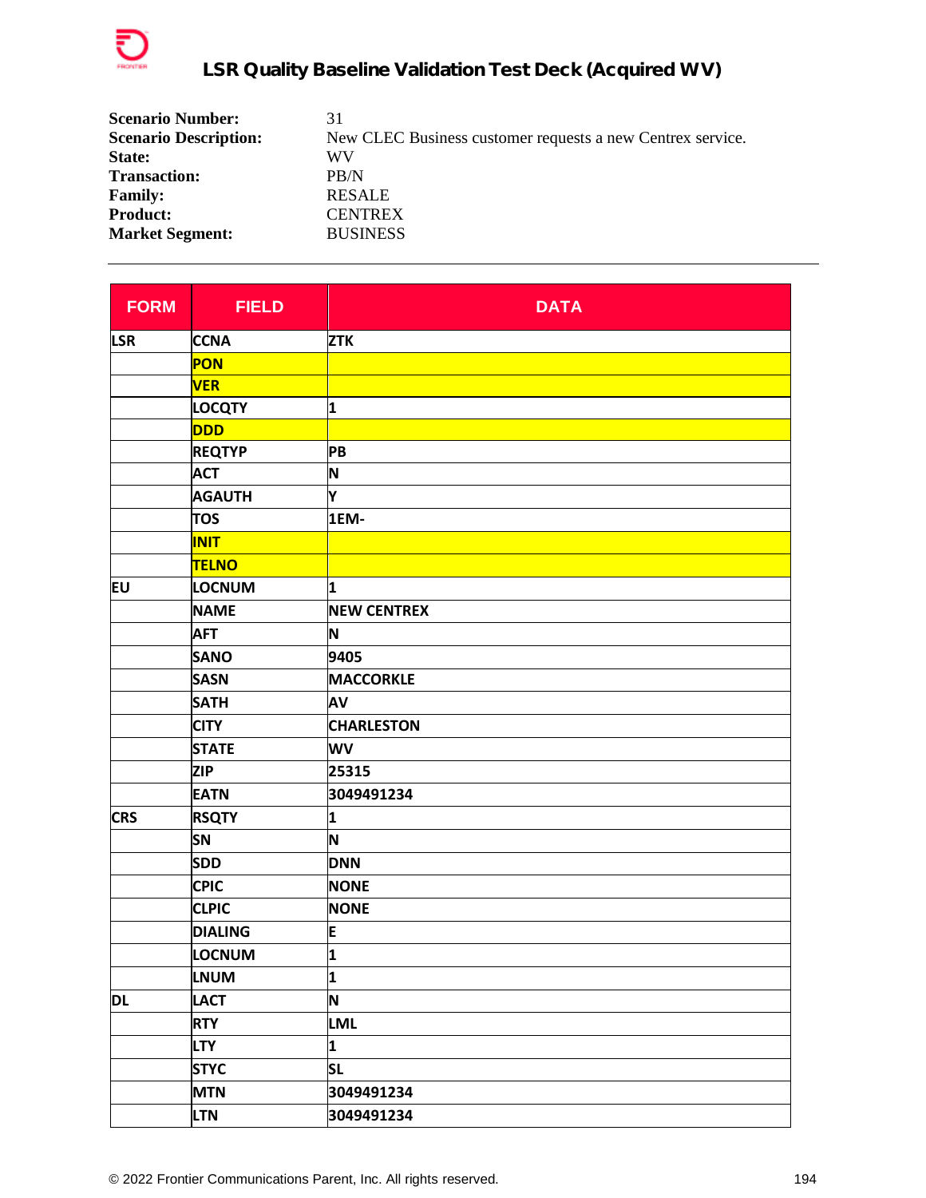| | |
|---|---|
| **Scenario Number:** | 31 |
| **Scenario Description:** | New CLEC Business customer requests a new Centrex service. |
| **State:** | WV |
| **Transaction:** | PB/N |
| **Family:** | RESALE |
| **Product:** | CENTREX |
| **Market Segment:** | BUSINESS |

---

| FORM | FIELD | DATA |
|---|---|---|
| LSR | CCNA | ZTK |
| | PON | |
| | VER | |
| | LOCQTY | 1 |
| | DDD | |
| | REQTYP | PB |
| | ACT | N |
| | AGAUTH | Y |
| | TOS | 1EM- |
| | INIT | |
| | TELNO | |
| EU | LOCNUM | 1 |
| | NAME | NEW CENTREX |
| | AFT | N |
| | SANO | 9405 |
| | SASN | MACCORKLE |
| | SATH | AV |
| | CITY | CHARLESTON |
| | STATE | WV |
| | ZIP | 25315 |
| | EATN | 3049491234 |
| CRS | RSQTY | 1 |
| | SN | N |
| | SDD | DNN |
| | CPIC | NONE |
| | CLPIC | NONE |
| | DIALING | E |
| | LOCNUM | 1 |
| | LNUM | 1 |
| DL | LACT | N |
| | RTY | LML |
| | LTY | 1 |
| | STYC | SL |
| | MTN | 3049491234 |
| | LTN | 3049491234 |

© 2022 Frontier Communications Parent, Inc. All rights reserved.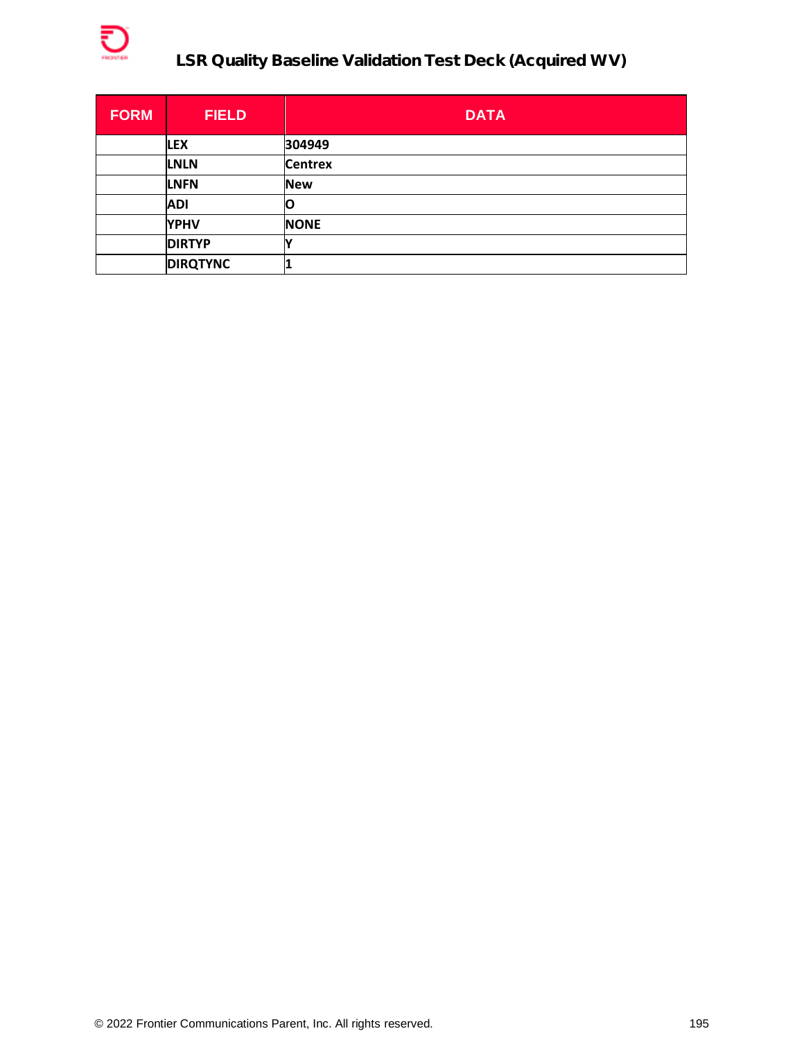| FORM | FIELD | DATA |
| --- | --- | --- |
| | LEX | 304949 |
| | LNLN | Centrex |
| | LNFN | New |
| | ADI | O |
| | YPHV | NONE |
| | DIRTYP | Y |
| | DIRQTYNC | 1 |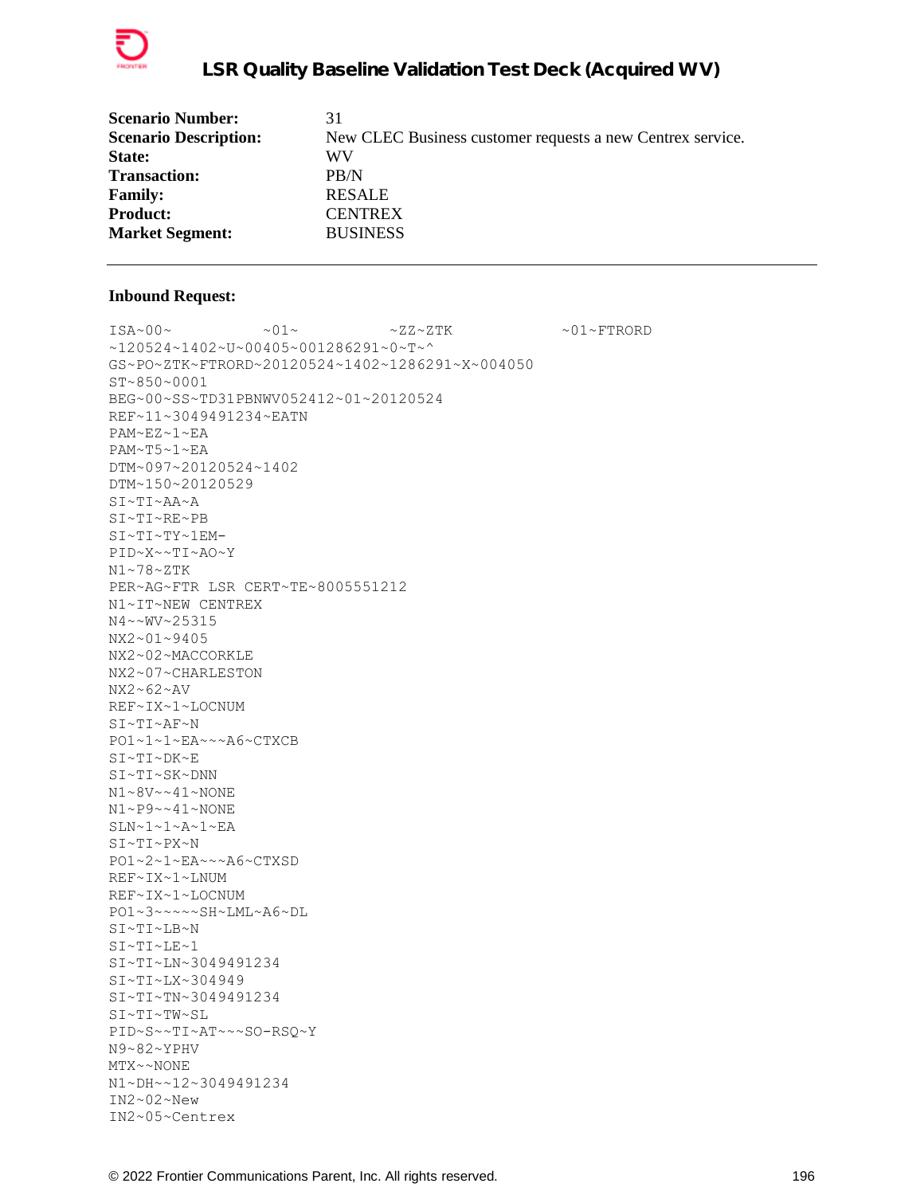| | |
|---|---|
| **Scenario Number:** | 31 |
| **Scenario Description:** | New CLEC Business customer requests a new Centrex service. |
| **State:** | WV |
| **Transaction:** | PB/N |
| **Family:** | RESALE |
| **Product:** | CENTREX |
| **Market Segment:** | BUSINESS |

---

**Inbound Request:**

```
ISA~00~          ~01~          ~ZZ~ZTK            ~01~FTRORD
~120524~1402~U~00405~001286291~0~T~^
GS~PO~ZTK~FTRORD~20120524~1402~1286291~X~004050
ST~850~0001
BEG~00~SS~TD31PBNWV052412~01~20120524
REF~11~3049491234~EATN
PAM~EZ~1~EA
PAM~T5~1~EA
DTM~097~20120524~1402
DTM~150~20120529
SI~TI~AA~A
SI~TI~RE~PB
SI~TI~TY~1EM-
PID~X~~TI~AO~Y
N1~78~ZTK
PER~AG~FTR LSR CERT~TE~8005551212
N1~IT~NEW CENTREX
N4~~WV~25315
NX2~01~9405
NX2~02~MACCORKLE
NX2~07~CHARLESTON
NX2~62~AV
REF~IX~1~LOCNUM
SI~TI~AF~N
PO1~1~1~EA~~~A6~CTXCB
SI~TI~DK~E
SI~TI~SK~DNN
N1~8V~~41~NONE
N1~P9~~41~NONE
SLN~1~1~A~1~EA
SI~TI~PX~N
PO1~2~1~EA~~~A6~CTXSD
REF~IX~1~LNUM
REF~IX~1~LOCNUM
PO1~3~~~~~SH~LML~A6~DL
SI~TI~LB~N
SI~TI~LE~1
SI~TI~LN~3049491234
SI~TI~LX~304949
SI~TI~TN~3049491234
SI~TI~TW~SL
PID~S~~TI~AT~~~SO-RSQ~Y
N9~82~YPHV
MTX~~NONE
N1~DH~~12~3049491234
IN2~02~New
IN2~05~Centrex
```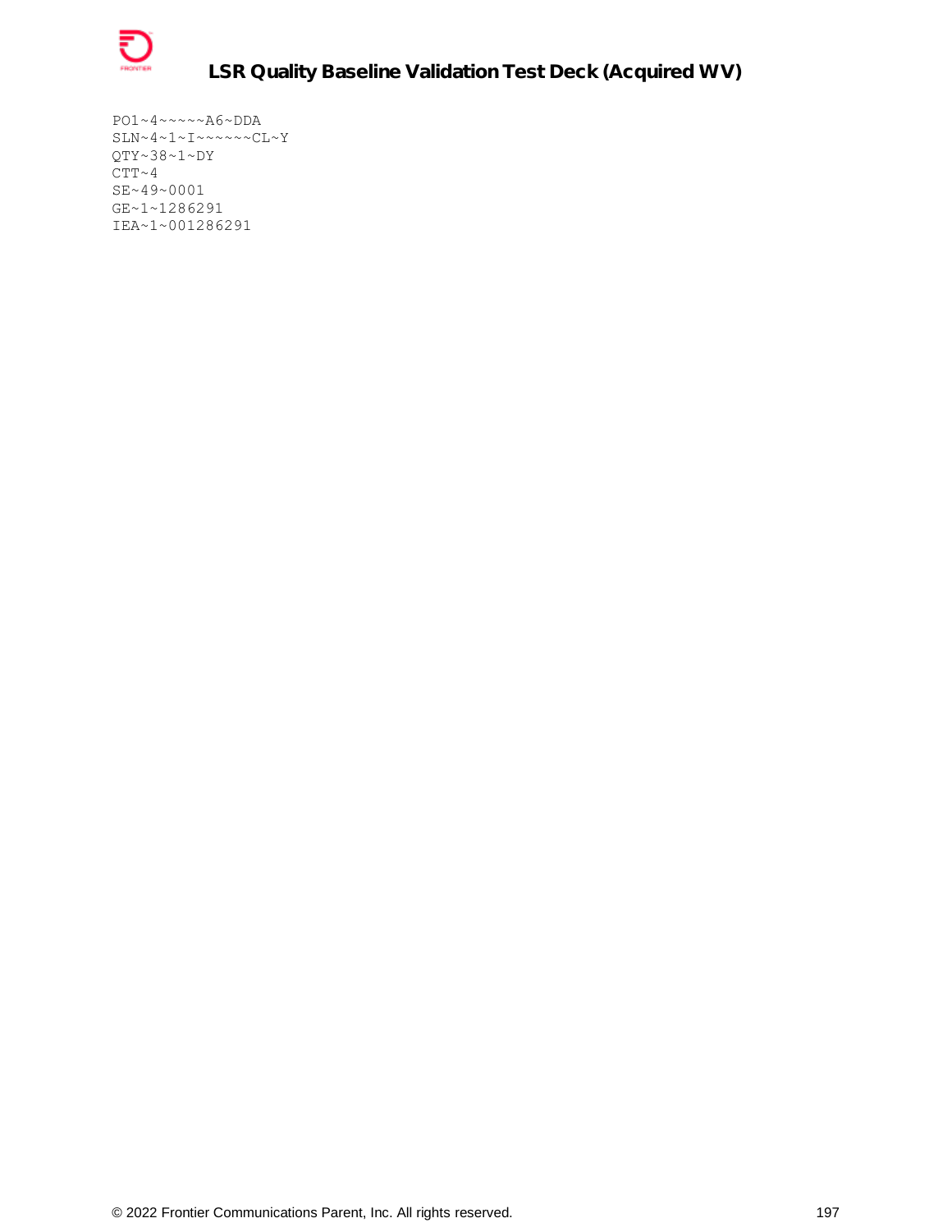```
PO1~4~~~~~A6~DDA
SLN~4~1~I~~~~~~CL~Y
QTY~38~1~DY
CTT~4
SE~49~0001
GE~1~1286291
IEA~1~001286291
```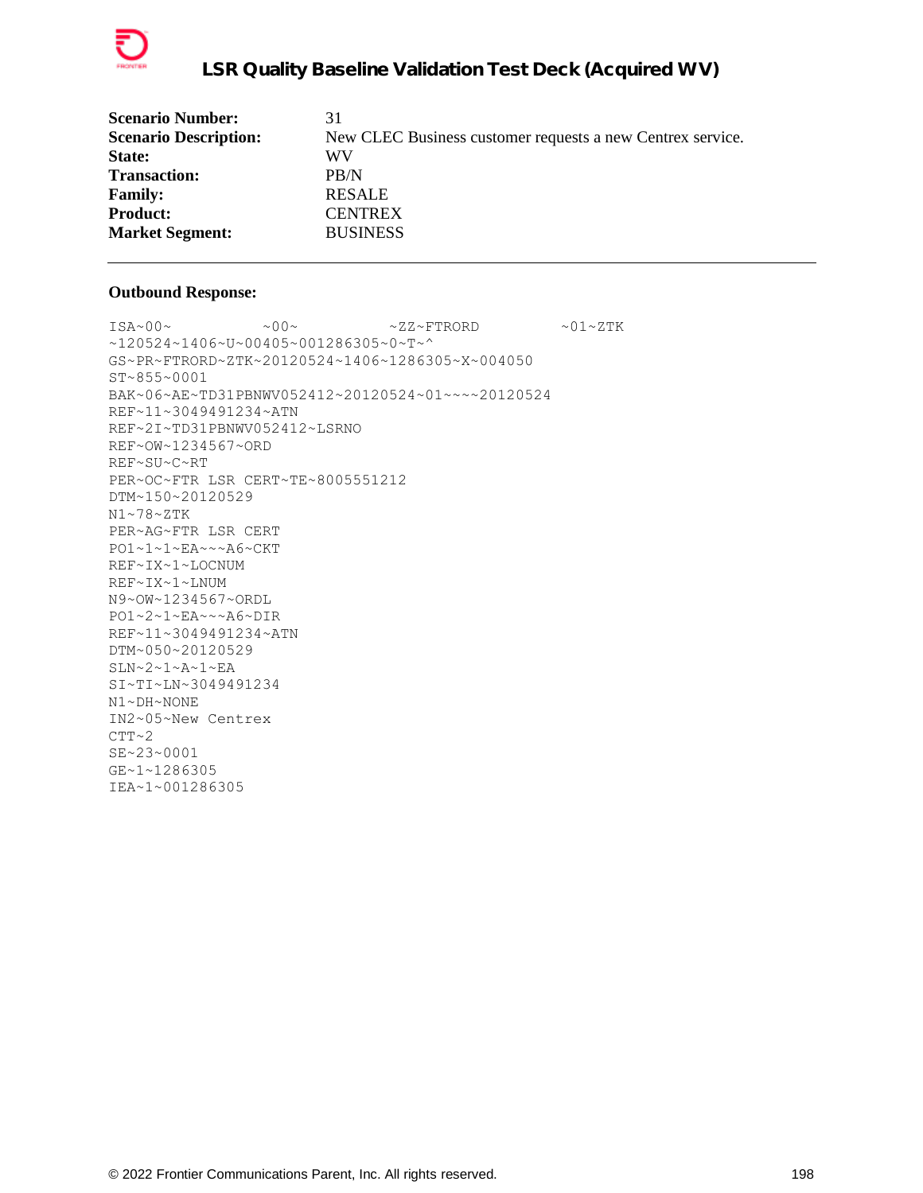# LSR Quality Baseline Validation Test Deck (Acquired WV)

| | |
|---|---|
| **Scenario Number:** | 31 |
| **Scenario Description:** | New CLEC Business customer requests a new Centrex service. |
| **State:** | WV |
| **Transaction:** | PB/N |
| **Family:** | RESALE |
| **Product:** | CENTREX |
| **Market Segment:** | BUSINESS |

---

**Outbound Response:**

```
ISA~00~          ~00~          ~ZZ~FTRORD          ~01~ZTK
~120524~1406~U~00405~001286305~0~T~^
GS~PR~FTRORD~ZTK~20120524~1406~1286305~X~004050
ST~855~0001
BAK~06~AE~TD31PBNWV052412~20120524~01~~~~20120524
REF~11~3049491234~ATN
REF~2I~TD31PBNWV052412~LSRNO
REF~OW~1234567~ORD
REF~SU~C~RT
PER~OC~FTR LSR CERT~TE~8005551212
DTM~150~20120529
N1~78~ZTK
PER~AG~FTR LSR CERT
PO1~1~1~EA~~~A6~CKT
REF~IX~1~LOCNUM
REF~IX~1~LNUM
N9~OW~1234567~ORDL
PO1~2~1~EA~~~A6~DIR
REF~11~3049491234~ATN
DTM~050~20120529
SLN~2~1~A~1~EA
SI~TI~LN~3049491234
N1~DH~NONE
IN2~05~New Centrex
CTT~2
SE~23~0001
GE~1~1286305
IEA~1~001286305
```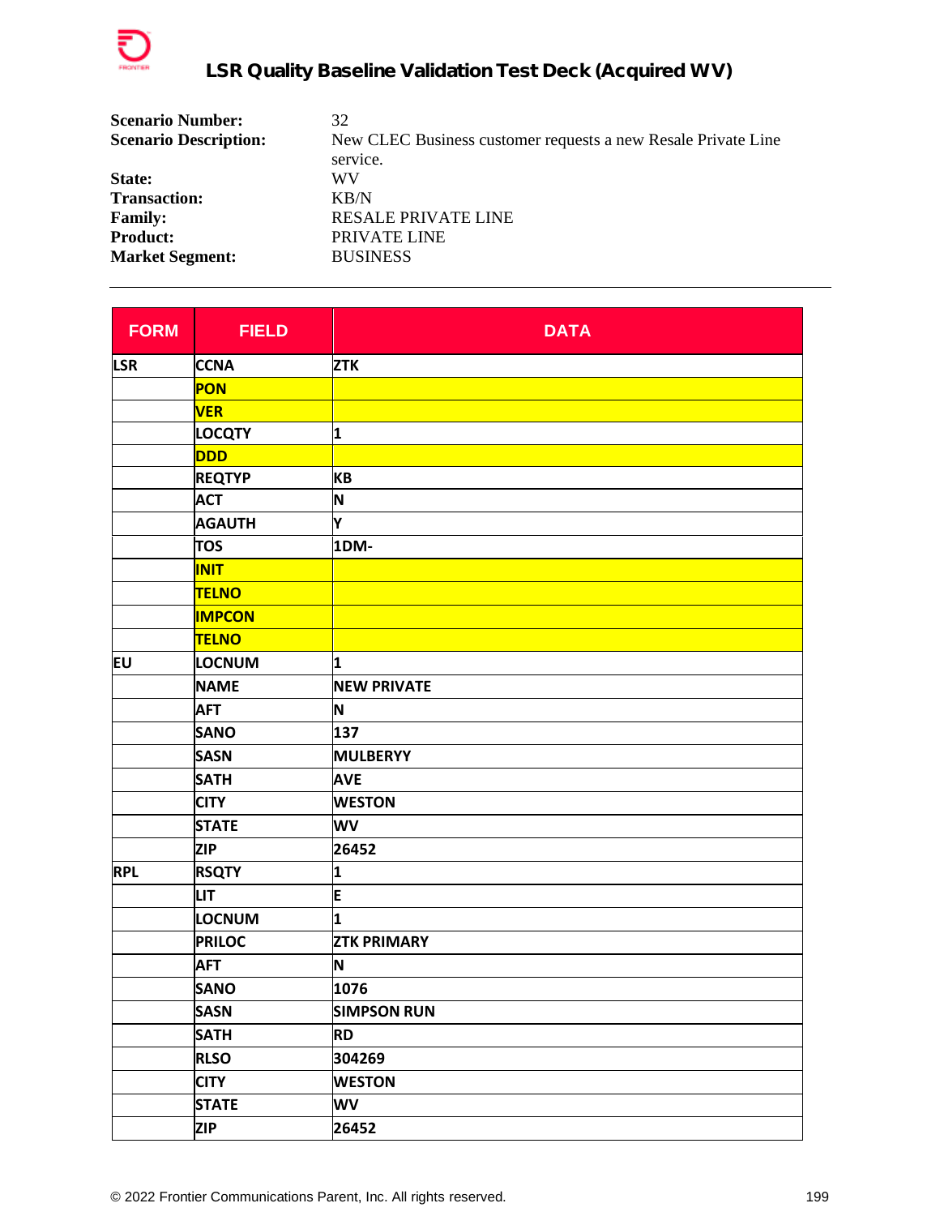**Scenario Number:** 32
**Scenario Description:** New CLEC Business customer requests a new Resale Private Line service.
**State:** WV
**Transaction:** KB/N
**Family:** RESALE PRIVATE LINE
**Product:** PRIVATE LINE
**Market Segment:** BUSINESS

---

| FORM | FIELD | DATA |
|---|---|---|
| LSR | CCNA | ZTK |
| | PON | |
| | VER | |
| | LOCQTY | 1 |
| | DDD | |
| | REQTYP | KB |
| | ACT | N |
| | AGAUTH | Y |
| | TOS | 1DM- |
| | INIT | |
| | TELNO | |
| | IMPCON | |
| | TELNO | |
| EU | LOCNUM | 1 |
| | NAME | NEW PRIVATE |
| | AFT | N |
| | SANO | 137 |
| | SASN | MULBERYY |
| | SATH | AVE |
| | CITY | WESTON |
| | STATE | WV |
| | ZIP | 26452 |
| RPL | RSQTY | 1 |
| | LIT | E |
| | LOCNUM | 1 |
| | PRILOC | ZTK PRIMARY |
| | AFT | N |
| | SANO | 1076 |
| | SASN | SIMPSON RUN |
| | SATH | RD |
| | RLSO | 304269 |
| | CITY | WESTON |
| | STATE | WV |
| | ZIP | 26452 |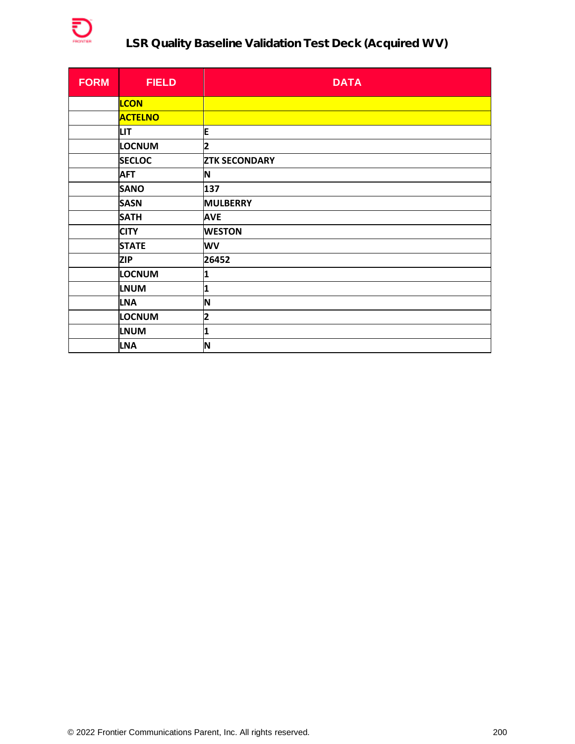| FORM | FIELD | DATA |
|---|---|---|
| | LCON | |
| | ACTELNO | |
| | LIT | E |
| | LOCNUM | 2 |
| | SECLOC | ZTK SECONDARY |
| | AFT | N |
| | SANO | 137 |
| | SASN | MULBERRY |
| | SATH | AVE |
| | CITY | WESTON |
| | STATE | WV |
| | ZIP | 26452 |
| | LOCNUM | 1 |
| | LNUM | 1 |
| | LNA | N |
| | LOCNUM | 2 |
| | LNUM | 1 |
| | LNA | N |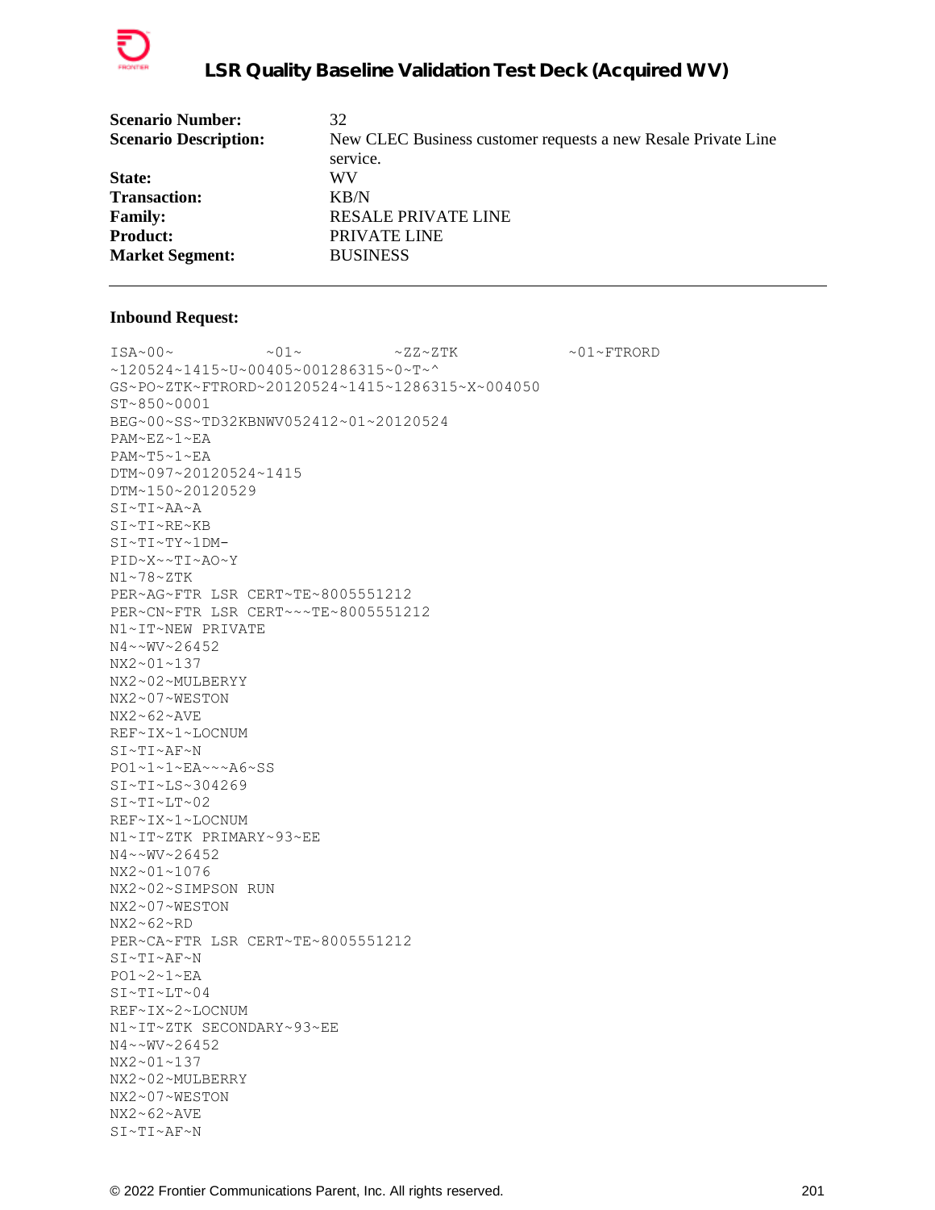| | |
|---|---|
| **Scenario Number:** | 32 |
| **Scenario Description:** | New CLEC Business customer requests a new Resale Private Line service. |
| **State:** | WV |
| **Transaction:** | KB/N |
| **Family:** | RESALE PRIVATE LINE |
| **Product:** | PRIVATE LINE |
| **Market Segment:** | BUSINESS |

---

**Inbound Request:**

```
ISA~00~          ~01~          ~ZZ~ZTK            ~01~FTRORD
~120524~1415~U~00405~001286315~0~T~^
GS~PO~ZTK~FTRORD~20120524~1415~1286315~X~004050
ST~850~0001
BEG~00~SS~TD32KBNWV052412~01~20120524
PAM~EZ~1~EA
PAM~T5~1~EA
DTM~097~20120524~1415
DTM~150~20120529
SI~TI~AA~A
SI~TI~RE~KB
SI~TI~TY~1DM-
PID~X~~TI~AO~Y
N1~78~ZTK
PER~AG~FTR LSR CERT~TE~8005551212
PER~CN~FTR LSR CERT~~~TE~8005551212
N1~IT~NEW PRIVATE
N4~~WV~26452
NX2~01~137
NX2~02~MULBERYY
NX2~07~WESTON
NX2~62~AVE
REF~IX~1~LOCNUM
SI~TI~AF~N
PO1~1~1~EA~~~A6~SS
SI~TI~LS~304269
SI~TI~LT~02
REF~IX~1~LOCNUM
N1~IT~ZTK PRIMARY~93~EE
N4~~WV~26452
NX2~01~1076
NX2~02~SIMPSON RUN
NX2~07~WESTON
NX2~62~RD
PER~CA~FTR LSR CERT~TE~8005551212
SI~TI~AF~N
PO1~2~1~EA
SI~TI~LT~04
REF~IX~2~LOCNUM
N1~IT~ZTK SECONDARY~93~EE
N4~~WV~26452
NX2~01~137
NX2~02~MULBERRY
NX2~07~WESTON
NX2~62~AVE
SI~TI~AF~N
```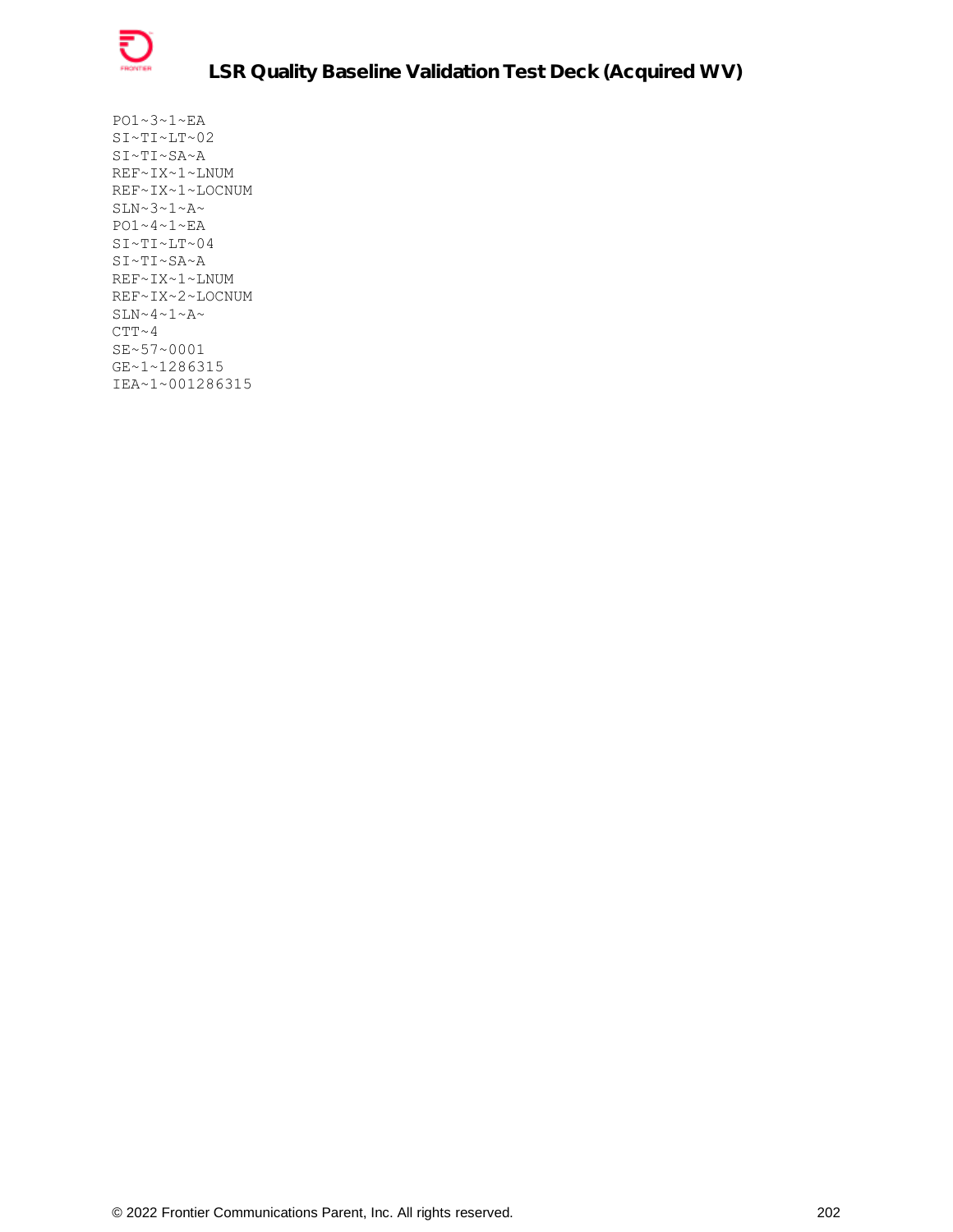```
PO1~3~1~EA
SI~TI~LT~02
SI~TI~SA~A
REF~IX~1~LNUM
REF~IX~1~LOCNUM
SLN~3~1~A~
PO1~4~1~EA
SI~TI~LT~04
SI~TI~SA~A
REF~IX~1~LNUM
REF~IX~2~LOCNUM
SLN~4~1~A~
CTT~4
SE~57~0001
GE~1~1286315
IEA~1~001286315
```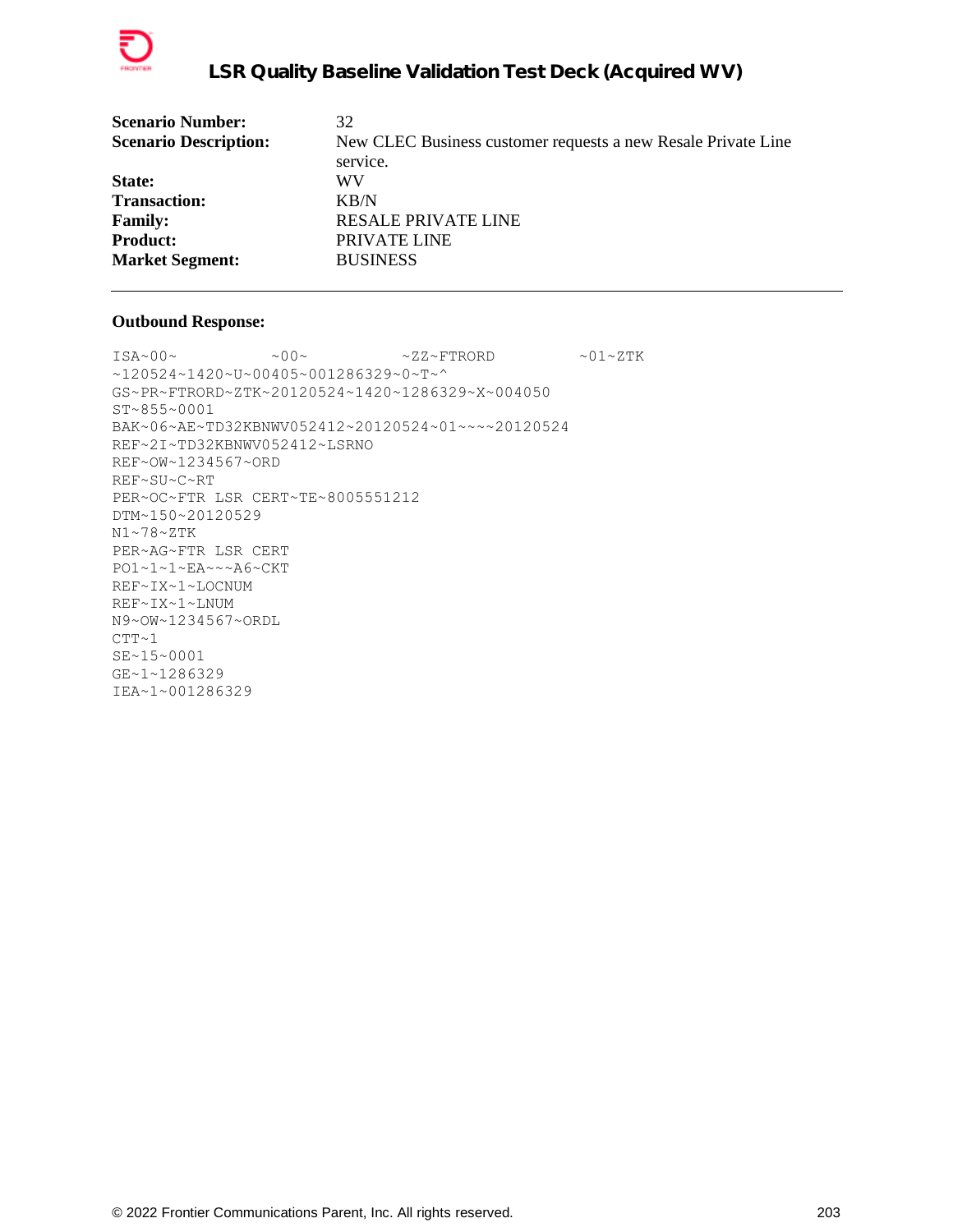| | |
|---|---|
| **Scenario Number:** | 32 |
| **Scenario Description:** | New CLEC Business customer requests a new Resale Private Line service. |
| **State:** | WV |
| **Transaction:** | KB/N |
| **Family:** | RESALE PRIVATE LINE |
| **Product:** | PRIVATE LINE |
| **Market Segment:** | BUSINESS |

---

**Outbound Response:**

```
ISA~00~          ~00~          ~ZZ~FTRORD         ~01~ZTK
~120524~1420~U~00405~001286329~0~T~^
GS~PR~FTRORD~ZTK~20120524~1420~1286329~X~004050
ST~855~0001
BAK~06~AE~TD32KBNWV052412~20120524~01~~~~20120524
REF~2I~TD32KBNWV052412~LSRNO
REF~OW~1234567~ORD
REF~SU~C~RT
PER~OC~FTR LSR CERT~TE~8005551212
DTM~150~20120529
N1~78~ZTK
PER~AG~FTR LSR CERT
PO1~1~1~EA~~~A6~CKT
REF~IX~1~LOCNUM
REF~IX~1~LNUM
N9~OW~1234567~ORDL
CTT~1
SE~15~0001
GE~1~1286329
IEA~1~001286329
```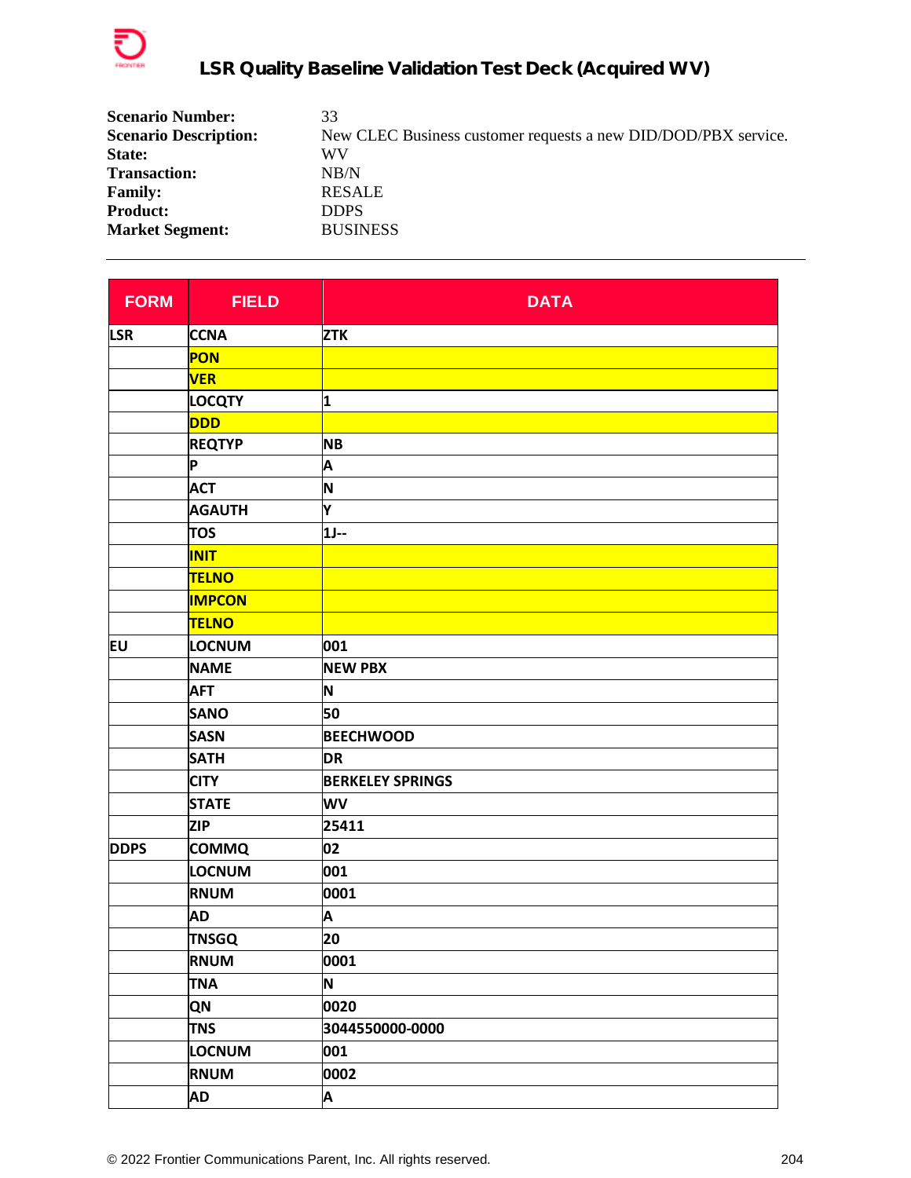**Scenario Number:** 33
**Scenario Description:** New CLEC Business customer requests a new DID/DOD/PBX service.
**State:** WV
**Transaction:** NB/N
**Family:** RESALE
**Product:** DDPS
**Market Segment:** BUSINESS

---

| FORM | FIELD | DATA |
|---|---|---|
| LSR | CCNA | ZTK |
| | PON | |
| | VER | |
| | LOCQTY | 1 |
| | DDD | |
| | REQTYP | NB |
| | P | A |
| | ACT | N |
| | AGAUTH | Y |
| | TOS | 1J-- |
| | INIT | |
| | TELNO | |
| | IMPCON | |
| | TELNO | |
| EU | LOCNUM | 001 |
| | NAME | NEW PBX |
| | AFT | N |
| | SANO | 50 |
| | SASN | BEECHWOOD |
| | SATH | DR |
| | CITY | BERKELEY SPRINGS |
| | STATE | WV |
| | ZIP | 25411 |
| DDPS | COMMQ | 02 |
| | LOCNUM | 001 |
| | RNUM | 0001 |
| | AD | A |
| | TNSGQ | 20 |
| | RNUM | 0001 |
| | TNA | N |
| | QN | 0020 |
| | TNS | 3044550000-0000 |
| | LOCNUM | 001 |
| | RNUM | 0002 |
| | AD | A |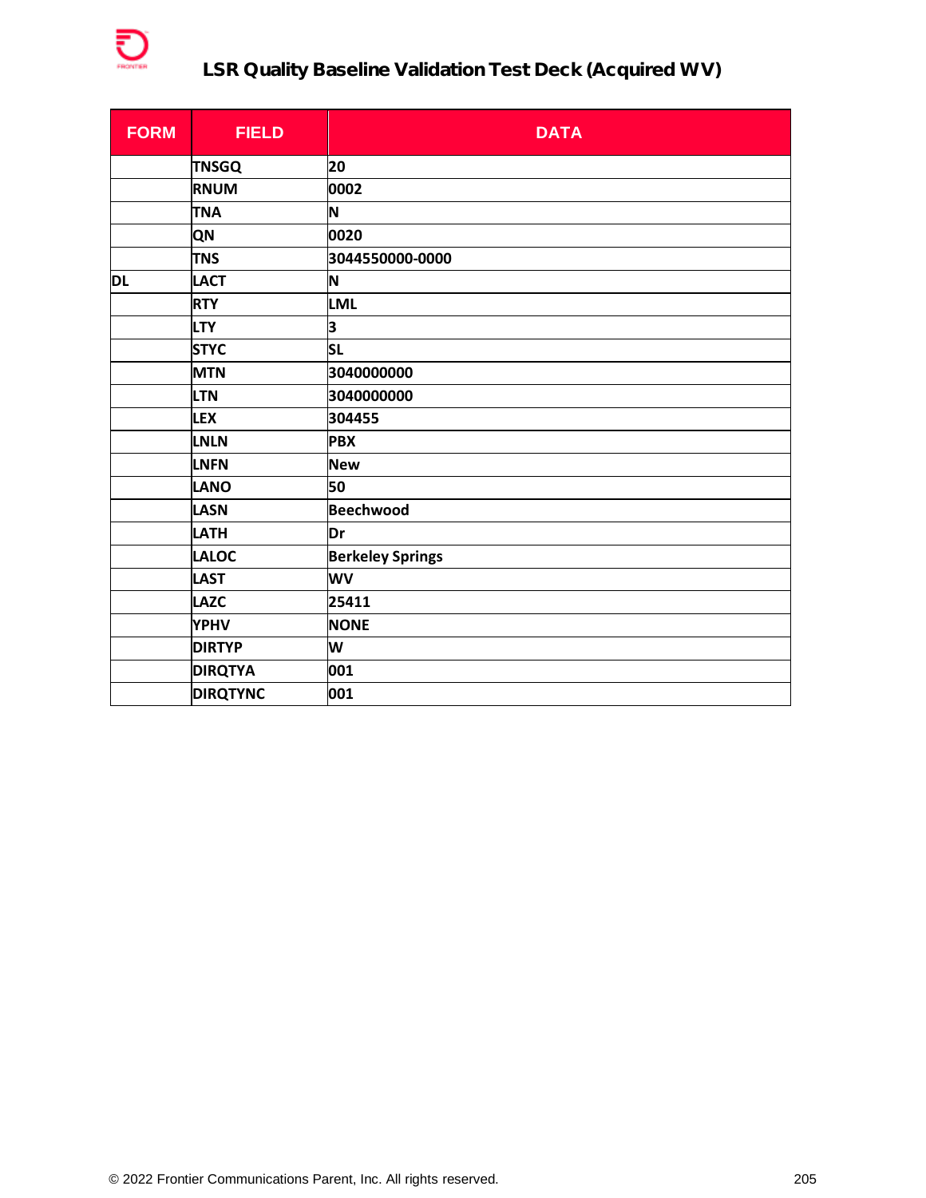## LSR Quality Baseline Validation Test Deck (Acquired WV)

| FORM | FIELD | DATA |
|---|---|---|
| | TNSGQ | 20 |
| | RNUM | 0002 |
| | TNA | N |
| | QN | 0020 |
| | TNS | 3044550000-0000 |
| DL | LACT | N |
| | RTY | LML |
| | LTY | 3 |
| | STYC | SL |
| | MTN | 3040000000 |
| | LTN | 3040000000 |
| | LEX | 304455 |
| | LNLN | PBX |
| | LNFN | New |
| | LANO | 50 |
| | LASN | Beechwood |
| | LATH | Dr |
| | LALOC | Berkeley Springs |
| | LAST | WV |
| | LAZC | 25411 |
| | YPHV | NONE |
| | DIRTYP | W |
| | DIRQTYA | 001 |
| | DIRQTYNC | 001 |

© 2022 Frontier Communications Parent, Inc. All rights reserved.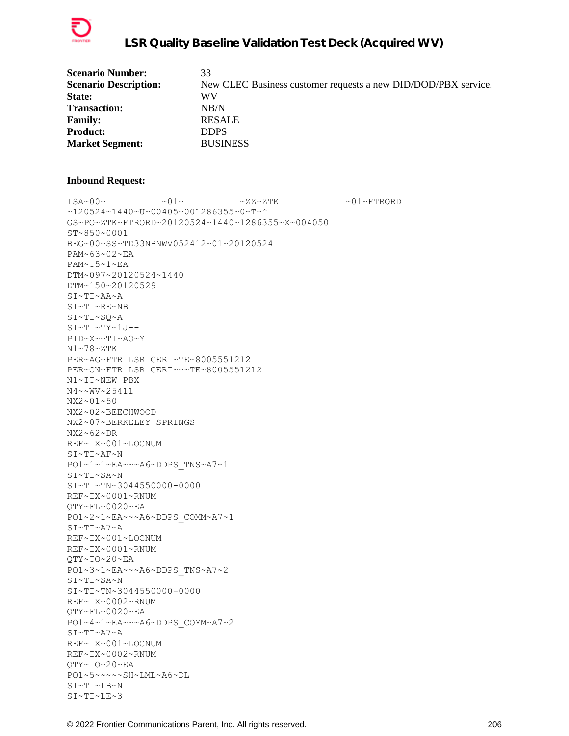| **Scenario Number:** | 33 |
|---|---|
| **Scenario Description:** | New CLEC Business customer requests a new DID/DOD/PBX service. |
| **State:** | WV |
| **Transaction:** | NB/N |
| **Family:** | RESALE |
| **Product:** | DDPS |
| **Market Segment:** | BUSINESS |

---

**Inbound Request:**

```
ISA~00~          ~01~          ~ZZ~ZTK            ~01~FTRORD
~120524~1440~U~00405~001286355~0~T~^
GS~PO~ZTK~FTRORD~20120524~1440~1286355~X~004050
ST~850~0001
BEG~00~SS~TD33NBNWV052412~01~20120524
PAM~63~02~EA
PAM~T5~1~EA
DTM~097~20120524~1440
DTM~150~20120529
SI~TI~AA~A
SI~TI~RE~NB
SI~TI~SQ~A
SI~TI~TY~1J--
PID~X~~TI~AO~Y
N1~78~ZTK
PER~AG~FTR LSR CERT~TE~8005551212
PER~CN~FTR LSR CERT~~~TE~8005551212
N1~IT~NEW PBX
N4~~WV~25411
NX2~01~50
NX2~02~BEECHWOOD
NX2~07~BERKELEY SPRINGS
NX2~62~DR
REF~IX~001~LOCNUM
SI~TI~AF~N
PO1~1~1~EA~~~A6~DDPS_TNS~A7~1
SI~TI~SA~N
SI~TI~TN~3044550000-0000
REF~IX~0001~RNUM
QTY~FL~0020~EA
PO1~2~1~EA~~~A6~DDPS_COMM~A7~1
SI~TI~A7~A
REF~IX~001~LOCNUM
REF~IX~0001~RNUM
QTY~TO~20~EA
PO1~3~1~EA~~~A6~DDPS_TNS~A7~2
SI~TI~SA~N
SI~TI~TN~3044550000-0000
REF~IX~0002~RNUM
QTY~FL~0020~EA
PO1~4~1~EA~~~A6~DDPS_COMM~A7~2
SI~TI~A7~A
REF~IX~001~LOCNUM
REF~IX~0002~RNUM
QTY~TO~20~EA
PO1~5~~~~~SH~LML~A6~DL
SI~TI~LB~N
SI~TI~LE~3
```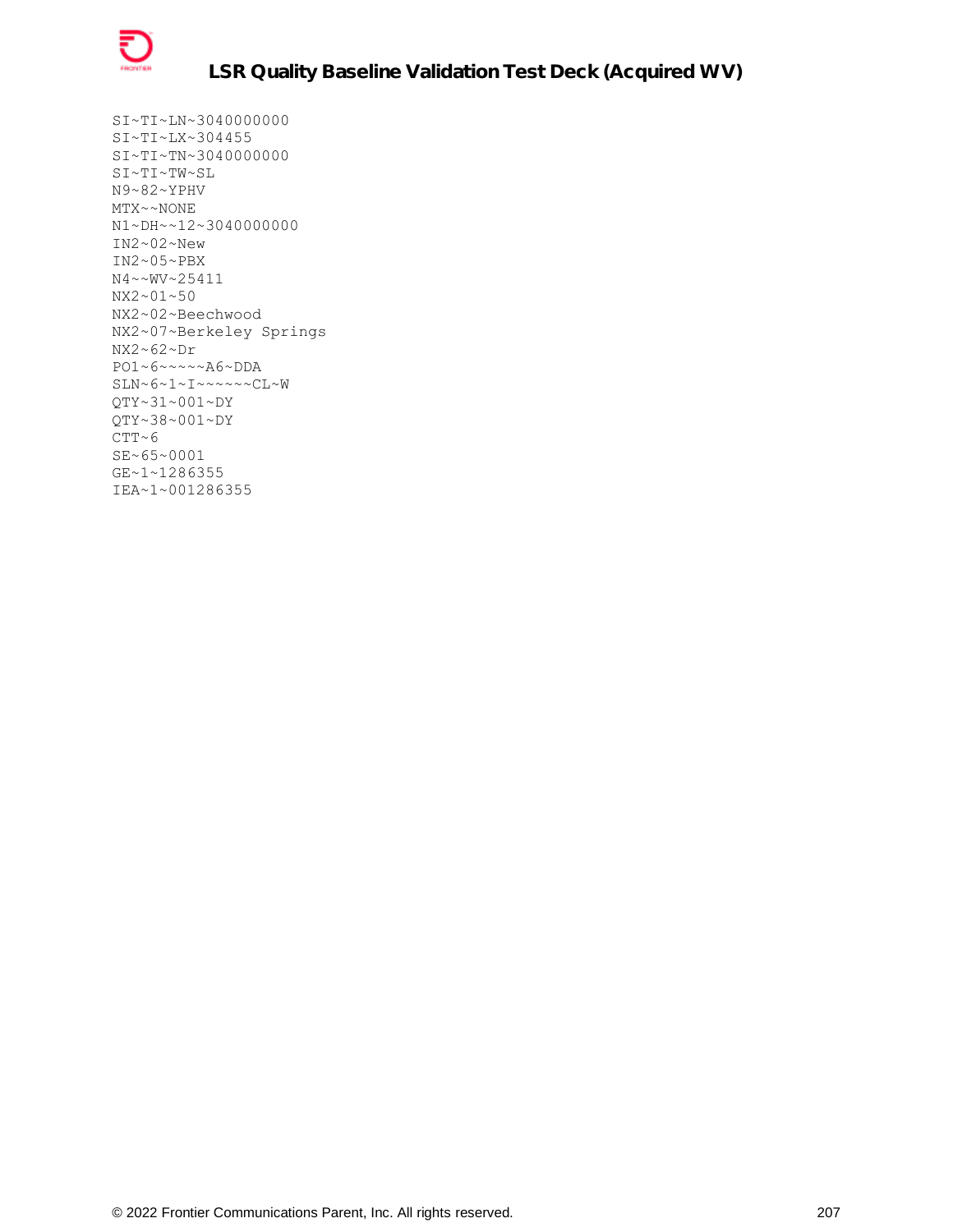```
SI~TI~LN~3040000000
SI~TI~LX~304455
SI~TI~TN~3040000000
SI~TI~TW~SL
N9~82~YPHV
MTX~~NONE
N1~DH~~12~3040000000
IN2~02~New
IN2~05~PBX
N4~~WV~25411
NX2~01~50
NX2~02~Beechwood
NX2~07~Berkeley Springs
NX2~62~Dr
PO1~6~~~~~A6~DDA
SLN~6~1~I~~~~~~CL~W
QTY~31~001~DY
QTY~38~001~DY
CTT~6
SE~65~0001
GE~1~1286355
IEA~1~001286355
```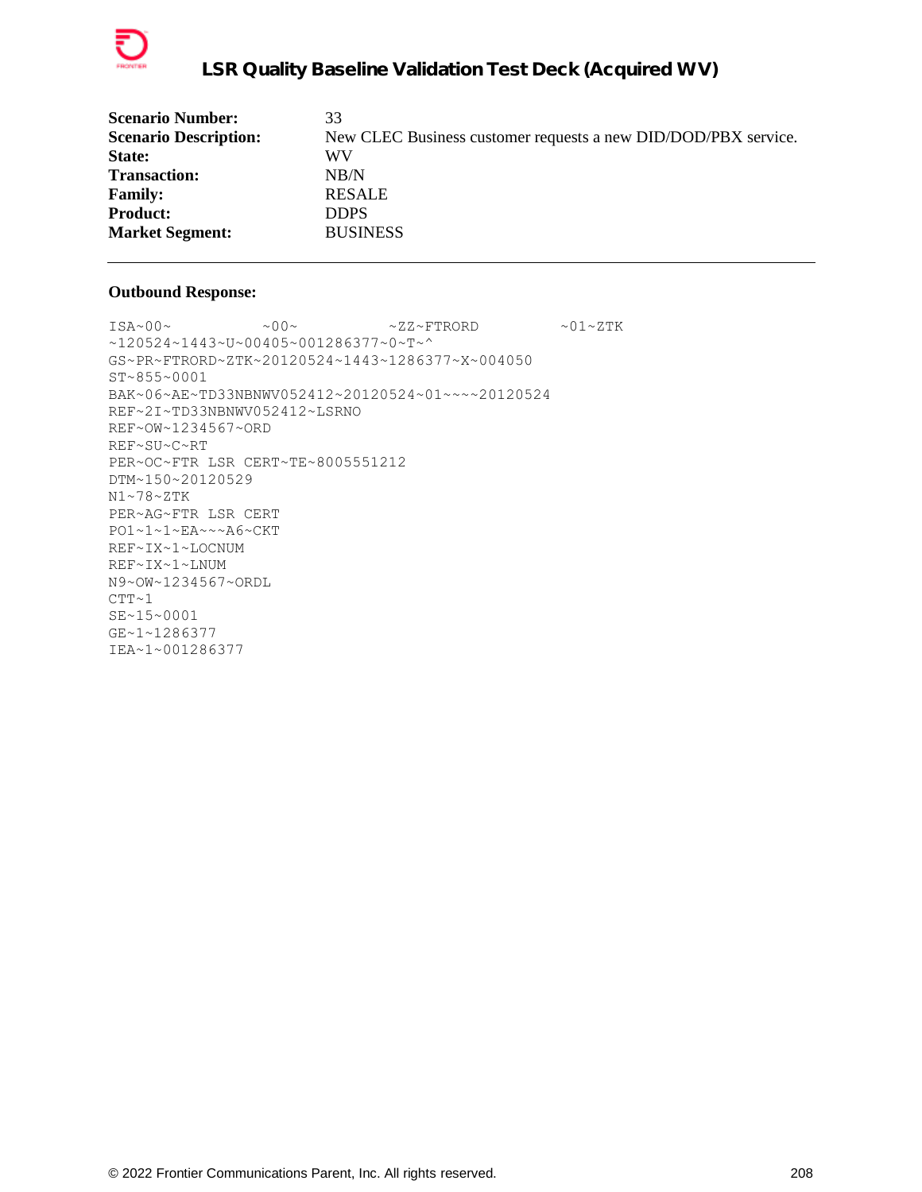| | |
|---|---|
| **Scenario Number:** | 33 |
| **Scenario Description:** | New CLEC Business customer requests a new DID/DOD/PBX service. |
| **State:** | WV |
| **Transaction:** | NB/N |
| **Family:** | RESALE |
| **Product:** | DDPS |
| **Market Segment:** | BUSINESS |

---

**Outbound Response:**

```
ISA~00~          ~00~          ~ZZ~FTRORD         ~01~ZTK
~120524~1443~U~00405~001286377~0~T~^
GS~PR~FTRORD~ZTK~20120524~1443~1286377~X~004050
ST~855~0001
BAK~06~AE~TD33NBNWV052412~20120524~01~~~~20120524
REF~2I~TD33NBNWV052412~LSRNO
REF~OW~1234567~ORD
REF~SU~C~RT
PER~OC~FTR LSR CERT~TE~8005551212
DTM~150~20120529
N1~78~ZTK
PER~AG~FTR LSR CERT
PO1~1~1~EA~~~A6~CKT
REF~IX~1~LOCNUM
REF~IX~1~LNUM
N9~OW~1234567~ORDL
CTT~1
SE~15~0001
GE~1~1286377
IEA~1~001286377
```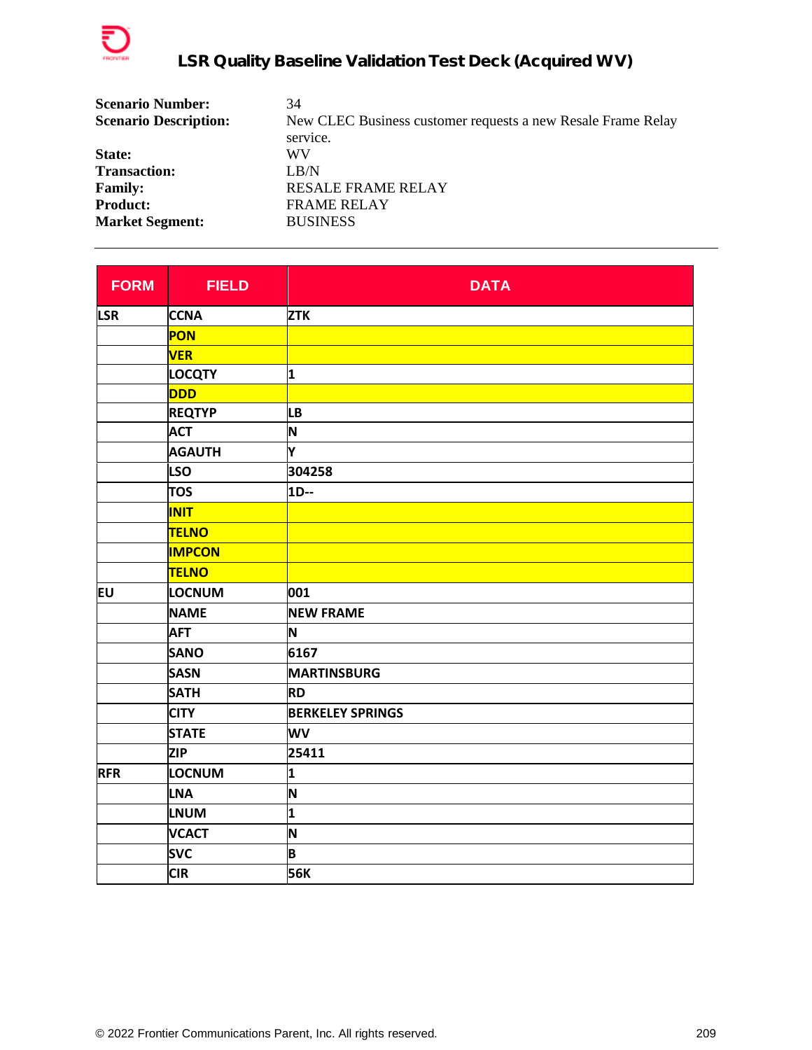# LSR Quality Baseline Validation Test Deck (Acquired WV)

**Scenario Number:** 34
**Scenario Description:** New CLEC Business customer requests a new Resale Frame Relay service.
**State:** WV
**Transaction:** LB/N
**Family:** RESALE FRAME RELAY
**Product:** FRAME RELAY
**Market Segment:** BUSINESS

---

| FORM | FIELD | DATA |
|---|---|---|
| LSR | CCNA | ZTK |
| | PON | |
| | VER | |
| | LOCQTY | 1 |
| | DDD | |
| | REQTYP | LB |
| | ACT | N |
| | AGAUTH | Y |
| | LSO | 304258 |
| | TOS | 1D-- |
| | INIT | |
| | TELNO | |
| | IMPCON | |
| | TELNO | |
| EU | LOCNUM | 001 |
| | NAME | NEW FRAME |
| | AFT | N |
| | SANO | 6167 |
| | SASN | MARTINSBURG |
| | SATH | RD |
| | CITY | BERKELEY SPRINGS |
| | STATE | WV |
| | ZIP | 25411 |
| RFR | LOCNUM | 1 |
| | LNA | N |
| | LNUM | 1 |
| | VCACT | N |
| | SVC | B |
| | CIR | 56K |

© 2022 Frontier Communications Parent, Inc. All rights reserved.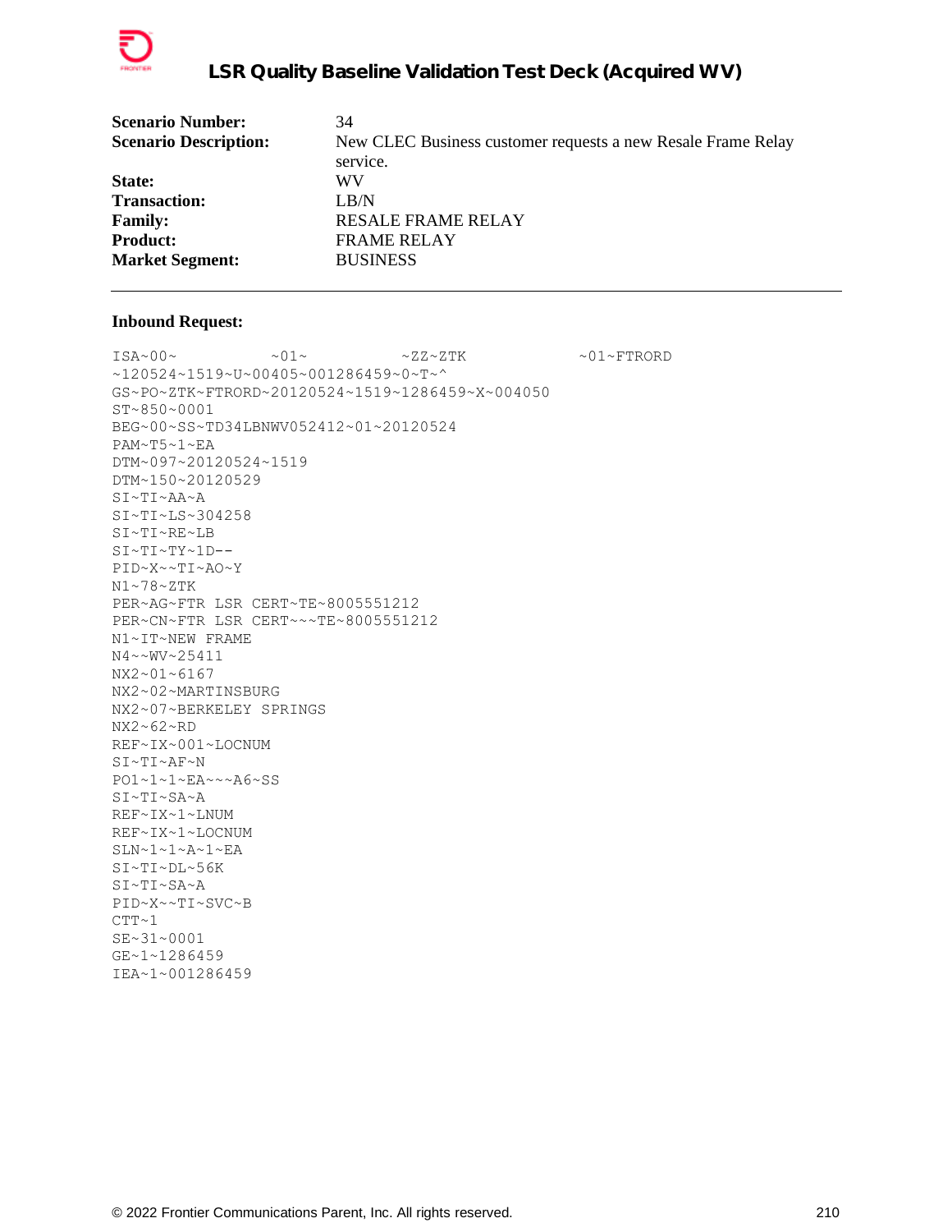| | |
|---|---|
| **Scenario Number:** | 34 |
| **Scenario Description:** | New CLEC Business customer requests a new Resale Frame Relay service. |
| **State:** | WV |
| **Transaction:** | LB/N |
| **Family:** | RESALE FRAME RELAY |
| **Product:** | FRAME RELAY |
| **Market Segment:** | BUSINESS |

---

**Inbound Request:**

```
ISA~00~          ~01~          ~ZZ~ZTK            ~01~FTRORD
~120524~1519~U~00405~001286459~0~T~^
GS~PO~ZTK~FTRORD~20120524~1519~1286459~X~004050
ST~850~0001
BEG~00~SS~TD34LBNWV052412~01~20120524
PAM~T5~1~EA
DTM~097~20120524~1519
DTM~150~20120529
SI~TI~AA~A
SI~TI~LS~304258
SI~TI~RE~LB
SI~TI~TY~1D--
PID~X~~TI~AO~Y
N1~78~ZTK
PER~AG~FTR LSR CERT~TE~8005551212
PER~CN~FTR LSR CERT~~~TE~8005551212
N1~IT~NEW FRAME
N4~~WV~25411
NX2~01~6167
NX2~02~MARTINSBURG
NX2~07~BERKELEY SPRINGS
NX2~62~RD
REF~IX~001~LOCNUM
SI~TI~AF~N
PO1~1~1~EA~~~A6~SS
SI~TI~SA~A
REF~IX~1~LNUM
REF~IX~1~LOCNUM
SLN~1~1~A~1~EA
SI~TI~DL~56K
SI~TI~SA~A
PID~X~~TI~SVC~B
CTT~1
SE~31~0001
GE~1~1286459
IEA~1~001286459
```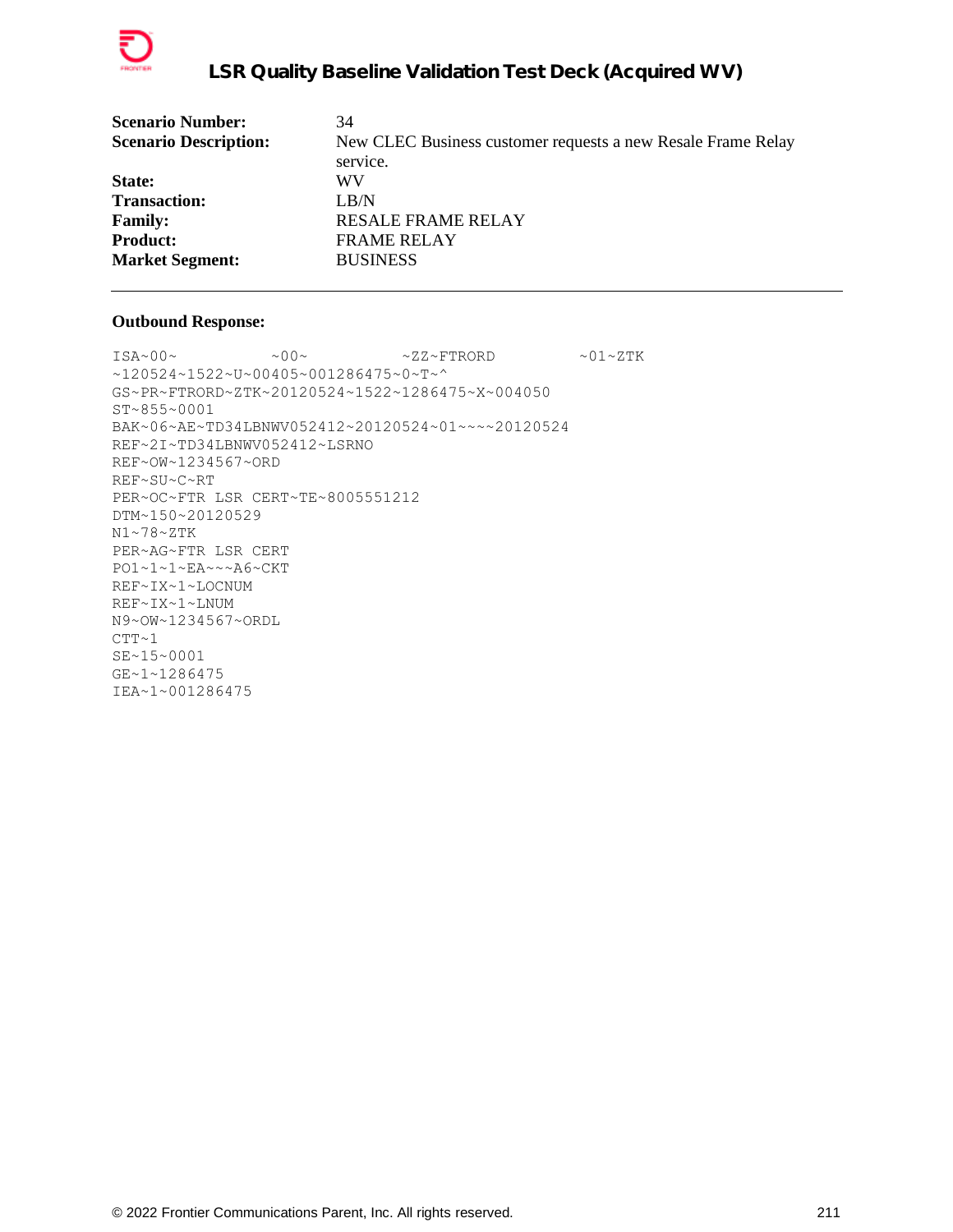| | |
|---|---|
| **Scenario Number:** | 34 |
| **Scenario Description:** | New CLEC Business customer requests a new Resale Frame Relay service. |
| **State:** | WV |
| **Transaction:** | LB/N |
| **Family:** | RESALE FRAME RELAY |
| **Product:** | FRAME RELAY |
| **Market Segment:** | BUSINESS |

---

**Outbound Response:**

```
ISA~00~          ~00~          ~ZZ~FTRORD         ~01~ZTK
~120524~1522~U~00405~001286475~0~T~^
GS~PR~FTRORD~ZTK~20120524~1522~1286475~X~004050
ST~855~0001
BAK~06~AE~TD34LBNWV052412~20120524~01~~~~20120524
REF~2I~TD34LBNWV052412~LSRNO
REF~OW~1234567~ORD
REF~SU~C~RT
PER~OC~FTR LSR CERT~TE~8005551212
DTM~150~20120529
N1~78~ZTK
PER~AG~FTR LSR CERT
PO1~1~1~EA~~~A6~CKT
REF~IX~1~LOCNUM
REF~IX~1~LNUM
N9~OW~1234567~ORDL
CTT~1
SE~15~0001
GE~1~1286475
IEA~1~001286475
```